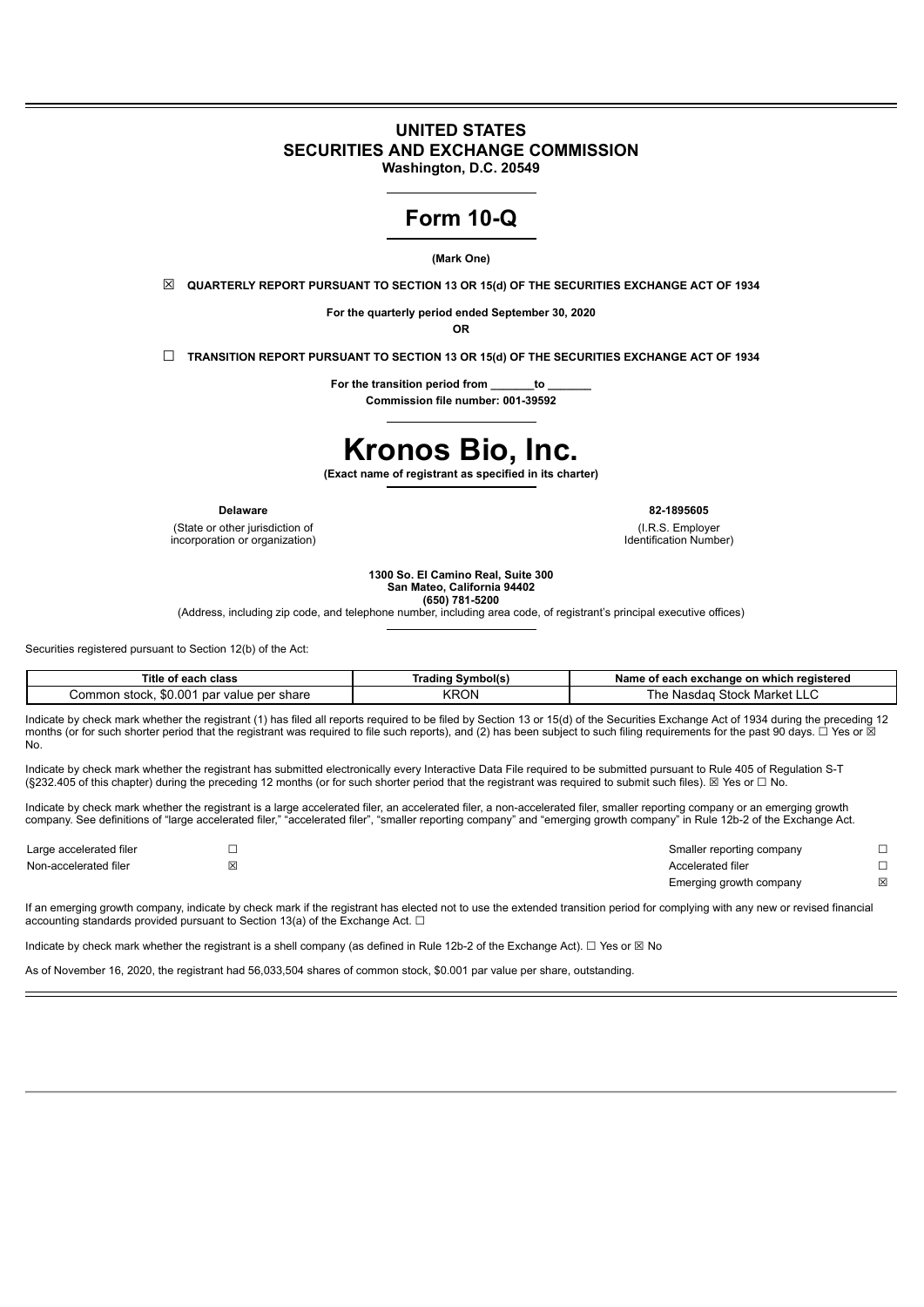# UNITED STATES
# SECURITIES AND EXCHANGE COMMISSION

**Washington, D.C. 20549**

# Form 10-Q

**(Mark One)**

☒ **QUARTERLY REPORT PURSUANT TO SECTION 13 OR 15(d) OF THE SECURITIES EXCHANGE ACT OF 1934**

**For the quarterly period ended September 30, 2020**

**OR**

☐ **TRANSITION REPORT PURSUANT TO SECTION 13 OR 15(d) OF THE SECURITIES EXCHANGE ACT OF 1934**

**For the transition period from _______to _______**

**Commission file number: 001-39592**

# Kronos Bio, Inc.

**(Exact name of registrant as specified in its charter)**

| **Delaware** | **82-1895605** |
|---|---|
| (State or other jurisdiction of incorporation or organization) | (I.R.S. Employer Identification Number) |

**1300 So. El Camino Real, Suite 300**
**San Mateo, California 94402**
**(650) 781-5200**

(Address, including zip code, and telephone number, including area code, of registrant's principal executive offices)

Securities registered pursuant to Section 12(b) of the Act:

| Title of each class | Trading Symbol(s) | Name of each exchange on which registered |
|---|---|---|
| Common stock, $0.001 par value per share | KRON | The Nasdaq Stock Market LLC |

Indicate by check mark whether the registrant (1) has filed all reports required to be filed by Section 13 or 15(d) of the Securities Exchange Act of 1934 during the preceding 12 months (or for such shorter period that the registrant was required to file such reports), and (2) has been subject to such filing requirements for the past 90 days. ☐ Yes or ☒ No.

Indicate by check mark whether the registrant has submitted electronically every Interactive Data File required to be submitted pursuant to Rule 405 of Regulation S-T (§232.405 of this chapter) during the preceding 12 months (or for such shorter period that the registrant was required to submit such files). ☒ Yes or ☐ No.

Indicate by check mark whether the registrant is a large accelerated filer, an accelerated filer, a non-accelerated filer, smaller reporting company or an emerging growth company. See definitions of "large accelerated filer," "accelerated filer", "smaller reporting company" and "emerging growth company" in Rule 12b-2 of the Exchange Act.

| | | | |
|---|---|---|---|
| Large accelerated filer | ☐ | Smaller reporting company | ☐ |
| Non-accelerated filer | ☒ | Accelerated filer | ☐ |
| | | Emerging growth company | ☒ |

If an emerging growth company, indicate by check mark if the registrant has elected not to use the extended transition period for complying with any new or revised financial accounting standards provided pursuant to Section 13(a) of the Exchange Act. ☐

Indicate by check mark whether the registrant is a shell company (as defined in Rule 12b-2 of the Exchange Act). ☐ Yes or ☒ No

As of November 16, 2020, the registrant had 56,033,504 shares of common stock, $0.001 par value per share, outstanding.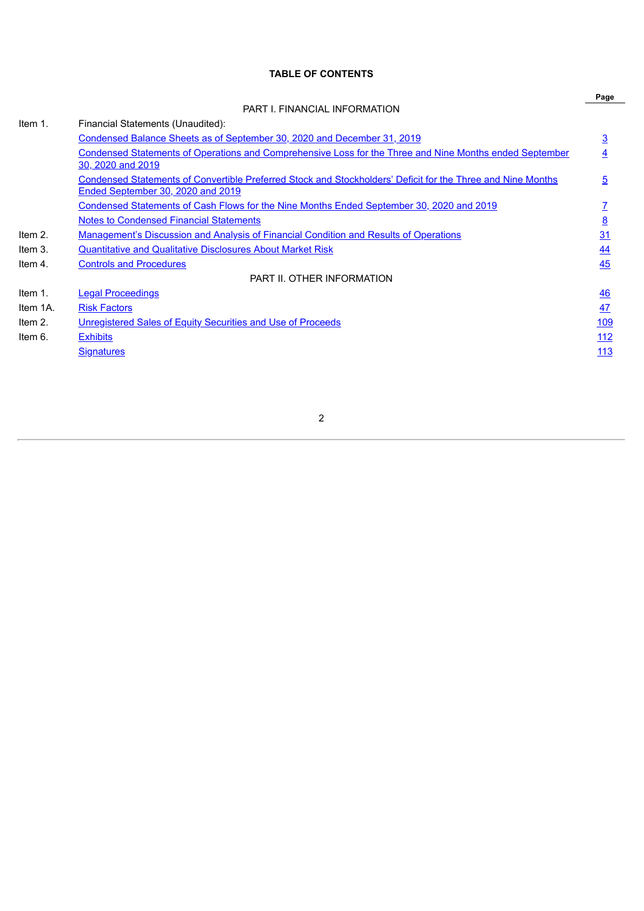**TABLE OF CONTENTS**

| | | Page |
|---|---|---|
| | PART I. FINANCIAL INFORMATION | |
| Item 1. | Financial Statements (Unaudited): | |
| | Condensed Balance Sheets as of September 30, 2020 and December 31, 2019 | 3 |
| | Condensed Statements of Operations and Comprehensive Loss for the Three and Nine Months ended September 30, 2020 and 2019 | 4 |
| | Condensed Statements of Convertible Preferred Stock and Stockholders' Deficit for the Three and Nine Months Ended September 30, 2020 and 2019 | 5 |
| | Condensed Statements of Cash Flows for the Nine Months Ended September 30, 2020 and 2019 | 7 |
| | Notes to Condensed Financial Statements | 8 |
| Item 2. | Management's Discussion and Analysis of Financial Condition and Results of Operations | 31 |
| Item 3. | Quantitative and Qualitative Disclosures About Market Risk | 44 |
| Item 4. | Controls and Procedures | 45 |
| | PART II. OTHER INFORMATION | |
| Item 1. | Legal Proceedings | 46 |
| Item 1A. | Risk Factors | 47 |
| Item 2. | Unregistered Sales of Equity Securities and Use of Proceeds | 109 |
| Item 6. | Exhibits | 112 |
| | Signatures | 113 |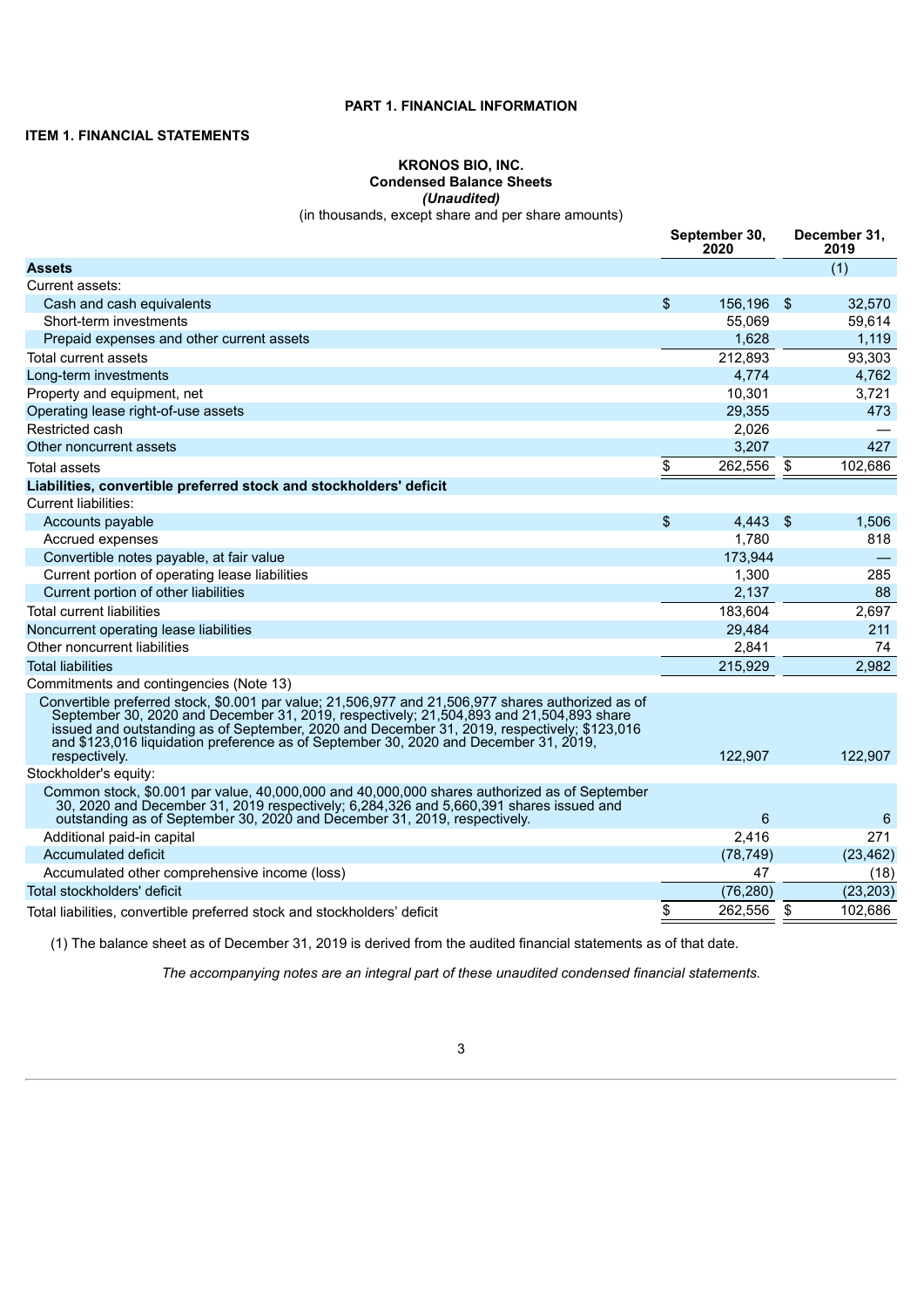# PART 1. FINANCIAL INFORMATION

## ITEM 1. FINANCIAL STATEMENTS

**KRONOS BIO, INC.**
**Condensed Balance Sheets**
***(Unaudited)***
(in thousands, except share and per share amounts)

| | September 30, 2020 | December 31, 2019 |
|---|---|---|
| **Assets** | | (1) |
| Current assets: | | |
| Cash and cash equivalents | $ 156,196 | $ 32,570 |
| Short-term investments | 55,069 | 59,614 |
| Prepaid expenses and other current assets | 1,628 | 1,119 |
| Total current assets | 212,893 | 93,303 |
| Long-term investments | 4,774 | 4,762 |
| Property and equipment, net | 10,301 | 3,721 |
| Operating lease right-of-use assets | 29,355 | 473 |
| Restricted cash | 2,026 | — |
| Other noncurrent assets | 3,207 | 427 |
| Total assets | $ 262,556 | $ 102,686 |
| **Liabilities, convertible preferred stock and stockholders' deficit** | | |
| Current liabilities: | | |
| Accounts payable | $ 4,443 | $ 1,506 |
| Accrued expenses | 1,780 | 818 |
| Convertible notes payable, at fair value | 173,944 | — |
| Current portion of operating lease liabilities | 1,300 | 285 |
| Current portion of other liabilities | 2,137 | 88 |
| Total current liabilities | 183,604 | 2,697 |
| Noncurrent operating lease liabilities | 29,484 | 211 |
| Other noncurrent liabilities | 2,841 | 74 |
| Total liabilities | 215,929 | 2,982 |
| Commitments and contingencies (Note 13) | | |
| Convertible preferred stock, $0.001 par value; 21,506,977 and 21,506,977 shares authorized as of September 30, 2020 and December 31, 2019, respectively; 21,504,893 and 21,504,893 share issued and outstanding as of September, 2020 and December 31, 2019, respectively; $123,016 and $123,016 liquidation preference as of September 30, 2020 and December 31, 2019, respectively. | 122,907 | 122,907 |
| Stockholder's equity: | | |
| Common stock, $0.001 par value, 40,000,000 and 40,000,000 shares authorized as of September 30, 2020 and December 31, 2019 respectively; 6,284,326 and 5,660,391 shares issued and outstanding as of September 30, 2020 and December 31, 2019, respectively. | 6 | 6 |
| Additional paid-in capital | 2,416 | 271 |
| Accumulated deficit | (78,749) | (23,462) |
| Accumulated other comprehensive income (loss) | 47 | (18) |
| Total stockholders' deficit | (76,280) | (23,203) |
| Total liabilities, convertible preferred stock and stockholders' deficit | $ 262,556 | $ 102,686 |

(1) The balance sheet as of December 31, 2019 is derived from the audited financial statements as of that date.

*The accompanying notes are an integral part of these unaudited condensed financial statements.*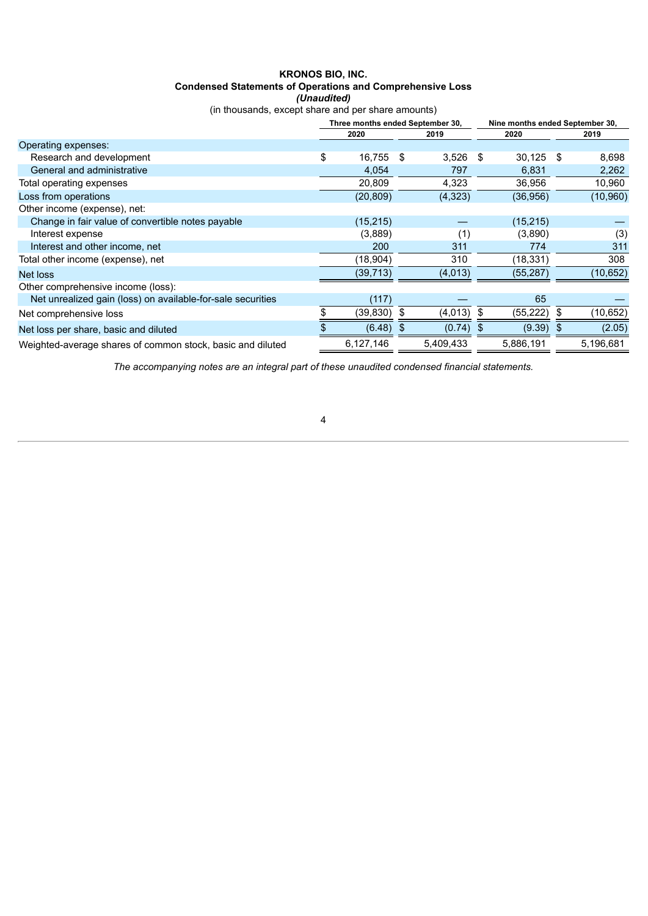**KRONOS BIO, INC.**
**Condensed Statements of Operations and Comprehensive Loss**
***(Unaudited)***
(in thousands, except share and per share amounts)

| | Three months ended September 30, | | Nine months ended September 30, | |
|---|---|---|---|---|
| | 2020 | 2019 | 2020 | 2019 |
| Operating expenses: | | | | |
| Research and development | $ 16,755 | $ 3,526 | $ 30,125 | $ 8,698 |
| General and administrative | 4,054 | 797 | 6,831 | 2,262 |
| Total operating expenses | 20,809 | 4,323 | 36,956 | 10,960 |
| Loss from operations | (20,809) | (4,323) | (36,956) | (10,960) |
| Other income (expense), net: | | | | |
| Change in fair value of convertible notes payable | (15,215) | — | (15,215) | — |
| Interest expense | (3,889) | (1) | (3,890) | (3) |
| Interest and other income, net | 200 | 311 | 774 | 311 |
| Total other income (expense), net | (18,904) | 310 | (18,331) | 308 |
| Net loss | (39,713) | (4,013) | (55,287) | (10,652) |
| Other comprehensive income (loss): | | | | |
| Net unrealized gain (loss) on available-for-sale securities | (117) | — | 65 | — |
| Net comprehensive loss | $ (39,830) | $ (4,013) | $ (55,222) | $ (10,652) |
| Net loss per share, basic and diluted | $ (6.48) | $ (0.74) | $ (9.39) | $ (2.05) |
| Weighted-average shares of common stock, basic and diluted | 6,127,146 | 5,409,433 | 5,886,191 | 5,196,681 |

*The accompanying notes are an integral part of these unaudited condensed financial statements.*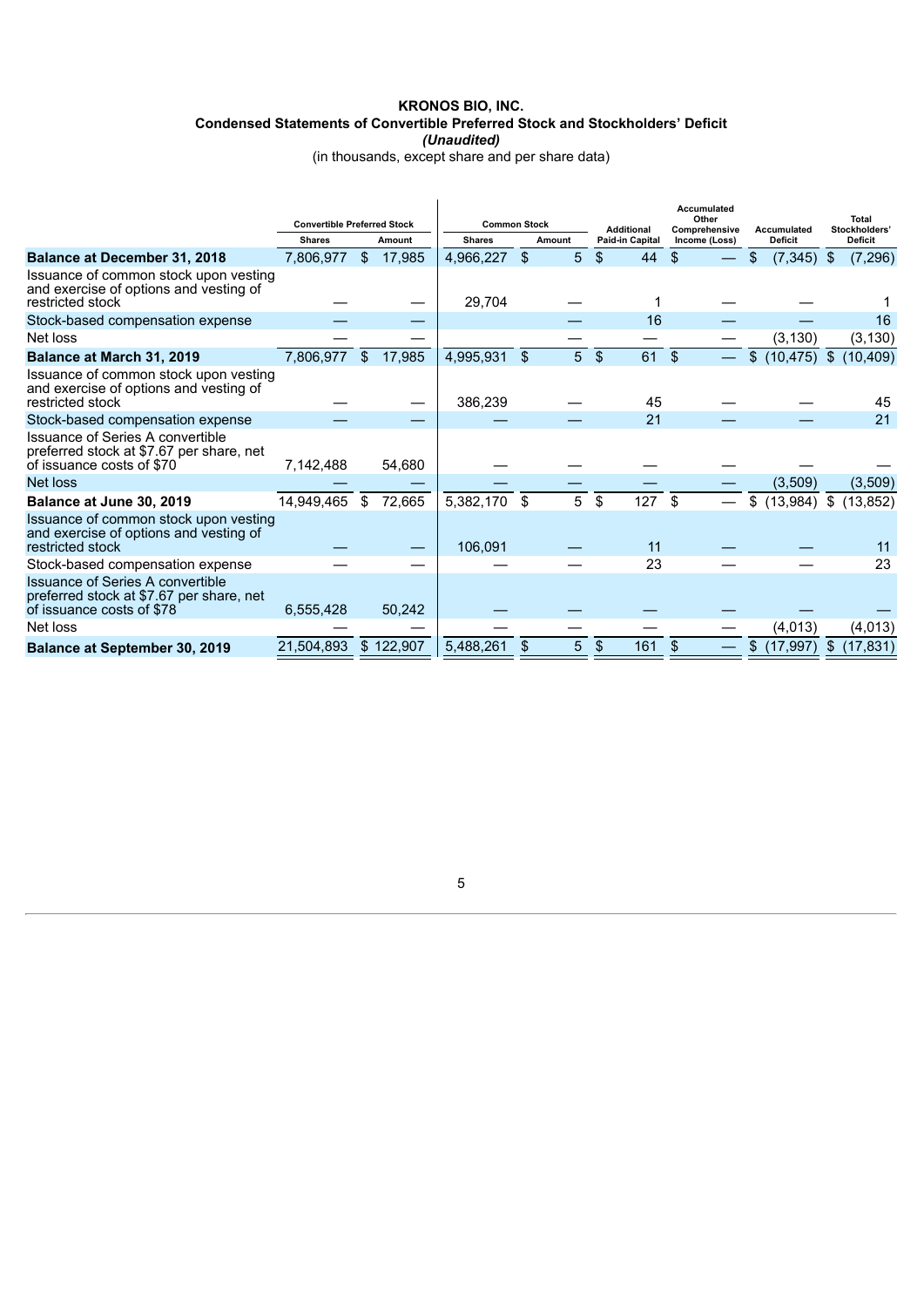**KRONOS BIO, INC.**
**Condensed Statements of Convertible Preferred Stock and Stockholders' Deficit**
***(Unaudited)***
(in thousands, except share and per share data)

| | Convertible Preferred Stock | | Common Stock | | Additional Paid-in Capital | Accumulated Other Comprehensive Income (Loss) | Accumulated Deficit | Total Stockholders' Deficit |
|---|---|---|---|---|---|---|---|---|
| | Shares | Amount | Shares | Amount | | | | |
| **Balance at December 31, 2018** | 7,806,977 | $ 17,985 | 4,966,227 | $ 5 | $ 44 | $ — | $ (7,345) | $ (7,296) |
| Issuance of common stock upon vesting and exercise of options and vesting of restricted stock | — | — | 29,704 | — | 1 | — | — | 1 |
| Stock-based compensation expense | — | — | | — | 16 | — | — | 16 |
| Net loss | — | — | | — | — | — | (3,130) | (3,130) |
| **Balance at March 31, 2019** | 7,806,977 | $ 17,985 | 4,995,931 | $ 5 | $ 61 | $ — | $ (10,475) | $ (10,409) |
| Issuance of common stock upon vesting and exercise of options and vesting of restricted stock | — | — | 386,239 | — | 45 | — | — | 45 |
| Stock-based compensation expense | — | — | — | — | 21 | — | — | 21 |
| Issuance of Series A convertible preferred stock at $7.67 per share, net of issuance costs of $70 | 7,142,488 | 54,680 | — | — | — | — | — | — |
| Net loss | — | — | — | — | — | — | (3,509) | (3,509) |
| **Balance at June 30, 2019** | 14,949,465 | $ 72,665 | 5,382,170 | $ 5 | $ 127 | $ — | $ (13,984) | $ (13,852) |
| Issuance of common stock upon vesting and exercise of options and vesting of restricted stock | — | — | 106,091 | — | 11 | — | — | 11 |
| Stock-based compensation expense | — | — | — | — | 23 | — | — | 23 |
| Issuance of Series A convertible preferred stock at $7.67 per share, net of issuance costs of $78 | 6,555,428 | 50,242 | — | — | — | — | — | — |
| Net loss | — | — | — | — | — | — | (4,013) | (4,013) |
| **Balance at September 30, 2019** | 21,504,893 | $ 122,907 | 5,488,261 | $ 5 | $ 161 | $ — | $ (17,997) | $ (17,831) |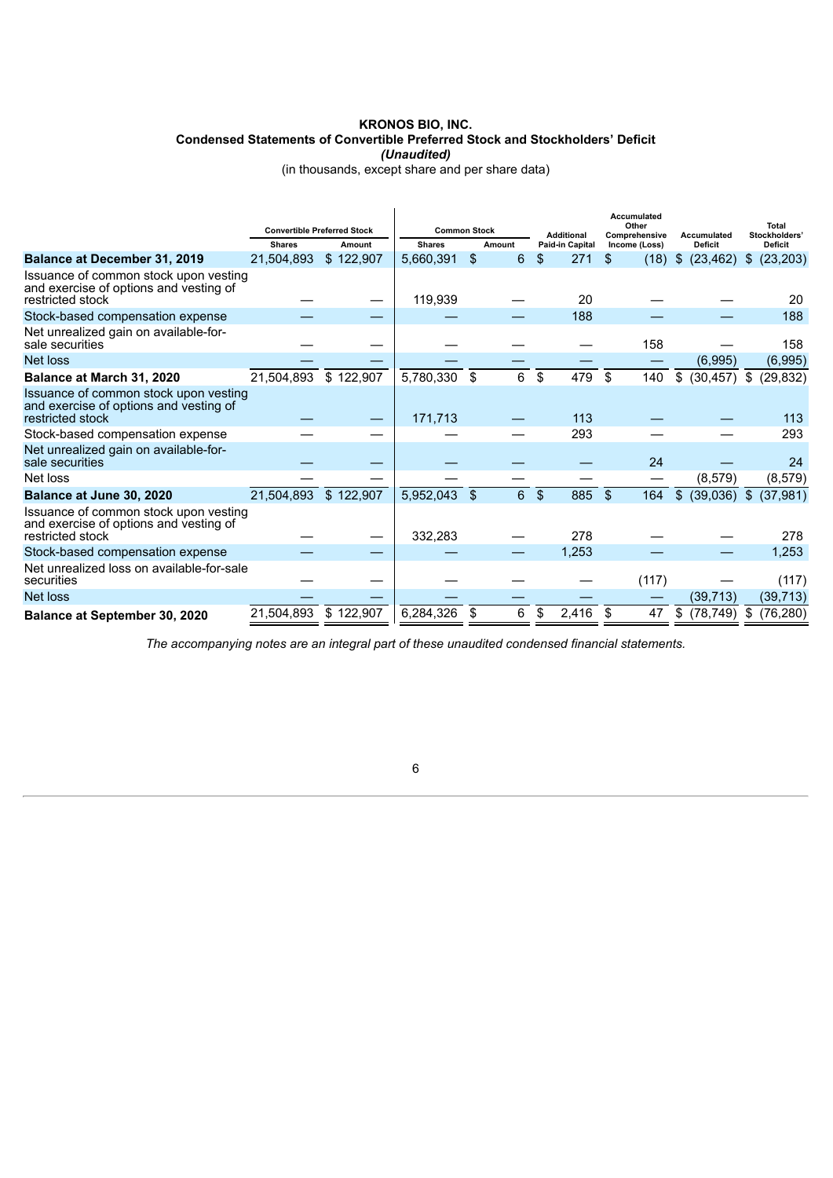**KRONOS BIO, INC.**
**Condensed Statements of Convertible Preferred Stock and Stockholders' Deficit**
***(Unaudited)***
(in thousands, except share and per share data)

| | Convertible Preferred Stock | | Common Stock | | Additional Paid-in Capital | Accumulated Other Comprehensive Income (Loss) | Accumulated Deficit | Total Stockholders' Deficit |
|---|---|---|---|---|---|---|---|---|
| | Shares | Amount | Shares | Amount | | | | |
| **Balance at December 31, 2019** | 21,504,893 | $ 122,907 | 5,660,391 | $ 6 | $ 271 | $ (18) | $ (23,462) | $ (23,203) |
| Issuance of common stock upon vesting and exercise of options and vesting of restricted stock | — | — | 119,939 | — | 20 | — | — | 20 |
| Stock-based compensation expense | — | — | — | — | 188 | — | — | 188 |
| Net unrealized gain on available-for-sale securities | — | — | — | — | — | 158 | — | 158 |
| Net loss | — | — | — | — | — | — | (6,995) | (6,995) |
| **Balance at March 31, 2020** | 21,504,893 | $ 122,907 | 5,780,330 | $ 6 | $ 479 | $ 140 | $ (30,457) | $ (29,832) |
| Issuance of common stock upon vesting and exercise of options and vesting of restricted stock | — | — | 171,713 | — | 113 | — | — | 113 |
| Stock-based compensation expense | — | — | — | — | 293 | — | — | 293 |
| Net unrealized gain on available-for-sale securities | — | — | — | — | — | 24 | — | 24 |
| Net loss | — | — | — | — | — | — | (8,579) | (8,579) |
| **Balance at June 30, 2020** | 21,504,893 | $ 122,907 | 5,952,043 | $ 6 | $ 885 | $ 164 | $ (39,036) | $ (37,981) |
| Issuance of common stock upon vesting and exercise of options and vesting of restricted stock | — | — | 332,283 | — | 278 | — | — | 278 |
| Stock-based compensation expense | — | — | — | — | 1,253 | — | — | 1,253 |
| Net unrealized loss on available-for-sale securities | — | — | — | — | — | (117) | — | (117) |
| Net loss | — | — | — | — | — | — | (39,713) | (39,713) |
| **Balance at September 30, 2020** | 21,504,893 | $ 122,907 | 6,284,326 | $ 6 | $ 2,416 | $ 47 | $ (78,749) | $ (76,280) |

*The accompanying notes are an integral part of these unaudited condensed financial statements.*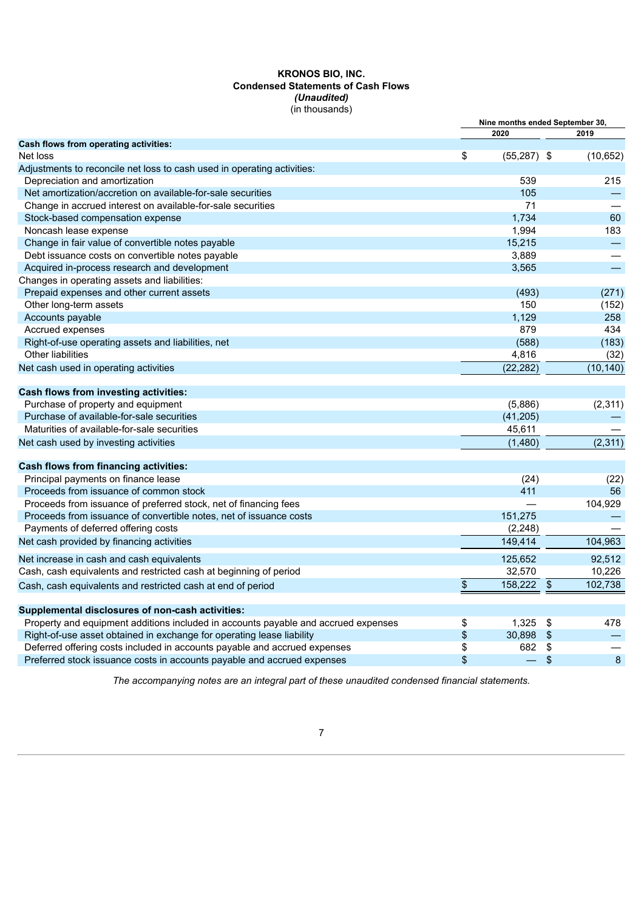**KRONOS BIO, INC.**
**Condensed Statements of Cash Flows**
***(Unaudited)***
(in thousands)

| | Nine months ended September 30, | |
|---|---|---|
| | 2020 | 2019 |
| **Cash flows from operating activities:** | | |
| Net loss | $ (55,287) | $ (10,652) |
| Adjustments to reconcile net loss to cash used in operating activities: | | |
| Depreciation and amortization | 539 | 215 |
| Net amortization/accretion on available-for-sale securities | 105 | — |
| Change in accrued interest on available-for-sale securities | 71 | — |
| Stock-based compensation expense | 1,734 | 60 |
| Noncash lease expense | 1,994 | 183 |
| Change in fair value of convertible notes payable | 15,215 | — |
| Debt issuance costs on convertible notes payable | 3,889 | — |
| Acquired in-process research and development | 3,565 | — |
| Changes in operating assets and liabilities: | | |
| Prepaid expenses and other current assets | (493) | (271) |
| Other long-term assets | 150 | (152) |
| Accounts payable | 1,129 | 258 |
| Accrued expenses | 879 | 434 |
| Right-of-use operating assets and liabilities, net | (588) | (183) |
| Other liabilities | 4,816 | (32) |
| Net cash used in operating activities | (22,282) | (10,140) |
| **Cash flows from investing activities:** | | |
| Purchase of property and equipment | (5,886) | (2,311) |
| Purchase of available-for-sale securities | (41,205) | — |
| Maturities of available-for-sale securities | 45,611 | — |
| Net cash used by investing activities | (1,480) | (2,311) |
| **Cash flows from financing activities:** | | |
| Principal payments on finance lease | (24) | (22) |
| Proceeds from issuance of common stock | 411 | 56 |
| Proceeds from issuance of preferred stock, net of financing fees | — | 104,929 |
| Proceeds from issuance of convertible notes, net of issuance costs | 151,275 | — |
| Payments of deferred offering costs | (2,248) | — |
| Net cash provided by financing activities | 149,414 | 104,963 |
| Net increase in cash and cash equivalents | 125,652 | 92,512 |
| Cash, cash equivalents and restricted cash at beginning of period | 32,570 | 10,226 |
| Cash, cash equivalents and restricted cash at end of period | $ 158,222 | $ 102,738 |
| **Supplemental disclosures of non-cash activities:** | | |
| Property and equipment additions included in accounts payable and accrued expenses | $ 1,325 | $ 478 |
| Right-of-use asset obtained in exchange for operating lease liability | $ 30,898 | $ — |
| Deferred offering costs included in accounts payable and accrued expenses | $ 682 | $ — |
| Preferred stock issuance costs in accounts payable and accrued expenses | $ — | $ 8 |

*The accompanying notes are an integral part of these unaudited condensed financial statements.*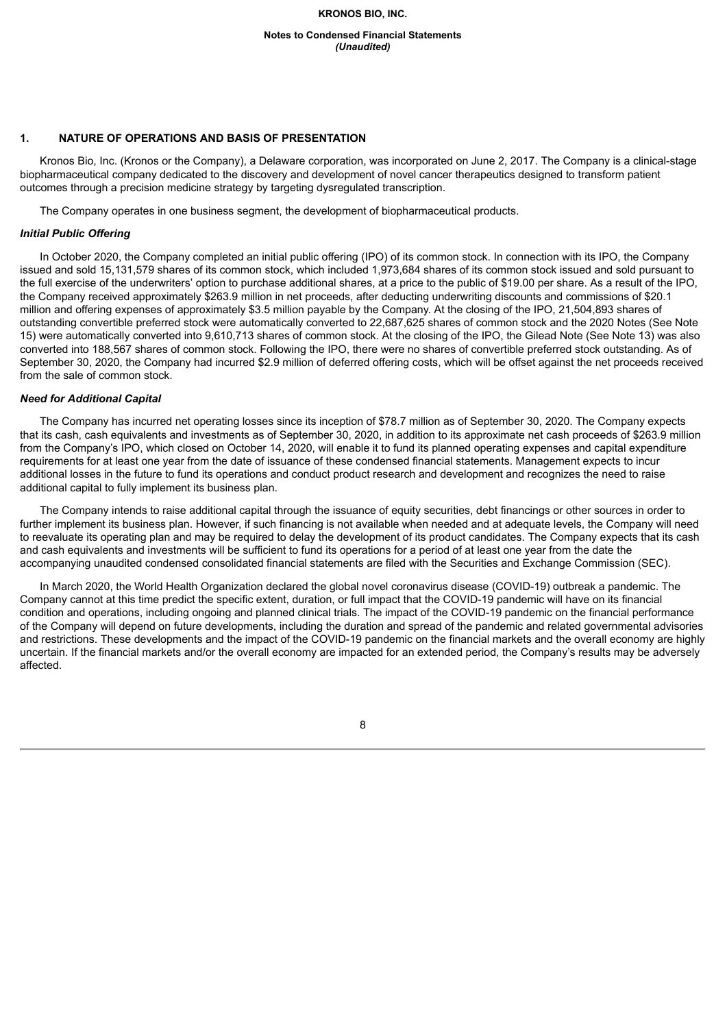## 1. NATURE OF OPERATIONS AND BASIS OF PRESENTATION

Kronos Bio, Inc. (Kronos or the Company), a Delaware corporation, was incorporated on June 2, 2017. The Company is a clinical-stage biopharmaceutical company dedicated to the discovery and development of novel cancer therapeutics designed to transform patient outcomes through a precision medicine strategy by targeting dysregulated transcription.

The Company operates in one business segment, the development of biopharmaceutical products.

***Initial Public Offering***

In October 2020, the Company completed an initial public offering (IPO) of its common stock. In connection with its IPO, the Company issued and sold 15,131,579 shares of its common stock, which included 1,973,684 shares of its common stock issued and sold pursuant to the full exercise of the underwriters' option to purchase additional shares, at a price to the public of $19.00 per share. As a result of the IPO, the Company received approximately $263.9 million in net proceeds, after deducting underwriting discounts and commissions of $20.1 million and offering expenses of approximately $3.5 million payable by the Company. At the closing of the IPO, 21,504,893 shares of outstanding convertible preferred stock were automatically converted to 22,687,625 shares of common stock and the 2020 Notes (See Note 15) were automatically converted into 9,610,713 shares of common stock. At the closing of the IPO, the Gilead Note (See Note 13) was also converted into 188,567 shares of common stock. Following the IPO, there were no shares of convertible preferred stock outstanding. As of September 30, 2020, the Company had incurred $2.9 million of deferred offering costs, which will be offset against the net proceeds received from the sale of common stock.

***Need for Additional Capital***

The Company has incurred net operating losses since its inception of $78.7 million as of September 30, 2020. The Company expects that its cash, cash equivalents and investments as of September 30, 2020, in addition to its approximate net cash proceeds of $263.9 million from the Company's IPO, which closed on October 14, 2020, will enable it to fund its planned operating expenses and capital expenditure requirements for at least one year from the date of issuance of these condensed financial statements. Management expects to incur additional losses in the future to fund its operations and conduct product research and development and recognizes the need to raise additional capital to fully implement its business plan.

The Company intends to raise additional capital through the issuance of equity securities, debt financings or other sources in order to further implement its business plan. However, if such financing is not available when needed and at adequate levels, the Company will need to reevaluate its operating plan and may be required to delay the development of its product candidates. The Company expects that its cash and cash equivalents and investments will be sufficient to fund its operations for a period of at least one year from the date the accompanying unaudited condensed consolidated financial statements are filed with the Securities and Exchange Commission (SEC).

In March 2020, the World Health Organization declared the global novel coronavirus disease (COVID-19) outbreak a pandemic. The Company cannot at this time predict the specific extent, duration, or full impact that the COVID-19 pandemic will have on its financial condition and operations, including ongoing and planned clinical trials. The impact of the COVID-19 pandemic on the financial performance of the Company will depend on future developments, including the duration and spread of the pandemic and related governmental advisories and restrictions. These developments and the impact of the COVID-19 pandemic on the financial markets and the overall economy are highly uncertain. If the financial markets and/or the overall economy are impacted for an extended period, the Company's results may be adversely affected.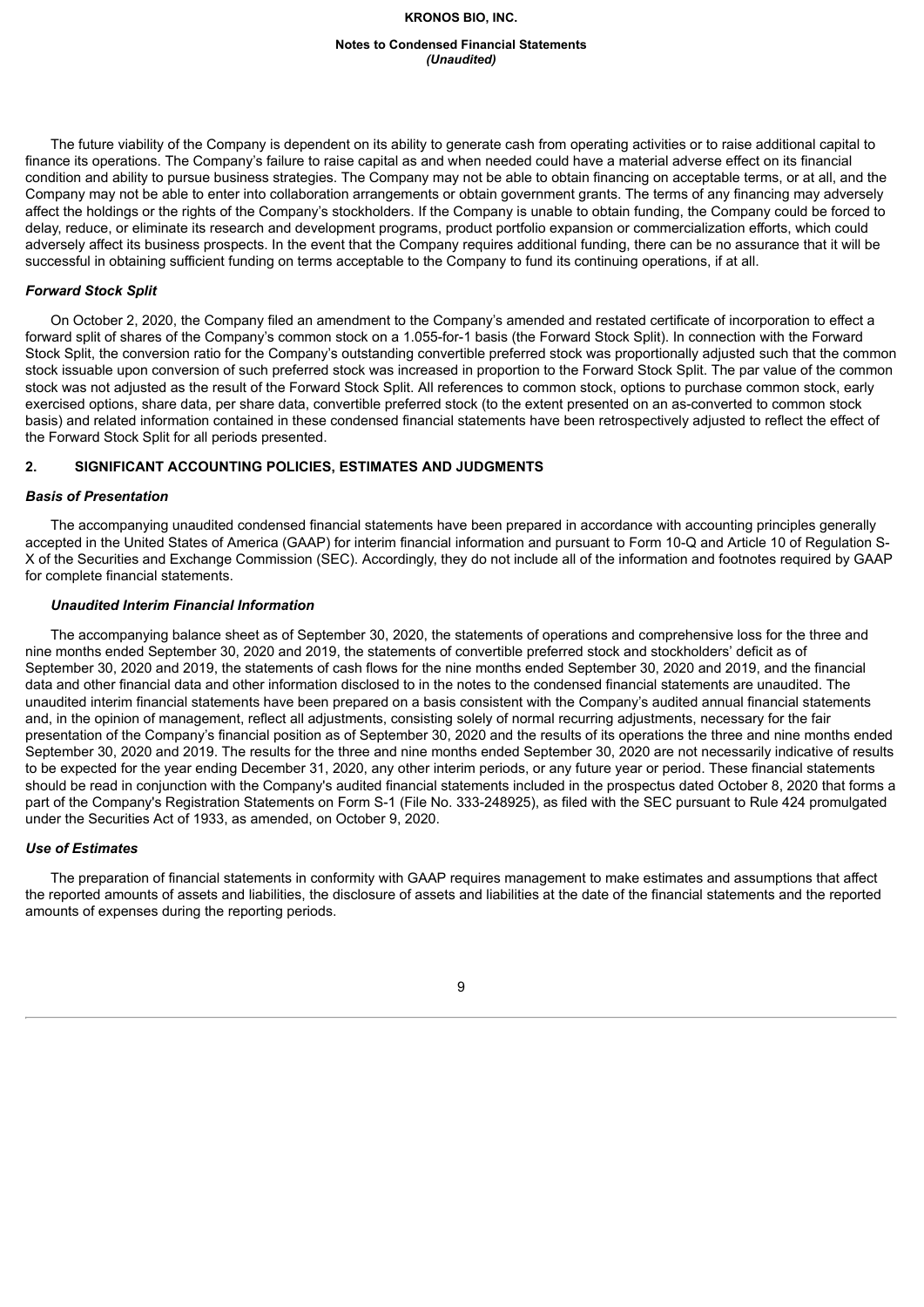The future viability of the Company is dependent on its ability to generate cash from operating activities or to raise additional capital to finance its operations. The Company's failure to raise capital as and when needed could have a material adverse effect on its financial condition and ability to pursue business strategies. The Company may not be able to obtain financing on acceptable terms, or at all, and the Company may not be able to enter into collaboration arrangements or obtain government grants. The terms of any financing may adversely affect the holdings or the rights of the Company's stockholders. If the Company is unable to obtain funding, the Company could be forced to delay, reduce, or eliminate its research and development programs, product portfolio expansion or commercialization efforts, which could adversely affect its business prospects. In the event that the Company requires additional funding, there can be no assurance that it will be successful in obtaining sufficient funding on terms acceptable to the Company to fund its continuing operations, if at all.

### *Forward Stock Split*

On October 2, 2020, the Company filed an amendment to the Company's amended and restated certificate of incorporation to effect a forward split of shares of the Company's common stock on a 1.055-for-1 basis (the Forward Stock Split). In connection with the Forward Stock Split, the conversion ratio for the Company's outstanding convertible preferred stock was proportionally adjusted such that the common stock issuable upon conversion of such preferred stock was increased in proportion to the Forward Stock Split. The par value of the common stock was not adjusted as the result of the Forward Stock Split. All references to common stock, options to purchase common stock, early exercised options, share data, per share data, convertible preferred stock (to the extent presented on an as-converted to common stock basis) and related information contained in these condensed financial statements have been retrospectively adjusted to reflect the effect of the Forward Stock Split for all periods presented.

## 2. SIGNIFICANT ACCOUNTING POLICIES, ESTIMATES AND JUDGMENTS

### *Basis of Presentation*

The accompanying unaudited condensed financial statements have been prepared in accordance with accounting principles generally accepted in the United States of America (GAAP) for interim financial information and pursuant to Form 10-Q and Article 10 of Regulation S-X of the Securities and Exchange Commission (SEC). Accordingly, they do not include all of the information and footnotes required by GAAP for complete financial statements.

#### *Unaudited Interim Financial Information*

The accompanying balance sheet as of September 30, 2020, the statements of operations and comprehensive loss for the three and nine months ended September 30, 2020 and 2019, the statements of convertible preferred stock and stockholders' deficit as of September 30, 2020 and 2019, the statements of cash flows for the nine months ended September 30, 2020 and 2019, and the financial data and other financial data and other information disclosed to in the notes to the condensed financial statements are unaudited. The unaudited interim financial statements have been prepared on a basis consistent with the Company's audited annual financial statements and, in the opinion of management, reflect all adjustments, consisting solely of normal recurring adjustments, necessary for the fair presentation of the Company's financial position as of September 30, 2020 and the results of its operations the three and nine months ended September 30, 2020 and 2019. The results for the three and nine months ended September 30, 2020 are not necessarily indicative of results to be expected for the year ending December 31, 2020, any other interim periods, or any future year or period. These financial statements should be read in conjunction with the Company's audited financial statements included in the prospectus dated October 8, 2020 that forms a part of the Company's Registration Statements on Form S-1 (File No. 333-248925), as filed with the SEC pursuant to Rule 424 promulgated under the Securities Act of 1933, as amended, on October 9, 2020.

### *Use of Estimates*

The preparation of financial statements in conformity with GAAP requires management to make estimates and assumptions that affect the reported amounts of assets and liabilities, the disclosure of assets and liabilities at the date of the financial statements and the reported amounts of expenses during the reporting periods.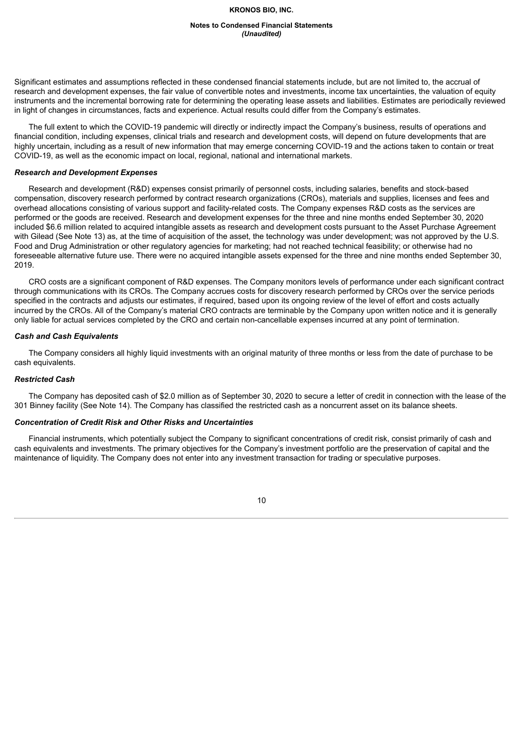Significant estimates and assumptions reflected in these condensed financial statements include, but are not limited to, the accrual of research and development expenses, the fair value of convertible notes and investments, income tax uncertainties, the valuation of equity instruments and the incremental borrowing rate for determining the operating lease assets and liabilities. Estimates are periodically reviewed in light of changes in circumstances, facts and experience. Actual results could differ from the Company's estimates.

The full extent to which the COVID-19 pandemic will directly or indirectly impact the Company's business, results of operations and financial condition, including expenses, clinical trials and research and development costs, will depend on future developments that are highly uncertain, including as a result of new information that may emerge concerning COVID-19 and the actions taken to contain or treat COVID-19, as well as the economic impact on local, regional, national and international markets.

***Research and Development Expenses***

Research and development (R&D) expenses consist primarily of personnel costs, including salaries, benefits and stock-based compensation, discovery research performed by contract research organizations (CROs), materials and supplies, licenses and fees and overhead allocations consisting of various support and facility-related costs. The Company expenses R&D costs as the services are performed or the goods are received. Research and development expenses for the three and nine months ended September 30, 2020 included $6.6 million related to acquired intangible assets as research and development costs pursuant to the Asset Purchase Agreement with Gilead (See Note 13) as, at the time of acquisition of the asset, the technology was under development; was not approved by the U.S. Food and Drug Administration or other regulatory agencies for marketing; had not reached technical feasibility; or otherwise had no foreseeable alternative future use. There were no acquired intangible assets expensed for the three and nine months ended September 30, 2019.

CRO costs are a significant component of R&D expenses. The Company monitors levels of performance under each significant contract through communications with its CROs. The Company accrues costs for discovery research performed by CROs over the service periods specified in the contracts and adjusts our estimates, if required, based upon its ongoing review of the level of effort and costs actually incurred by the CROs. All of the Company's material CRO contracts are terminable by the Company upon written notice and it is generally only liable for actual services completed by the CRO and certain non-cancellable expenses incurred at any point of termination.

***Cash and Cash Equivalents***

The Company considers all highly liquid investments with an original maturity of three months or less from the date of purchase to be cash equivalents.

***Restricted Cash***

The Company has deposited cash of $2.0 million as of September 30, 2020 to secure a letter of credit in connection with the lease of the 301 Binney facility (See Note 14). The Company has classified the restricted cash as a noncurrent asset on its balance sheets.

***Concentration of Credit Risk and Other Risks and Uncertainties***

Financial instruments, which potentially subject the Company to significant concentrations of credit risk, consist primarily of cash and cash equivalents and investments. The primary objectives for the Company's investment portfolio are the preservation of capital and the maintenance of liquidity. The Company does not enter into any investment transaction for trading or speculative purposes.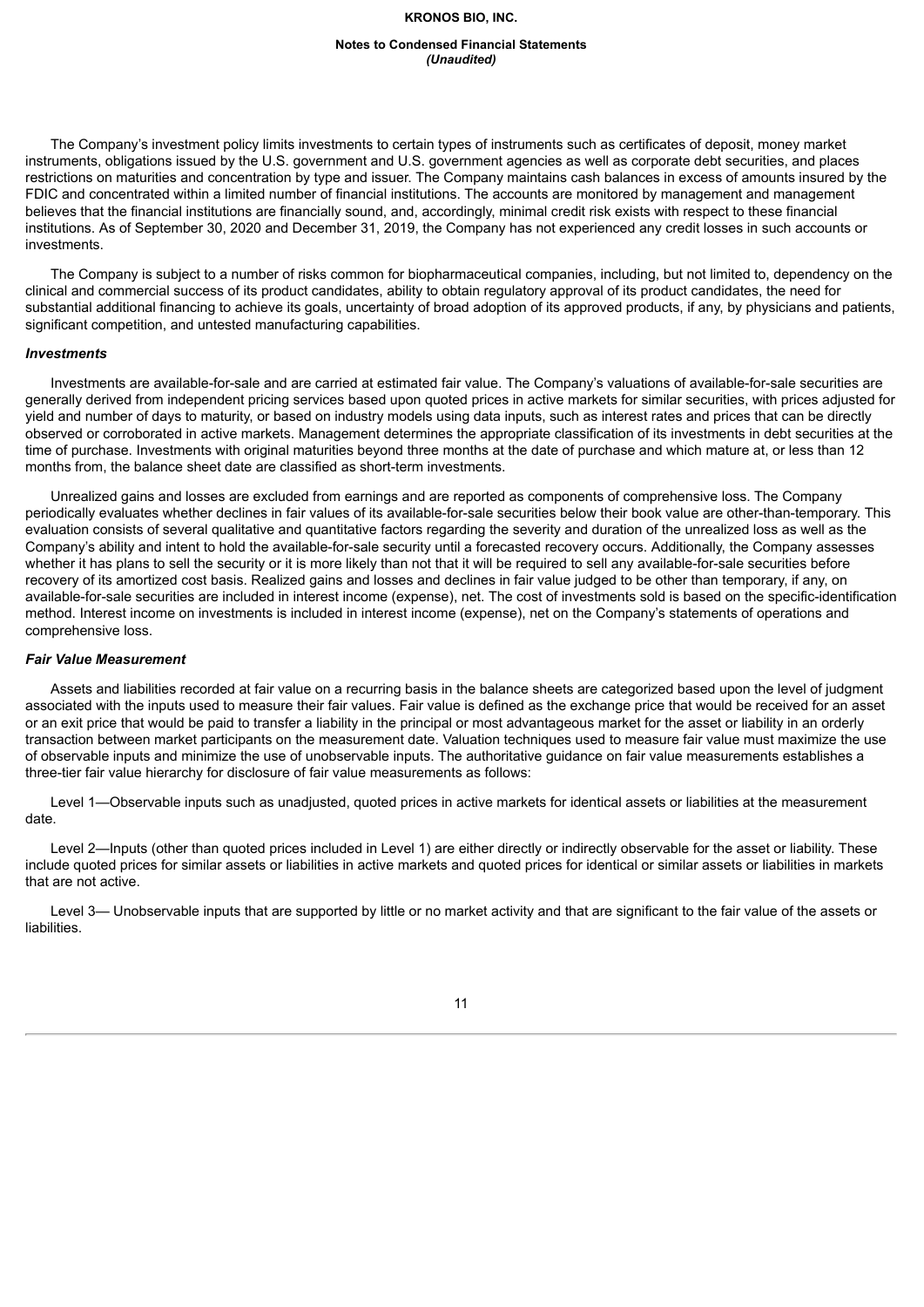The Company's investment policy limits investments to certain types of instruments such as certificates of deposit, money market instruments, obligations issued by the U.S. government and U.S. government agencies as well as corporate debt securities, and places restrictions on maturities and concentration by type and issuer. The Company maintains cash balances in excess of amounts insured by the FDIC and concentrated within a limited number of financial institutions. The accounts are monitored by management and management believes that the financial institutions are financially sound, and, accordingly, minimal credit risk exists with respect to these financial institutions. As of September 30, 2020 and December 31, 2019, the Company has not experienced any credit losses in such accounts or investments.

The Company is subject to a number of risks common for biopharmaceutical companies, including, but not limited to, dependency on the clinical and commercial success of its product candidates, ability to obtain regulatory approval of its product candidates, the need for substantial additional financing to achieve its goals, uncertainty of broad adoption of its approved products, if any, by physicians and patients, significant competition, and untested manufacturing capabilities.

***Investments***

Investments are available-for-sale and are carried at estimated fair value. The Company's valuations of available-for-sale securities are generally derived from independent pricing services based upon quoted prices in active markets for similar securities, with prices adjusted for yield and number of days to maturity, or based on industry models using data inputs, such as interest rates and prices that can be directly observed or corroborated in active markets. Management determines the appropriate classification of its investments in debt securities at the time of purchase. Investments with original maturities beyond three months at the date of purchase and which mature at, or less than 12 months from, the balance sheet date are classified as short-term investments.

Unrealized gains and losses are excluded from earnings and are reported as components of comprehensive loss. The Company periodically evaluates whether declines in fair values of its available-for-sale securities below their book value are other-than-temporary. This evaluation consists of several qualitative and quantitative factors regarding the severity and duration of the unrealized loss as well as the Company's ability and intent to hold the available-for-sale security until a forecasted recovery occurs. Additionally, the Company assesses whether it has plans to sell the security or it is more likely than not that it will be required to sell any available-for-sale securities before recovery of its amortized cost basis. Realized gains and losses and declines in fair value judged to be other than temporary, if any, on available-for-sale securities are included in interest income (expense), net. The cost of investments sold is based on the specific-identification method. Interest income on investments is included in interest income (expense), net on the Company's statements of operations and comprehensive loss.

***Fair Value Measurement***

Assets and liabilities recorded at fair value on a recurring basis in the balance sheets are categorized based upon the level of judgment associated with the inputs used to measure their fair values. Fair value is defined as the exchange price that would be received for an asset or an exit price that would be paid to transfer a liability in the principal or most advantageous market for the asset or liability in an orderly transaction between market participants on the measurement date. Valuation techniques used to measure fair value must maximize the use of observable inputs and minimize the use of unobservable inputs. The authoritative guidance on fair value measurements establishes a three-tier fair value hierarchy for disclosure of fair value measurements as follows:

Level 1—Observable inputs such as unadjusted, quoted prices in active markets for identical assets or liabilities at the measurement date.

Level 2—Inputs (other than quoted prices included in Level 1) are either directly or indirectly observable for the asset or liability. These include quoted prices for similar assets or liabilities in active markets and quoted prices for identical or similar assets or liabilities in markets that are not active.

Level 3— Unobservable inputs that are supported by little or no market activity and that are significant to the fair value of the assets or liabilities.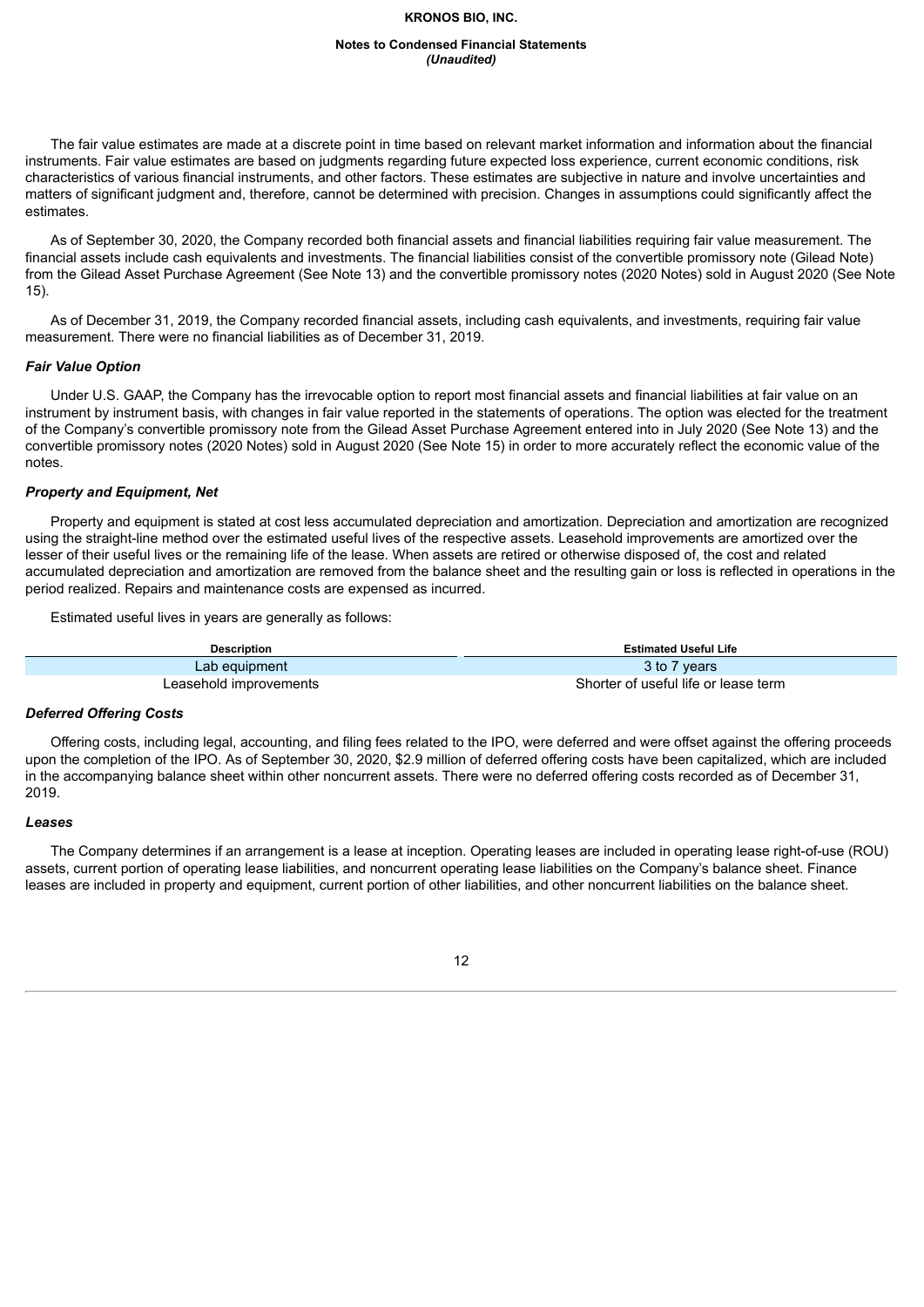The fair value estimates are made at a discrete point in time based on relevant market information and information about the financial instruments. Fair value estimates are based on judgments regarding future expected loss experience, current economic conditions, risk characteristics of various financial instruments, and other factors. These estimates are subjective in nature and involve uncertainties and matters of significant judgment and, therefore, cannot be determined with precision. Changes in assumptions could significantly affect the estimates.

As of September 30, 2020, the Company recorded both financial assets and financial liabilities requiring fair value measurement. The financial assets include cash equivalents and investments. The financial liabilities consist of the convertible promissory note (Gilead Note) from the Gilead Asset Purchase Agreement (See Note 13) and the convertible promissory notes (2020 Notes) sold in August 2020 (See Note 15).

As of December 31, 2019, the Company recorded financial assets, including cash equivalents, and investments, requiring fair value measurement. There were no financial liabilities as of December 31, 2019.

***Fair Value Option***

Under U.S. GAAP, the Company has the irrevocable option to report most financial assets and financial liabilities at fair value on an instrument by instrument basis, with changes in fair value reported in the statements of operations. The option was elected for the treatment of the Company's convertible promissory note from the Gilead Asset Purchase Agreement entered into in July 2020 (See Note 13) and the convertible promissory notes (2020 Notes) sold in August 2020 (See Note 15) in order to more accurately reflect the economic value of the notes.

***Property and Equipment, Net***

Property and equipment is stated at cost less accumulated depreciation and amortization. Depreciation and amortization are recognized using the straight-line method over the estimated useful lives of the respective assets. Leasehold improvements are amortized over the lesser of their useful lives or the remaining life of the lease. When assets are retired or otherwise disposed of, the cost and related accumulated depreciation and amortization are removed from the balance sheet and the resulting gain or loss is reflected in operations in the period realized. Repairs and maintenance costs are expensed as incurred.

Estimated useful lives in years are generally as follows:

| Description | Estimated Useful Life |
|---|---|
| Lab equipment | 3 to 7 years |
| Leasehold improvements | Shorter of useful life or lease term |

***Deferred Offering Costs***

Offering costs, including legal, accounting, and filing fees related to the IPO, were deferred and were offset against the offering proceeds upon the completion of the IPO. As of September 30, 2020, $2.9 million of deferred offering costs have been capitalized, which are included in the accompanying balance sheet within other noncurrent assets. There were no deferred offering costs recorded as of December 31, 2019.

***Leases***

The Company determines if an arrangement is a lease at inception. Operating leases are included in operating lease right-of-use (ROU) assets, current portion of operating lease liabilities, and noncurrent operating lease liabilities on the Company's balance sheet. Finance leases are included in property and equipment, current portion of other liabilities, and other noncurrent liabilities on the balance sheet.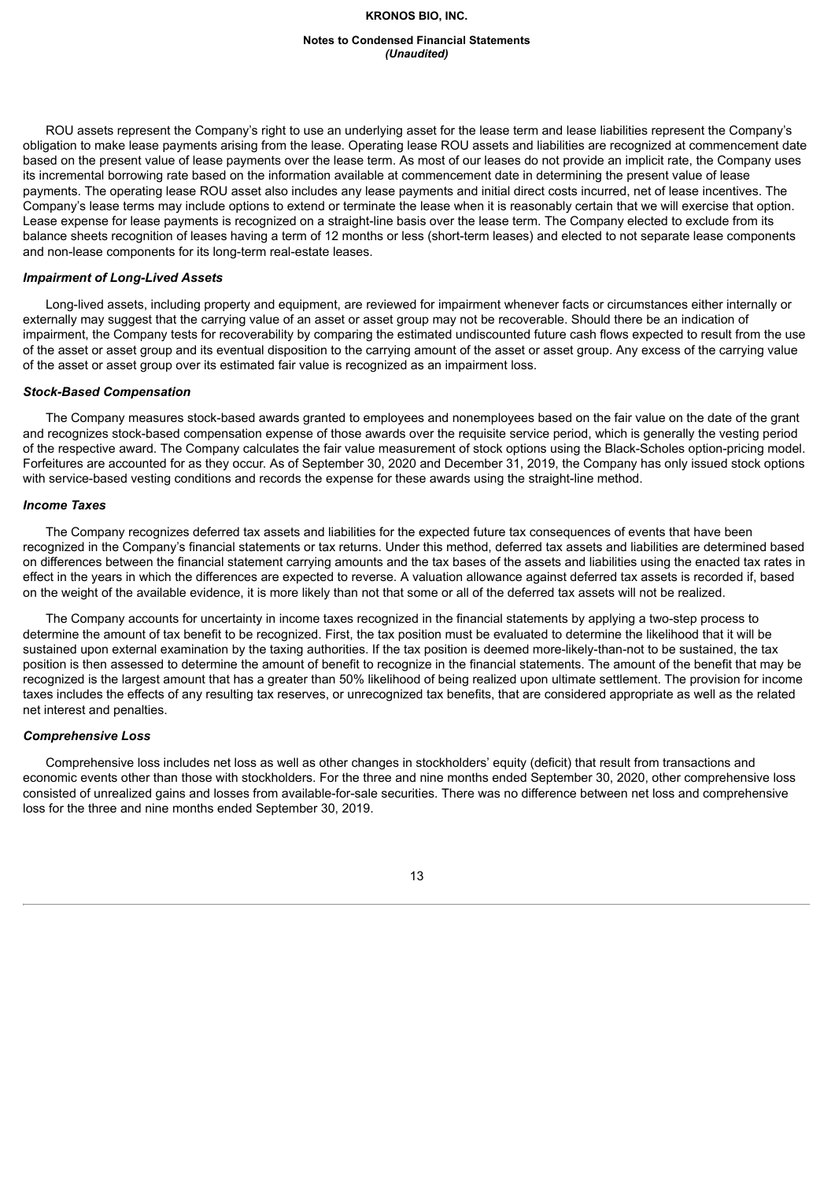ROU assets represent the Company's right to use an underlying asset for the lease term and lease liabilities represent the Company's obligation to make lease payments arising from the lease. Operating lease ROU assets and liabilities are recognized at commencement date based on the present value of lease payments over the lease term. As most of our leases do not provide an implicit rate, the Company uses its incremental borrowing rate based on the information available at commencement date in determining the present value of lease payments. The operating lease ROU asset also includes any lease payments and initial direct costs incurred, net of lease incentives. The Company's lease terms may include options to extend or terminate the lease when it is reasonably certain that we will exercise that option. Lease expense for lease payments is recognized on a straight-line basis over the lease term. The Company elected to exclude from its balance sheets recognition of leases having a term of 12 months or less (short-term leases) and elected to not separate lease components and non-lease components for its long-term real-estate leases.

***Impairment of Long-Lived Assets***

Long-lived assets, including property and equipment, are reviewed for impairment whenever facts or circumstances either internally or externally may suggest that the carrying value of an asset or asset group may not be recoverable. Should there be an indication of impairment, the Company tests for recoverability by comparing the estimated undiscounted future cash flows expected to result from the use of the asset or asset group and its eventual disposition to the carrying amount of the asset or asset group. Any excess of the carrying value of the asset or asset group over its estimated fair value is recognized as an impairment loss.

***Stock-Based Compensation***

The Company measures stock-based awards granted to employees and nonemployees based on the fair value on the date of the grant and recognizes stock-based compensation expense of those awards over the requisite service period, which is generally the vesting period of the respective award. The Company calculates the fair value measurement of stock options using the Black-Scholes option-pricing model. Forfeitures are accounted for as they occur. As of September 30, 2020 and December 31, 2019, the Company has only issued stock options with service-based vesting conditions and records the expense for these awards using the straight-line method.

***Income Taxes***

The Company recognizes deferred tax assets and liabilities for the expected future tax consequences of events that have been recognized in the Company's financial statements or tax returns. Under this method, deferred tax assets and liabilities are determined based on differences between the financial statement carrying amounts and the tax bases of the assets and liabilities using the enacted tax rates in effect in the years in which the differences are expected to reverse. A valuation allowance against deferred tax assets is recorded if, based on the weight of the available evidence, it is more likely than not that some or all of the deferred tax assets will not be realized.

The Company accounts for uncertainty in income taxes recognized in the financial statements by applying a two-step process to determine the amount of tax benefit to be recognized. First, the tax position must be evaluated to determine the likelihood that it will be sustained upon external examination by the taxing authorities. If the tax position is deemed more-likely-than-not to be sustained, the tax position is then assessed to determine the amount of benefit to recognize in the financial statements. The amount of the benefit that may be recognized is the largest amount that has a greater than 50% likelihood of being realized upon ultimate settlement. The provision for income taxes includes the effects of any resulting tax reserves, or unrecognized tax benefits, that are considered appropriate as well as the related net interest and penalties.

***Comprehensive Loss***

Comprehensive loss includes net loss as well as other changes in stockholders' equity (deficit) that result from transactions and economic events other than those with stockholders. For the three and nine months ended September 30, 2020, other comprehensive loss consisted of unrealized gains and losses from available-for-sale securities. There was no difference between net loss and comprehensive loss for the three and nine months ended September 30, 2019.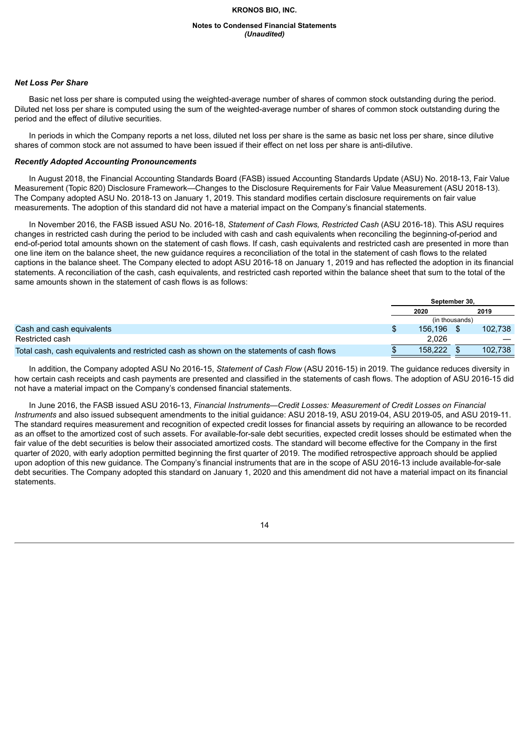### Net Loss Per Share

Basic net loss per share is computed using the weighted-average number of shares of common stock outstanding during the period. Diluted net loss per share is computed using the sum of the weighted-average number of shares of common stock outstanding during the period and the effect of dilutive securities.

In periods in which the Company reports a net loss, diluted net loss per share is the same as basic net loss per share, since dilutive shares of common stock are not assumed to have been issued if their effect on net loss per share is anti-dilutive.

### Recently Adopted Accounting Pronouncements

In August 2018, the Financial Accounting Standards Board (FASB) issued Accounting Standards Update (ASU) No. 2018-13, Fair Value Measurement (Topic 820) Disclosure Framework—Changes to the Disclosure Requirements for Fair Value Measurement (ASU 2018-13). The Company adopted ASU No. 2018-13 on January 1, 2019. This standard modifies certain disclosure requirements on fair value measurements. The adoption of this standard did not have a material impact on the Company's financial statements.

In November 2016, the FASB issued ASU No. 2016-18, *Statement of Cash Flows, Restricted Cash* (ASU 2016-18). This ASU requires changes in restricted cash during the period to be included with cash and cash equivalents when reconciling the beginning-of-period and end-of-period total amounts shown on the statement of cash flows. If cash, cash equivalents and restricted cash are presented in more than one line item on the balance sheet, the new guidance requires a reconciliation of the total in the statement of cash flows to the related captions in the balance sheet. The Company elected to adopt ASU 2016-18 on January 1, 2019 and has reflected the adoption in its financial statements. A reconciliation of the cash, cash equivalents, and restricted cash reported within the balance sheet that sum to the total of the same amounts shown in the statement of cash flows is as follows:

| | September 30, | |
|---|---|---|
| | 2020 | 2019 |
| | (in thousands) | |
| Cash and cash equivalents | $ 156,196 | $ 102,738 |
| Restricted cash | 2,026 | — |
| Total cash, cash equivalents and restricted cash as shown on the statements of cash flows | $ 158,222 | $ 102,738 |

In addition, the Company adopted ASU No 2016-15, *Statement of Cash Flow* (ASU 2016-15) in 2019. The guidance reduces diversity in how certain cash receipts and cash payments are presented and classified in the statements of cash flows. The adoption of ASU 2016-15 did not have a material impact on the Company's condensed financial statements.

In June 2016, the FASB issued ASU 2016-13, *Financial Instruments—Credit Losses: Measurement of Credit Losses on Financial Instruments* and also issued subsequent amendments to the initial guidance: ASU 2018-19, ASU 2019-04, ASU 2019-05, and ASU 2019-11. The standard requires measurement and recognition of expected credit losses for financial assets by requiring an allowance to be recorded as an offset to the amortized cost of such assets. For available-for-sale debt securities, expected credit losses should be estimated when the fair value of the debt securities is below their associated amortized costs. The standard will become effective for the Company in the first quarter of 2020, with early adoption permitted beginning the first quarter of 2019. The modified retrospective approach should be applied upon adoption of this new guidance. The Company's financial instruments that are in the scope of ASU 2016-13 include available-for-sale debt securities. The Company adopted this standard on January 1, 2020 and this amendment did not have a material impact on its financial statements.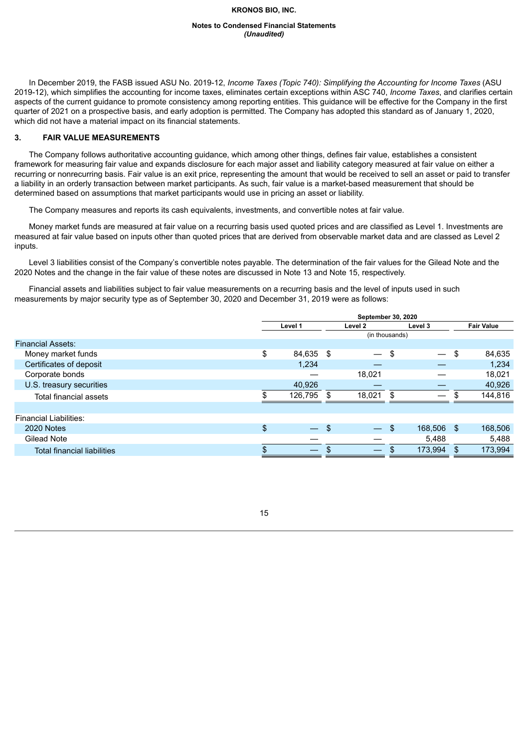In December 2019, the FASB issued ASU No. 2019-12, *Income Taxes (Topic 740): Simplifying the Accounting for Income Taxes* (ASU 2019-12), which simplifies the accounting for income taxes, eliminates certain exceptions within ASC 740, *Income Taxes*, and clarifies certain aspects of the current guidance to promote consistency among reporting entities. This guidance will be effective for the Company in the first quarter of 2021 on a prospective basis, and early adoption is permitted. The Company has adopted this standard as of January 1, 2020, which did not have a material impact on its financial statements.

## 3. FAIR VALUE MEASUREMENTS

The Company follows authoritative accounting guidance, which among other things, defines fair value, establishes a consistent framework for measuring fair value and expands disclosure for each major asset and liability category measured at fair value on either a recurring or nonrecurring basis. Fair value is an exit price, representing the amount that would be received to sell an asset or paid to transfer a liability in an orderly transaction between market participants. As such, fair value is a market-based measurement that should be determined based on assumptions that market participants would use in pricing an asset or liability.

The Company measures and reports its cash equivalents, investments, and convertible notes at fair value.

Money market funds are measured at fair value on a recurring basis used quoted prices and are classified as Level 1. Investments are measured at fair value based on inputs other than quoted prices that are derived from observable market data and are classed as Level 2 inputs.

Level 3 liabilities consist of the Company's convertible notes payable. The determination of the fair values for the Gilead Note and the 2020 Notes and the change in the fair value of these notes are discussed in Note 13 and Note 15, respectively.

Financial assets and liabilities subject to fair value measurements on a recurring basis and the level of inputs used in such measurements by major security type as of September 30, 2020 and December 31, 2019 were as follows:

| | September 30, 2020 | | | |
|---|---|---|---|---|
| | Level 1 | Level 2 | Level 3 | Fair Value |
| | (in thousands) | | | |
| Financial Assets: | | | | |
| Money market funds | $ 84,635 | $ — | $ — | $ 84,635 |
| Certificates of deposit | 1,234 | — | — | 1,234 |
| Corporate bonds | — | 18,021 | — | 18,021 |
| U.S. treasury securities | 40,926 | — | — | 40,926 |
| Total financial assets | $ 126,795 | $ 18,021 | $ — | $ 144,816 |
| | | | | |
| Financial Liabilities: | | | | |
| 2020 Notes | $ — | $ — | $ 168,506 | $ 168,506 |
| Gilead Note | — | — | 5,488 | 5,488 |
| Total financial liabilities | $ — | $ — | $ 173,994 | $ 173,994 |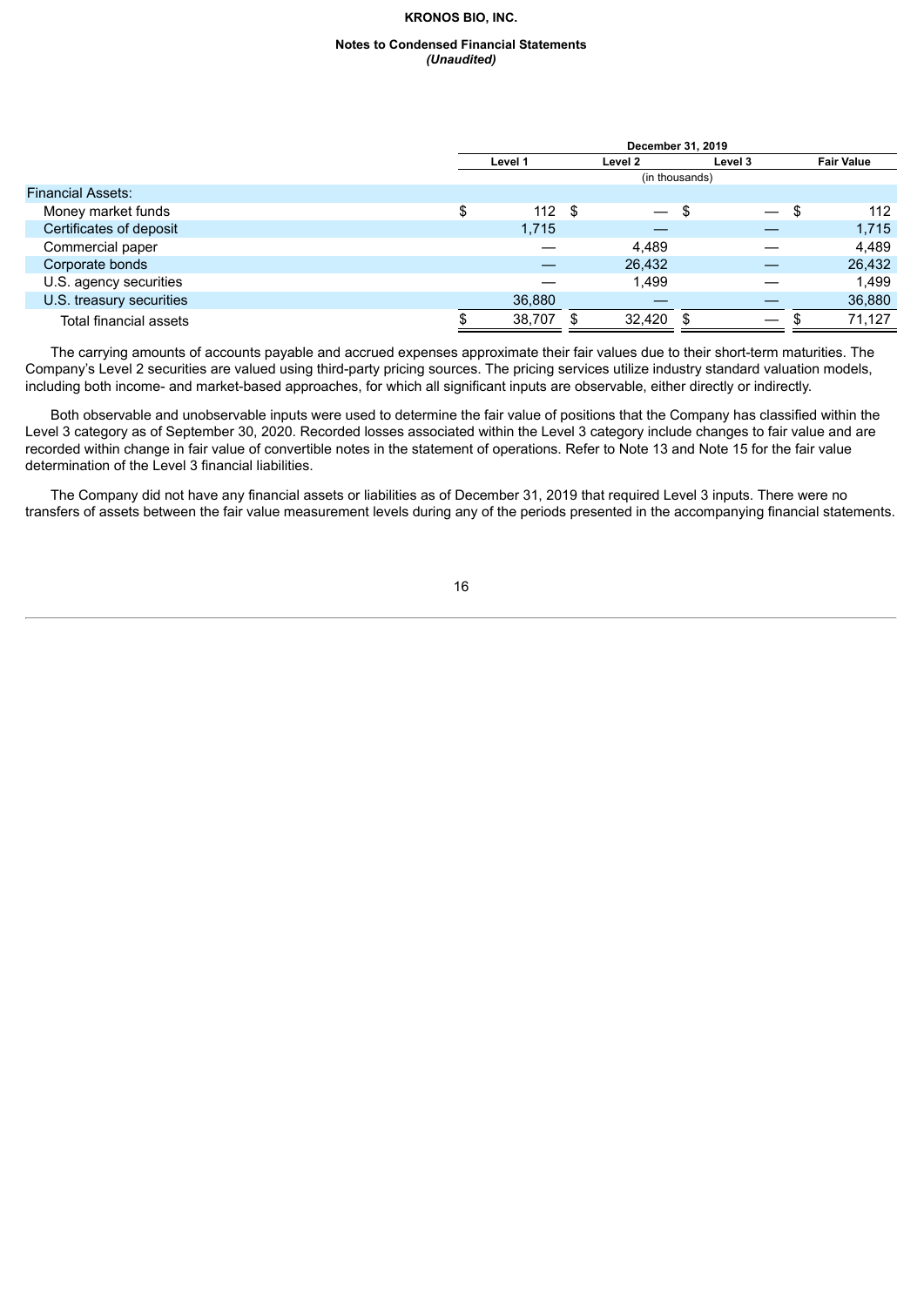| | December 31, 2019 | | | |
|---|---|---|---|---|
| | Level 1 | Level 2 | Level 3 | Fair Value |
| | (in thousands) | | | |
| Financial Assets: | | | | |
| Money market funds | $ 112 | $ — | $ — | $ 112 |
| Certificates of deposit | 1,715 | — | — | 1,715 |
| Commercial paper | — | 4,489 | — | 4,489 |
| Corporate bonds | — | 26,432 | — | 26,432 |
| U.S. agency securities | — | 1,499 | — | 1,499 |
| U.S. treasury securities | 36,880 | — | — | 36,880 |
| Total financial assets | $ 38,707 | $ 32,420 | $ — | $ 71,127 |

The carrying amounts of accounts payable and accrued expenses approximate their fair values due to their short-term maturities. The Company's Level 2 securities are valued using third-party pricing sources. The pricing services utilize industry standard valuation models, including both income- and market-based approaches, for which all significant inputs are observable, either directly or indirectly.

Both observable and unobservable inputs were used to determine the fair value of positions that the Company has classified within the Level 3 category as of September 30, 2020. Recorded losses associated within the Level 3 category include changes to fair value and are recorded within change in fair value of convertible notes in the statement of operations. Refer to Note 13 and Note 15 for the fair value determination of the Level 3 financial liabilities.

The Company did not have any financial assets or liabilities as of December 31, 2019 that required Level 3 inputs. There were no transfers of assets between the fair value measurement levels during any of the periods presented in the accompanying financial statements.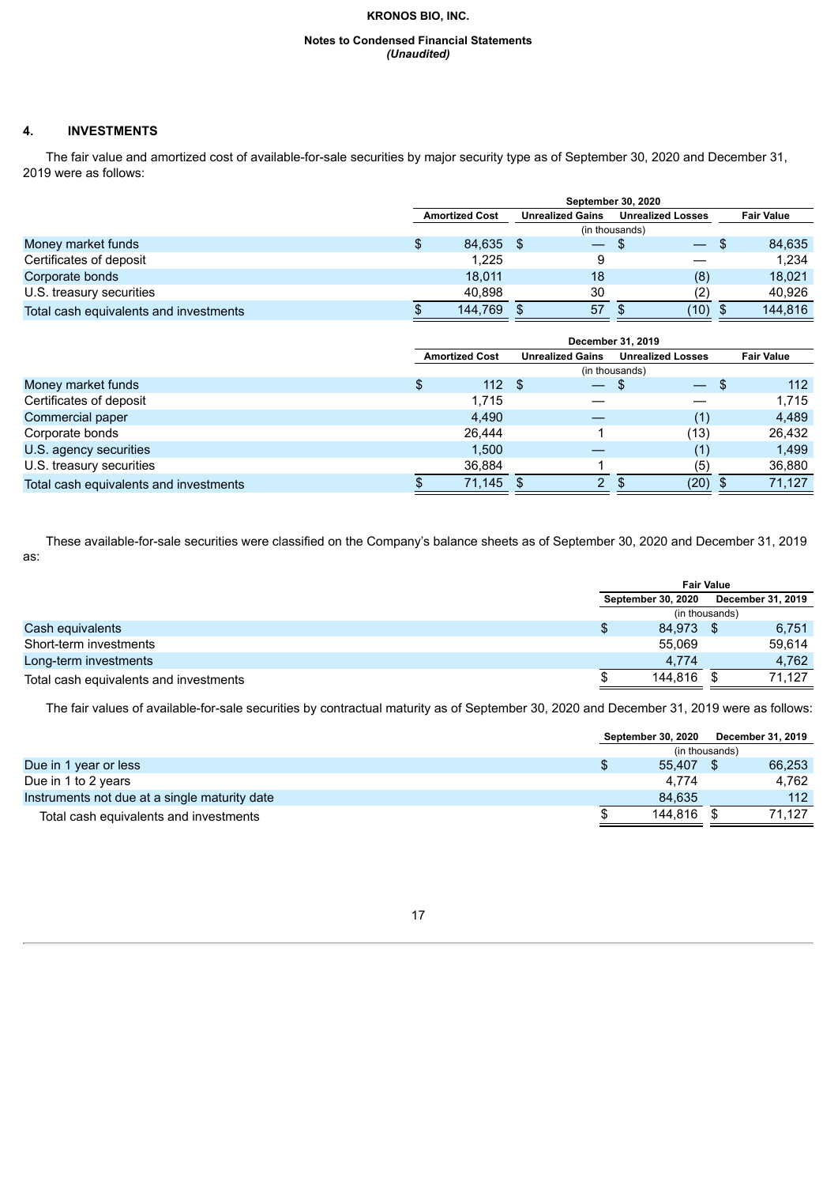## 4. INVESTMENTS

The fair value and amortized cost of available-for-sale securities by major security type as of September 30, 2020 and December 31, 2019 were as follows:

| | September 30, 2020 | | | |
|---|---|---|---|---|
| | Amortized Cost | Unrealized Gains | Unrealized Losses | Fair Value |
| | (in thousands) | | | |
| Money market funds | $ 84,635 | $ — | $ — | $ 84,635 |
| Certificates of deposit | 1,225 | 9 | — | 1,234 |
| Corporate bonds | 18,011 | 18 | (8) | 18,021 |
| U.S. treasury securities | 40,898 | 30 | (2) | 40,926 |
| Total cash equivalents and investments | $ 144,769 | $ 57 | $ (10) | $ 144,816 |

| | December 31, 2019 | | | |
|---|---|---|---|---|
| | Amortized Cost | Unrealized Gains | Unrealized Losses | Fair Value |
| | (in thousands) | | | |
| Money market funds | $ 112 | $ — | $ — | $ 112 |
| Certificates of deposit | 1,715 | — | — | 1,715 |
| Commercial paper | 4,490 | — | (1) | 4,489 |
| Corporate bonds | 26,444 | 1 | (13) | 26,432 |
| U.S. agency securities | 1,500 | — | (1) | 1,499 |
| U.S. treasury securities | 36,884 | 1 | (5) | 36,880 |
| Total cash equivalents and investments | $ 71,145 | $ 2 | $ (20) | $ 71,127 |

These available-for-sale securities were classified on the Company's balance sheets as of September 30, 2020 and December 31, 2019 as:

| | Fair Value | |
|---|---|---|
| | September 30, 2020 | December 31, 2019 |
| | (in thousands) | |
| Cash equivalents | $ 84,973 | $ 6,751 |
| Short-term investments | 55,069 | 59,614 |
| Long-term investments | 4,774 | 4,762 |
| Total cash equivalents and investments | $ 144,816 | $ 71,127 |

The fair values of available-for-sale securities by contractual maturity as of September 30, 2020 and December 31, 2019 were as follows:

| | September 30, 2020 | December 31, 2019 |
|---|---|---|
| | (in thousands) | |
| Due in 1 year or less | $ 55,407 | $ 66,253 |
| Due in 1 to 2 years | 4,774 | 4,762 |
| Instruments not due at a single maturity date | 84,635 | 112 |
| Total cash equivalents and investments | $ 144,816 | $ 71,127 |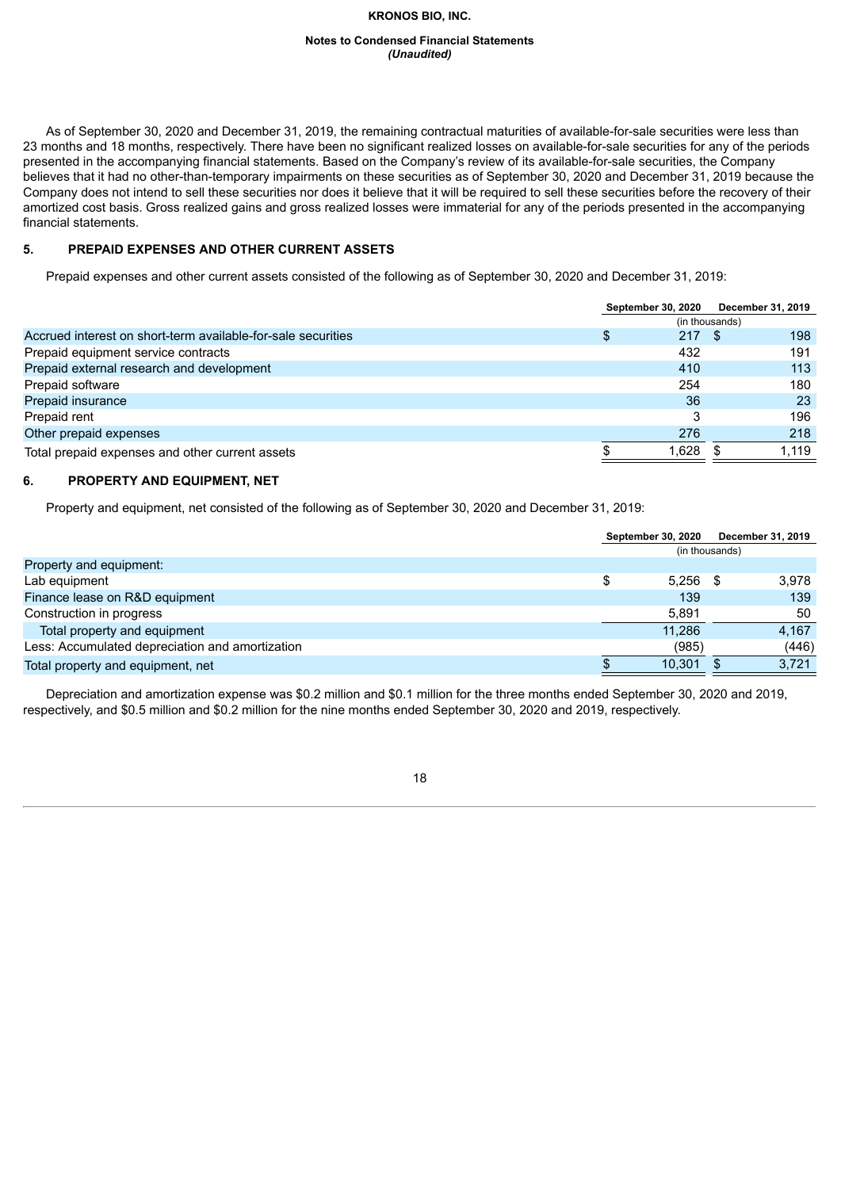As of September 30, 2020 and December 31, 2019, the remaining contractual maturities of available-for-sale securities were less than 23 months and 18 months, respectively. There have been no significant realized losses on available-for-sale securities for any of the periods presented in the accompanying financial statements. Based on the Company's review of its available-for-sale securities, the Company believes that it had no other-than-temporary impairments on these securities as of September 30, 2020 and December 31, 2019 because the Company does not intend to sell these securities nor does it believe that it will be required to sell these securities before the recovery of their amortized cost basis. Gross realized gains and gross realized losses were immaterial for any of the periods presented in the accompanying financial statements.

## 5. PREPAID EXPENSES AND OTHER CURRENT ASSETS

Prepaid expenses and other current assets consisted of the following as of September 30, 2020 and December 31, 2019:

| | September 30, 2020 | December 31, 2019 |
|---|---|---|
| | (in thousands) | |
| Accrued interest on short-term available-for-sale securities | $ 217 | $ 198 |
| Prepaid equipment service contracts | 432 | 191 |
| Prepaid external research and development | 410 | 113 |
| Prepaid software | 254 | 180 |
| Prepaid insurance | 36 | 23 |
| Prepaid rent | 3 | 196 |
| Other prepaid expenses | 276 | 218 |
| Total prepaid expenses and other current assets | $ 1,628 | $ 1,119 |

## 6. PROPERTY AND EQUIPMENT, NET

Property and equipment, net consisted of the following as of September 30, 2020 and December 31, 2019:

| | September 30, 2020 | December 31, 2019 |
|---|---|---|
| | (in thousands) | |
| Property and equipment: | | |
| Lab equipment | $ 5,256 | $ 3,978 |
| Finance lease on R&D equipment | 139 | 139 |
| Construction in progress | 5,891 | 50 |
| Total property and equipment | 11,286 | 4,167 |
| Less: Accumulated depreciation and amortization | (985) | (446) |
| Total property and equipment, net | $ 10,301 | $ 3,721 |

Depreciation and amortization expense was $0.2 million and $0.1 million for the three months ended September 30, 2020 and 2019, respectively, and $0.5 million and $0.2 million for the nine months ended September 30, 2020 and 2019, respectively.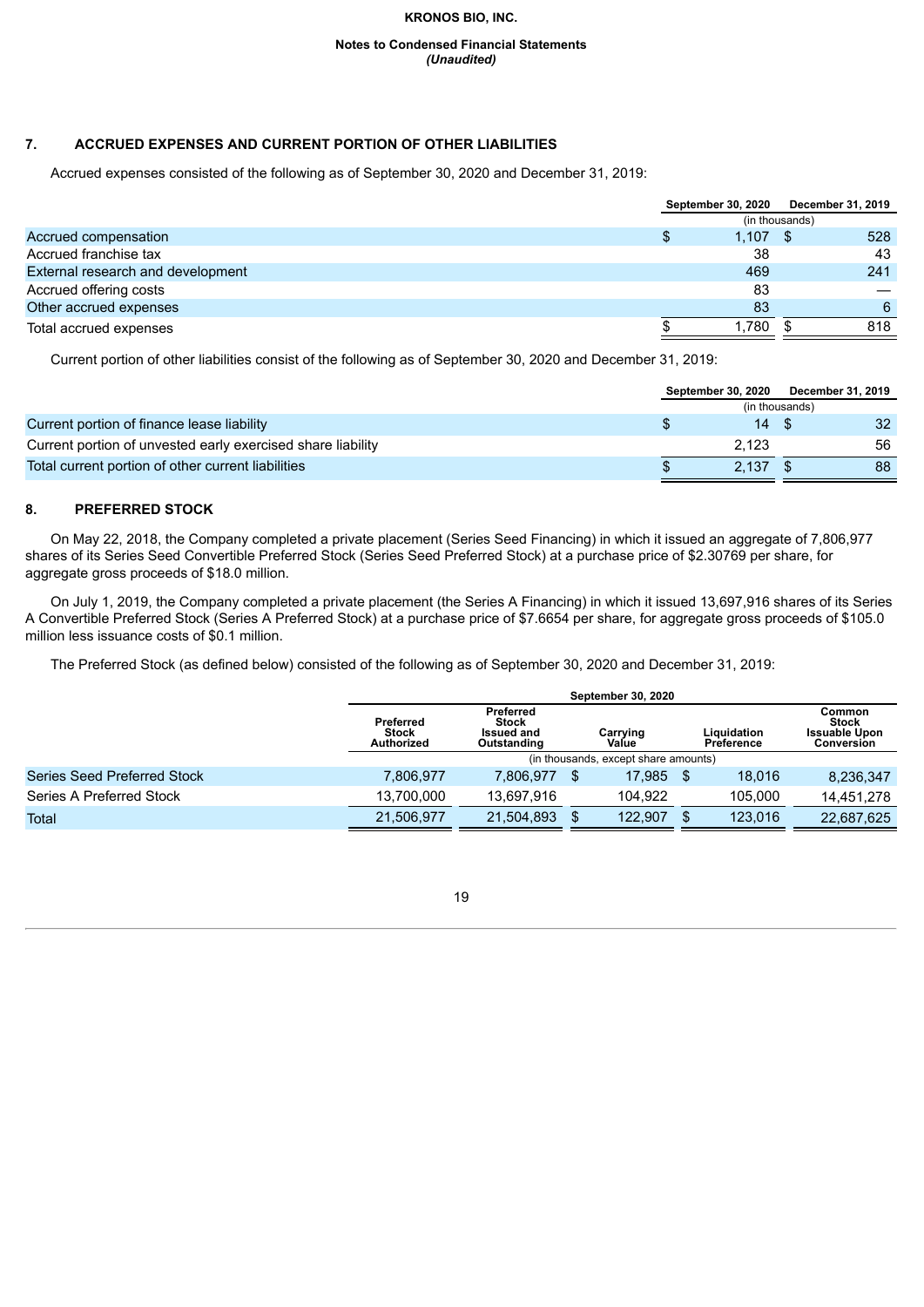## 7. ACCRUED EXPENSES AND CURRENT PORTION OF OTHER LIABILITIES

Accrued expenses consisted of the following as of September 30, 2020 and December 31, 2019:

| | September 30, 2020 | December 31, 2019 |
|---|---|---|
| | (in thousands) | |
| Accrued compensation | $ 1,107 | $ 528 |
| Accrued franchise tax | 38 | 43 |
| External research and development | 469 | 241 |
| Accrued offering costs | 83 | — |
| Other accrued expenses | 83 | 6 |
| Total accrued expenses | $ 1,780 | $ 818 |

Current portion of other liabilities consist of the following as of September 30, 2020 and December 31, 2019:

| | September 30, 2020 | December 31, 2019 |
|---|---|---|
| | (in thousands) | |
| Current portion of finance lease liability | $ 14 | $ 32 |
| Current portion of unvested early exercised share liability | 2,123 | 56 |
| Total current portion of other current liabilities | $ 2,137 | $ 88 |

## 8. PREFERRED STOCK

On May 22, 2018, the Company completed a private placement (Series Seed Financing) in which it issued an aggregate of 7,806,977 shares of its Series Seed Convertible Preferred Stock (Series Seed Preferred Stock) at a purchase price of $2.30769 per share, for aggregate gross proceeds of $18.0 million.

On July 1, 2019, the Company completed a private placement (the Series A Financing) in which it issued 13,697,916 shares of its Series A Convertible Preferred Stock (Series A Preferred Stock) at a purchase price of $7.6654 per share, for aggregate gross proceeds of $105.0 million less issuance costs of $0.1 million.

The Preferred Stock (as defined below) consisted of the following as of September 30, 2020 and December 31, 2019:

| | September 30, 2020 | | | | |
|---|---|---|---|---|---|
| | Preferred Stock Authorized | Preferred Stock Issued and Outstanding | Carrying Value | Liquidation Preference | Common Stock Issuable Upon Conversion |
| | (in thousands, except share amounts) | | | | |
| Series Seed Preferred Stock | 7,806,977 | 7,806,977 | $ 17,985 | $ 18,016 | 8,236,347 |
| Series A Preferred Stock | 13,700,000 | 13,697,916 | 104,922 | 105,000 | 14,451,278 |
| Total | 21,506,977 | 21,504,893 | $ 122,907 | $ 123,016 | 22,687,625 |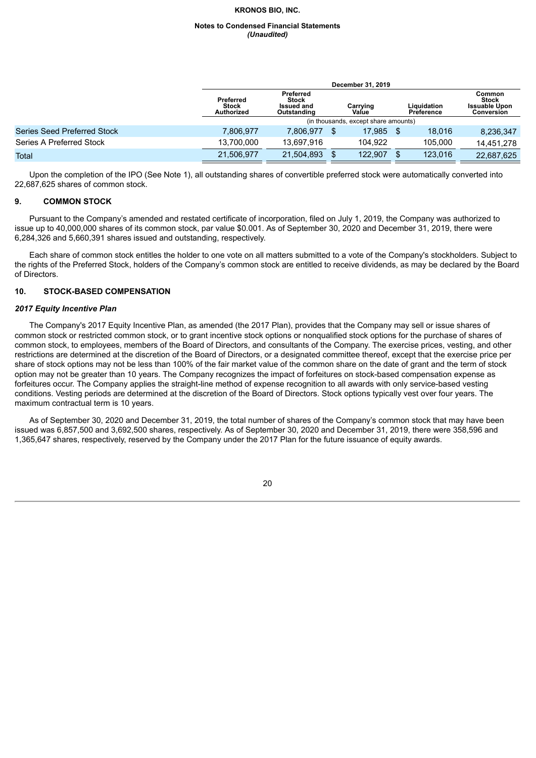| | December 31, 2019 | | | | |
|---|---|---|---|---|---|
| | Preferred Stock Authorized | Preferred Stock Issued and Outstanding | Carrying Value | Liquidation Preference | Common Stock Issuable Upon Conversion |
| | (in thousands, except share amounts) | | | | |
| Series Seed Preferred Stock | 7,806,977 | 7,806,977 | $ 17,985 | $ 18,016 | 8,236,347 |
| Series A Preferred Stock | 13,700,000 | 13,697,916 | 104,922 | 105,000 | 14,451,278 |
| Total | 21,506,977 | 21,504,893 | $ 122,907 | $ 123,016 | 22,687,625 |

Upon the completion of the IPO (See Note 1), all outstanding shares of convertible preferred stock were automatically converted into 22,687,625 shares of common stock.

## 9. COMMON STOCK

Pursuant to the Company's amended and restated certificate of incorporation, filed on July 1, 2019, the Company was authorized to issue up to 40,000,000 shares of its common stock, par value $0.001. As of September 30, 2020 and December 31, 2019, there were 6,284,326 and 5,660,391 shares issued and outstanding, respectively.

Each share of common stock entitles the holder to one vote on all matters submitted to a vote of the Company's stockholders. Subject to the rights of the Preferred Stock, holders of the Company's common stock are entitled to receive dividends, as may be declared by the Board of Directors.

## 10. STOCK-BASED COMPENSATION

### *2017 Equity Incentive Plan*

The Company's 2017 Equity Incentive Plan, as amended (the 2017 Plan), provides that the Company may sell or issue shares of common stock or restricted common stock, or to grant incentive stock options or nonqualified stock options for the purchase of shares of common stock, to employees, members of the Board of Directors, and consultants of the Company. The exercise prices, vesting, and other restrictions are determined at the discretion of the Board of Directors, or a designated committee thereof, except that the exercise price per share of stock options may not be less than 100% of the fair market value of the common share on the date of grant and the term of stock option may not be greater than 10 years. The Company recognizes the impact of forfeitures on stock-based compensation expense as forfeitures occur. The Company applies the straight-line method of expense recognition to all awards with only service-based vesting conditions. Vesting periods are determined at the discretion of the Board of Directors. Stock options typically vest over four years. The maximum contractual term is 10 years.

As of September 30, 2020 and December 31, 2019, the total number of shares of the Company's common stock that may have been issued was 6,857,500 and 3,692,500 shares, respectively. As of September 30, 2020 and December 31, 2019, there were 358,596 and 1,365,647 shares, respectively, reserved by the Company under the 2017 Plan for the future issuance of equity awards.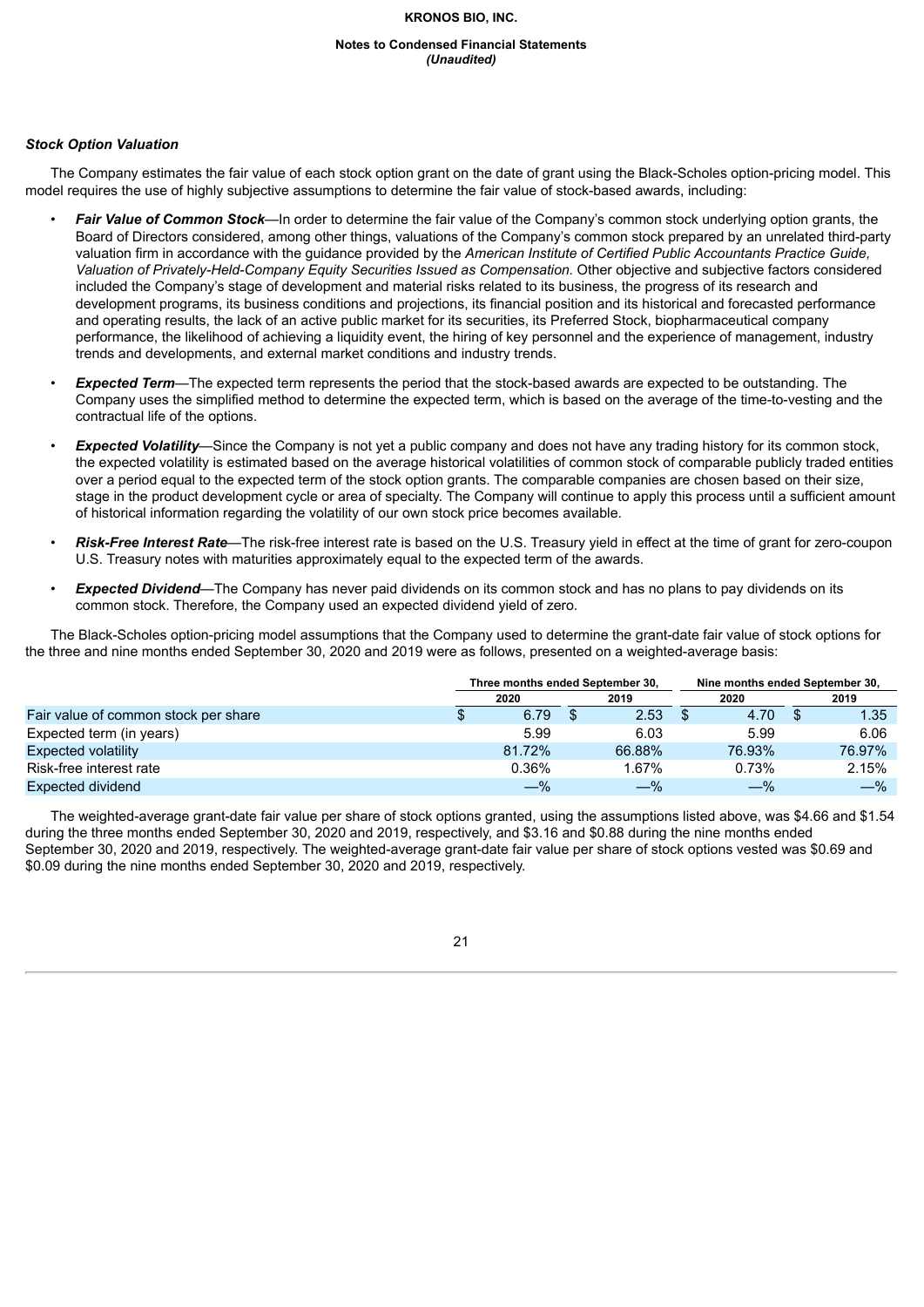### *Stock Option Valuation*

The Company estimates the fair value of each stock option grant on the date of grant using the Black-Scholes option-pricing model. This model requires the use of highly subjective assumptions to determine the fair value of stock-based awards, including:

- ***Fair Value of Common Stock***—In order to determine the fair value of the Company's common stock underlying option grants, the Board of Directors considered, among other things, valuations of the Company's common stock prepared by an unrelated third-party valuation firm in accordance with the guidance provided by the *American Institute of Certified Public Accountants Practice Guide, Valuation of Privately-Held-Company Equity Securities Issued as Compensation.* Other objective and subjective factors considered included the Company's stage of development and material risks related to its business, the progress of its research and development programs, its business conditions and projections, its financial position and its historical and forecasted performance and operating results, the lack of an active public market for its securities, its Preferred Stock, biopharmaceutical company performance, the likelihood of achieving a liquidity event, the hiring of key personnel and the experience of management, industry trends and developments, and external market conditions and industry trends.
- ***Expected Term***—The expected term represents the period that the stock-based awards are expected to be outstanding. The Company uses the simplified method to determine the expected term, which is based on the average of the time-to-vesting and the contractual life of the options.
- ***Expected Volatility***—Since the Company is not yet a public company and does not have any trading history for its common stock, the expected volatility is estimated based on the average historical volatilities of common stock of comparable publicly traded entities over a period equal to the expected term of the stock option grants. The comparable companies are chosen based on their size, stage in the product development cycle or area of specialty. The Company will continue to apply this process until a sufficient amount of historical information regarding the volatility of our own stock price becomes available.
- ***Risk-Free Interest Rate***—The risk-free interest rate is based on the U.S. Treasury yield in effect at the time of grant for zero-coupon U.S. Treasury notes with maturities approximately equal to the expected term of the awards.
- ***Expected Dividend***—The Company has never paid dividends on its common stock and has no plans to pay dividends on its common stock. Therefore, the Company used an expected dividend yield of zero.

The Black-Scholes option-pricing model assumptions that the Company used to determine the grant-date fair value of stock options for the three and nine months ended September 30, 2020 and 2019 were as follows, presented on a weighted-average basis:

| | Three months ended September 30, | | Nine months ended September 30, | |
|---|---|---|---|---|
| | 2020 | 2019 | 2020 | 2019 |
| Fair value of common stock per share | $ 6.79 | $ 2.53 | $ 4.70 | $ 1.35 |
| Expected term (in years) | 5.99 | 6.03 | 5.99 | 6.06 |
| Expected volatility | 81.72% | 66.88% | 76.93% | 76.97% |
| Risk-free interest rate | 0.36% | 1.67% | 0.73% | 2.15% |
| Expected dividend | —% | —% | —% | —% |

The weighted-average grant-date fair value per share of stock options granted, using the assumptions listed above, was $4.66 and $1.54 during the three months ended September 30, 2020 and 2019, respectively, and $3.16 and $0.88 during the nine months ended September 30, 2020 and 2019, respectively. The weighted-average grant-date fair value per share of stock options vested was $0.69 and $0.09 during the nine months ended September 30, 2020 and 2019, respectively.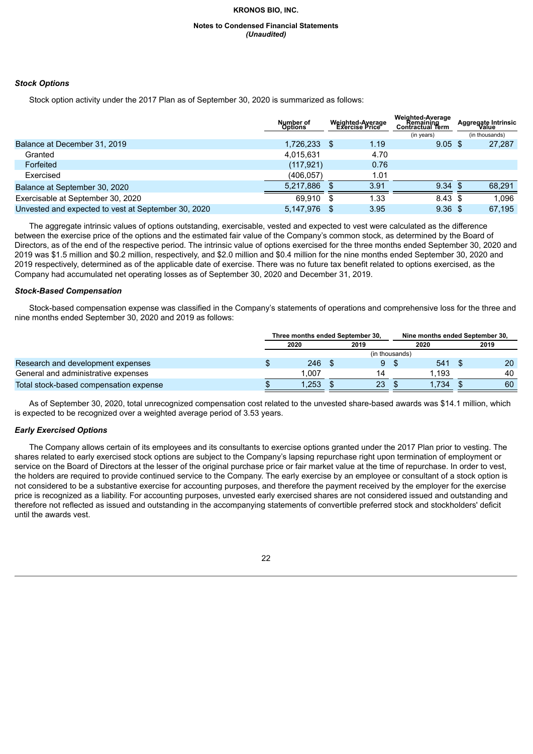KRONOS BIO, INC.

Notes to Condensed Financial Statements
*(Unaudited)*

***Stock Options***

Stock option activity under the 2017 Plan as of September 30, 2020 is summarized as follows:

| | Number of Options | Weighted-Average Exercise Price | Weighted-Average Remaining Contractual Term | Aggregate Intrinsic Value |
|---|---|---|---|---|
| | | | (in years) | (in thousands) |
| Balance at December 31, 2019 | 1,726,233 | $ 1.19 | 9.05 | $ 27,287 |
| Granted | 4,015,631 | 4.70 | | |
| Forfeited | (117,921) | 0.76 | | |
| Exercised | (406,057) | 1.01 | | |
| Balance at September 30, 2020 | 5,217,886 | $ 3.91 | 9.34 | $ 68,291 |
| Exercisable at September 30, 2020 | 69,910 | $ 1.33 | 8.43 | $ 1,096 |
| Unvested and expected to vest at September 30, 2020 | 5,147,976 | $ 3.95 | 9.36 | $ 67,195 |

The aggregate intrinsic values of options outstanding, exercisable, vested and expected to vest were calculated as the difference between the exercise price of the options and the estimated fair value of the Company's common stock, as determined by the Board of Directors, as of the end of the respective period. The intrinsic value of options exercised for the three months ended September 30, 2020 and 2019 was $1.5 million and $0.2 million, respectively, and $2.0 million and $0.4 million for the nine months ended September 30, 2020 and 2019 respectively, determined as of the applicable date of exercise. There was no future tax benefit related to options exercised, as the Company had accumulated net operating losses as of September 30, 2020 and December 31, 2019.

***Stock-Based Compensation***

Stock-based compensation expense was classified in the Company's statements of operations and comprehensive loss for the three and nine months ended September 30, 2020 and 2019 as follows:

| | Three months ended September 30, | | Nine months ended September 30, | |
|---|---|---|---|---|
| | 2020 | 2019 | 2020 | 2019 |
| | (in thousands) | | | |
| Research and development expenses | $ 246 | $ 9 | $ 541 | $ 20 |
| General and administrative expenses | 1,007 | 14 | 1,193 | 40 |
| Total stock-based compensation expense | $ 1,253 | $ 23 | $ 1,734 | $ 60 |

As of September 30, 2020, total unrecognized compensation cost related to the unvested share-based awards was $14.1 million, which is expected to be recognized over a weighted average period of 3.53 years.

***Early Exercised Options***

The Company allows certain of its employees and its consultants to exercise options granted under the 2017 Plan prior to vesting. The shares related to early exercised stock options are subject to the Company's lapsing repurchase right upon termination of employment or service on the Board of Directors at the lesser of the original purchase price or fair market value at the time of repurchase. In order to vest, the holders are required to provide continued service to the Company. The early exercise by an employee or consultant of a stock option is not considered to be a substantive exercise for accounting purposes, and therefore the payment received by the employer for the exercise price is recognized as a liability. For accounting purposes, unvested early exercised shares are not considered issued and outstanding and therefore not reflected as issued and outstanding in the accompanying statements of convertible preferred stock and stockholders' deficit until the awards vest.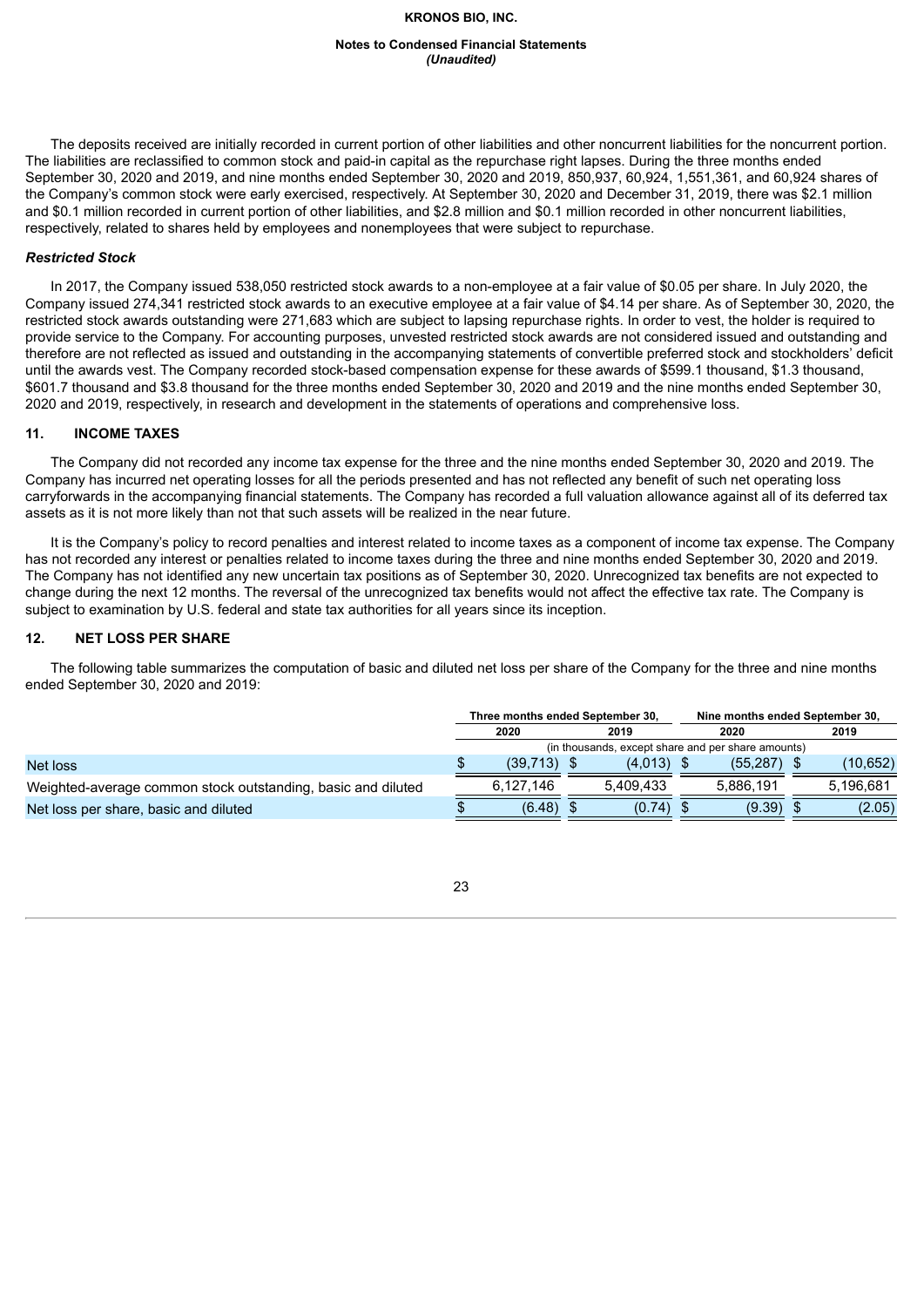The deposits received are initially recorded in current portion of other liabilities and other noncurrent liabilities for the noncurrent portion. The liabilities are reclassified to common stock and paid-in capital as the repurchase right lapses. During the three months ended September 30, 2020 and 2019, and nine months ended September 30, 2020 and 2019, 850,937, 60,924, 1,551,361, and 60,924 shares of the Company's common stock were early exercised, respectively. At September 30, 2020 and December 31, 2019, there was $2.1 million and $0.1 million recorded in current portion of other liabilities, and $2.8 million and $0.1 million recorded in other noncurrent liabilities, respectively, related to shares held by employees and nonemployees that were subject to repurchase.

### *Restricted Stock*

In 2017, the Company issued 538,050 restricted stock awards to a non-employee at a fair value of $0.05 per share. In July 2020, the Company issued 274,341 restricted stock awards to an executive employee at a fair value of $4.14 per share. As of September 30, 2020, the restricted stock awards outstanding were 271,683 which are subject to lapsing repurchase rights. In order to vest, the holder is required to provide service to the Company. For accounting purposes, unvested restricted stock awards are not considered issued and outstanding and therefore are not reflected as issued and outstanding in the accompanying statements of convertible preferred stock and stockholders' deficit until the awards vest. The Company recorded stock-based compensation expense for these awards of $599.1 thousand, $1.3 thousand, $601.7 thousand and $3.8 thousand for the three months ended September 30, 2020 and 2019 and the nine months ended September 30, 2020 and 2019, respectively, in research and development in the statements of operations and comprehensive loss.

## 11. INCOME TAXES

The Company did not recorded any income tax expense for the three and the nine months ended September 30, 2020 and 2019. The Company has incurred net operating losses for all the periods presented and has not reflected any benefit of such net operating loss carryforwards in the accompanying financial statements. The Company has recorded a full valuation allowance against all of its deferred tax assets as it is not more likely than not that such assets will be realized in the near future.

It is the Company's policy to record penalties and interest related to income taxes as a component of income tax expense. The Company has not recorded any interest or penalties related to income taxes during the three and nine months ended September 30, 2020 and 2019. The Company has not identified any new uncertain tax positions as of September 30, 2020. Unrecognized tax benefits are not expected to change during the next 12 months. The reversal of the unrecognized tax benefits would not affect the effective tax rate. The Company is subject to examination by U.S. federal and state tax authorities for all years since its inception.

## 12. NET LOSS PER SHARE

The following table summarizes the computation of basic and diluted net loss per share of the Company for the three and nine months ended September 30, 2020 and 2019:

| | Three months ended September 30, | | Nine months ended September 30, | |
|---|---|---|---|---|
| | 2020 | 2019 | 2020 | 2019 |
| | (in thousands, except share and per share amounts) | | | |
| Net loss | $ (39,713) | $ (4,013) | $ (55,287) | $ (10,652) |
| Weighted-average common stock outstanding, basic and diluted | 6,127,146 | 5,409,433 | 5,886,191 | 5,196,681 |
| Net loss per share, basic and diluted | $ (6.48) | $ (0.74) | $ (9.39) | $ (2.05) |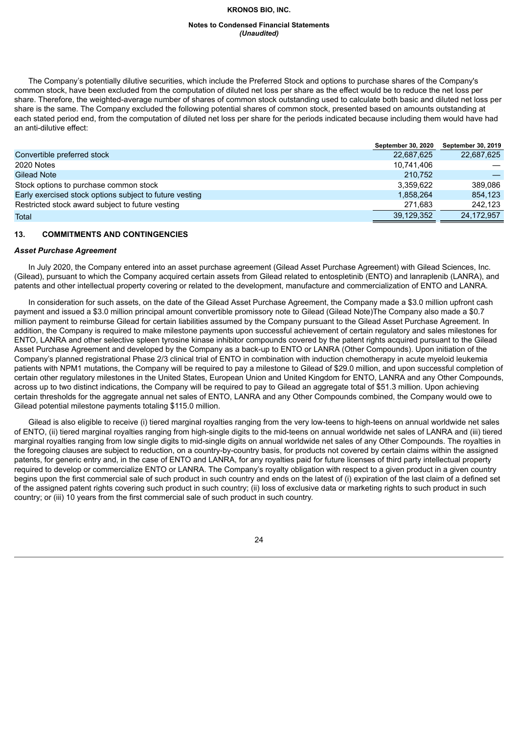The Company's potentially dilutive securities, which include the Preferred Stock and options to purchase shares of the Company's common stock, have been excluded from the computation of diluted net loss per share as the effect would be to reduce the net loss per share. Therefore, the weighted-average number of shares of common stock outstanding used to calculate both basic and diluted net loss per share is the same. The Company excluded the following potential shares of common stock, presented based on amounts outstanding at each stated period end, from the computation of diluted net loss per share for the periods indicated because including them would have had an anti-dilutive effect:

| | September 30, 2020 | September 30, 2019 |
|---|---|---|
| Convertible preferred stock | 22,687,625 | 22,687,625 |
| 2020 Notes | 10,741,406 | — |
| Gilead Note | 210,752 | — |
| Stock options to purchase common stock | 3,359,622 | 389,086 |
| Early exercised stock options subject to future vesting | 1,858,264 | 854,123 |
| Restricted stock award subject to future vesting | 271,683 | 242,123 |
| Total | 39,129,352 | 24,172,957 |

## 13. COMMITMENTS AND CONTINGENCIES

### *Asset Purchase Agreement*

In July 2020, the Company entered into an asset purchase agreement (Gilead Asset Purchase Agreement) with Gilead Sciences, Inc. (Gilead), pursuant to which the Company acquired certain assets from Gilead related to entospletinib (ENTO) and lanraplenib (LANRA), and patents and other intellectual property covering or related to the development, manufacture and commercialization of ENTO and LANRA.

In consideration for such assets, on the date of the Gilead Asset Purchase Agreement, the Company made a $3.0 million upfront cash payment and issued a $3.0 million principal amount convertible promissory note to Gilead (Gilead Note)The Company also made a $0.7 million payment to reimburse Gilead for certain liabilities assumed by the Company pursuant to the Gilead Asset Purchase Agreement. In addition, the Company is required to make milestone payments upon successful achievement of certain regulatory and sales milestones for ENTO, LANRA and other selective spleen tyrosine kinase inhibitor compounds covered by the patent rights acquired pursuant to the Gilead Asset Purchase Agreement and developed by the Company as a back-up to ENTO or LANRA (Other Compounds). Upon initiation of the Company's planned registrational Phase 2/3 clinical trial of ENTO in combination with induction chemotherapy in acute myeloid leukemia patients with NPM1 mutations, the Company will be required to pay a milestone to Gilead of $29.0 million, and upon successful completion of certain other regulatory milestones in the United States, European Union and United Kingdom for ENTO, LANRA and any Other Compounds, across up to two distinct indications, the Company will be required to pay to Gilead an aggregate total of $51.3 million. Upon achieving certain thresholds for the aggregate annual net sales of ENTO, LANRA and any Other Compounds combined, the Company would owe to Gilead potential milestone payments totaling $115.0 million.

Gilead is also eligible to receive (i) tiered marginal royalties ranging from the very low-teens to high-teens on annual worldwide net sales of ENTO, (ii) tiered marginal royalties ranging from high-single digits to the mid-teens on annual worldwide net sales of LANRA and (iii) tiered marginal royalties ranging from low single digits to mid-single digits on annual worldwide net sales of any Other Compounds. The royalties in the foregoing clauses are subject to reduction, on a country-by-country basis, for products not covered by certain claims within the assigned patents, for generic entry and, in the case of ENTO and LANRA, for any royalties paid for future licenses of third party intellectual property required to develop or commercialize ENTO or LANRA. The Company's royalty obligation with respect to a given product in a given country begins upon the first commercial sale of such product in such country and ends on the latest of (i) expiration of the last claim of a defined set of the assigned patent rights covering such product in such country; (ii) loss of exclusive data or marketing rights to such product in such country; or (iii) 10 years from the first commercial sale of such product in such country.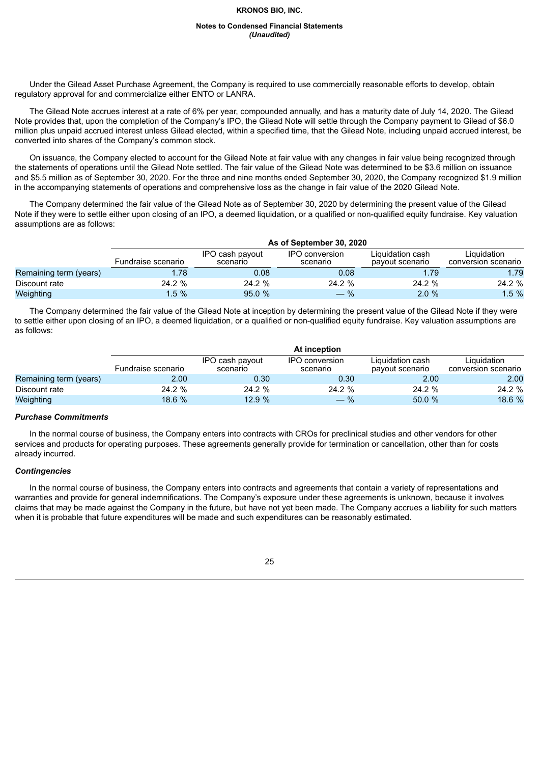Under the Gilead Asset Purchase Agreement, the Company is required to use commercially reasonable efforts to develop, obtain regulatory approval for and commercialize either ENTO or LANRA.

The Gilead Note accrues interest at a rate of 6% per year, compounded annually, and has a maturity date of July 14, 2020. The Gilead Note provides that, upon the completion of the Company's IPO, the Gilead Note will settle through the Company payment to Gilead of $6.0 million plus unpaid accrued interest unless Gilead elected, within a specified time, that the Gilead Note, including unpaid accrued interest, be converted into shares of the Company's common stock.

On issuance, the Company elected to account for the Gilead Note at fair value with any changes in fair value being recognized through the statements of operations until the Gilead Note settled. The fair value of the Gilead Note was determined to be $3.6 million on issuance and $5.5 million as of September 30, 2020. For the three and nine months ended September 30, 2020, the Company recognized $1.9 million in the accompanying statements of operations and comprehensive loss as the change in fair value of the 2020 Gilead Note.

The Company determined the fair value of the Gilead Note as of September 30, 2020 by determining the present value of the Gilead Note if they were to settle either upon closing of an IPO, a deemed liquidation, or a qualified or non-qualified equity fundraise. Key valuation assumptions are as follows:

| | As of September 30, 2020 | | | | |
|---|---|---|---|---|---|
| | Fundraise scenario | IPO cash payout scenario | IPO conversion scenario | Liquidation cash payout scenario | Liquidation conversion scenario |
| Remaining term (years) | 1.78 | 0.08 | 0.08 | 1.79 | 1.79 |
| Discount rate | 24.2 % | 24.2 % | 24.2 % | 24.2 % | 24.2 % |
| Weighting | 1.5 % | 95.0 % | — % | 2.0 % | 1.5 % |

The Company determined the fair value of the Gilead Note at inception by determining the present value of the Gilead Note if they were to settle either upon closing of an IPO, a deemed liquidation, or a qualified or non-qualified equity fundraise. Key valuation assumptions are as follows:

| | At inception | | | | |
|---|---|---|---|---|---|
| | Fundraise scenario | IPO cash payout scenario | IPO conversion scenario | Liquidation cash payout scenario | Liquidation conversion scenario |
| Remaining term (years) | 2.00 | 0.30 | 0.30 | 2.00 | 2.00 |
| Discount rate | 24.2 % | 24.2 % | 24.2 % | 24.2 % | 24.2 % |
| Weighting | 18.6 % | 12.9 % | — % | 50.0 % | 18.6 % |

***Purchase Commitments***

In the normal course of business, the Company enters into contracts with CROs for preclinical studies and other vendors for other services and products for operating purposes. These agreements generally provide for termination or cancellation, other than for costs already incurred.

***Contingencies***

In the normal course of business, the Company enters into contracts and agreements that contain a variety of representations and warranties and provide for general indemnifications. The Company's exposure under these agreements is unknown, because it involves claims that may be made against the Company in the future, but have not yet been made. The Company accrues a liability for such matters when it is probable that future expenditures will be made and such expenditures can be reasonably estimated.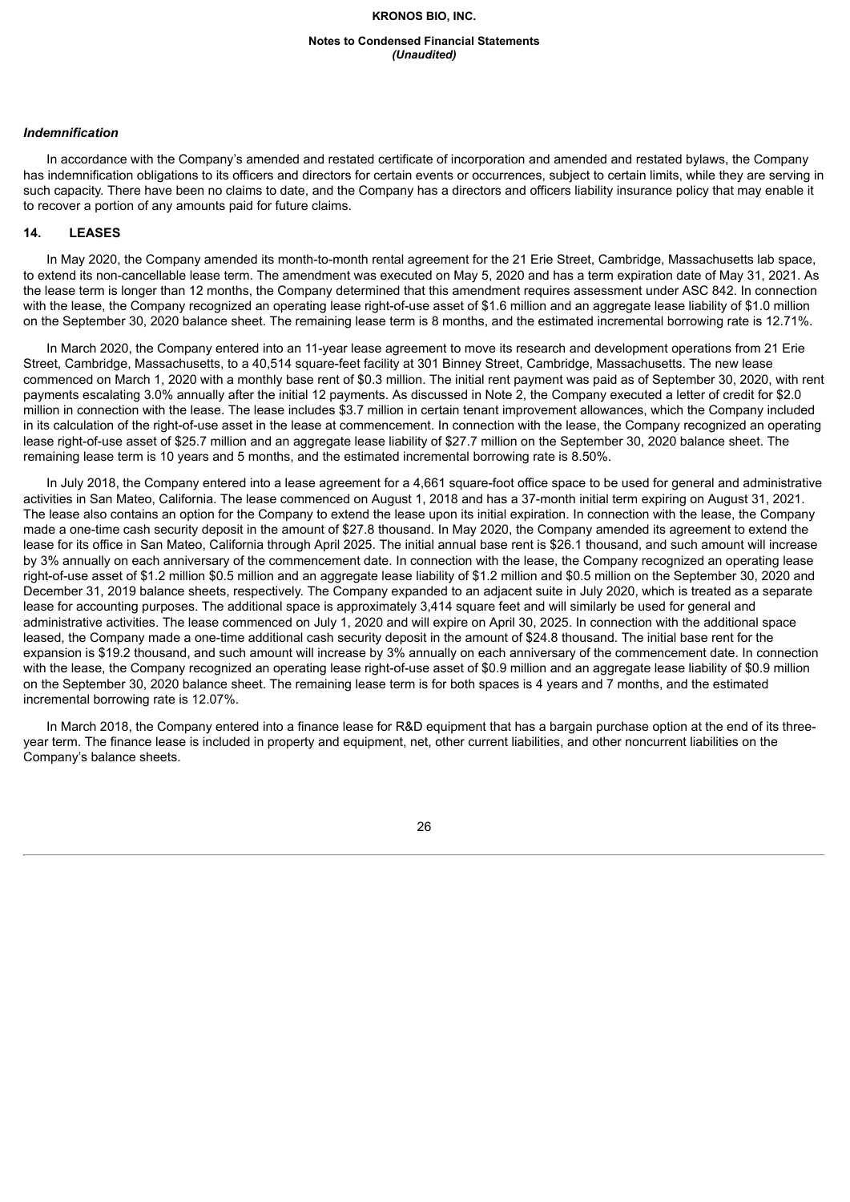*Indemnification*

In accordance with the Company's amended and restated certificate of incorporation and amended and restated bylaws, the Company has indemnification obligations to its officers and directors for certain events or occurrences, subject to certain limits, while they are serving in such capacity. There have been no claims to date, and the Company has a directors and officers liability insurance policy that may enable it to recover a portion of any amounts paid for future claims.

## 14. LEASES

In May 2020, the Company amended its month-to-month rental agreement for the 21 Erie Street, Cambridge, Massachusetts lab space, to extend its non-cancellable lease term. The amendment was executed on May 5, 2020 and has a term expiration date of May 31, 2021. As the lease term is longer than 12 months, the Company determined that this amendment requires assessment under ASC 842. In connection with the lease, the Company recognized an operating lease right-of-use asset of $1.6 million and an aggregate lease liability of $1.0 million on the September 30, 2020 balance sheet. The remaining lease term is 8 months, and the estimated incremental borrowing rate is 12.71%.

In March 2020, the Company entered into an 11-year lease agreement to move its research and development operations from 21 Erie Street, Cambridge, Massachusetts, to a 40,514 square-feet facility at 301 Binney Street, Cambridge, Massachusetts. The new lease commenced on March 1, 2020 with a monthly base rent of $0.3 million. The initial rent payment was paid as of September 30, 2020, with rent payments escalating 3.0% annually after the initial 12 payments. As discussed in Note 2, the Company executed a letter of credit for $2.0 million in connection with the lease. The lease includes $3.7 million in certain tenant improvement allowances, which the Company included in its calculation of the right-of-use asset in the lease at commencement. In connection with the lease, the Company recognized an operating lease right-of-use asset of $25.7 million and an aggregate lease liability of $27.7 million on the September 30, 2020 balance sheet. The remaining lease term is 10 years and 5 months, and the estimated incremental borrowing rate is 8.50%.

In July 2018, the Company entered into a lease agreement for a 4,661 square-foot office space to be used for general and administrative activities in San Mateo, California. The lease commenced on August 1, 2018 and has a 37-month initial term expiring on August 31, 2021. The lease also contains an option for the Company to extend the lease upon its initial expiration. In connection with the lease, the Company made a one-time cash security deposit in the amount of $27.8 thousand. In May 2020, the Company amended its agreement to extend the lease for its office in San Mateo, California through April 2025. The initial annual base rent is $26.1 thousand, and such amount will increase by 3% annually on each anniversary of the commencement date. In connection with the lease, the Company recognized an operating lease right-of-use asset of $1.2 million $0.5 million and an aggregate lease liability of $1.2 million and $0.5 million on the September 30, 2020 and December 31, 2019 balance sheets, respectively. The Company expanded to an adjacent suite in July 2020, which is treated as a separate lease for accounting purposes. The additional space is approximately 3,414 square feet and will similarly be used for general and administrative activities. The lease commenced on July 1, 2020 and will expire on April 30, 2025. In connection with the additional space leased, the Company made a one-time additional cash security deposit in the amount of $24.8 thousand. The initial base rent for the expansion is $19.2 thousand, and such amount will increase by 3% annually on each anniversary of the commencement date. In connection with the lease, the Company recognized an operating lease right-of-use asset of $0.9 million and an aggregate lease liability of $0.9 million on the September 30, 2020 balance sheet. The remaining lease term is for both spaces is 4 years and 7 months, and the estimated incremental borrowing rate is 12.07%.

In March 2018, the Company entered into a finance lease for R&D equipment that has a bargain purchase option at the end of its three-year term. The finance lease is included in property and equipment, net, other current liabilities, and other noncurrent liabilities on the Company's balance sheets.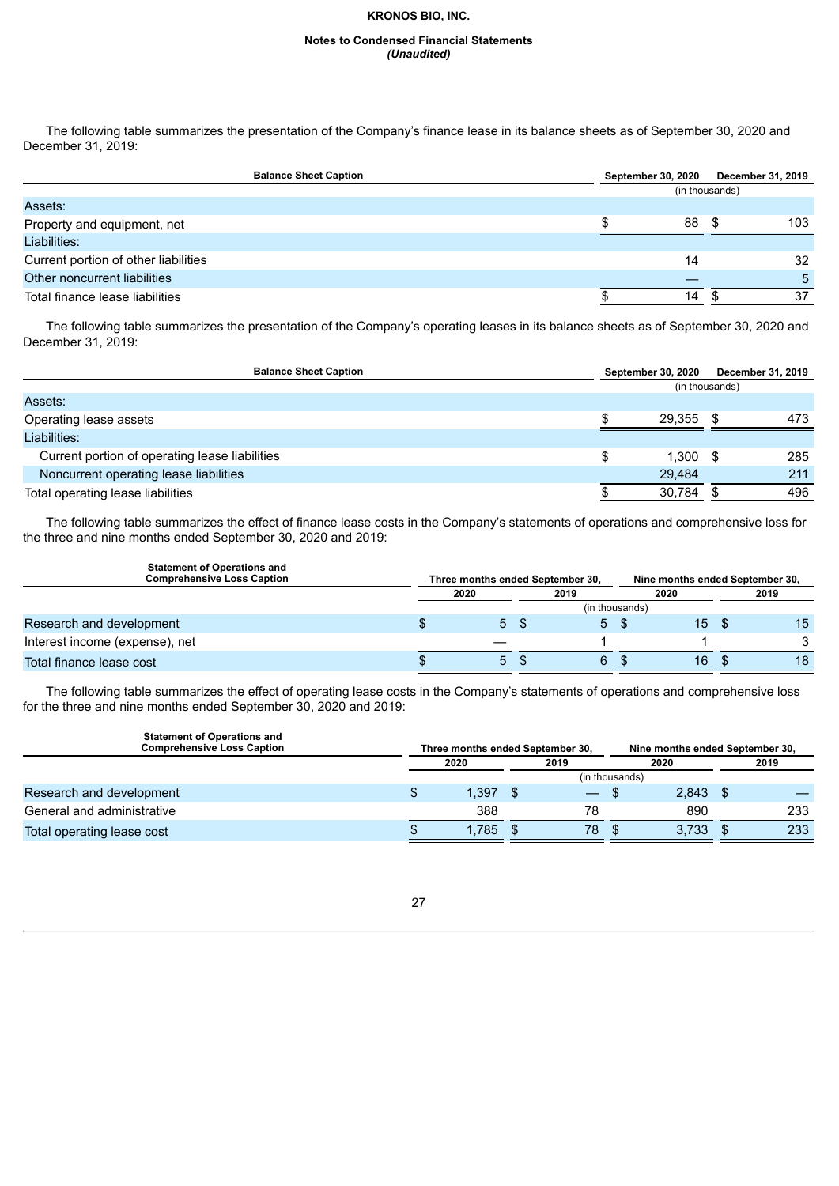The following table summarizes the presentation of the Company's finance lease in its balance sheets as of September 30, 2020 and December 31, 2019:

| Balance Sheet Caption | September 30, 2020 | December 31, 2019 |
|---|---|---|
| | (in thousands) | |
| Assets: | | |
| Property and equipment, net | $ 88 | $ 103 |
| Liabilities: | | |
| Current portion of other liabilities | 14 | 32 |
| Other noncurrent liabilities | — | 5 |
| Total finance lease liabilities | $ 14 | $ 37 |

The following table summarizes the presentation of the Company's operating leases in its balance sheets as of September 30, 2020 and December 31, 2019:

| Balance Sheet Caption | September 30, 2020 | December 31, 2019 |
|---|---|---|
| | (in thousands) | |
| Assets: | | |
| Operating lease assets | $ 29,355 | $ 473 |
| Liabilities: | | |
| Current portion of operating lease liabilities | $ 1,300 | $ 285 |
| Noncurrent operating lease liabilities | 29,484 | 211 |
| Total operating lease liabilities | $ 30,784 | $ 496 |

The following table summarizes the effect of finance lease costs in the Company's statements of operations and comprehensive loss for the three and nine months ended September 30, 2020 and 2019:

| Statement of Operations and Comprehensive Loss Caption | Three months ended September 30, | | Nine months ended September 30, | |
|---|---|---|---|---|
| | 2020 | 2019 | 2020 | 2019 |
| | (in thousands) | | | |
| Research and development | $ 5 | $ 5 | $ 15 | $ 15 |
| Interest income (expense), net | — | 1 | 1 | 3 |
| Total finance lease cost | $ 5 | $ 6 | $ 16 | $ 18 |

The following table summarizes the effect of operating lease costs in the Company's statements of operations and comprehensive loss for the three and nine months ended September 30, 2020 and 2019:

| Statement of Operations and Comprehensive Loss Caption | Three months ended September 30, | | Nine months ended September 30, | |
|---|---|---|---|---|
| | 2020 | 2019 | 2020 | 2019 |
| | (in thousands) | | | |
| Research and development | $ 1,397 | $ — | $ 2,843 | $ — |
| General and administrative | 388 | 78 | 890 | 233 |
| Total operating lease cost | $ 1,785 | $ 78 | $ 3,733 | $ 233 |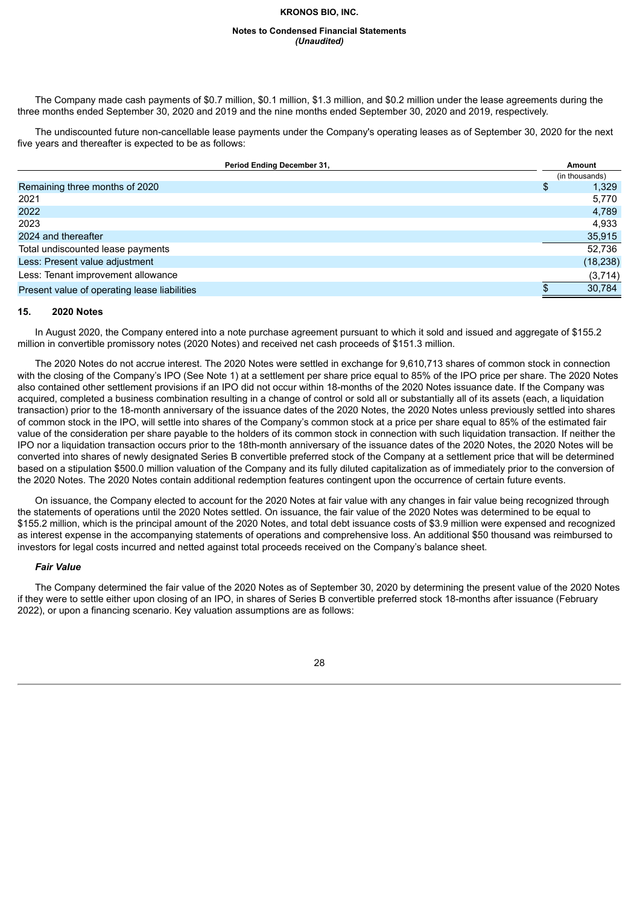The Company made cash payments of $0.7 million, $0.1 million, $1.3 million, and $0.2 million under the lease agreements during the three months ended September 30, 2020 and 2019 and the nine months ended September 30, 2020 and 2019, respectively.

The undiscounted future non-cancellable lease payments under the Company's operating leases as of September 30, 2020 for the next five years and thereafter is expected to be as follows:

| Period Ending December 31, | Amount |
|---|---|
| | (in thousands) |
| Remaining three months of 2020 | $ 1,329 |
| 2021 | 5,770 |
| 2022 | 4,789 |
| 2023 | 4,933 |
| 2024 and thereafter | 35,915 |
| Total undiscounted lease payments | 52,736 |
| Less: Present value adjustment | (18,238) |
| Less: Tenant improvement allowance | (3,714) |
| Present value of operating lease liabilities | $ 30,784 |

## 15. 2020 Notes

In August 2020, the Company entered into a note purchase agreement pursuant to which it sold and issued and aggregate of $155.2 million in convertible promissory notes (2020 Notes) and received net cash proceeds of $151.3 million.

The 2020 Notes do not accrue interest. The 2020 Notes were settled in exchange for 9,610,713 shares of common stock in connection with the closing of the Company's IPO (See Note 1) at a settlement per share price equal to 85% of the IPO price per share. The 2020 Notes also contained other settlement provisions if an IPO did not occur within 18-months of the 2020 Notes issuance date. If the Company was acquired, completed a business combination resulting in a change of control or sold all or substantially all of its assets (each, a liquidation transaction) prior to the 18-month anniversary of the issuance dates of the 2020 Notes, the 2020 Notes unless previously settled into shares of common stock in the IPO, will settle into shares of the Company's common stock at a price per share equal to 85% of the estimated fair value of the consideration per share payable to the holders of its common stock in connection with such liquidation transaction. If neither the IPO nor a liquidation transaction occurs prior to the 18th-month anniversary of the issuance dates of the 2020 Notes, the 2020 Notes will be converted into shares of newly designated Series B convertible preferred stock of the Company at a settlement price that will be determined based on a stipulation $500.0 million valuation of the Company and its fully diluted capitalization as of immediately prior to the conversion of the 2020 Notes. The 2020 Notes contain additional redemption features contingent upon the occurrence of certain future events.

On issuance, the Company elected to account for the 2020 Notes at fair value with any changes in fair value being recognized through the statements of operations until the 2020 Notes settled. On issuance, the fair value of the 2020 Notes was determined to be equal to $155.2 million, which is the principal amount of the 2020 Notes, and total debt issuance costs of $3.9 million were expensed and recognized as interest expense in the accompanying statements of operations and comprehensive loss. An additional $50 thousand was reimbursed to investors for legal costs incurred and netted against total proceeds received on the Company's balance sheet.

### *Fair Value*

The Company determined the fair value of the 2020 Notes as of September 30, 2020 by determining the present value of the 2020 Notes if they were to settle either upon closing of an IPO, in shares of Series B convertible preferred stock 18-months after issuance (February 2022), or upon a financing scenario. Key valuation assumptions are as follows: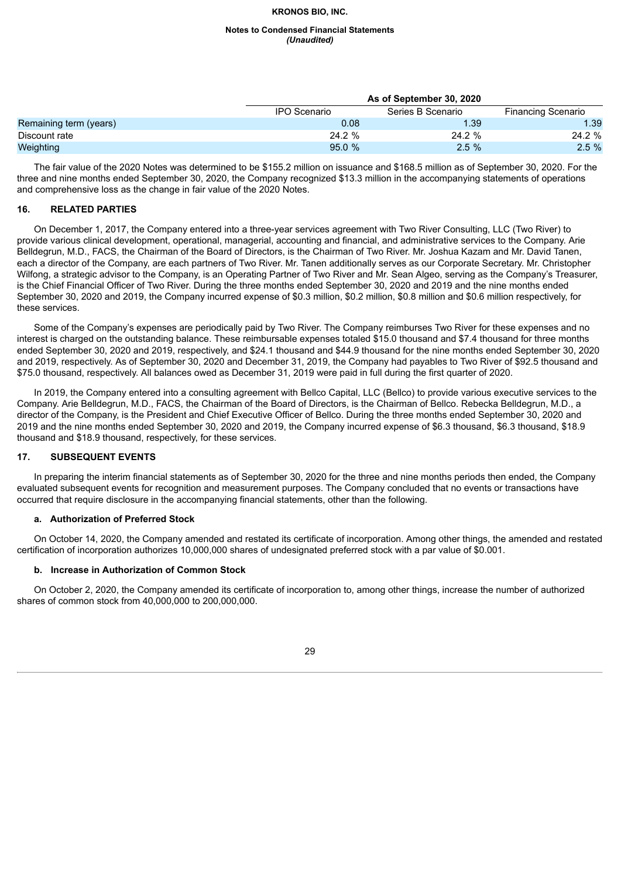|  | As of September 30, 2020 |  |  |
| --- | --- | --- | --- |
|  | IPO Scenario | Series B Scenario | Financing Scenario |
| Remaining term (years) | 0.08 | 1.39 | 1.39 |
| Discount rate | 24.2 % | 24.2 % | 24.2 % |
| Weighting | 95.0 % | 2.5 % | 2.5 % |

The fair value of the 2020 Notes was determined to be $155.2 million on issuance and $168.5 million as of September 30, 2020. For the three and nine months ended September 30, 2020, the Company recognized $13.3 million in the accompanying statements of operations and comprehensive loss as the change in fair value of the 2020 Notes.

## 16. RELATED PARTIES

On December 1, 2017, the Company entered into a three-year services agreement with Two River Consulting, LLC (Two River) to provide various clinical development, operational, managerial, accounting and financial, and administrative services to the Company. Arie Belldegrun, M.D., FACS, the Chairman of the Board of Directors, is the Chairman of Two River. Mr. Joshua Kazam and Mr. David Tanen, each a director of the Company, are each partners of Two River. Mr. Tanen additionally serves as our Corporate Secretary. Mr. Christopher Wilfong, a strategic advisor to the Company, is an Operating Partner of Two River and Mr. Sean Algeo, serving as the Company's Treasurer, is the Chief Financial Officer of Two River. During the three months ended September 30, 2020 and 2019 and the nine months ended September 30, 2020 and 2019, the Company incurred expense of $0.3 million, $0.2 million, $0.8 million and $0.6 million respectively, for these services.

Some of the Company's expenses are periodically paid by Two River. The Company reimburses Two River for these expenses and no interest is charged on the outstanding balance. These reimbursable expenses totaled $15.0 thousand and $7.4 thousand for three months ended September 30, 2020 and 2019, respectively, and $24.1 thousand and $44.9 thousand for the nine months ended September 30, 2020 and 2019, respectively. As of September 30, 2020 and December 31, 2019, the Company had payables to Two River of $92.5 thousand and $75.0 thousand, respectively. All balances owed as December 31, 2019 were paid in full during the first quarter of 2020.

In 2019, the Company entered into a consulting agreement with Bellco Capital, LLC (Bellco) to provide various executive services to the Company. Arie Belldegrun, M.D., FACS, the Chairman of the Board of Directors, is the Chairman of Bellco. Rebecka Belldegrun, M.D., a director of the Company, is the President and Chief Executive Officer of Bellco. During the three months ended September 30, 2020 and 2019 and the nine months ended September 30, 2020 and 2019, the Company incurred expense of $6.3 thousand, $6.3 thousand, $18.9 thousand and $18.9 thousand, respectively, for these services.

## 17. SUBSEQUENT EVENTS

In preparing the interim financial statements as of September 30, 2020 for the three and nine months periods then ended, the Company evaluated subsequent events for recognition and measurement purposes. The Company concluded that no events or transactions have occurred that require disclosure in the accompanying financial statements, other than the following.

### a. Authorization of Preferred Stock

On October 14, 2020, the Company amended and restated its certificate of incorporation. Among other things, the amended and restated certification of incorporation authorizes 10,000,000 shares of undesignated preferred stock with a par value of $0.001.

### b. Increase in Authorization of Common Stock

On October 2, 2020, the Company amended its certificate of incorporation to, among other things, increase the number of authorized shares of common stock from 40,000,000 to 200,000,000.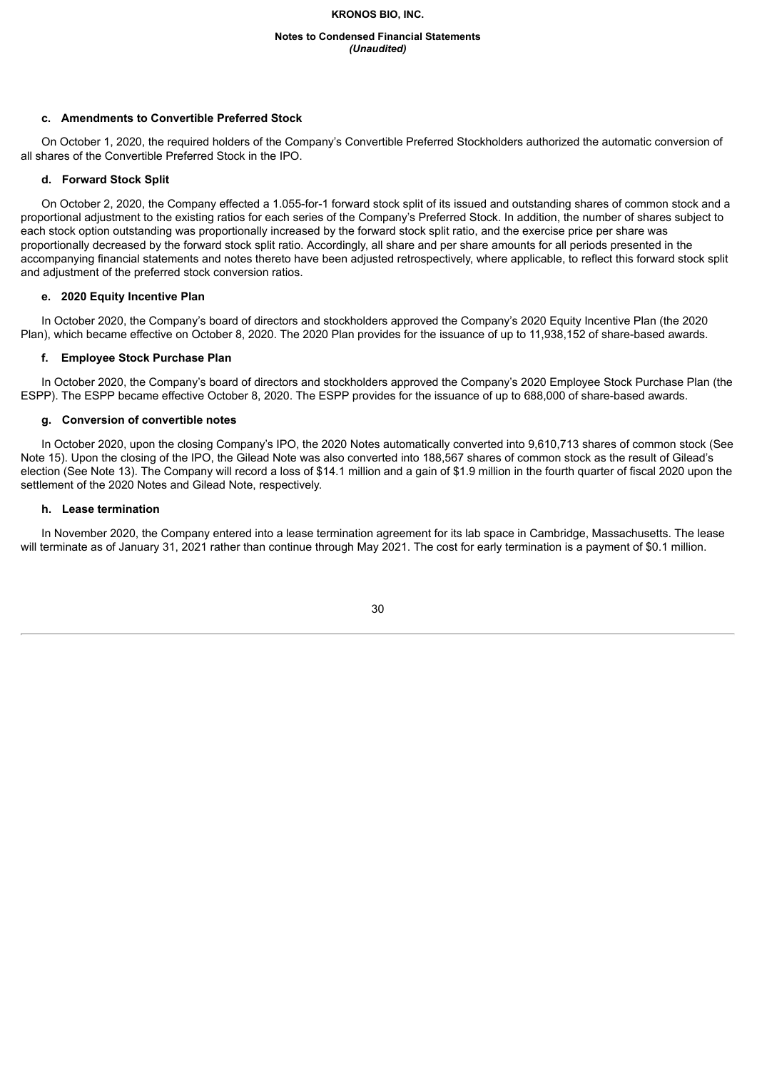#### c. Amendments to Convertible Preferred Stock

On October 1, 2020, the required holders of the Company's Convertible Preferred Stockholders authorized the automatic conversion of all shares of the Convertible Preferred Stock in the IPO.

#### d. Forward Stock Split

On October 2, 2020, the Company effected a 1.055-for-1 forward stock split of its issued and outstanding shares of common stock and a proportional adjustment to the existing ratios for each series of the Company's Preferred Stock. In addition, the number of shares subject to each stock option outstanding was proportionally increased by the forward stock split ratio, and the exercise price per share was proportionally decreased by the forward stock split ratio. Accordingly, all share and per share amounts for all periods presented in the accompanying financial statements and notes thereto have been adjusted retrospectively, where applicable, to reflect this forward stock split and adjustment of the preferred stock conversion ratios.

#### e. 2020 Equity Incentive Plan

In October 2020, the Company's board of directors and stockholders approved the Company's 2020 Equity Incentive Plan (the 2020 Plan), which became effective on October 8, 2020. The 2020 Plan provides for the issuance of up to 11,938,152 of share-based awards.

#### f. Employee Stock Purchase Plan

In October 2020, the Company's board of directors and stockholders approved the Company's 2020 Employee Stock Purchase Plan (the ESPP). The ESPP became effective October 8, 2020. The ESPP provides for the issuance of up to 688,000 of share-based awards.

#### g. Conversion of convertible notes

In October 2020, upon the closing Company's IPO, the 2020 Notes automatically converted into 9,610,713 shares of common stock (See Note 15). Upon the closing of the IPO, the Gilead Note was also converted into 188,567 shares of common stock as the result of Gilead's election (See Note 13). The Company will record a loss of $14.1 million and a gain of $1.9 million in the fourth quarter of fiscal 2020 upon the settlement of the 2020 Notes and Gilead Note, respectively.

#### h. Lease termination

In November 2020, the Company entered into a lease termination agreement for its lab space in Cambridge, Massachusetts. The lease will terminate as of January 31, 2021 rather than continue through May 2021. The cost for early termination is a payment of $0.1 million.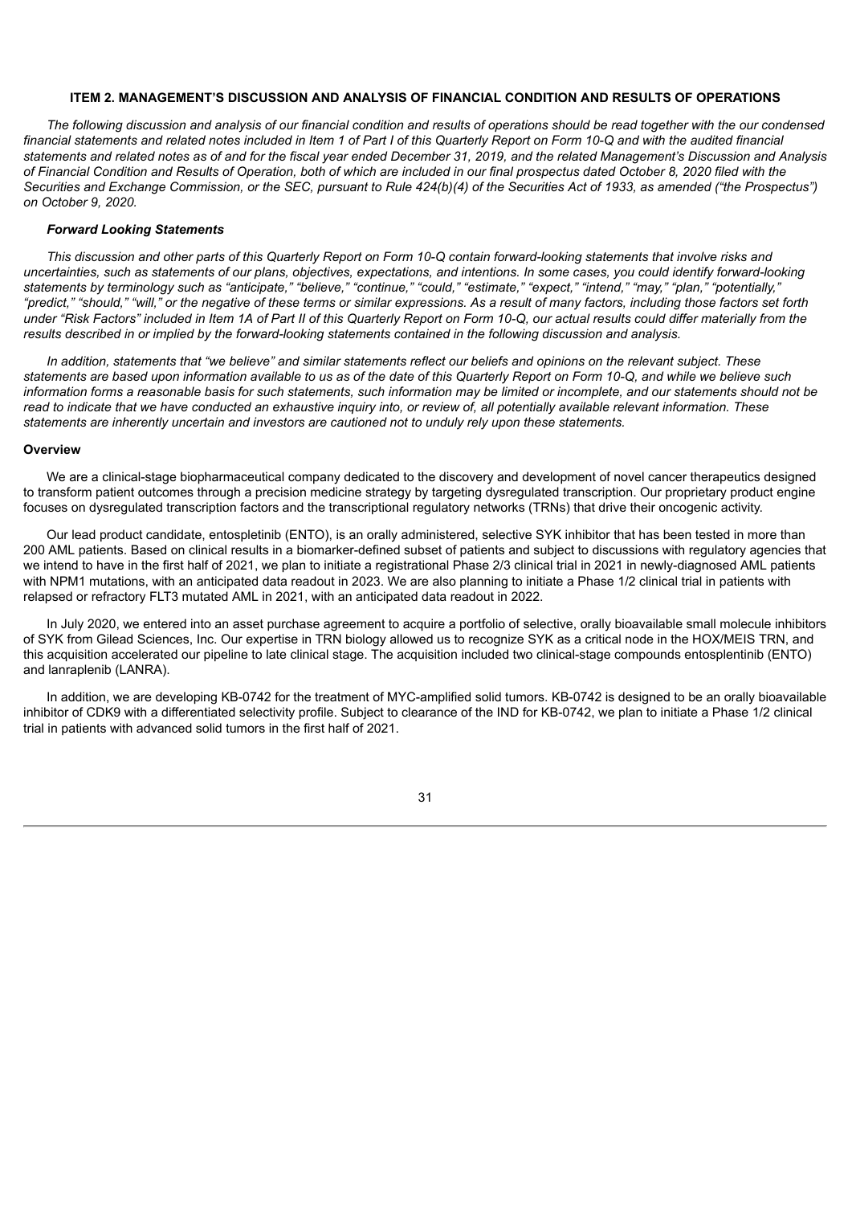## ITEM 2. MANAGEMENT'S DISCUSSION AND ANALYSIS OF FINANCIAL CONDITION AND RESULTS OF OPERATIONS

*The following discussion and analysis of our financial condition and results of operations should be read together with the our condensed financial statements and related notes included in Item 1 of Part I of this Quarterly Report on Form 10-Q and with the audited financial statements and related notes as of and for the fiscal year ended December 31, 2019, and the related Management's Discussion and Analysis of Financial Condition and Results of Operation, both of which are included in our final prospectus dated October 8, 2020 filed with the Securities and Exchange Commission, or the SEC, pursuant to Rule 424(b)(4) of the Securities Act of 1933, as amended ("the Prospectus") on October 9, 2020.*

### *Forward Looking Statements*

*This discussion and other parts of this Quarterly Report on Form 10-Q contain forward-looking statements that involve risks and uncertainties, such as statements of our plans, objectives, expectations, and intentions. In some cases, you could identify forward-looking statements by terminology such as "anticipate," "believe," "continue," "could," "estimate," "expect," "intend," "may," "plan," "potentially," "predict," "should," "will," or the negative of these terms or similar expressions. As a result of many factors, including those factors set forth under "Risk Factors" included in Item 1A of Part II of this Quarterly Report on Form 10-Q, our actual results could differ materially from the results described in or implied by the forward-looking statements contained in the following discussion and analysis.*

*In addition, statements that "we believe" and similar statements reflect our beliefs and opinions on the relevant subject. These statements are based upon information available to us as of the date of this Quarterly Report on Form 10-Q, and while we believe such information forms a reasonable basis for such statements, such information may be limited or incomplete, and our statements should not be read to indicate that we have conducted an exhaustive inquiry into, or review of, all potentially available relevant information. These statements are inherently uncertain and investors are cautioned not to unduly rely upon these statements.*

### Overview

We are a clinical-stage biopharmaceutical company dedicated to the discovery and development of novel cancer therapeutics designed to transform patient outcomes through a precision medicine strategy by targeting dysregulated transcription. Our proprietary product engine focuses on dysregulated transcription factors and the transcriptional regulatory networks (TRNs) that drive their oncogenic activity.

Our lead product candidate, entospletinib (ENTO), is an orally administered, selective SYK inhibitor that has been tested in more than 200 AML patients. Based on clinical results in a biomarker-defined subset of patients and subject to discussions with regulatory agencies that we intend to have in the first half of 2021, we plan to initiate a registrational Phase 2/3 clinical trial in 2021 in newly-diagnosed AML patients with NPM1 mutations, with an anticipated data readout in 2023. We are also planning to initiate a Phase 1/2 clinical trial in patients with relapsed or refractory FLT3 mutated AML in 2021, with an anticipated data readout in 2022.

In July 2020, we entered into an asset purchase agreement to acquire a portfolio of selective, orally bioavailable small molecule inhibitors of SYK from Gilead Sciences, Inc. Our expertise in TRN biology allowed us to recognize SYK as a critical node in the HOX/MEIS TRN, and this acquisition accelerated our pipeline to late clinical stage. The acquisition included two clinical-stage compounds entosplentinib (ENTO) and lanraplenib (LANRA).

In addition, we are developing KB-0742 for the treatment of MYC-amplified solid tumors. KB-0742 is designed to be an orally bioavailable inhibitor of CDK9 with a differentiated selectivity profile. Subject to clearance of the IND for KB-0742, we plan to initiate a Phase 1/2 clinical trial in patients with advanced solid tumors in the first half of 2021.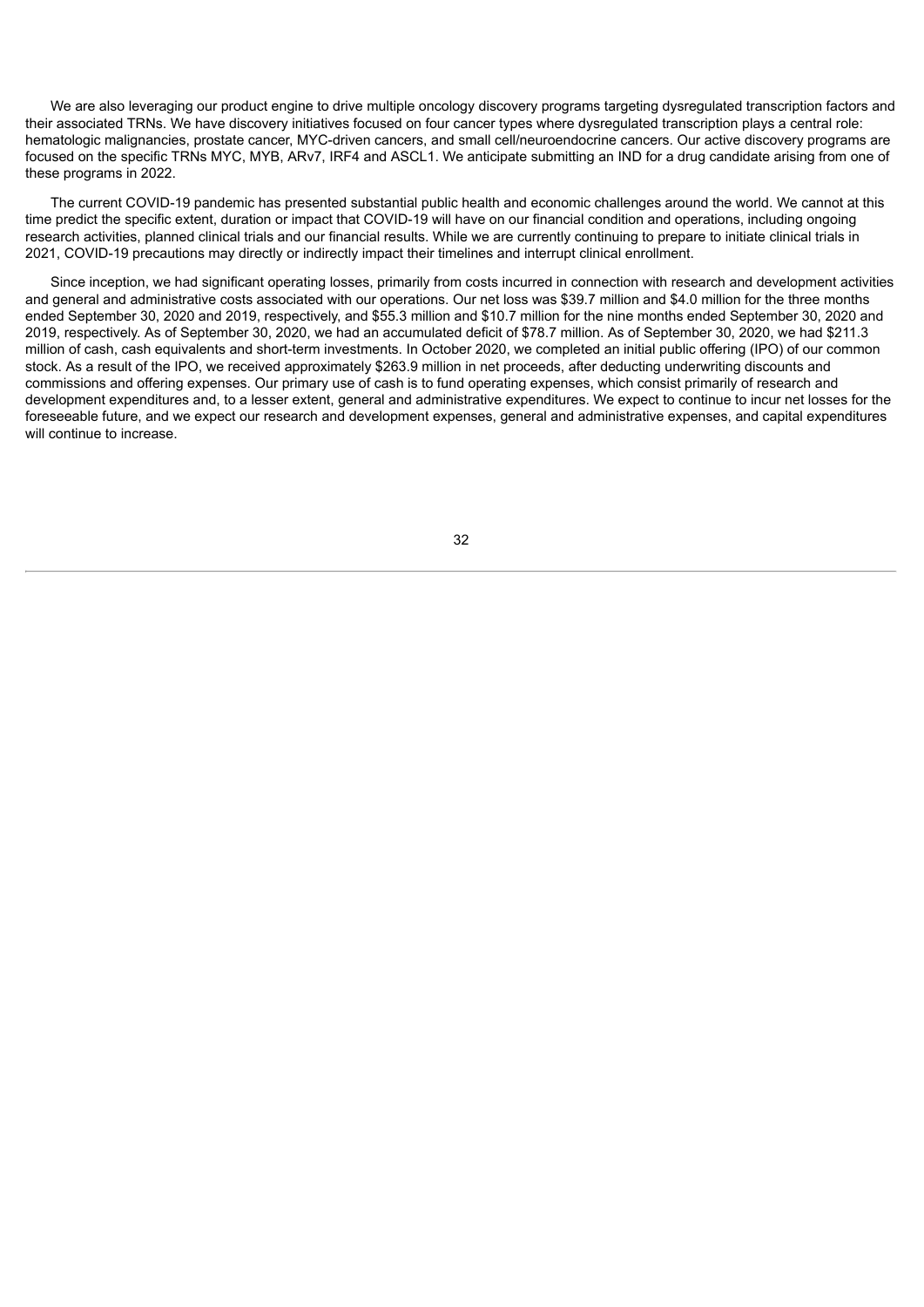We are also leveraging our product engine to drive multiple oncology discovery programs targeting dysregulated transcription factors and their associated TRNs. We have discovery initiatives focused on four cancer types where dysregulated transcription plays a central role: hematologic malignancies, prostate cancer, MYC-driven cancers, and small cell/neuroendocrine cancers. Our active discovery programs are focused on the specific TRNs MYC, MYB, ARv7, IRF4 and ASCL1. We anticipate submitting an IND for a drug candidate arising from one of these programs in 2022.

The current COVID-19 pandemic has presented substantial public health and economic challenges around the world. We cannot at this time predict the specific extent, duration or impact that COVID-19 will have on our financial condition and operations, including ongoing research activities, planned clinical trials and our financial results. While we are currently continuing to prepare to initiate clinical trials in 2021, COVID-19 precautions may directly or indirectly impact their timelines and interrupt clinical enrollment.

Since inception, we had significant operating losses, primarily from costs incurred in connection with research and development activities and general and administrative costs associated with our operations. Our net loss was $39.7 million and $4.0 million for the three months ended September 30, 2020 and 2019, respectively, and $55.3 million and $10.7 million for the nine months ended September 30, 2020 and 2019, respectively. As of September 30, 2020, we had an accumulated deficit of $78.7 million. As of September 30, 2020, we had $211.3 million of cash, cash equivalents and short-term investments. In October 2020, we completed an initial public offering (IPO) of our common stock. As a result of the IPO, we received approximately $263.9 million in net proceeds, after deducting underwriting discounts and commissions and offering expenses. Our primary use of cash is to fund operating expenses, which consist primarily of research and development expenditures and, to a lesser extent, general and administrative expenditures. We expect to continue to incur net losses for the foreseeable future, and we expect our research and development expenses, general and administrative expenses, and capital expenditures will continue to increase.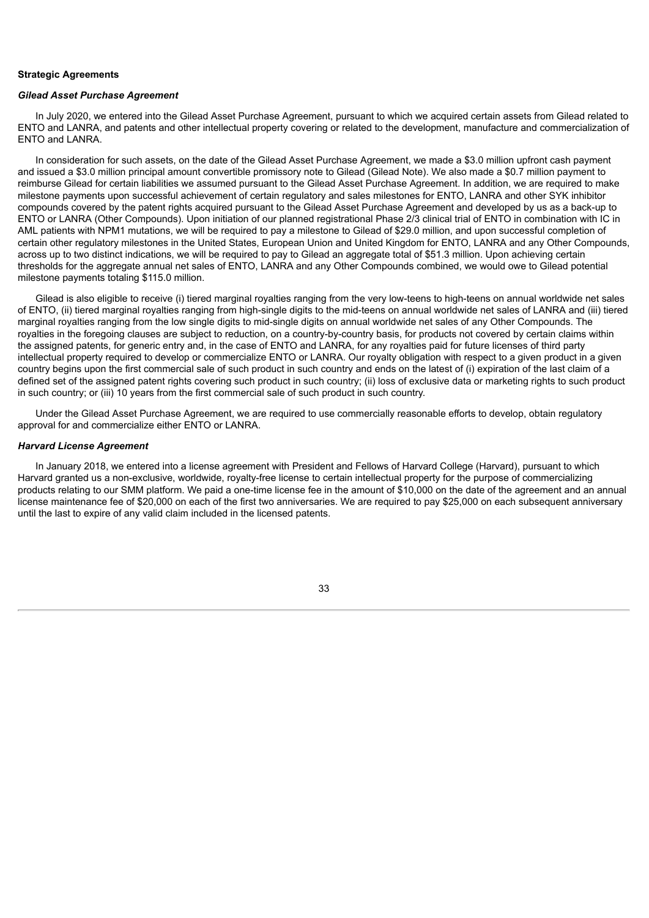**Strategic Agreements**

***Gilead Asset Purchase Agreement***

In July 2020, we entered into the Gilead Asset Purchase Agreement, pursuant to which we acquired certain assets from Gilead related to ENTO and LANRA, and patents and other intellectual property covering or related to the development, manufacture and commercialization of ENTO and LANRA.

In consideration for such assets, on the date of the Gilead Asset Purchase Agreement, we made a $3.0 million upfront cash payment and issued a $3.0 million principal amount convertible promissory note to Gilead (Gilead Note). We also made a $0.7 million payment to reimburse Gilead for certain liabilities we assumed pursuant to the Gilead Asset Purchase Agreement. In addition, we are required to make milestone payments upon successful achievement of certain regulatory and sales milestones for ENTO, LANRA and other SYK inhibitor compounds covered by the patent rights acquired pursuant to the Gilead Asset Purchase Agreement and developed by us as a back-up to ENTO or LANRA (Other Compounds). Upon initiation of our planned registrational Phase 2/3 clinical trial of ENTO in combination with IC in AML patients with NPM1 mutations, we will be required to pay a milestone to Gilead of $29.0 million, and upon successful completion of certain other regulatory milestones in the United States, European Union and United Kingdom for ENTO, LANRA and any Other Compounds, across up to two distinct indications, we will be required to pay to Gilead an aggregate total of $51.3 million. Upon achieving certain thresholds for the aggregate annual net sales of ENTO, LANRA and any Other Compounds combined, we would owe to Gilead potential milestone payments totaling $115.0 million.

Gilead is also eligible to receive (i) tiered marginal royalties ranging from the very low-teens to high-teens on annual worldwide net sales of ENTO, (ii) tiered marginal royalties ranging from high-single digits to the mid-teens on annual worldwide net sales of LANRA and (iii) tiered marginal royalties ranging from the low single digits to mid-single digits on annual worldwide net sales of any Other Compounds. The royalties in the foregoing clauses are subject to reduction, on a country-by-country basis, for products not covered by certain claims within the assigned patents, for generic entry and, in the case of ENTO and LANRA, for any royalties paid for future licenses of third party intellectual property required to develop or commercialize ENTO or LANRA. Our royalty obligation with respect to a given product in a given country begins upon the first commercial sale of such product in such country and ends on the latest of (i) expiration of the last claim of a defined set of the assigned patent rights covering such product in such country; (ii) loss of exclusive data or marketing rights to such product in such country; or (iii) 10 years from the first commercial sale of such product in such country.

Under the Gilead Asset Purchase Agreement, we are required to use commercially reasonable efforts to develop, obtain regulatory approval for and commercialize either ENTO or LANRA.

***Harvard License Agreement***

In January 2018, we entered into a license agreement with President and Fellows of Harvard College (Harvard), pursuant to which Harvard granted us a non-exclusive, worldwide, royalty-free license to certain intellectual property for the purpose of commercializing products relating to our SMM platform. We paid a one-time license fee in the amount of $10,000 on the date of the agreement and an annual license maintenance fee of $20,000 on each of the first two anniversaries. We are required to pay $25,000 on each subsequent anniversary until the last to expire of any valid claim included in the licensed patents.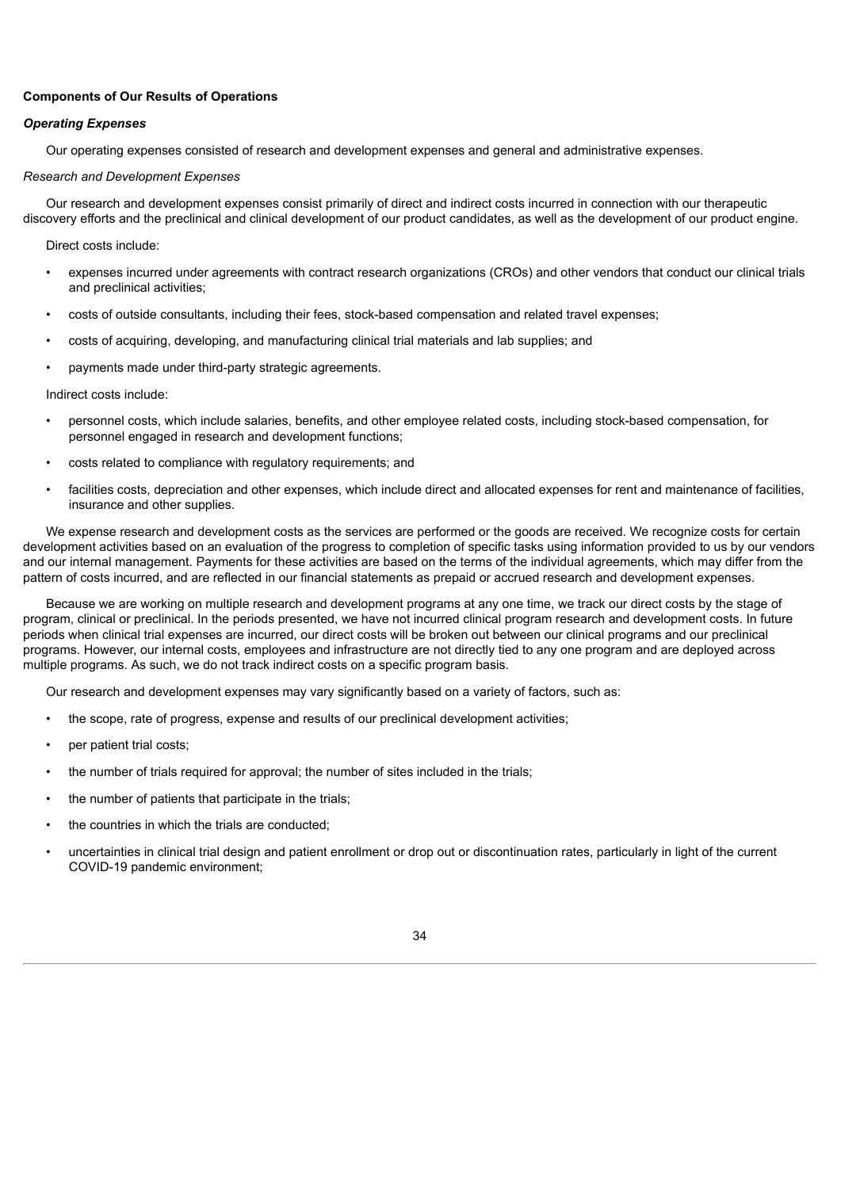**Components of Our Results of Operations**

***Operating Expenses***

Our operating expenses consisted of research and development expenses and general and administrative expenses.

*Research and Development Expenses*

Our research and development expenses consist primarily of direct and indirect costs incurred in connection with our therapeutic discovery efforts and the preclinical and clinical development of our product candidates, as well as the development of our product engine.

Direct costs include:

- expenses incurred under agreements with contract research organizations (CROs) and other vendors that conduct our clinical trials and preclinical activities;
- costs of outside consultants, including their fees, stock-based compensation and related travel expenses;
- costs of acquiring, developing, and manufacturing clinical trial materials and lab supplies; and
- payments made under third-party strategic agreements.

Indirect costs include:

- personnel costs, which include salaries, benefits, and other employee related costs, including stock-based compensation, for personnel engaged in research and development functions;
- costs related to compliance with regulatory requirements; and
- facilities costs, depreciation and other expenses, which include direct and allocated expenses for rent and maintenance of facilities, insurance and other supplies.

We expense research and development costs as the services are performed or the goods are received. We recognize costs for certain development activities based on an evaluation of the progress to completion of specific tasks using information provided to us by our vendors and our internal management. Payments for these activities are based on the terms of the individual agreements, which may differ from the pattern of costs incurred, and are reflected in our financial statements as prepaid or accrued research and development expenses.

Because we are working on multiple research and development programs at any one time, we track our direct costs by the stage of program, clinical or preclinical. In the periods presented, we have not incurred clinical program research and development costs. In future periods when clinical trial expenses are incurred, our direct costs will be broken out between our clinical programs and our preclinical programs. However, our internal costs, employees and infrastructure are not directly tied to any one program and are deployed across multiple programs. As such, we do not track indirect costs on a specific program basis.

Our research and development expenses may vary significantly based on a variety of factors, such as:

- the scope, rate of progress, expense and results of our preclinical development activities;
- per patient trial costs;
- the number of trials required for approval; the number of sites included in the trials;
- the number of patients that participate in the trials;
- the countries in which the trials are conducted;
- uncertainties in clinical trial design and patient enrollment or drop out or discontinuation rates, particularly in light of the current COVID-19 pandemic environment;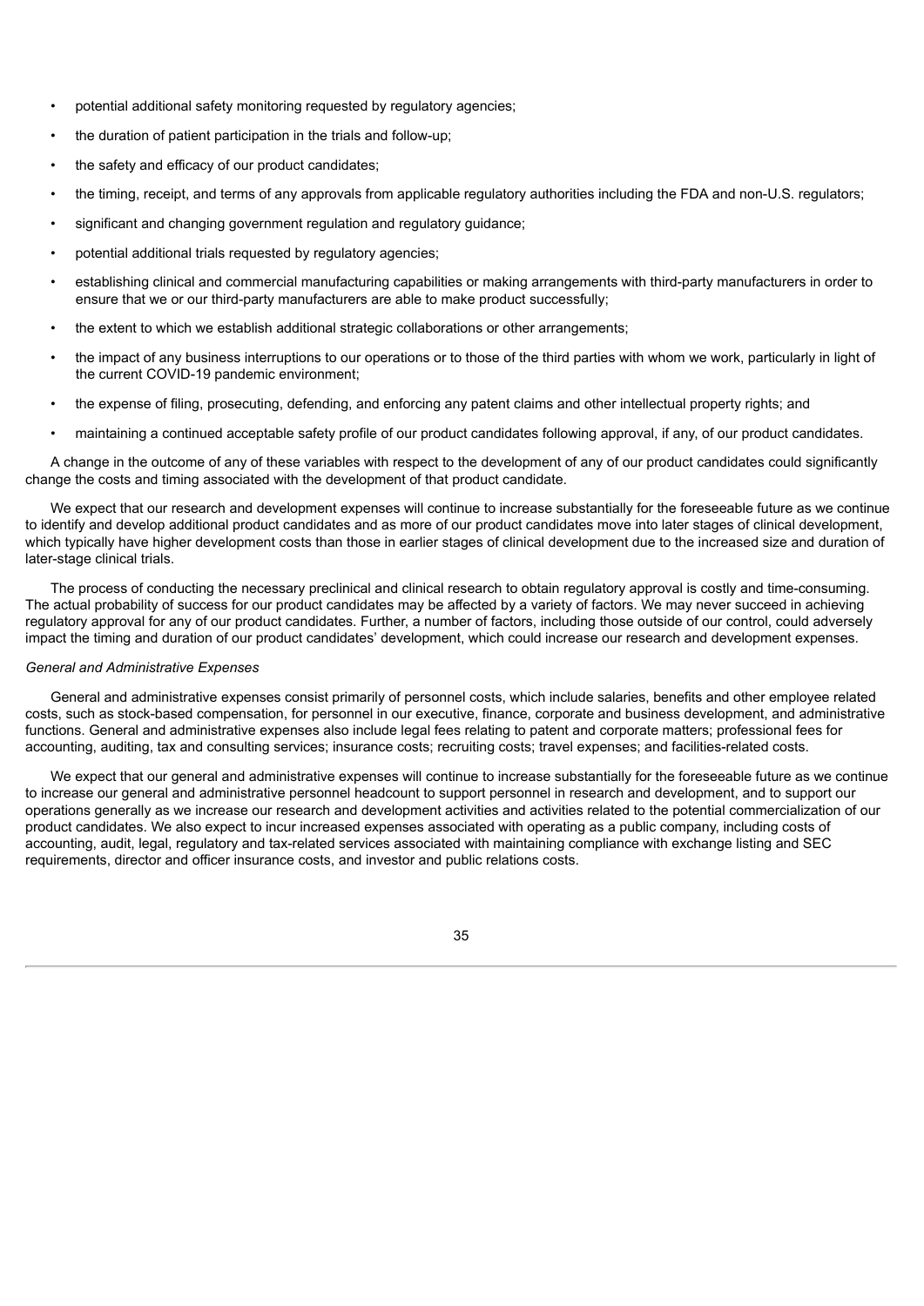- potential additional safety monitoring requested by regulatory agencies;
- the duration of patient participation in the trials and follow-up;
- the safety and efficacy of our product candidates;
- the timing, receipt, and terms of any approvals from applicable regulatory authorities including the FDA and non-U.S. regulators;
- significant and changing government regulation and regulatory guidance;
- potential additional trials requested by regulatory agencies;
- establishing clinical and commercial manufacturing capabilities or making arrangements with third-party manufacturers in order to ensure that we or our third-party manufacturers are able to make product successfully;
- the extent to which we establish additional strategic collaborations or other arrangements;
- the impact of any business interruptions to our operations or to those of the third parties with whom we work, particularly in light of the current COVID-19 pandemic environment;
- the expense of filing, prosecuting, defending, and enforcing any patent claims and other intellectual property rights; and
- maintaining a continued acceptable safety profile of our product candidates following approval, if any, of our product candidates.

A change in the outcome of any of these variables with respect to the development of any of our product candidates could significantly change the costs and timing associated with the development of that product candidate.

We expect that our research and development expenses will continue to increase substantially for the foreseeable future as we continue to identify and develop additional product candidates and as more of our product candidates move into later stages of clinical development, which typically have higher development costs than those in earlier stages of clinical development due to the increased size and duration of later-stage clinical trials.

The process of conducting the necessary preclinical and clinical research to obtain regulatory approval is costly and time-consuming. The actual probability of success for our product candidates may be affected by a variety of factors. We may never succeed in achieving regulatory approval for any of our product candidates. Further, a number of factors, including those outside of our control, could adversely impact the timing and duration of our product candidates' development, which could increase our research and development expenses.

*General and Administrative Expenses*

General and administrative expenses consist primarily of personnel costs, which include salaries, benefits and other employee related costs, such as stock-based compensation, for personnel in our executive, finance, corporate and business development, and administrative functions. General and administrative expenses also include legal fees relating to patent and corporate matters; professional fees for accounting, auditing, tax and consulting services; insurance costs; recruiting costs; travel expenses; and facilities-related costs.

We expect that our general and administrative expenses will continue to increase substantially for the foreseeable future as we continue to increase our general and administrative personnel headcount to support personnel in research and development, and to support our operations generally as we increase our research and development activities and activities related to the potential commercialization of our product candidates. We also expect to incur increased expenses associated with operating as a public company, including costs of accounting, audit, legal, regulatory and tax-related services associated with maintaining compliance with exchange listing and SEC requirements, director and officer insurance costs, and investor and public relations costs.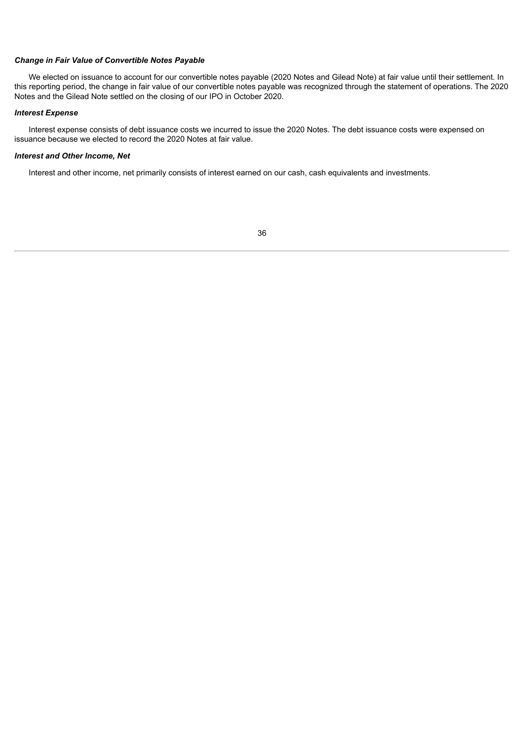***Change in Fair Value of Convertible Notes Payable***

We elected on issuance to account for our convertible notes payable (2020 Notes and Gilead Note) at fair value until their settlement. In this reporting period, the change in fair value of our convertible notes payable was recognized through the statement of operations. The 2020 Notes and the Gilead Note settled on the closing of our IPO in October 2020.

***Interest Expense***

Interest expense consists of debt issuance costs we incurred to issue the 2020 Notes. The debt issuance costs were expensed on issuance because we elected to record the 2020 Notes at fair value.

***Interest and Other Income, Net***

Interest and other income, net primarily consists of interest earned on our cash, cash equivalents and investments.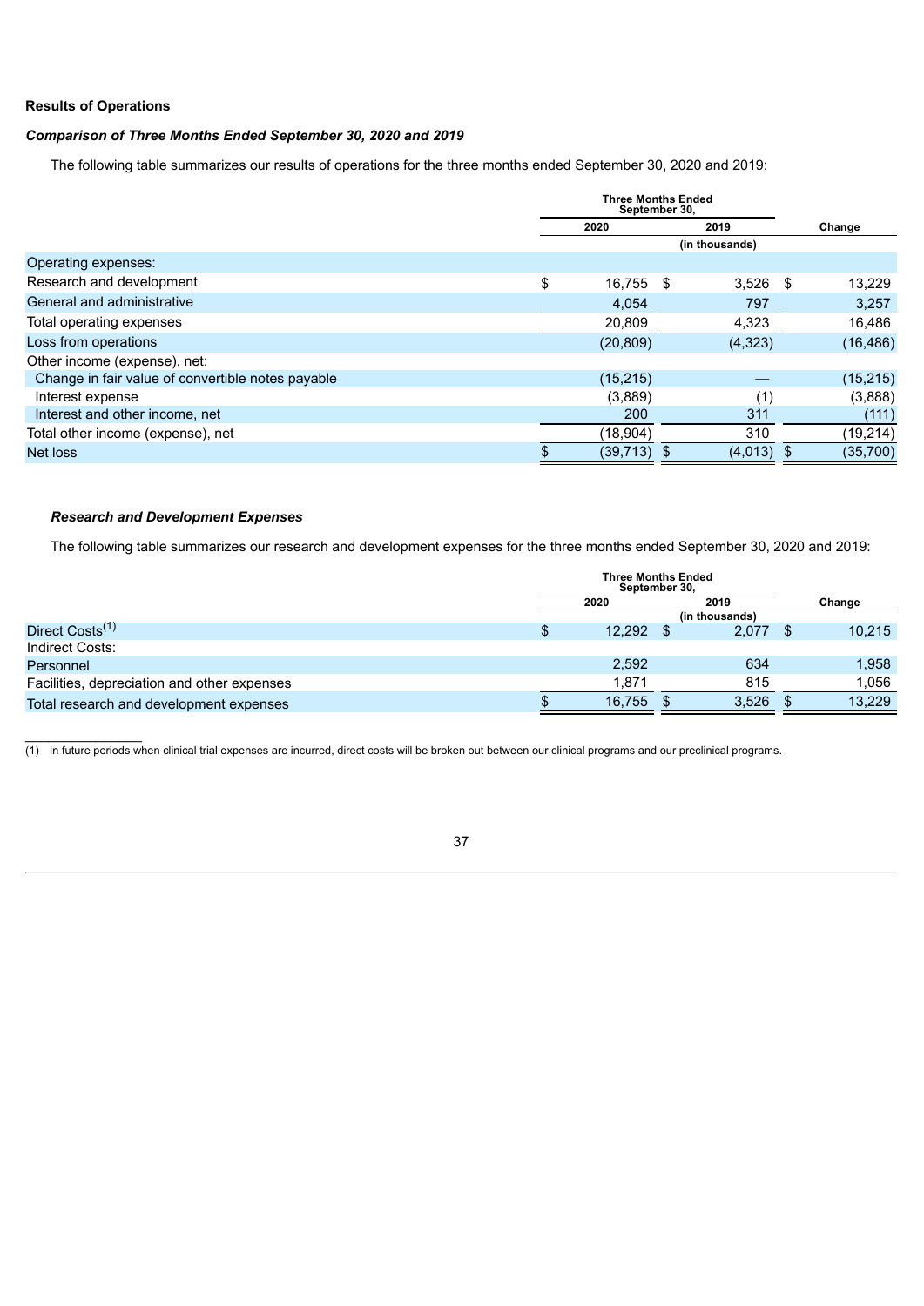**Results of Operations**

***Comparison of Three Months Ended September 30, 2020 and 2019***

The following table summarizes our results of operations for the three months ended September 30, 2020 and 2019:

| | Three Months Ended September 30, | | |
|---|---|---|---|
| | 2020 | 2019 | Change |
| | | (in thousands) | |
| Operating expenses: | | | |
| Research and development | $ 16,755 | $ 3,526 | $ 13,229 |
| General and administrative | 4,054 | 797 | 3,257 |
| Total operating expenses | 20,809 | 4,323 | 16,486 |
| Loss from operations | (20,809) | (4,323) | (16,486) |
| Other income (expense), net: | | | |
| Change in fair value of convertible notes payable | (15,215) | — | (15,215) |
| Interest expense | (3,889) | (1) | (3,888) |
| Interest and other income, net | 200 | 311 | (111) |
| Total other income (expense), net | (18,904) | 310 | (19,214) |
| Net loss | $ (39,713) | $ (4,013) | $ (35,700) |

***Research and Development Expenses***

The following table summarizes our research and development expenses for the three months ended September 30, 2020 and 2019:

| | Three Months Ended September 30, | | |
|---|---|---|---|
| | 2020 | 2019 | Change |
| | | (in thousands) | |
| Direct Costs[1] | $ 12,292 | $ 2,077 | $ 10,215 |
| Indirect Costs: | | | |
| Personnel | 2,592 | 634 | 1,958 |
| Facilities, depreciation and other expenses | 1,871 | 815 | 1,056 |
| Total research and development expenses | $ 16,755 | $ 3,526 | $ 13,229 |

(1) In future periods when clinical trial expenses are incurred, direct costs will be broken out between our clinical programs and our preclinical programs.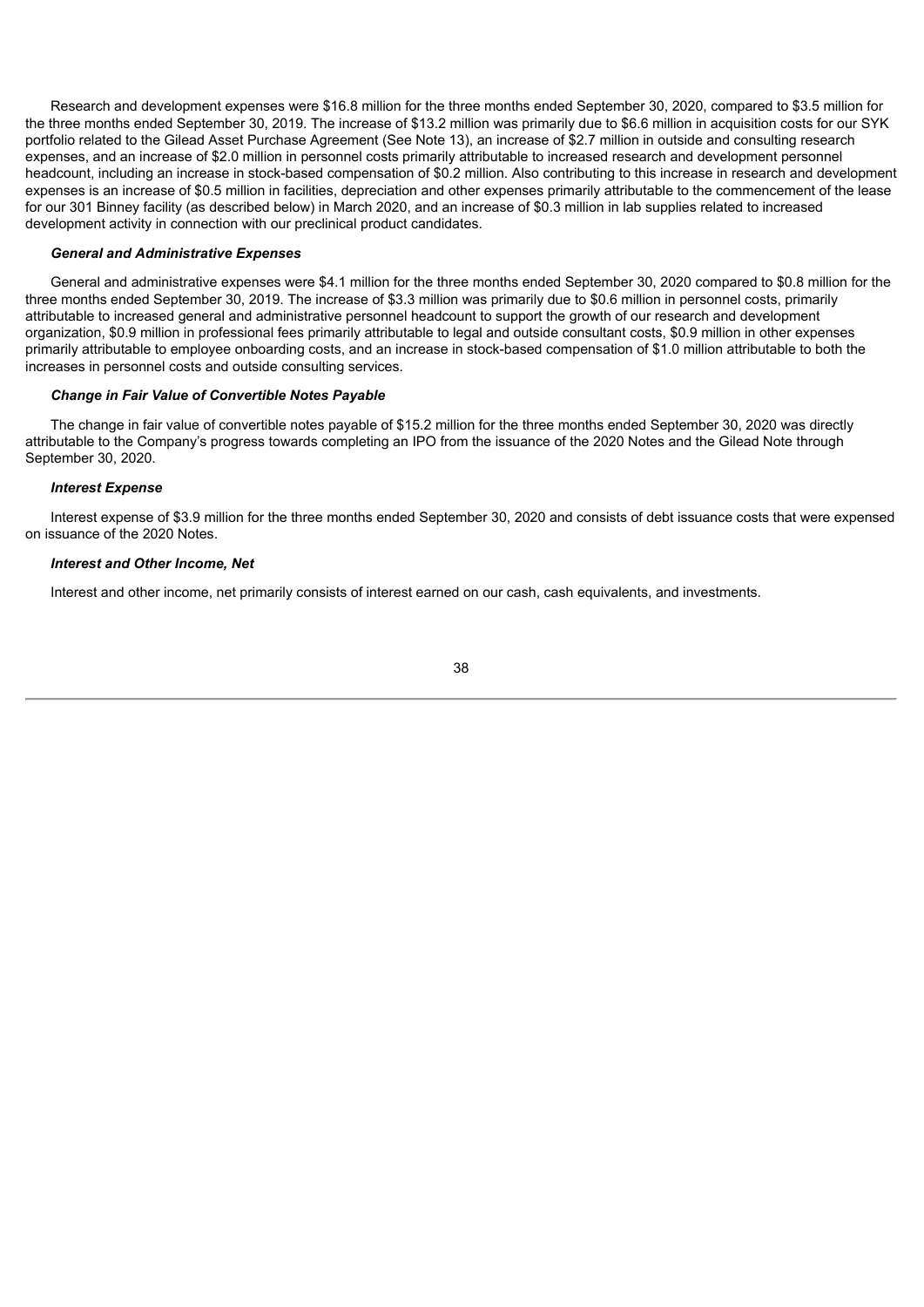Research and development expenses were $16.8 million for the three months ended September 30, 2020, compared to $3.5 million for the three months ended September 30, 2019. The increase of $13.2 million was primarily due to $6.6 million in acquisition costs for our SYK portfolio related to the Gilead Asset Purchase Agreement (See Note 13), an increase of $2.7 million in outside and consulting research expenses, and an increase of $2.0 million in personnel costs primarily attributable to increased research and development personnel headcount, including an increase in stock-based compensation of $0.2 million. Also contributing to this increase in research and development expenses is an increase of $0.5 million in facilities, depreciation and other expenses primarily attributable to the commencement of the lease for our 301 Binney facility (as described below) in March 2020, and an increase of $0.3 million in lab supplies related to increased development activity in connection with our preclinical product candidates.

***General and Administrative Expenses***

General and administrative expenses were $4.1 million for the three months ended September 30, 2020 compared to $0.8 million for the three months ended September 30, 2019. The increase of $3.3 million was primarily due to $0.6 million in personnel costs, primarily attributable to increased general and administrative personnel headcount to support the growth of our research and development organization, $0.9 million in professional fees primarily attributable to legal and outside consultant costs, $0.9 million in other expenses primarily attributable to employee onboarding costs, and an increase in stock-based compensation of $1.0 million attributable to both the increases in personnel costs and outside consulting services.

***Change in Fair Value of Convertible Notes Payable***

The change in fair value of convertible notes payable of $15.2 million for the three months ended September 30, 2020 was directly attributable to the Company's progress towards completing an IPO from the issuance of the 2020 Notes and the Gilead Note through September 30, 2020.

***Interest Expense***

Interest expense of $3.9 million for the three months ended September 30, 2020 and consists of debt issuance costs that were expensed on issuance of the 2020 Notes.

***Interest and Other Income, Net***

Interest and other income, net primarily consists of interest earned on our cash, cash equivalents, and investments.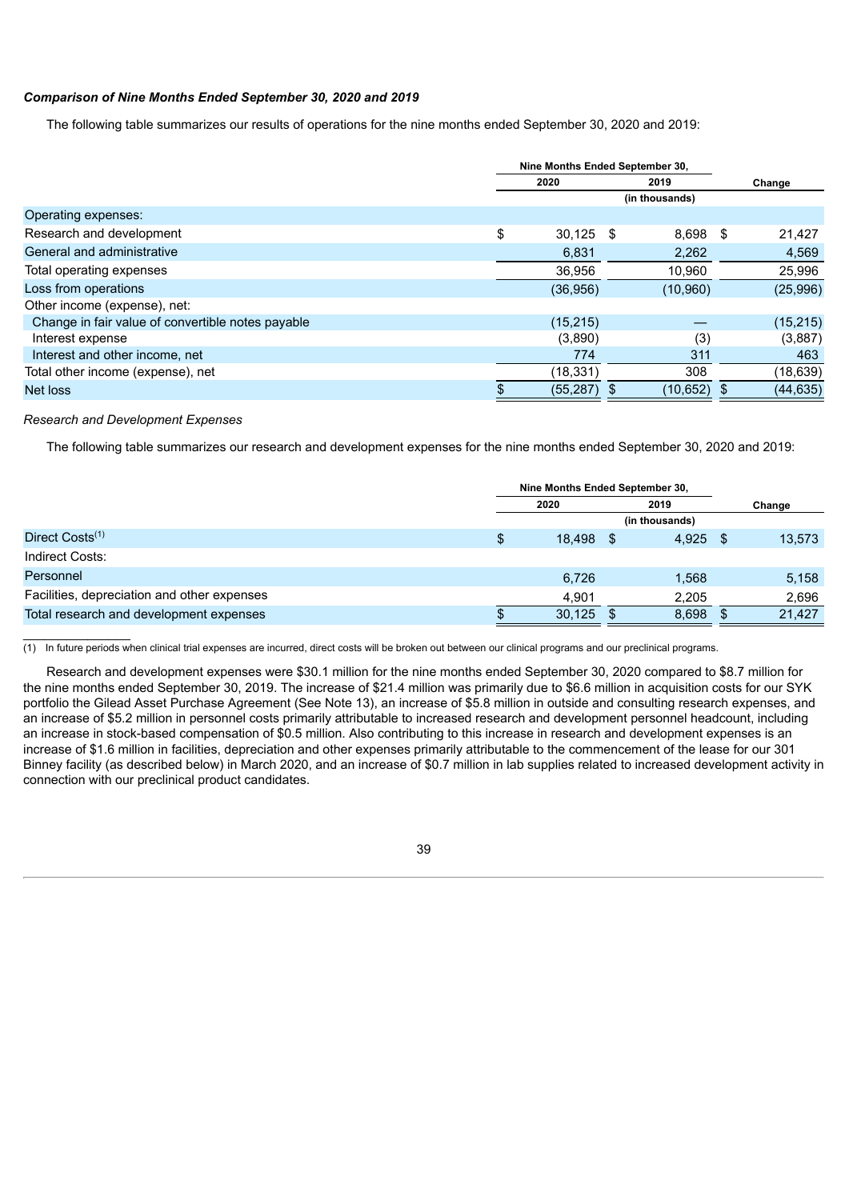***Comparison of Nine Months Ended September 30, 2020 and 2019***

The following table summarizes our results of operations for the nine months ended September 30, 2020 and 2019:

| | Nine Months Ended September 30, | | |
|---|---|---|---|
| | 2020 | 2019 | Change |
| | (in thousands) | | |
| Operating expenses: | | | |
| Research and development | $ 30,125 | $ 8,698 | $ 21,427 |
| General and administrative | 6,831 | 2,262 | 4,569 |
| Total operating expenses | 36,956 | 10,960 | 25,996 |
| Loss from operations | (36,956) | (10,960) | (25,996) |
| Other income (expense), net: | | | |
| Change in fair value of convertible notes payable | (15,215) | — | (15,215) |
| Interest expense | (3,890) | (3) | (3,887) |
| Interest and other income, net | 774 | 311 | 463 |
| Total other income (expense), net | (18,331) | 308 | (18,639) |
| Net loss | $ (55,287) | $ (10,652) | $ (44,635) |

*Research and Development Expenses*

The following table summarizes our research and development expenses for the nine months ended September 30, 2020 and 2019:

| | Nine Months Ended September 30, | | |
|---|---|---|---|
| | 2020 | 2019 | Change |
| | (in thousands) | | |
| Direct Costs[(1)] | $ 18,498 | $ 4,925 | $ 13,573 |
| Indirect Costs: | | | |
| Personnel | 6,726 | 1,568 | 5,158 |
| Facilities, depreciation and other expenses | 4,901 | 2,205 | 2,696 |
| Total research and development expenses | $ 30,125 | $ 8,698 | $ 21,427 |

(1) In future periods when clinical trial expenses are incurred, direct costs will be broken out between our clinical programs and our preclinical programs.

Research and development expenses were $30.1 million for the nine months ended September 30, 2020 compared to $8.7 million for the nine months ended September 30, 2019. The increase of $21.4 million was primarily due to $6.6 million in acquisition costs for our SYK portfolio the Gilead Asset Purchase Agreement (See Note 13), an increase of $5.8 million in outside and consulting research expenses, and an increase of $5.2 million in personnel costs primarily attributable to increased research and development personnel headcount, including an increase in stock-based compensation of $0.5 million. Also contributing to this increase in research and development expenses is an increase of $1.6 million in facilities, depreciation and other expenses primarily attributable to the commencement of the lease for our 301 Binney facility (as described below) in March 2020, and an increase of $0.7 million in lab supplies related to increased development activity in connection with our preclinical product candidates.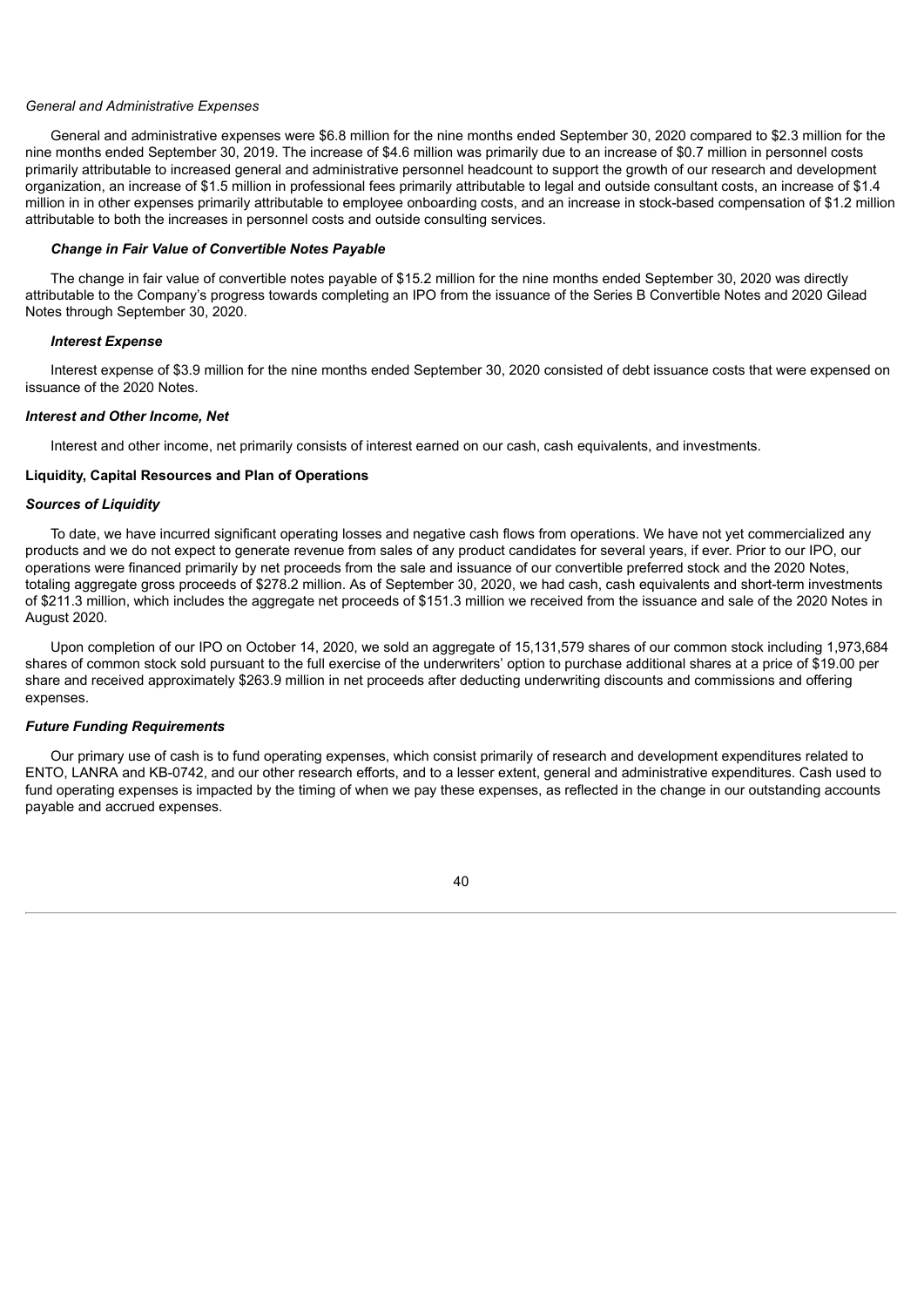*General and Administrative Expenses*

General and administrative expenses were $6.8 million for the nine months ended September 30, 2020 compared to $2.3 million for the nine months ended September 30, 2019. The increase of $4.6 million was primarily due to an increase of $0.7 million in personnel costs primarily attributable to increased general and administrative personnel headcount to support the growth of our research and development organization, an increase of $1.5 million in professional fees primarily attributable to legal and outside consultant costs, an increase of $1.4 million in in other expenses primarily attributable to employee onboarding costs, and an increase in stock-based compensation of $1.2 million attributable to both the increases in personnel costs and outside consulting services.

***Change in Fair Value of Convertible Notes Payable***

The change in fair value of convertible notes payable of $15.2 million for the nine months ended September 30, 2020 was directly attributable to the Company's progress towards completing an IPO from the issuance of the Series B Convertible Notes and 2020 Gilead Notes through September 30, 2020.

***Interest Expense***

Interest expense of $3.9 million for the nine months ended September 30, 2020 consisted of debt issuance costs that were expensed on issuance of the 2020 Notes.

***Interest and Other Income, Net***

Interest and other income, net primarily consists of interest earned on our cash, cash equivalents, and investments.

**Liquidity, Capital Resources and Plan of Operations**

***Sources of Liquidity***

To date, we have incurred significant operating losses and negative cash flows from operations. We have not yet commercialized any products and we do not expect to generate revenue from sales of any product candidates for several years, if ever. Prior to our IPO, our operations were financed primarily by net proceeds from the sale and issuance of our convertible preferred stock and the 2020 Notes, totaling aggregate gross proceeds of $278.2 million. As of September 30, 2020, we had cash, cash equivalents and short-term investments of $211.3 million, which includes the aggregate net proceeds of $151.3 million we received from the issuance and sale of the 2020 Notes in August 2020.

Upon completion of our IPO on October 14, 2020, we sold an aggregate of 15,131,579 shares of our common stock including 1,973,684 shares of common stock sold pursuant to the full exercise of the underwriters' option to purchase additional shares at a price of $19.00 per share and received approximately $263.9 million in net proceeds after deducting underwriting discounts and commissions and offering expenses.

***Future Funding Requirements***

Our primary use of cash is to fund operating expenses, which consist primarily of research and development expenditures related to ENTO, LANRA and KB-0742, and our other research efforts, and to a lesser extent, general and administrative expenditures. Cash used to fund operating expenses is impacted by the timing of when we pay these expenses, as reflected in the change in our outstanding accounts payable and accrued expenses.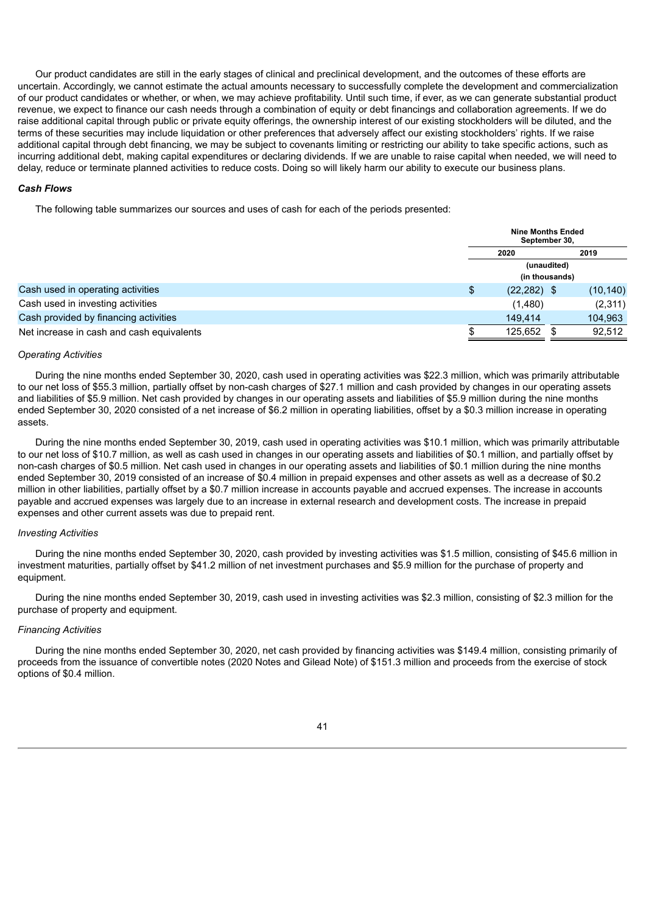Our product candidates are still in the early stages of clinical and preclinical development, and the outcomes of these efforts are uncertain. Accordingly, we cannot estimate the actual amounts necessary to successfully complete the development and commercialization of our product candidates or whether, or when, we may achieve profitability. Until such time, if ever, as we can generate substantial product revenue, we expect to finance our cash needs through a combination of equity or debt financings and collaboration agreements. If we do raise additional capital through public or private equity offerings, the ownership interest of our existing stockholders will be diluted, and the terms of these securities may include liquidation or other preferences that adversely affect our existing stockholders' rights. If we raise additional capital through debt financing, we may be subject to covenants limiting or restricting our ability to take specific actions, such as incurring additional debt, making capital expenditures or declaring dividends. If we are unable to raise capital when needed, we will need to delay, reduce or terminate planned activities to reduce costs. Doing so will likely harm our ability to execute our business plans.

***Cash Flows***

The following table summarizes our sources and uses of cash for each of the periods presented:

| | Nine Months Ended September 30, | |
|---|---|---|
| | 2020 | 2019 |
| | (unaudited) (in thousands) | |
| Cash used in operating activities | $ (22,282) | $ (10,140) |
| Cash used in investing activities | (1,480) | (2,311) |
| Cash provided by financing activities | 149,414 | 104,963 |
| Net increase in cash and cash equivalents | $ 125,652 | $ 92,512 |

*Operating Activities*

During the nine months ended September 30, 2020, cash used in operating activities was $22.3 million, which was primarily attributable to our net loss of $55.3 million, partially offset by non-cash charges of $27.1 million and cash provided by changes in our operating assets and liabilities of $5.9 million. Net cash provided by changes in our operating assets and liabilities of $5.9 million during the nine months ended September 30, 2020 consisted of a net increase of $6.2 million in operating liabilities, offset by a $0.3 million increase in operating assets.

During the nine months ended September 30, 2019, cash used in operating activities was $10.1 million, which was primarily attributable to our net loss of $10.7 million, as well as cash used in changes in our operating assets and liabilities of $0.1 million, and partially offset by non-cash charges of $0.5 million. Net cash used in changes in our operating assets and liabilities of $0.1 million during the nine months ended September 30, 2019 consisted of an increase of $0.4 million in prepaid expenses and other assets as well as a decrease of $0.2 million in other liabilities, partially offset by a $0.7 million increase in accounts payable and accrued expenses. The increase in accounts payable and accrued expenses was largely due to an increase in external research and development costs. The increase in prepaid expenses and other current assets was due to prepaid rent.

*Investing Activities*

During the nine months ended September 30, 2020, cash provided by investing activities was $1.5 million, consisting of $45.6 million in investment maturities, partially offset by $41.2 million of net investment purchases and $5.9 million for the purchase of property and equipment.

During the nine months ended September 30, 2019, cash used in investing activities was $2.3 million, consisting of $2.3 million for the purchase of property and equipment.

*Financing Activities*

During the nine months ended September 30, 2020, net cash provided by financing activities was $149.4 million, consisting primarily of proceeds from the issuance of convertible notes (2020 Notes and Gilead Note) of $151.3 million and proceeds from the exercise of stock options of $0.4 million.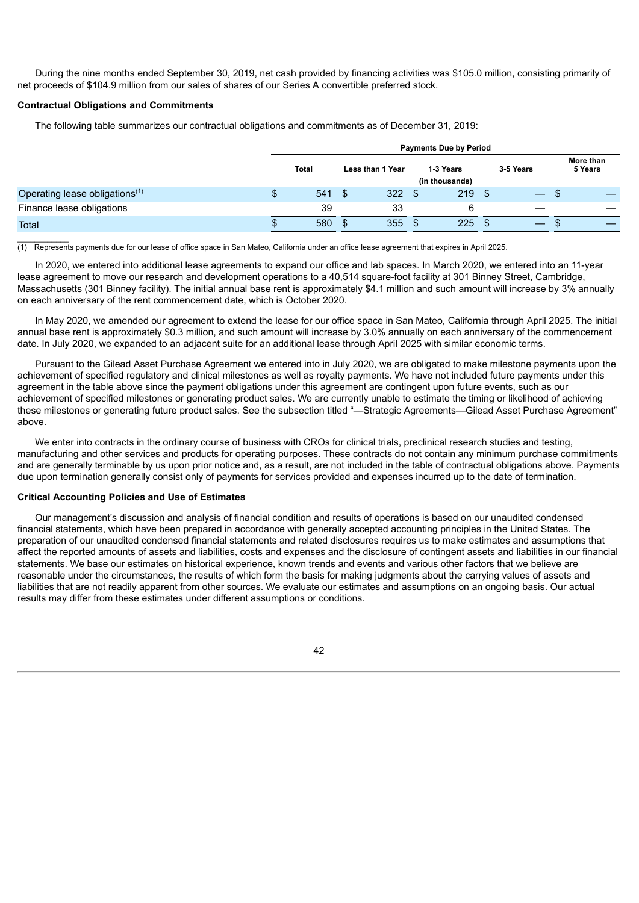During the nine months ended September 30, 2019, net cash provided by financing activities was $105.0 million, consisting primarily of net proceeds of $104.9 million from our sales of shares of our Series A convertible preferred stock.

**Contractual Obligations and Commitments**

The following table summarizes our contractual obligations and commitments as of December 31, 2019:

| | Payments Due by Period | | | | |
|---|---|---|---|---|---|
| | Total | Less than 1 Year | 1-3 Years | 3-5 Years | More than 5 Years |
| | (in thousands) | | | | |
| Operating lease obligations[(1)] | $ 541 | $ 322 | $ 219 | $ — | $ — |
| Finance lease obligations | 39 | 33 | 6 | — | — |
| Total | $ 580 | $ 355 | $ 225 | $ — | $ — |

(1) Represents payments due for our lease of office space in San Mateo, California under an office lease agreement that expires in April 2025.

In 2020, we entered into additional lease agreements to expand our office and lab spaces. In March 2020, we entered into an 11-year lease agreement to move our research and development operations to a 40,514 square-foot facility at 301 Binney Street, Cambridge, Massachusetts (301 Binney facility). The initial annual base rent is approximately $4.1 million and such amount will increase by 3% annually on each anniversary of the rent commencement date, which is October 2020.

In May 2020, we amended our agreement to extend the lease for our office space in San Mateo, California through April 2025. The initial annual base rent is approximately $0.3 million, and such amount will increase by 3.0% annually on each anniversary of the commencement date. In July 2020, we expanded to an adjacent suite for an additional lease through April 2025 with similar economic terms.

Pursuant to the Gilead Asset Purchase Agreement we entered into in July 2020, we are obligated to make milestone payments upon the achievement of specified regulatory and clinical milestones as well as royalty payments. We have not included future payments under this agreement in the table above since the payment obligations under this agreement are contingent upon future events, such as our achievement of specified milestones or generating product sales. We are currently unable to estimate the timing or likelihood of achieving these milestones or generating future product sales. See the subsection titled "—Strategic Agreements—Gilead Asset Purchase Agreement" above.

We enter into contracts in the ordinary course of business with CROs for clinical trials, preclinical research studies and testing, manufacturing and other services and products for operating purposes. These contracts do not contain any minimum purchase commitments and are generally terminable by us upon prior notice and, as a result, are not included in the table of contractual obligations above. Payments due upon termination generally consist only of payments for services provided and expenses incurred up to the date of termination.

**Critical Accounting Policies and Use of Estimates**

Our management's discussion and analysis of financial condition and results of operations is based on our unaudited condensed financial statements, which have been prepared in accordance with generally accepted accounting principles in the United States. The preparation of our unaudited condensed financial statements and related disclosures requires us to make estimates and assumptions that affect the reported amounts of assets and liabilities, costs and expenses and the disclosure of contingent assets and liabilities in our financial statements. We base our estimates on historical experience, known trends and events and various other factors that we believe are reasonable under the circumstances, the results of which form the basis for making judgments about the carrying values of assets and liabilities that are not readily apparent from other sources. We evaluate our estimates and assumptions on an ongoing basis. Our actual results may differ from these estimates under different assumptions or conditions.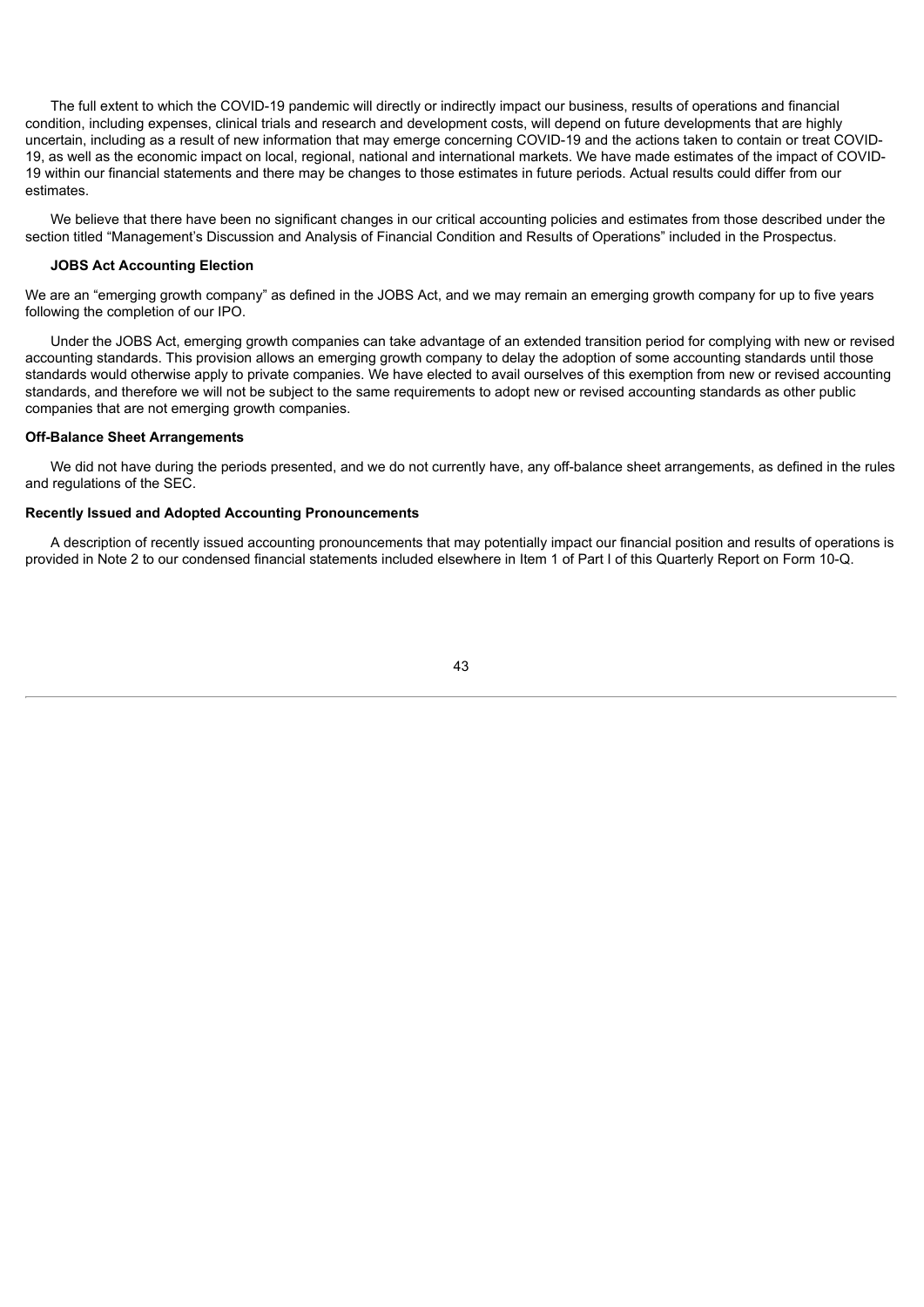The full extent to which the COVID-19 pandemic will directly or indirectly impact our business, results of operations and financial condition, including expenses, clinical trials and research and development costs, will depend on future developments that are highly uncertain, including as a result of new information that may emerge concerning COVID-19 and the actions taken to contain or treat COVID-19, as well as the economic impact on local, regional, national and international markets. We have made estimates of the impact of COVID-19 within our financial statements and there may be changes to those estimates in future periods. Actual results could differ from our estimates.

We believe that there have been no significant changes in our critical accounting policies and estimates from those described under the section titled "Management's Discussion and Analysis of Financial Condition and Results of Operations" included in the Prospectus.

### JOBS Act Accounting Election

We are an "emerging growth company" as defined in the JOBS Act, and we may remain an emerging growth company for up to five years following the completion of our IPO.

Under the JOBS Act, emerging growth companies can take advantage of an extended transition period for complying with new or revised accounting standards. This provision allows an emerging growth company to delay the adoption of some accounting standards until those standards would otherwise apply to private companies. We have elected to avail ourselves of this exemption from new or revised accounting standards, and therefore we will not be subject to the same requirements to adopt new or revised accounting standards as other public companies that are not emerging growth companies.

### Off-Balance Sheet Arrangements

We did not have during the periods presented, and we do not currently have, any off-balance sheet arrangements, as defined in the rules and regulations of the SEC.

### Recently Issued and Adopted Accounting Pronouncements

A description of recently issued accounting pronouncements that may potentially impact our financial position and results of operations is provided in Note 2 to our condensed financial statements included elsewhere in Item 1 of Part I of this Quarterly Report on Form 10-Q.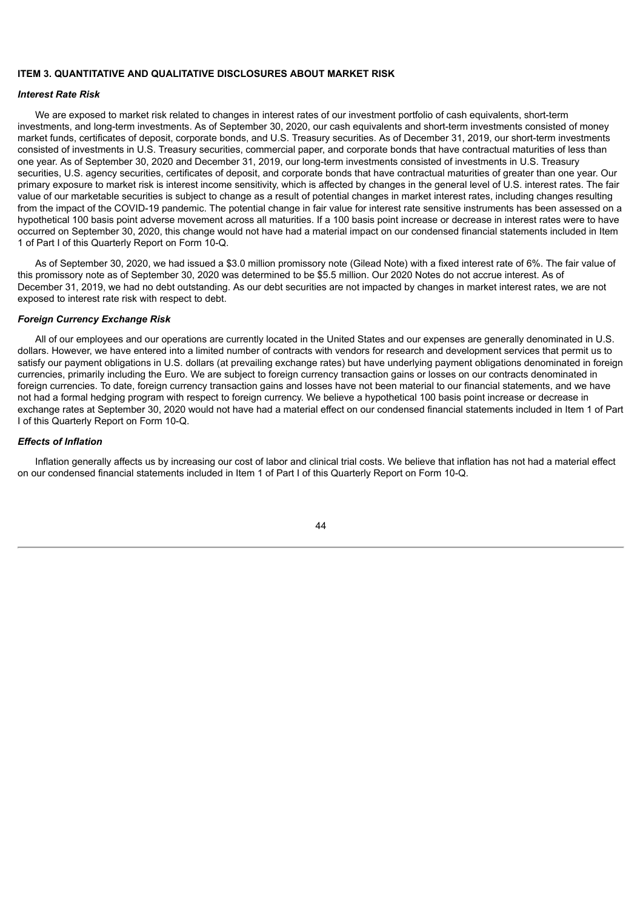## ITEM 3. QUANTITATIVE AND QUALITATIVE DISCLOSURES ABOUT MARKET RISK

### *Interest Rate Risk*

We are exposed to market risk related to changes in interest rates of our investment portfolio of cash equivalents, short-term investments, and long-term investments. As of September 30, 2020, our cash equivalents and short-term investments consisted of money market funds, certificates of deposit, corporate bonds, and U.S. Treasury securities. As of December 31, 2019, our short-term investments consisted of investments in U.S. Treasury securities, commercial paper, and corporate bonds that have contractual maturities of less than one year. As of September 30, 2020 and December 31, 2019, our long-term investments consisted of investments in U.S. Treasury securities, U.S. agency securities, certificates of deposit, and corporate bonds that have contractual maturities of greater than one year. Our primary exposure to market risk is interest income sensitivity, which is affected by changes in the general level of U.S. interest rates. The fair value of our marketable securities is subject to change as a result of potential changes in market interest rates, including changes resulting from the impact of the COVID-19 pandemic. The potential change in fair value for interest rate sensitive instruments has been assessed on a hypothetical 100 basis point adverse movement across all maturities. If a 100 basis point increase or decrease in interest rates were to have occurred on September 30, 2020, this change would not have had a material impact on our condensed financial statements included in Item 1 of Part I of this Quarterly Report on Form 10-Q.

As of September 30, 2020, we had issued a $3.0 million promissory note (Gilead Note) with a fixed interest rate of 6%. The fair value of this promissory note as of September 30, 2020 was determined to be $5.5 million. Our 2020 Notes do not accrue interest. As of December 31, 2019, we had no debt outstanding. As our debt securities are not impacted by changes in market interest rates, we are not exposed to interest rate risk with respect to debt.

### *Foreign Currency Exchange Risk*

All of our employees and our operations are currently located in the United States and our expenses are generally denominated in U.S. dollars. However, we have entered into a limited number of contracts with vendors for research and development services that permit us to satisfy our payment obligations in U.S. dollars (at prevailing exchange rates) but have underlying payment obligations denominated in foreign currencies, primarily including the Euro. We are subject to foreign currency transaction gains or losses on our contracts denominated in foreign currencies. To date, foreign currency transaction gains and losses have not been material to our financial statements, and we have not had a formal hedging program with respect to foreign currency. We believe a hypothetical 100 basis point increase or decrease in exchange rates at September 30, 2020 would not have had a material effect on our condensed financial statements included in Item 1 of Part I of this Quarterly Report on Form 10-Q.

### *Effects of Inflation*

Inflation generally affects us by increasing our cost of labor and clinical trial costs. We believe that inflation has not had a material effect on our condensed financial statements included in Item 1 of Part I of this Quarterly Report on Form 10-Q.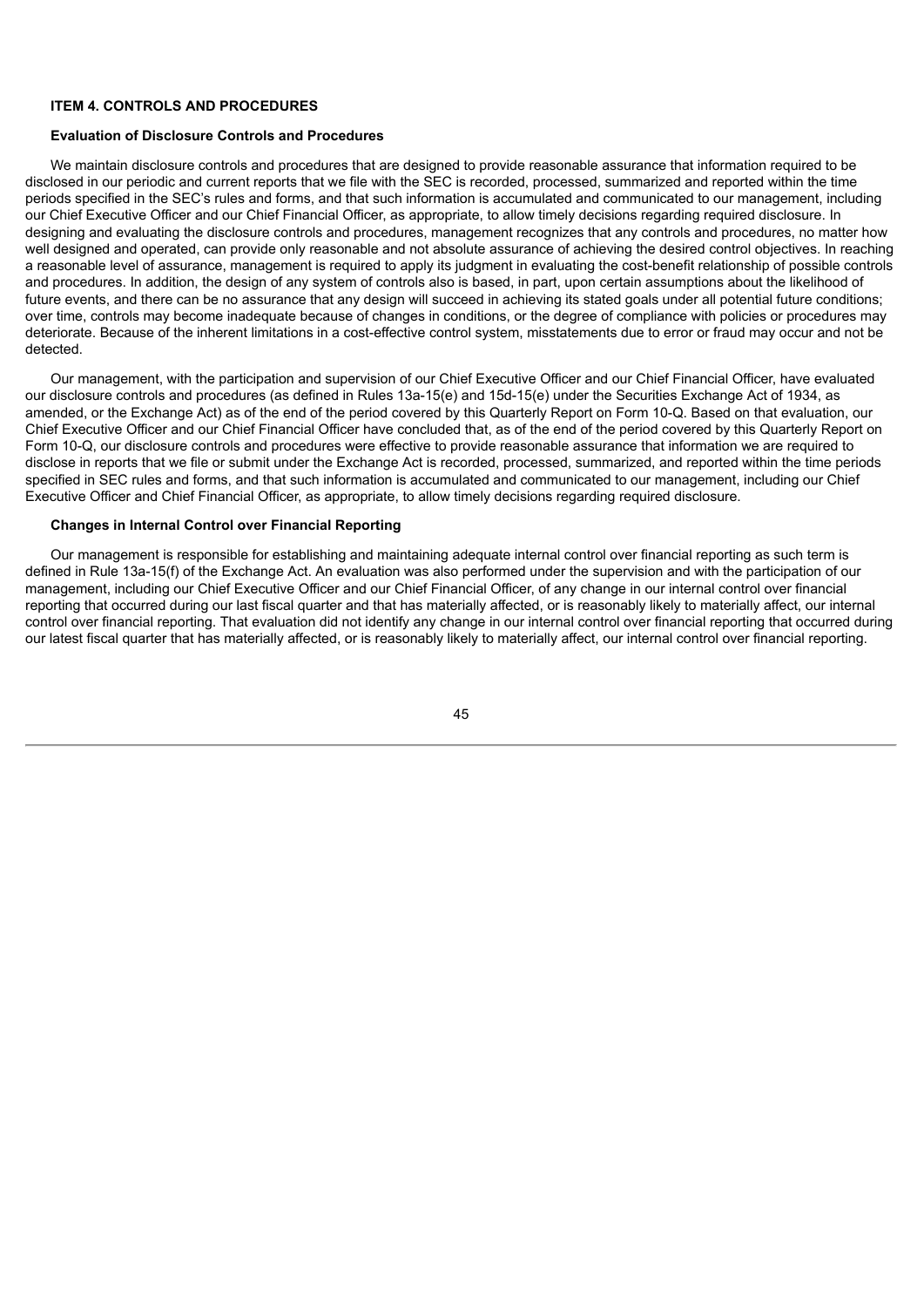## ITEM 4. CONTROLS AND PROCEDURES

### Evaluation of Disclosure Controls and Procedures

We maintain disclosure controls and procedures that are designed to provide reasonable assurance that information required to be disclosed in our periodic and current reports that we file with the SEC is recorded, processed, summarized and reported within the time periods specified in the SEC's rules and forms, and that such information is accumulated and communicated to our management, including our Chief Executive Officer and our Chief Financial Officer, as appropriate, to allow timely decisions regarding required disclosure. In designing and evaluating the disclosure controls and procedures, management recognizes that any controls and procedures, no matter how well designed and operated, can provide only reasonable and not absolute assurance of achieving the desired control objectives. In reaching a reasonable level of assurance, management is required to apply its judgment in evaluating the cost-benefit relationship of possible controls and procedures. In addition, the design of any system of controls also is based, in part, upon certain assumptions about the likelihood of future events, and there can be no assurance that any design will succeed in achieving its stated goals under all potential future conditions; over time, controls may become inadequate because of changes in conditions, or the degree of compliance with policies or procedures may deteriorate. Because of the inherent limitations in a cost-effective control system, misstatements due to error or fraud may occur and not be detected.

Our management, with the participation and supervision of our Chief Executive Officer and our Chief Financial Officer, have evaluated our disclosure controls and procedures (as defined in Rules 13a-15(e) and 15d-15(e) under the Securities Exchange Act of 1934, as amended, or the Exchange Act) as of the end of the period covered by this Quarterly Report on Form 10-Q. Based on that evaluation, our Chief Executive Officer and our Chief Financial Officer have concluded that, as of the end of the period covered by this Quarterly Report on Form 10-Q, our disclosure controls and procedures were effective to provide reasonable assurance that information we are required to disclose in reports that we file or submit under the Exchange Act is recorded, processed, summarized, and reported within the time periods specified in SEC rules and forms, and that such information is accumulated and communicated to our management, including our Chief Executive Officer and Chief Financial Officer, as appropriate, to allow timely decisions regarding required disclosure.

### Changes in Internal Control over Financial Reporting

Our management is responsible for establishing and maintaining adequate internal control over financial reporting as such term is defined in Rule 13a-15(f) of the Exchange Act. An evaluation was also performed under the supervision and with the participation of our management, including our Chief Executive Officer and our Chief Financial Officer, of any change in our internal control over financial reporting that occurred during our last fiscal quarter and that has materially affected, or is reasonably likely to materially affect, our internal control over financial reporting. That evaluation did not identify any change in our internal control over financial reporting that occurred during our latest fiscal quarter that has materially affected, or is reasonably likely to materially affect, our internal control over financial reporting.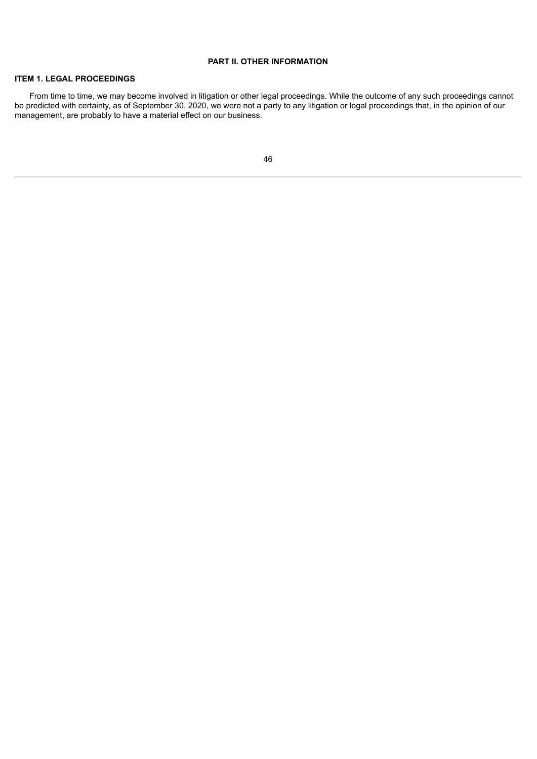## PART II. OTHER INFORMATION

### ITEM 1. LEGAL PROCEEDINGS

From time to time, we may become involved in litigation or other legal proceedings. While the outcome of any such proceedings cannot be predicted with certainty, as of September 30, 2020, we were not a party to any litigation or legal proceedings that, in the opinion of our management, are probably to have a material effect on our business.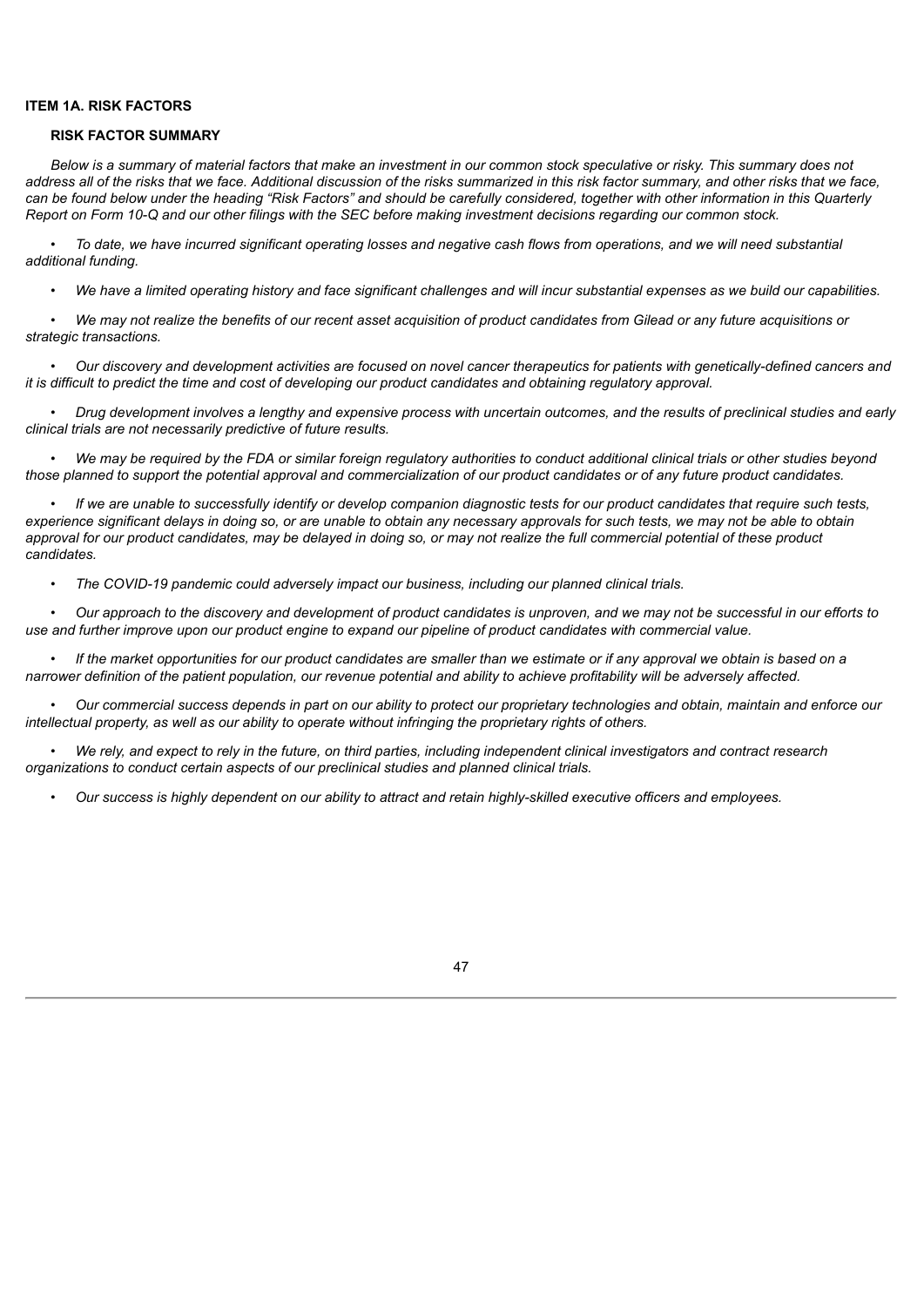## ITEM 1A. RISK FACTORS

### RISK FACTOR SUMMARY

*Below is a summary of material factors that make an investment in our common stock speculative or risky. This summary does not address all of the risks that we face. Additional discussion of the risks summarized in this risk factor summary, and other risks that we face, can be found below under the heading "Risk Factors" and should be carefully considered, together with other information in this Quarterly Report on Form 10-Q and our other filings with the SEC before making investment decisions regarding our common stock.*

- *To date, we have incurred significant operating losses and negative cash flows from operations, and we will need substantial additional funding.*
- *We have a limited operating history and face significant challenges and will incur substantial expenses as we build our capabilities.*
- *We may not realize the benefits of our recent asset acquisition of product candidates from Gilead or any future acquisitions or strategic transactions.*
- *Our discovery and development activities are focused on novel cancer therapeutics for patients with genetically-defined cancers and it is difficult to predict the time and cost of developing our product candidates and obtaining regulatory approval.*
- *Drug development involves a lengthy and expensive process with uncertain outcomes, and the results of preclinical studies and early clinical trials are not necessarily predictive of future results.*
- *We may be required by the FDA or similar foreign regulatory authorities to conduct additional clinical trials or other studies beyond those planned to support the potential approval and commercialization of our product candidates or of any future product candidates.*
- *If we are unable to successfully identify or develop companion diagnostic tests for our product candidates that require such tests, experience significant delays in doing so, or are unable to obtain any necessary approvals for such tests, we may not be able to obtain approval for our product candidates, may be delayed in doing so, or may not realize the full commercial potential of these product candidates.*
- *The COVID-19 pandemic could adversely impact our business, including our planned clinical trials.*
- *Our approach to the discovery and development of product candidates is unproven, and we may not be successful in our efforts to use and further improve upon our product engine to expand our pipeline of product candidates with commercial value.*
- *If the market opportunities for our product candidates are smaller than we estimate or if any approval we obtain is based on a narrower definition of the patient population, our revenue potential and ability to achieve profitability will be adversely affected.*
- *Our commercial success depends in part on our ability to protect our proprietary technologies and obtain, maintain and enforce our intellectual property, as well as our ability to operate without infringing the proprietary rights of others.*
- *We rely, and expect to rely in the future, on third parties, including independent clinical investigators and contract research organizations to conduct certain aspects of our preclinical studies and planned clinical trials.*
- *Our success is highly dependent on our ability to attract and retain highly-skilled executive officers and employees.*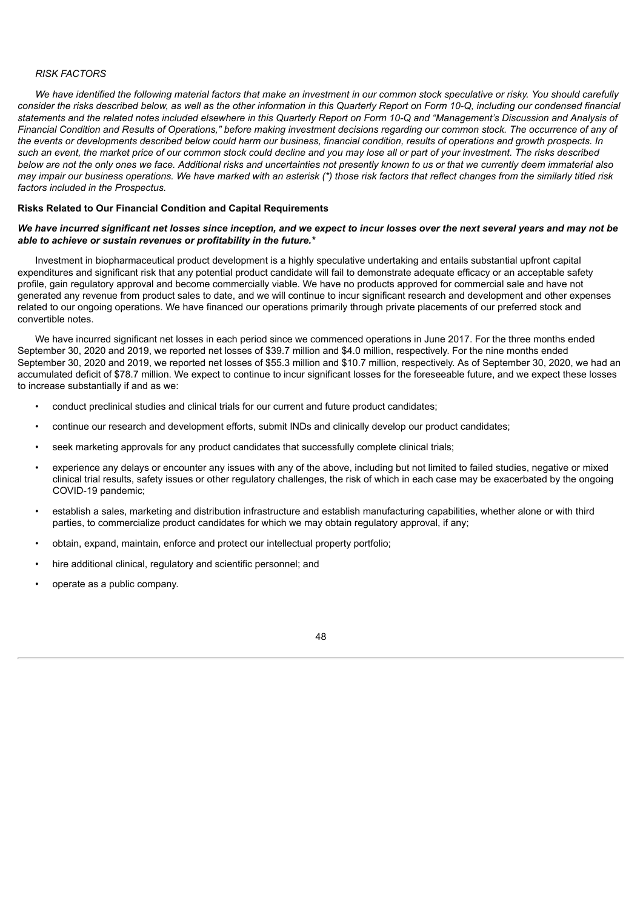*RISK FACTORS*

*We have identified the following material factors that make an investment in our common stock speculative or risky. You should carefully consider the risks described below, as well as the other information in this Quarterly Report on Form 10-Q, including our condensed financial statements and the related notes included elsewhere in this Quarterly Report on Form 10-Q and "Management's Discussion and Analysis of Financial Condition and Results of Operations," before making investment decisions regarding our common stock. The occurrence of any of the events or developments described below could harm our business, financial condition, results of operations and growth prospects. In such an event, the market price of our common stock could decline and you may lose all or part of your investment. The risks described below are not the only ones we face. Additional risks and uncertainties not presently known to us or that we currently deem immaterial also may impair our business operations. We have marked with an asterisk (*) those risk factors that reflect changes from the similarly titled risk factors included in the Prospectus.*

**Risks Related to Our Financial Condition and Capital Requirements**

***We have incurred significant net losses since inception, and we expect to incur losses over the next several years and may not be able to achieve or sustain revenues or profitability in the future.****

Investment in biopharmaceutical product development is a highly speculative undertaking and entails substantial upfront capital expenditures and significant risk that any potential product candidate will fail to demonstrate adequate efficacy or an acceptable safety profile, gain regulatory approval and become commercially viable. We have no products approved for commercial sale and have not generated any revenue from product sales to date, and we will continue to incur significant research and development and other expenses related to our ongoing operations. We have financed our operations primarily through private placements of our preferred stock and convertible notes.

We have incurred significant net losses in each period since we commenced operations in June 2017. For the three months ended September 30, 2020 and 2019, we reported net losses of $39.7 million and $4.0 million, respectively. For the nine months ended September 30, 2020 and 2019, we reported net losses of $55.3 million and $10.7 million, respectively. As of September 30, 2020, we had an accumulated deficit of $78.7 million. We expect to continue to incur significant losses for the foreseeable future, and we expect these losses to increase substantially if and as we:

- conduct preclinical studies and clinical trials for our current and future product candidates;
- continue our research and development efforts, submit INDs and clinically develop our product candidates;
- seek marketing approvals for any product candidates that successfully complete clinical trials;
- experience any delays or encounter any issues with any of the above, including but not limited to failed studies, negative or mixed clinical trial results, safety issues or other regulatory challenges, the risk of which in each case may be exacerbated by the ongoing COVID-19 pandemic;
- establish a sales, marketing and distribution infrastructure and establish manufacturing capabilities, whether alone or with third parties, to commercialize product candidates for which we may obtain regulatory approval, if any;
- obtain, expand, maintain, enforce and protect our intellectual property portfolio;
- hire additional clinical, regulatory and scientific personnel; and
- operate as a public company.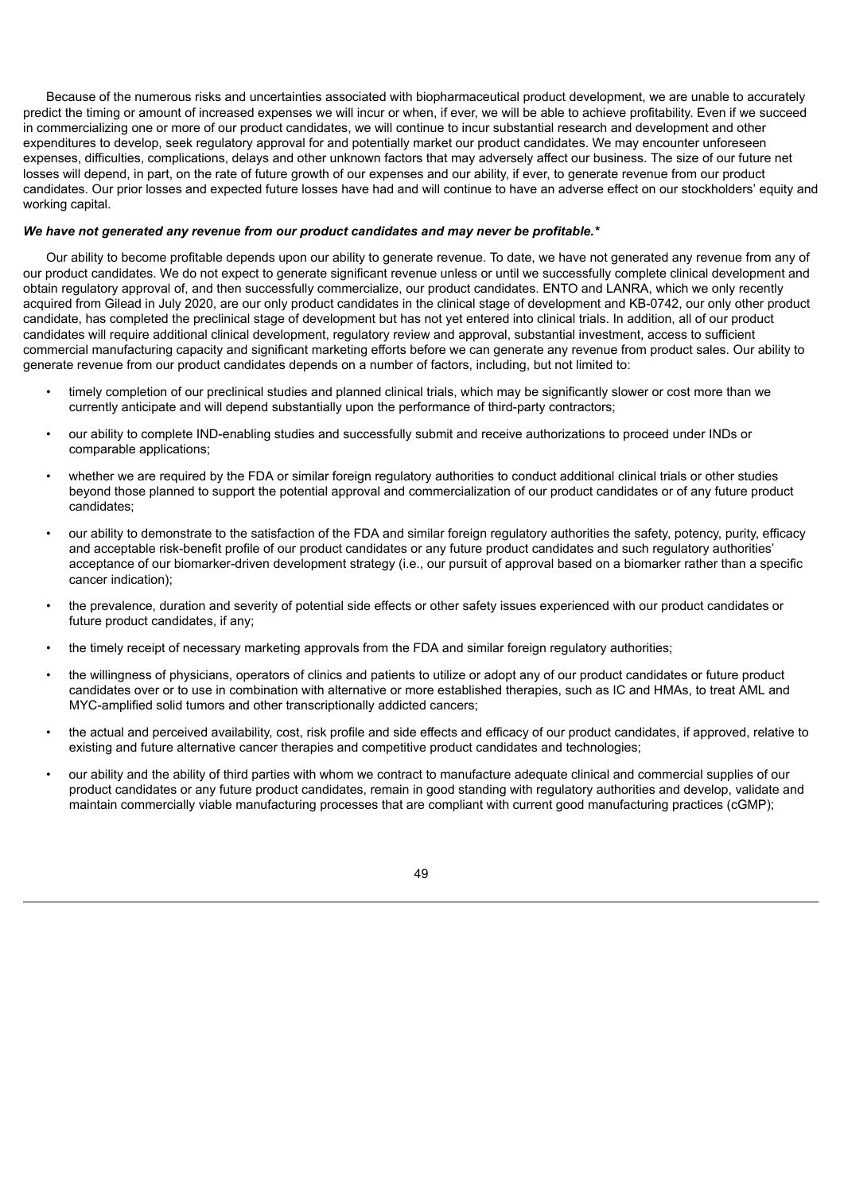Because of the numerous risks and uncertainties associated with biopharmaceutical product development, we are unable to accurately predict the timing or amount of increased expenses we will incur or when, if ever, we will be able to achieve profitability. Even if we succeed in commercializing one or more of our product candidates, we will continue to incur substantial research and development and other expenditures to develop, seek regulatory approval for and potentially market our product candidates. We may encounter unforeseen expenses, difficulties, complications, delays and other unknown factors that may adversely affect our business. The size of our future net losses will depend, in part, on the rate of future growth of our expenses and our ability, if ever, to generate revenue from our product candidates. Our prior losses and expected future losses have had and will continue to have an adverse effect on our stockholders' equity and working capital.

***We have not generated any revenue from our product candidates and may never be profitable.****

Our ability to become profitable depends upon our ability to generate revenue. To date, we have not generated any revenue from any of our product candidates. We do not expect to generate significant revenue unless or until we successfully complete clinical development and obtain regulatory approval of, and then successfully commercialize, our product candidates. ENTO and LANRA, which we only recently acquired from Gilead in July 2020, are our only product candidates in the clinical stage of development and KB-0742, our only other product candidate, has completed the preclinical stage of development but has not yet entered into clinical trials. In addition, all of our product candidates will require additional clinical development, regulatory review and approval, substantial investment, access to sufficient commercial manufacturing capacity and significant marketing efforts before we can generate any revenue from product sales. Our ability to generate revenue from our product candidates depends on a number of factors, including, but not limited to:

- timely completion of our preclinical studies and planned clinical trials, which may be significantly slower or cost more than we currently anticipate and will depend substantially upon the performance of third-party contractors;
- our ability to complete IND-enabling studies and successfully submit and receive authorizations to proceed under INDs or comparable applications;
- whether we are required by the FDA or similar foreign regulatory authorities to conduct additional clinical trials or other studies beyond those planned to support the potential approval and commercialization of our product candidates or of any future product candidates;
- our ability to demonstrate to the satisfaction of the FDA and similar foreign regulatory authorities the safety, potency, purity, efficacy and acceptable risk-benefit profile of our product candidates or any future product candidates and such regulatory authorities' acceptance of our biomarker-driven development strategy (i.e., our pursuit of approval based on a biomarker rather than a specific cancer indication);
- the prevalence, duration and severity of potential side effects or other safety issues experienced with our product candidates or future product candidates, if any;
- the timely receipt of necessary marketing approvals from the FDA and similar foreign regulatory authorities;
- the willingness of physicians, operators of clinics and patients to utilize or adopt any of our product candidates or future product candidates over or to use in combination with alternative or more established therapies, such as IC and HMAs, to treat AML and MYC-amplified solid tumors and other transcriptionally addicted cancers;
- the actual and perceived availability, cost, risk profile and side effects and efficacy of our product candidates, if approved, relative to existing and future alternative cancer therapies and competitive product candidates and technologies;
- our ability and the ability of third parties with whom we contract to manufacture adequate clinical and commercial supplies of our product candidates or any future product candidates, remain in good standing with regulatory authorities and develop, validate and maintain commercially viable manufacturing processes that are compliant with current good manufacturing practices (cGMP);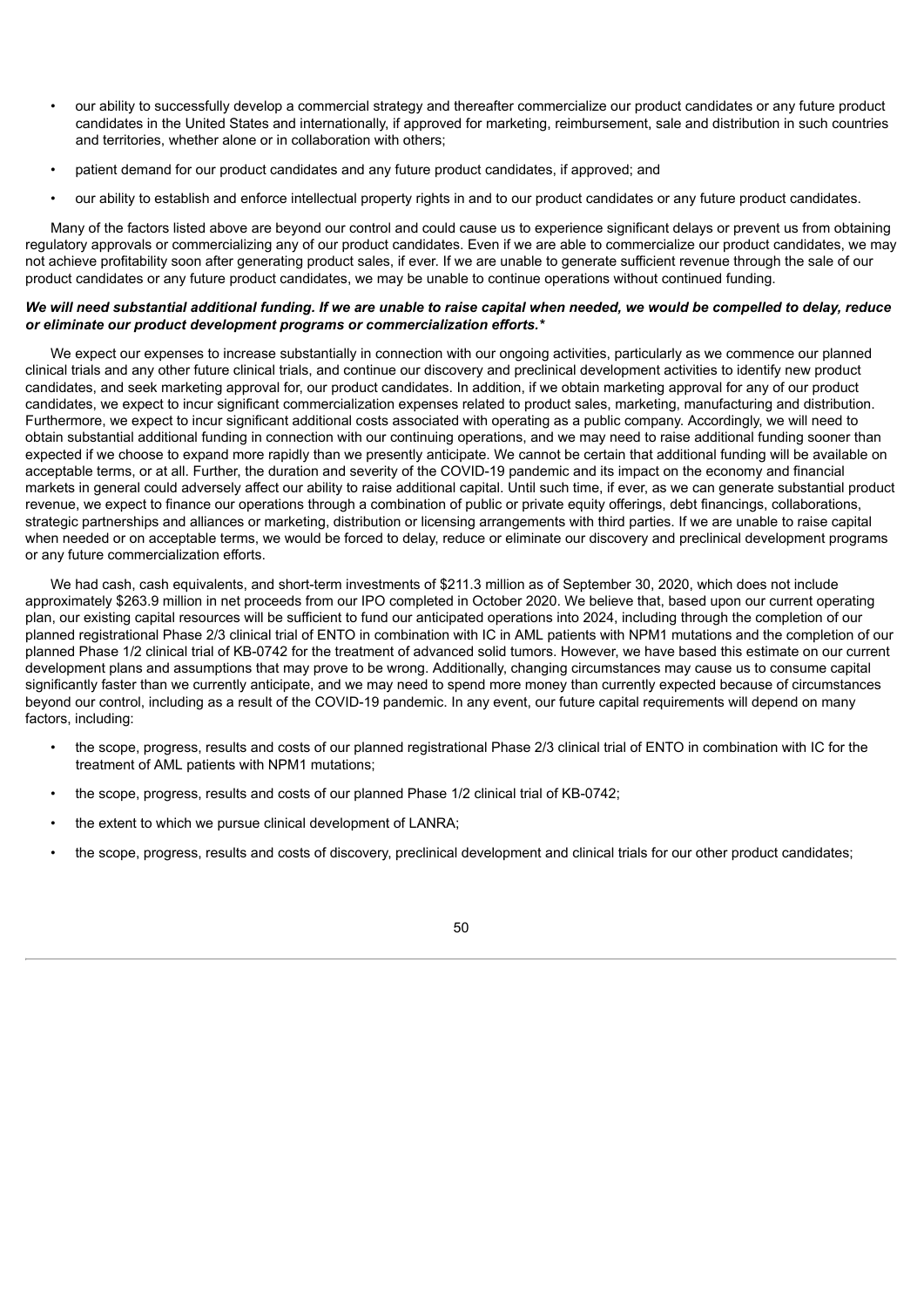- our ability to successfully develop a commercial strategy and thereafter commercialize our product candidates or any future product candidates in the United States and internationally, if approved for marketing, reimbursement, sale and distribution in such countries and territories, whether alone or in collaboration with others;
- patient demand for our product candidates and any future product candidates, if approved; and
- our ability to establish and enforce intellectual property rights in and to our product candidates or any future product candidates.

Many of the factors listed above are beyond our control and could cause us to experience significant delays or prevent us from obtaining regulatory approvals or commercializing any of our product candidates. Even if we are able to commercialize our product candidates, we may not achieve profitability soon after generating product sales, if ever. If we are unable to generate sufficient revenue through the sale of our product candidates or any future product candidates, we may be unable to continue operations without continued funding.

***We will need substantial additional funding. If we are unable to raise capital when needed, we would be compelled to delay, reduce or eliminate our product development programs or commercialization efforts.****

We expect our expenses to increase substantially in connection with our ongoing activities, particularly as we commence our planned clinical trials and any other future clinical trials, and continue our discovery and preclinical development activities to identify new product candidates, and seek marketing approval for, our product candidates. In addition, if we obtain marketing approval for any of our product candidates, we expect to incur significant commercialization expenses related to product sales, marketing, manufacturing and distribution. Furthermore, we expect to incur significant additional costs associated with operating as a public company. Accordingly, we will need to obtain substantial additional funding in connection with our continuing operations, and we may need to raise additional funding sooner than expected if we choose to expand more rapidly than we presently anticipate. We cannot be certain that additional funding will be available on acceptable terms, or at all. Further, the duration and severity of the COVID-19 pandemic and its impact on the economy and financial markets in general could adversely affect our ability to raise additional capital. Until such time, if ever, as we can generate substantial product revenue, we expect to finance our operations through a combination of public or private equity offerings, debt financings, collaborations, strategic partnerships and alliances or marketing, distribution or licensing arrangements with third parties. If we are unable to raise capital when needed or on acceptable terms, we would be forced to delay, reduce or eliminate our discovery and preclinical development programs or any future commercialization efforts.

We had cash, cash equivalents, and short-term investments of $211.3 million as of September 30, 2020, which does not include approximately $263.9 million in net proceeds from our IPO completed in October 2020. We believe that, based upon our current operating plan, our existing capital resources will be sufficient to fund our anticipated operations into 2024, including through the completion of our planned registrational Phase 2/3 clinical trial of ENTO in combination with IC in AML patients with NPM1 mutations and the completion of our planned Phase 1/2 clinical trial of KB-0742 for the treatment of advanced solid tumors. However, we have based this estimate on our current development plans and assumptions that may prove to be wrong. Additionally, changing circumstances may cause us to consume capital significantly faster than we currently anticipate, and we may need to spend more money than currently expected because of circumstances beyond our control, including as a result of the COVID-19 pandemic. In any event, our future capital requirements will depend on many factors, including:

- the scope, progress, results and costs of our planned registrational Phase 2/3 clinical trial of ENTO in combination with IC for the treatment of AML patients with NPM1 mutations;
- the scope, progress, results and costs of our planned Phase 1/2 clinical trial of KB-0742;
- the extent to which we pursue clinical development of LANRA;
- the scope, progress, results and costs of discovery, preclinical development and clinical trials for our other product candidates;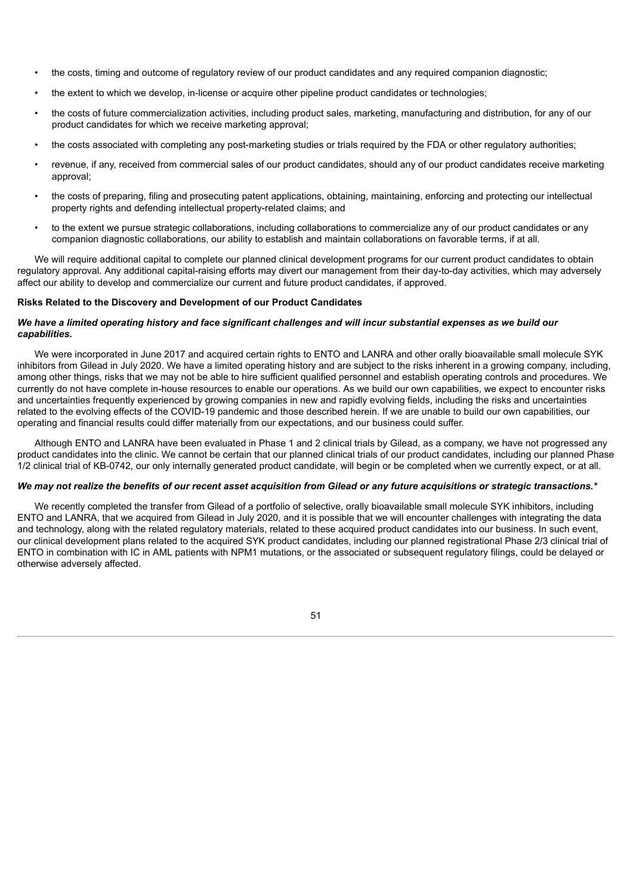- the costs, timing and outcome of regulatory review of our product candidates and any required companion diagnostic;
- the extent to which we develop, in-license or acquire other pipeline product candidates or technologies;
- the costs of future commercialization activities, including product sales, marketing, manufacturing and distribution, for any of our product candidates for which we receive marketing approval;
- the costs associated with completing any post-marketing studies or trials required by the FDA or other regulatory authorities;
- revenue, if any, received from commercial sales of our product candidates, should any of our product candidates receive marketing approval;
- the costs of preparing, filing and prosecuting patent applications, obtaining, maintaining, enforcing and protecting our intellectual property rights and defending intellectual property-related claims; and
- to the extent we pursue strategic collaborations, including collaborations to commercialize any of our product candidates or any companion diagnostic collaborations, our ability to establish and maintain collaborations on favorable terms, if at all.

We will require additional capital to complete our planned clinical development programs for our current product candidates to obtain regulatory approval. Any additional capital-raising efforts may divert our management from their day-to-day activities, which may adversely affect our ability to develop and commercialize our current and future product candidates, if approved.

**Risks Related to the Discovery and Development of our Product Candidates**

***We have a limited operating history and face significant challenges and will incur substantial expenses as we build our capabilities.***

We were incorporated in June 2017 and acquired certain rights to ENTO and LANRA and other orally bioavailable small molecule SYK inhibitors from Gilead in July 2020. We have a limited operating history and are subject to the risks inherent in a growing company, including, among other things, risks that we may not be able to hire sufficient qualified personnel and establish operating controls and procedures. We currently do not have complete in-house resources to enable our operations. As we build our own capabilities, we expect to encounter risks and uncertainties frequently experienced by growing companies in new and rapidly evolving fields, including the risks and uncertainties related to the evolving effects of the COVID-19 pandemic and those described herein. If we are unable to build our own capabilities, our operating and financial results could differ materially from our expectations, and our business could suffer.

Although ENTO and LANRA have been evaluated in Phase 1 and 2 clinical trials by Gilead, as a company, we have not progressed any product candidates into the clinic. We cannot be certain that our planned clinical trials of our product candidates, including our planned Phase 1/2 clinical trial of KB-0742, our only internally generated product candidate, will begin or be completed when we currently expect, or at all.

***We may not realize the benefits of our recent asset acquisition from Gilead or any future acquisitions or strategic transactions.****

We recently completed the transfer from Gilead of a portfolio of selective, orally bioavailable small molecule SYK inhibitors, including ENTO and LANRA, that we acquired from Gilead in July 2020, and it is possible that we will encounter challenges with integrating the data and technology, along with the related regulatory materials, related to these acquired product candidates into our business. In such event, our clinical development plans related to the acquired SYK product candidates, including our planned registrational Phase 2/3 clinical trial of ENTO in combination with IC in AML patients with NPM1 mutations, or the associated or subsequent regulatory filings, could be delayed or otherwise adversely affected.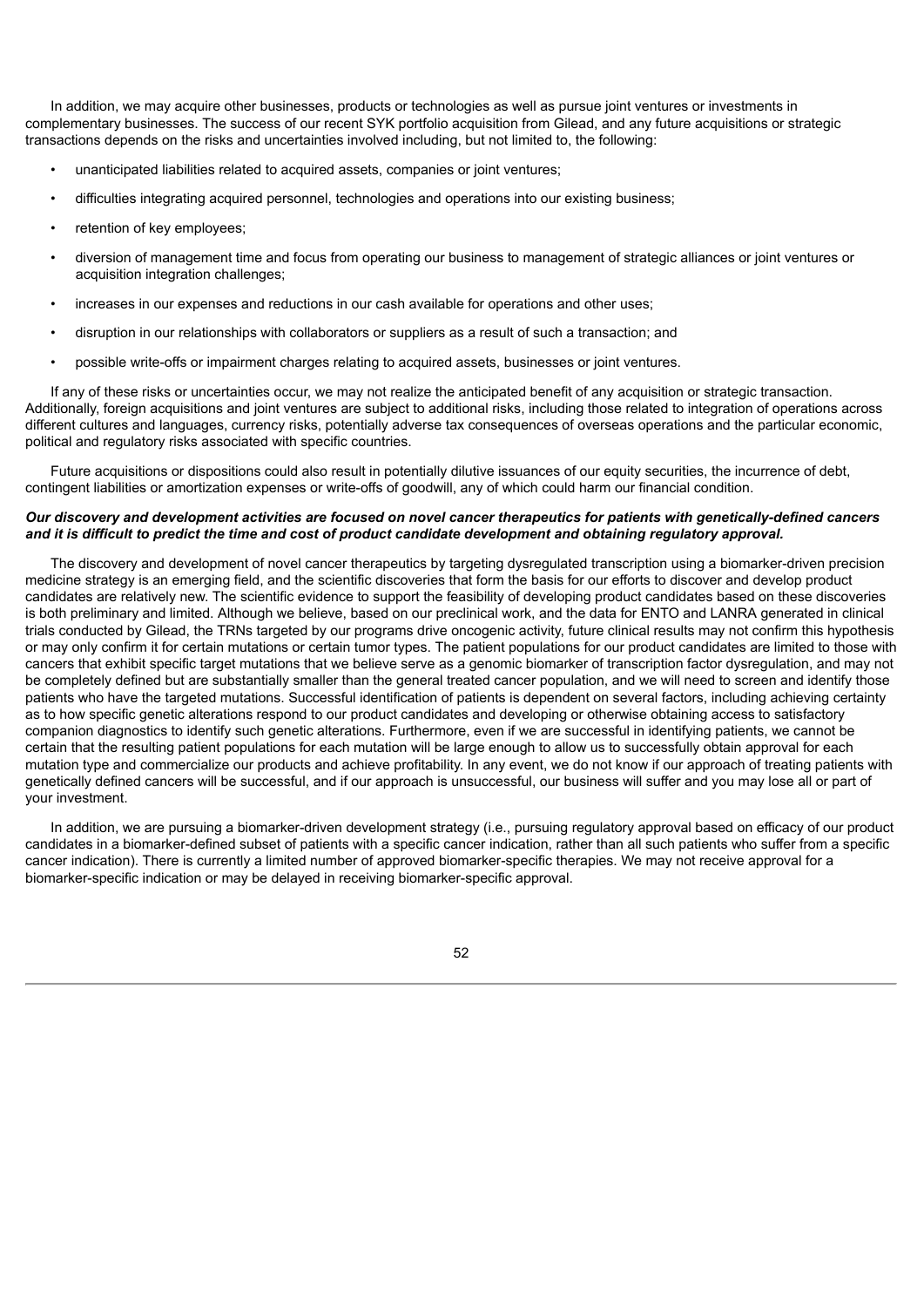In addition, we may acquire other businesses, products or technologies as well as pursue joint ventures or investments in complementary businesses. The success of our recent SYK portfolio acquisition from Gilead, and any future acquisitions or strategic transactions depends on the risks and uncertainties involved including, but not limited to, the following:

- unanticipated liabilities related to acquired assets, companies or joint ventures;
- difficulties integrating acquired personnel, technologies and operations into our existing business;
- retention of key employees;
- diversion of management time and focus from operating our business to management of strategic alliances or joint ventures or acquisition integration challenges;
- increases in our expenses and reductions in our cash available for operations and other uses;
- disruption in our relationships with collaborators or suppliers as a result of such a transaction; and
- possible write-offs or impairment charges relating to acquired assets, businesses or joint ventures.

If any of these risks or uncertainties occur, we may not realize the anticipated benefit of any acquisition or strategic transaction. Additionally, foreign acquisitions and joint ventures are subject to additional risks, including those related to integration of operations across different cultures and languages, currency risks, potentially adverse tax consequences of overseas operations and the particular economic, political and regulatory risks associated with specific countries.

Future acquisitions or dispositions could also result in potentially dilutive issuances of our equity securities, the incurrence of debt, contingent liabilities or amortization expenses or write-offs of goodwill, any of which could harm our financial condition.

***Our discovery and development activities are focused on novel cancer therapeutics for patients with genetically-defined cancers and it is difficult to predict the time and cost of product candidate development and obtaining regulatory approval.***

The discovery and development of novel cancer therapeutics by targeting dysregulated transcription using a biomarker-driven precision medicine strategy is an emerging field, and the scientific discoveries that form the basis for our efforts to discover and develop product candidates are relatively new. The scientific evidence to support the feasibility of developing product candidates based on these discoveries is both preliminary and limited. Although we believe, based on our preclinical work, and the data for ENTO and LANRA generated in clinical trials conducted by Gilead, the TRNs targeted by our programs drive oncogenic activity, future clinical results may not confirm this hypothesis or may only confirm it for certain mutations or certain tumor types. The patient populations for our product candidates are limited to those with cancers that exhibit specific target mutations that we believe serve as a genomic biomarker of transcription factor dysregulation, and may not be completely defined but are substantially smaller than the general treated cancer population, and we will need to screen and identify those patients who have the targeted mutations. Successful identification of patients is dependent on several factors, including achieving certainty as to how specific genetic alterations respond to our product candidates and developing or otherwise obtaining access to satisfactory companion diagnostics to identify such genetic alterations. Furthermore, even if we are successful in identifying patients, we cannot be certain that the resulting patient populations for each mutation will be large enough to allow us to successfully obtain approval for each mutation type and commercialize our products and achieve profitability. In any event, we do not know if our approach of treating patients with genetically defined cancers will be successful, and if our approach is unsuccessful, our business will suffer and you may lose all or part of your investment.

In addition, we are pursuing a biomarker-driven development strategy (i.e., pursuing regulatory approval based on efficacy of our product candidates in a biomarker-defined subset of patients with a specific cancer indication, rather than all such patients who suffer from a specific cancer indication). There is currently a limited number of approved biomarker-specific therapies. We may not receive approval for a biomarker-specific indication or may be delayed in receiving biomarker-specific approval.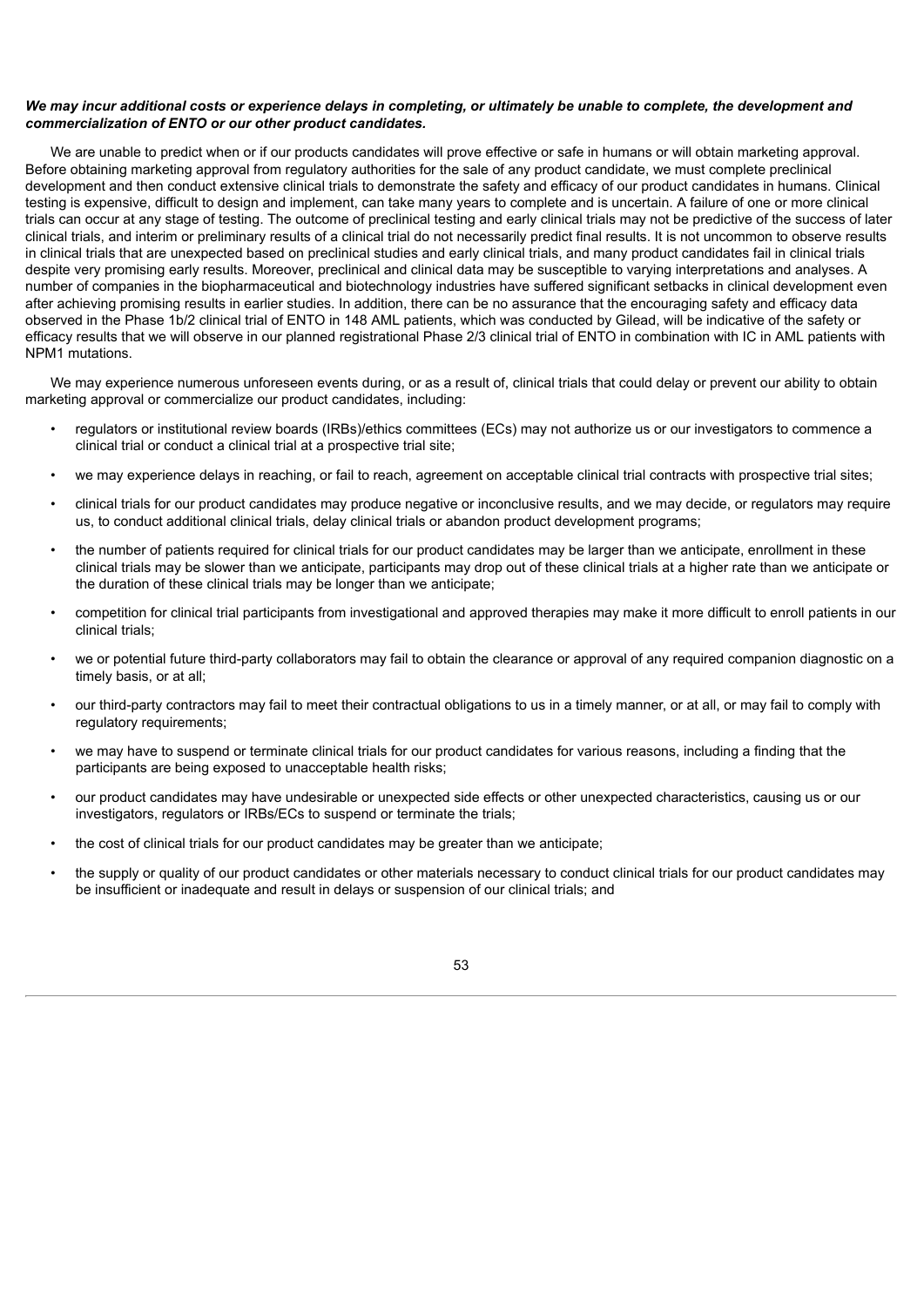***We may incur additional costs or experience delays in completing, or ultimately be unable to complete, the development and commercialization of ENTO or our other product candidates.***

We are unable to predict when or if our products candidates will prove effective or safe in humans or will obtain marketing approval. Before obtaining marketing approval from regulatory authorities for the sale of any product candidate, we must complete preclinical development and then conduct extensive clinical trials to demonstrate the safety and efficacy of our product candidates in humans. Clinical testing is expensive, difficult to design and implement, can take many years to complete and is uncertain. A failure of one or more clinical trials can occur at any stage of testing. The outcome of preclinical testing and early clinical trials may not be predictive of the success of later clinical trials, and interim or preliminary results of a clinical trial do not necessarily predict final results. It is not uncommon to observe results in clinical trials that are unexpected based on preclinical studies and early clinical trials, and many product candidates fail in clinical trials despite very promising early results. Moreover, preclinical and clinical data may be susceptible to varying interpretations and analyses. A number of companies in the biopharmaceutical and biotechnology industries have suffered significant setbacks in clinical development even after achieving promising results in earlier studies. In addition, there can be no assurance that the encouraging safety and efficacy data observed in the Phase 1b/2 clinical trial of ENTO in 148 AML patients, which was conducted by Gilead, will be indicative of the safety or efficacy results that we will observe in our planned registrational Phase 2/3 clinical trial of ENTO in combination with IC in AML patients with NPM1 mutations.

We may experience numerous unforeseen events during, or as a result of, clinical trials that could delay or prevent our ability to obtain marketing approval or commercialize our product candidates, including:

- regulators or institutional review boards (IRBs)/ethics committees (ECs) may not authorize us or our investigators to commence a clinical trial or conduct a clinical trial at a prospective trial site;
- we may experience delays in reaching, or fail to reach, agreement on acceptable clinical trial contracts with prospective trial sites;
- clinical trials for our product candidates may produce negative or inconclusive results, and we may decide, or regulators may require us, to conduct additional clinical trials, delay clinical trials or abandon product development programs;
- the number of patients required for clinical trials for our product candidates may be larger than we anticipate, enrollment in these clinical trials may be slower than we anticipate, participants may drop out of these clinical trials at a higher rate than we anticipate or the duration of these clinical trials may be longer than we anticipate;
- competition for clinical trial participants from investigational and approved therapies may make it more difficult to enroll patients in our clinical trials;
- we or potential future third-party collaborators may fail to obtain the clearance or approval of any required companion diagnostic on a timely basis, or at all;
- our third-party contractors may fail to meet their contractual obligations to us in a timely manner, or at all, or may fail to comply with regulatory requirements;
- we may have to suspend or terminate clinical trials for our product candidates for various reasons, including a finding that the participants are being exposed to unacceptable health risks;
- our product candidates may have undesirable or unexpected side effects or other unexpected characteristics, causing us or our investigators, regulators or IRBs/ECs to suspend or terminate the trials;
- the cost of clinical trials for our product candidates may be greater than we anticipate;
- the supply or quality of our product candidates or other materials necessary to conduct clinical trials for our product candidates may be insufficient or inadequate and result in delays or suspension of our clinical trials; and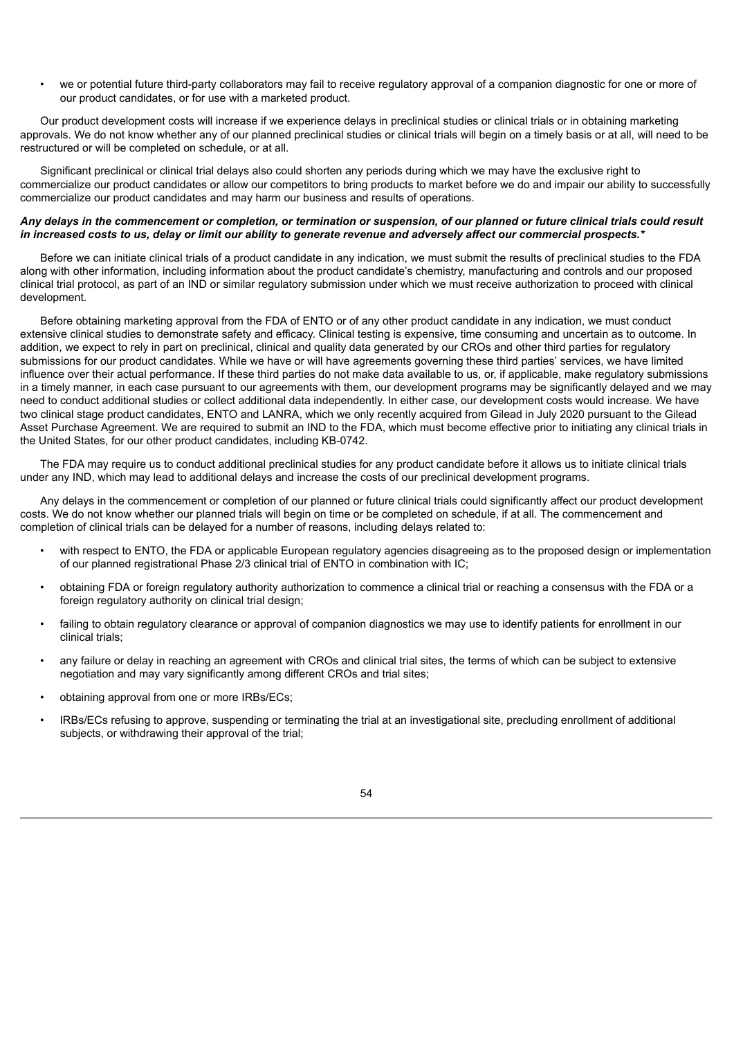- we or potential future third-party collaborators may fail to receive regulatory approval of a companion diagnostic for one or more of our product candidates, or for use with a marketed product.

Our product development costs will increase if we experience delays in preclinical studies or clinical trials or in obtaining marketing approvals. We do not know whether any of our planned preclinical studies or clinical trials will begin on a timely basis or at all, will need to be restructured or will be completed on schedule, or at all.

Significant preclinical or clinical trial delays also could shorten any periods during which we may have the exclusive right to commercialize our product candidates or allow our competitors to bring products to market before we do and impair our ability to successfully commercialize our product candidates and may harm our business and results of operations.

***Any delays in the commencement or completion, or termination or suspension, of our planned or future clinical trials could result in increased costs to us, delay or limit our ability to generate revenue and adversely affect our commercial prospects.****

Before we can initiate clinical trials of a product candidate in any indication, we must submit the results of preclinical studies to the FDA along with other information, including information about the product candidate's chemistry, manufacturing and controls and our proposed clinical trial protocol, as part of an IND or similar regulatory submission under which we must receive authorization to proceed with clinical development.

Before obtaining marketing approval from the FDA of ENTO or of any other product candidate in any indication, we must conduct extensive clinical studies to demonstrate safety and efficacy. Clinical testing is expensive, time consuming and uncertain as to outcome. In addition, we expect to rely in part on preclinical, clinical and quality data generated by our CROs and other third parties for regulatory submissions for our product candidates. While we have or will have agreements governing these third parties' services, we have limited influence over their actual performance. If these third parties do not make data available to us, or, if applicable, make regulatory submissions in a timely manner, in each case pursuant to our agreements with them, our development programs may be significantly delayed and we may need to conduct additional studies or collect additional data independently. In either case, our development costs would increase. We have two clinical stage product candidates, ENTO and LANRA, which we only recently acquired from Gilead in July 2020 pursuant to the Gilead Asset Purchase Agreement. We are required to submit an IND to the FDA, which must become effective prior to initiating any clinical trials in the United States, for our other product candidates, including KB-0742.

The FDA may require us to conduct additional preclinical studies for any product candidate before it allows us to initiate clinical trials under any IND, which may lead to additional delays and increase the costs of our preclinical development programs.

Any delays in the commencement or completion of our planned or future clinical trials could significantly affect our product development costs. We do not know whether our planned trials will begin on time or be completed on schedule, if at all. The commencement and completion of clinical trials can be delayed for a number of reasons, including delays related to:

- with respect to ENTO, the FDA or applicable European regulatory agencies disagreeing as to the proposed design or implementation of our planned registrational Phase 2/3 clinical trial of ENTO in combination with IC;
- obtaining FDA or foreign regulatory authority authorization to commence a clinical trial or reaching a consensus with the FDA or a foreign regulatory authority on clinical trial design;
- failing to obtain regulatory clearance or approval of companion diagnostics we may use to identify patients for enrollment in our clinical trials;
- any failure or delay in reaching an agreement with CROs and clinical trial sites, the terms of which can be subject to extensive negotiation and may vary significantly among different CROs and trial sites;
- obtaining approval from one or more IRBs/ECs;
- IRBs/ECs refusing to approve, suspending or terminating the trial at an investigational site, precluding enrollment of additional subjects, or withdrawing their approval of the trial;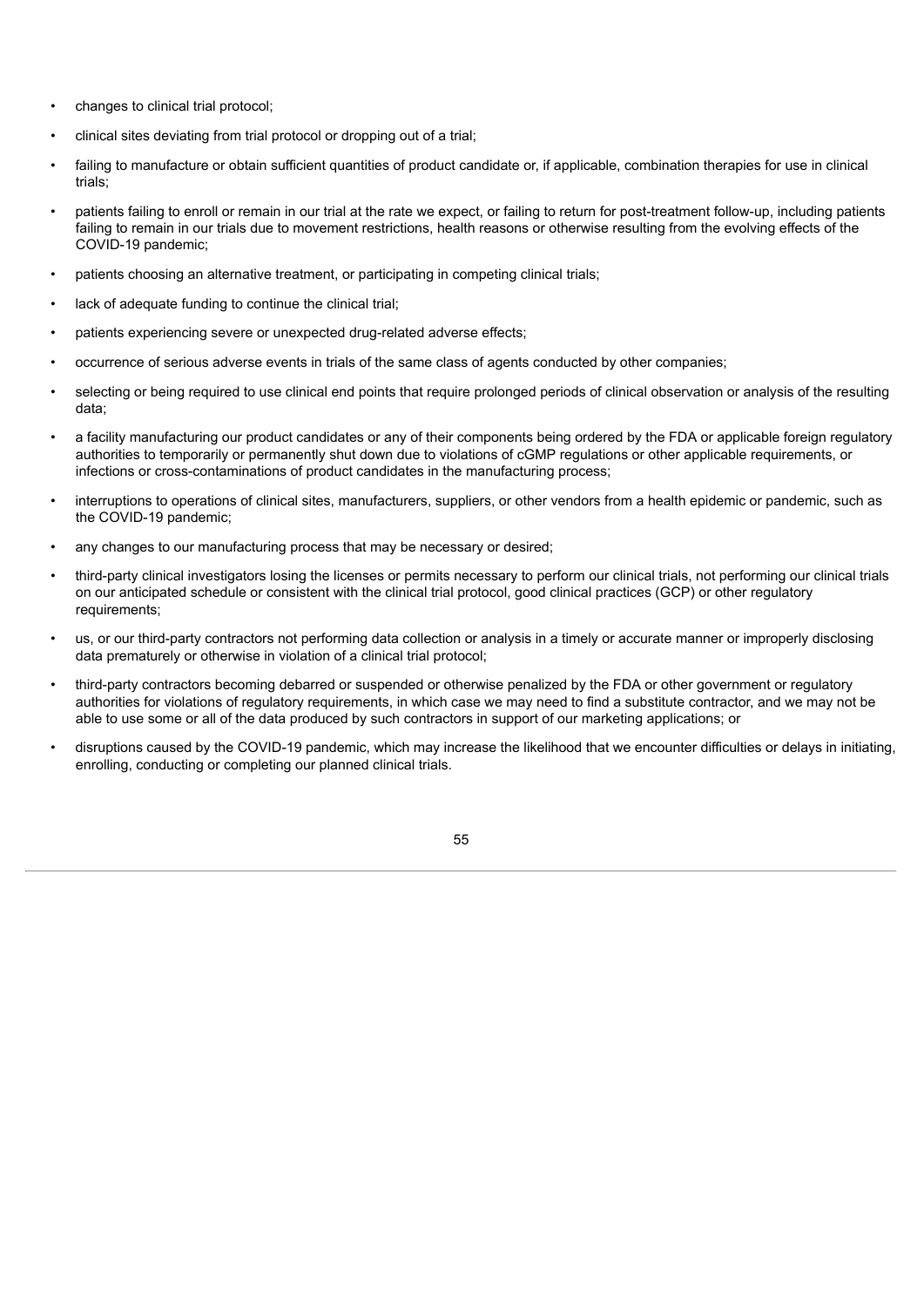- changes to clinical trial protocol;
- clinical sites deviating from trial protocol or dropping out of a trial;
- failing to manufacture or obtain sufficient quantities of product candidate or, if applicable, combination therapies for use in clinical trials;
- patients failing to enroll or remain in our trial at the rate we expect, or failing to return for post-treatment follow-up, including patients failing to remain in our trials due to movement restrictions, health reasons or otherwise resulting from the evolving effects of the COVID-19 pandemic;
- patients choosing an alternative treatment, or participating in competing clinical trials;
- lack of adequate funding to continue the clinical trial;
- patients experiencing severe or unexpected drug-related adverse effects;
- occurrence of serious adverse events in trials of the same class of agents conducted by other companies;
- selecting or being required to use clinical end points that require prolonged periods of clinical observation or analysis of the resulting data;
- a facility manufacturing our product candidates or any of their components being ordered by the FDA or applicable foreign regulatory authorities to temporarily or permanently shut down due to violations of cGMP regulations or other applicable requirements, or infections or cross-contaminations of product candidates in the manufacturing process;
- interruptions to operations of clinical sites, manufacturers, suppliers, or other vendors from a health epidemic or pandemic, such as the COVID-19 pandemic;
- any changes to our manufacturing process that may be necessary or desired;
- third-party clinical investigators losing the licenses or permits necessary to perform our clinical trials, not performing our clinical trials on our anticipated schedule or consistent with the clinical trial protocol, good clinical practices (GCP) or other regulatory requirements;
- us, or our third-party contractors not performing data collection or analysis in a timely or accurate manner or improperly disclosing data prematurely or otherwise in violation of a clinical trial protocol;
- third-party contractors becoming debarred or suspended or otherwise penalized by the FDA or other government or regulatory authorities for violations of regulatory requirements, in which case we may need to find a substitute contractor, and we may not be able to use some or all of the data produced by such contractors in support of our marketing applications; or
- disruptions caused by the COVID-19 pandemic, which may increase the likelihood that we encounter difficulties or delays in initiating, enrolling, conducting or completing our planned clinical trials.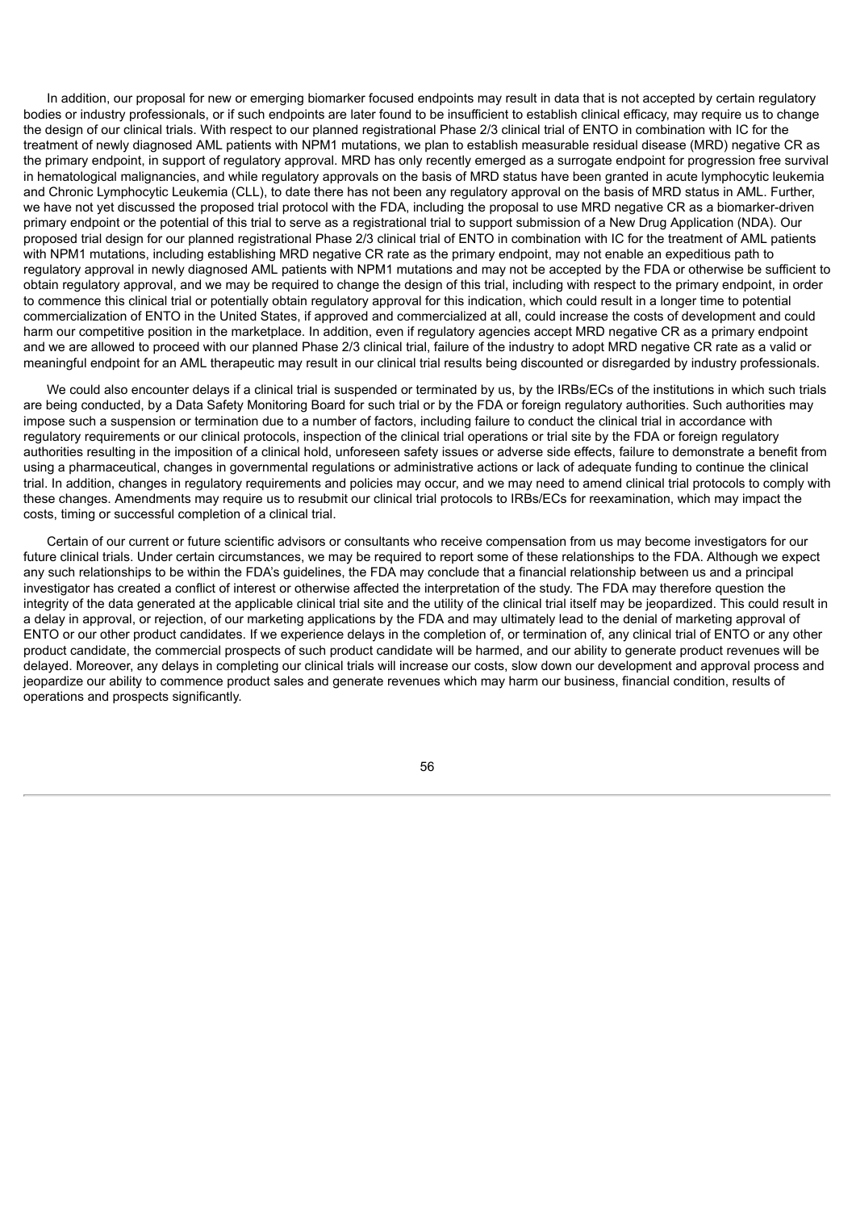In addition, our proposal for new or emerging biomarker focused endpoints may result in data that is not accepted by certain regulatory bodies or industry professionals, or if such endpoints are later found to be insufficient to establish clinical efficacy, may require us to change the design of our clinical trials. With respect to our planned registrational Phase 2/3 clinical trial of ENTO in combination with IC for the treatment of newly diagnosed AML patients with NPM1 mutations, we plan to establish measurable residual disease (MRD) negative CR as the primary endpoint, in support of regulatory approval. MRD has only recently emerged as a surrogate endpoint for progression free survival in hematological malignancies, and while regulatory approvals on the basis of MRD status have been granted in acute lymphocytic leukemia and Chronic Lymphocytic Leukemia (CLL), to date there has not been any regulatory approval on the basis of MRD status in AML. Further, we have not yet discussed the proposed trial protocol with the FDA, including the proposal to use MRD negative CR as a biomarker-driven primary endpoint or the potential of this trial to serve as a registrational trial to support submission of a New Drug Application (NDA). Our proposed trial design for our planned registrational Phase 2/3 clinical trial of ENTO in combination with IC for the treatment of AML patients with NPM1 mutations, including establishing MRD negative CR rate as the primary endpoint, may not enable an expeditious path to regulatory approval in newly diagnosed AML patients with NPM1 mutations and may not be accepted by the FDA or otherwise be sufficient to obtain regulatory approval, and we may be required to change the design of this trial, including with respect to the primary endpoint, in order to commence this clinical trial or potentially obtain regulatory approval for this indication, which could result in a longer time to potential commercialization of ENTO in the United States, if approved and commercialized at all, could increase the costs of development and could harm our competitive position in the marketplace. In addition, even if regulatory agencies accept MRD negative CR as a primary endpoint and we are allowed to proceed with our planned Phase 2/3 clinical trial, failure of the industry to adopt MRD negative CR rate as a valid or meaningful endpoint for an AML therapeutic may result in our clinical trial results being discounted or disregarded by industry professionals.

We could also encounter delays if a clinical trial is suspended or terminated by us, by the IRBs/ECs of the institutions in which such trials are being conducted, by a Data Safety Monitoring Board for such trial or by the FDA or foreign regulatory authorities. Such authorities may impose such a suspension or termination due to a number of factors, including failure to conduct the clinical trial in accordance with regulatory requirements or our clinical protocols, inspection of the clinical trial operations or trial site by the FDA or foreign regulatory authorities resulting in the imposition of a clinical hold, unforeseen safety issues or adverse side effects, failure to demonstrate a benefit from using a pharmaceutical, changes in governmental regulations or administrative actions or lack of adequate funding to continue the clinical trial. In addition, changes in regulatory requirements and policies may occur, and we may need to amend clinical trial protocols to comply with these changes. Amendments may require us to resubmit our clinical trial protocols to IRBs/ECs for reexamination, which may impact the costs, timing or successful completion of a clinical trial.

Certain of our current or future scientific advisors or consultants who receive compensation from us may become investigators for our future clinical trials. Under certain circumstances, we may be required to report some of these relationships to the FDA. Although we expect any such relationships to be within the FDA's guidelines, the FDA may conclude that a financial relationship between us and a principal investigator has created a conflict of interest or otherwise affected the interpretation of the study. The FDA may therefore question the integrity of the data generated at the applicable clinical trial site and the utility of the clinical trial itself may be jeopardized. This could result in a delay in approval, or rejection, of our marketing applications by the FDA and may ultimately lead to the denial of marketing approval of ENTO or our other product candidates. If we experience delays in the completion of, or termination of, any clinical trial of ENTO or any other product candidate, the commercial prospects of such product candidate will be harmed, and our ability to generate product revenues will be delayed. Moreover, any delays in completing our clinical trials will increase our costs, slow down our development and approval process and jeopardize our ability to commence product sales and generate revenues which may harm our business, financial condition, results of operations and prospects significantly.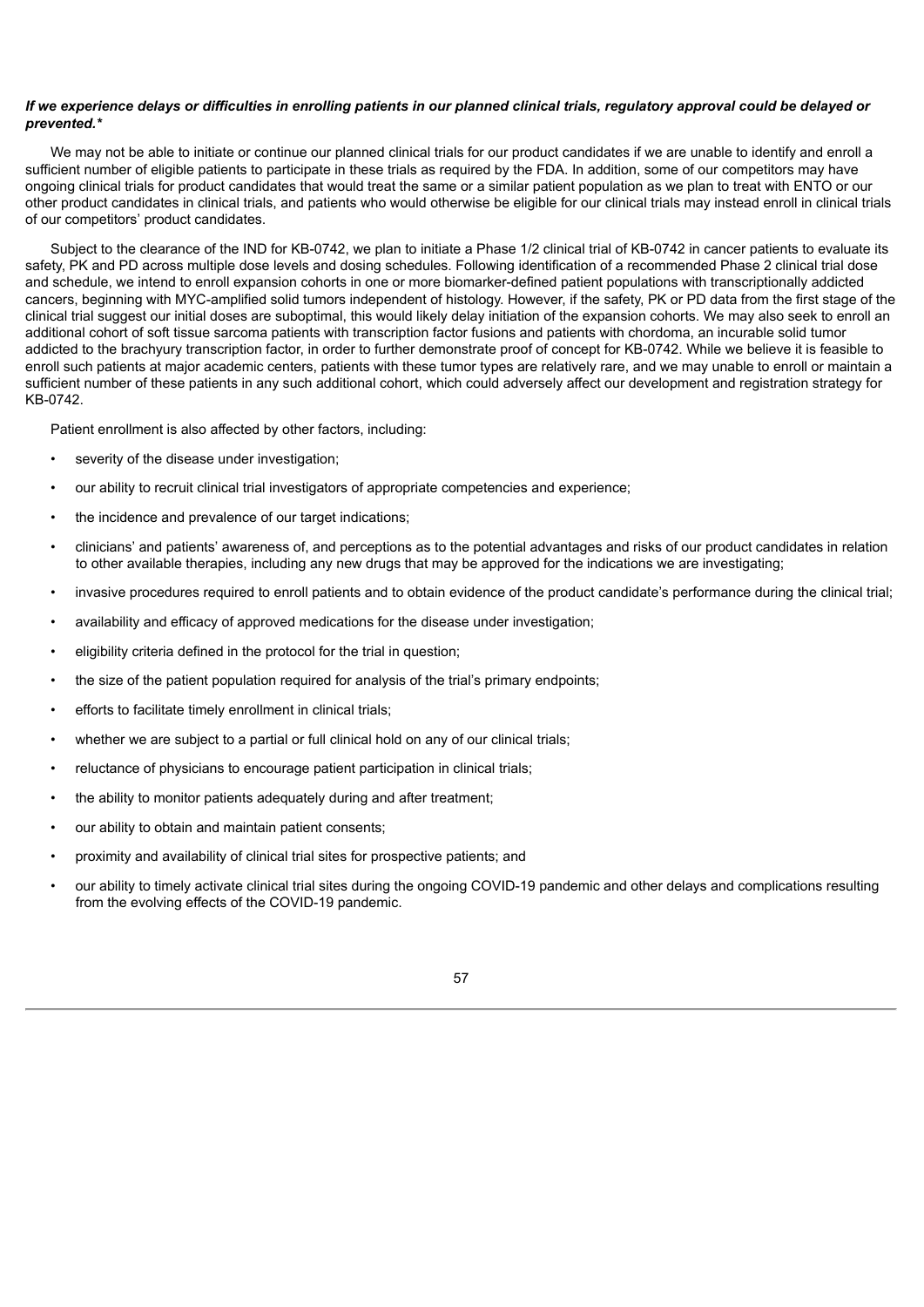***If we experience delays or difficulties in enrolling patients in our planned clinical trials, regulatory approval could be delayed or prevented.****

We may not be able to initiate or continue our planned clinical trials for our product candidates if we are unable to identify and enroll a sufficient number of eligible patients to participate in these trials as required by the FDA. In addition, some of our competitors may have ongoing clinical trials for product candidates that would treat the same or a similar patient population as we plan to treat with ENTO or our other product candidates in clinical trials, and patients who would otherwise be eligible for our clinical trials may instead enroll in clinical trials of our competitors' product candidates.

Subject to the clearance of the IND for KB-0742, we plan to initiate a Phase 1/2 clinical trial of KB-0742 in cancer patients to evaluate its safety, PK and PD across multiple dose levels and dosing schedules. Following identification of a recommended Phase 2 clinical trial dose and schedule, we intend to enroll expansion cohorts in one or more biomarker-defined patient populations with transcriptionally addicted cancers, beginning with MYC-amplified solid tumors independent of histology. However, if the safety, PK or PD data from the first stage of the clinical trial suggest our initial doses are suboptimal, this would likely delay initiation of the expansion cohorts. We may also seek to enroll an additional cohort of soft tissue sarcoma patients with transcription factor fusions and patients with chordoma, an incurable solid tumor addicted to the brachyury transcription factor, in order to further demonstrate proof of concept for KB-0742. While we believe it is feasible to enroll such patients at major academic centers, patients with these tumor types are relatively rare, and we may unable to enroll or maintain a sufficient number of these patients in any such additional cohort, which could adversely affect our development and registration strategy for KB-0742.

Patient enrollment is also affected by other factors, including:

- severity of the disease under investigation;
- our ability to recruit clinical trial investigators of appropriate competencies and experience;
- the incidence and prevalence of our target indications;
- clinicians' and patients' awareness of, and perceptions as to the potential advantages and risks of our product candidates in relation to other available therapies, including any new drugs that may be approved for the indications we are investigating;
- invasive procedures required to enroll patients and to obtain evidence of the product candidate's performance during the clinical trial;
- availability and efficacy of approved medications for the disease under investigation;
- eligibility criteria defined in the protocol for the trial in question;
- the size of the patient population required for analysis of the trial's primary endpoints;
- efforts to facilitate timely enrollment in clinical trials;
- whether we are subject to a partial or full clinical hold on any of our clinical trials;
- reluctance of physicians to encourage patient participation in clinical trials;
- the ability to monitor patients adequately during and after treatment;
- our ability to obtain and maintain patient consents;
- proximity and availability of clinical trial sites for prospective patients; and
- our ability to timely activate clinical trial sites during the ongoing COVID-19 pandemic and other delays and complications resulting from the evolving effects of the COVID-19 pandemic.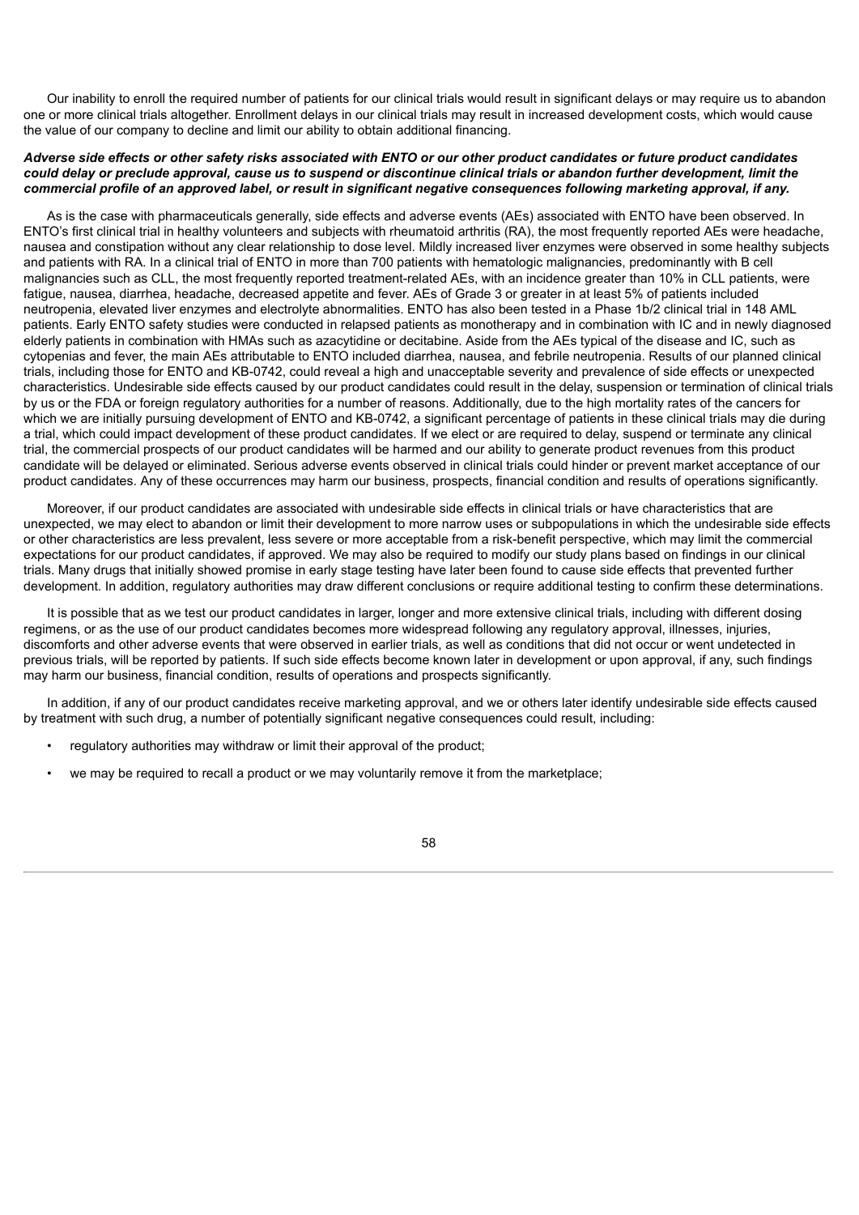Our inability to enroll the required number of patients for our clinical trials would result in significant delays or may require us to abandon one or more clinical trials altogether. Enrollment delays in our clinical trials may result in increased development costs, which would cause the value of our company to decline and limit our ability to obtain additional financing.

***Adverse side effects or other safety risks associated with ENTO or our other product candidates or future product candidates could delay or preclude approval, cause us to suspend or discontinue clinical trials or abandon further development, limit the commercial profile of an approved label, or result in significant negative consequences following marketing approval, if any.***

As is the case with pharmaceuticals generally, side effects and adverse events (AEs) associated with ENTO have been observed. In ENTO's first clinical trial in healthy volunteers and subjects with rheumatoid arthritis (RA), the most frequently reported AEs were headache, nausea and constipation without any clear relationship to dose level. Mildly increased liver enzymes were observed in some healthy subjects and patients with RA. In a clinical trial of ENTO in more than 700 patients with hematologic malignancies, predominantly with B cell malignancies such as CLL, the most frequently reported treatment-related AEs, with an incidence greater than 10% in CLL patients, were fatigue, nausea, diarrhea, headache, decreased appetite and fever. AEs of Grade 3 or greater in at least 5% of patients included neutropenia, elevated liver enzymes and electrolyte abnormalities. ENTO has also been tested in a Phase 1b/2 clinical trial in 148 AML patients. Early ENTO safety studies were conducted in relapsed patients as monotherapy and in combination with IC and in newly diagnosed elderly patients in combination with HMAs such as azacytidine or decitabine. Aside from the AEs typical of the disease and IC, such as cytopenias and fever, the main AEs attributable to ENTO included diarrhea, nausea, and febrile neutropenia. Results of our planned clinical trials, including those for ENTO and KB-0742, could reveal a high and unacceptable severity and prevalence of side effects or unexpected characteristics. Undesirable side effects caused by our product candidates could result in the delay, suspension or termination of clinical trials by us or the FDA or foreign regulatory authorities for a number of reasons. Additionally, due to the high mortality rates of the cancers for which we are initially pursuing development of ENTO and KB-0742, a significant percentage of patients in these clinical trials may die during a trial, which could impact development of these product candidates. If we elect or are required to delay, suspend or terminate any clinical trial, the commercial prospects of our product candidates will be harmed and our ability to generate product revenues from this product candidate will be delayed or eliminated. Serious adverse events observed in clinical trials could hinder or prevent market acceptance of our product candidates. Any of these occurrences may harm our business, prospects, financial condition and results of operations significantly.

Moreover, if our product candidates are associated with undesirable side effects in clinical trials or have characteristics that are unexpected, we may elect to abandon or limit their development to more narrow uses or subpopulations in which the undesirable side effects or other characteristics are less prevalent, less severe or more acceptable from a risk-benefit perspective, which may limit the commercial expectations for our product candidates, if approved. We may also be required to modify our study plans based on findings in our clinical trials. Many drugs that initially showed promise in early stage testing have later been found to cause side effects that prevented further development. In addition, regulatory authorities may draw different conclusions or require additional testing to confirm these determinations.

It is possible that as we test our product candidates in larger, longer and more extensive clinical trials, including with different dosing regimens, or as the use of our product candidates becomes more widespread following any regulatory approval, illnesses, injuries, discomforts and other adverse events that were observed in earlier trials, as well as conditions that did not occur or went undetected in previous trials, will be reported by patients. If such side effects become known later in development or upon approval, if any, such findings may harm our business, financial condition, results of operations and prospects significantly.

In addition, if any of our product candidates receive marketing approval, and we or others later identify undesirable side effects caused by treatment with such drug, a number of potentially significant negative consequences could result, including:

- regulatory authorities may withdraw or limit their approval of the product;
- we may be required to recall a product or we may voluntarily remove it from the marketplace;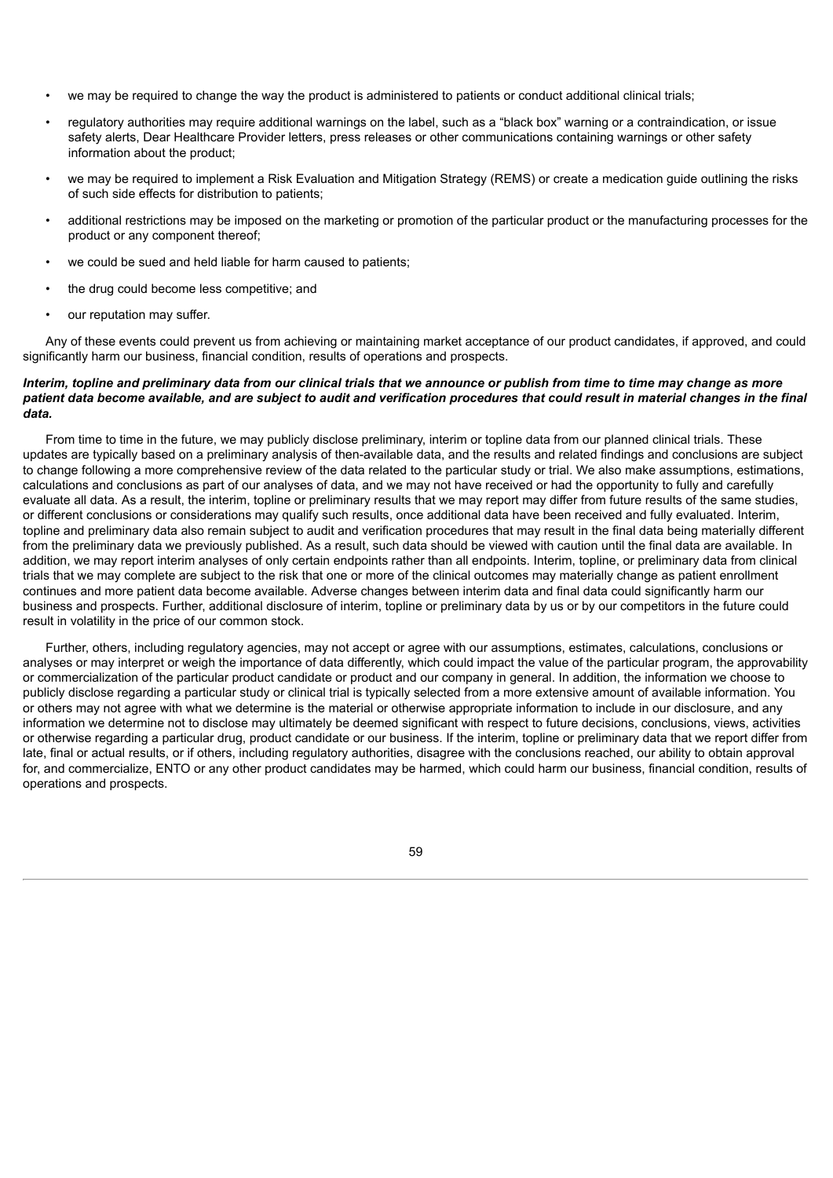- we may be required to change the way the product is administered to patients or conduct additional clinical trials;
- regulatory authorities may require additional warnings on the label, such as a "black box" warning or a contraindication, or issue safety alerts, Dear Healthcare Provider letters, press releases or other communications containing warnings or other safety information about the product;
- we may be required to implement a Risk Evaluation and Mitigation Strategy (REMS) or create a medication guide outlining the risks of such side effects for distribution to patients;
- additional restrictions may be imposed on the marketing or promotion of the particular product or the manufacturing processes for the product or any component thereof;
- we could be sued and held liable for harm caused to patients;
- the drug could become less competitive; and
- our reputation may suffer.

Any of these events could prevent us from achieving or maintaining market acceptance of our product candidates, if approved, and could significantly harm our business, financial condition, results of operations and prospects.

***Interim, topline and preliminary data from our clinical trials that we announce or publish from time to time may change as more patient data become available, and are subject to audit and verification procedures that could result in material changes in the final data.***

From time to time in the future, we may publicly disclose preliminary, interim or topline data from our planned clinical trials. These updates are typically based on a preliminary analysis of then-available data, and the results and related findings and conclusions are subject to change following a more comprehensive review of the data related to the particular study or trial. We also make assumptions, estimations, calculations and conclusions as part of our analyses of data, and we may not have received or had the opportunity to fully and carefully evaluate all data. As a result, the interim, topline or preliminary results that we may report may differ from future results of the same studies, or different conclusions or considerations may qualify such results, once additional data have been received and fully evaluated. Interim, topline and preliminary data also remain subject to audit and verification procedures that may result in the final data being materially different from the preliminary data we previously published. As a result, such data should be viewed with caution until the final data are available. In addition, we may report interim analyses of only certain endpoints rather than all endpoints. Interim, topline, or preliminary data from clinical trials that we may complete are subject to the risk that one or more of the clinical outcomes may materially change as patient enrollment continues and more patient data become available. Adverse changes between interim data and final data could significantly harm our business and prospects. Further, additional disclosure of interim, topline or preliminary data by us or by our competitors in the future could result in volatility in the price of our common stock.

Further, others, including regulatory agencies, may not accept or agree with our assumptions, estimates, calculations, conclusions or analyses or may interpret or weigh the importance of data differently, which could impact the value of the particular program, the approvability or commercialization of the particular product candidate or product and our company in general. In addition, the information we choose to publicly disclose regarding a particular study or clinical trial is typically selected from a more extensive amount of available information. You or others may not agree with what we determine is the material or otherwise appropriate information to include in our disclosure, and any information we determine not to disclose may ultimately be deemed significant with respect to future decisions, conclusions, views, activities or otherwise regarding a particular drug, product candidate or our business. If the interim, topline or preliminary data that we report differ from late, final or actual results, or if others, including regulatory authorities, disagree with the conclusions reached, our ability to obtain approval for, and commercialize, ENTO or any other product candidates may be harmed, which could harm our business, financial condition, results of operations and prospects.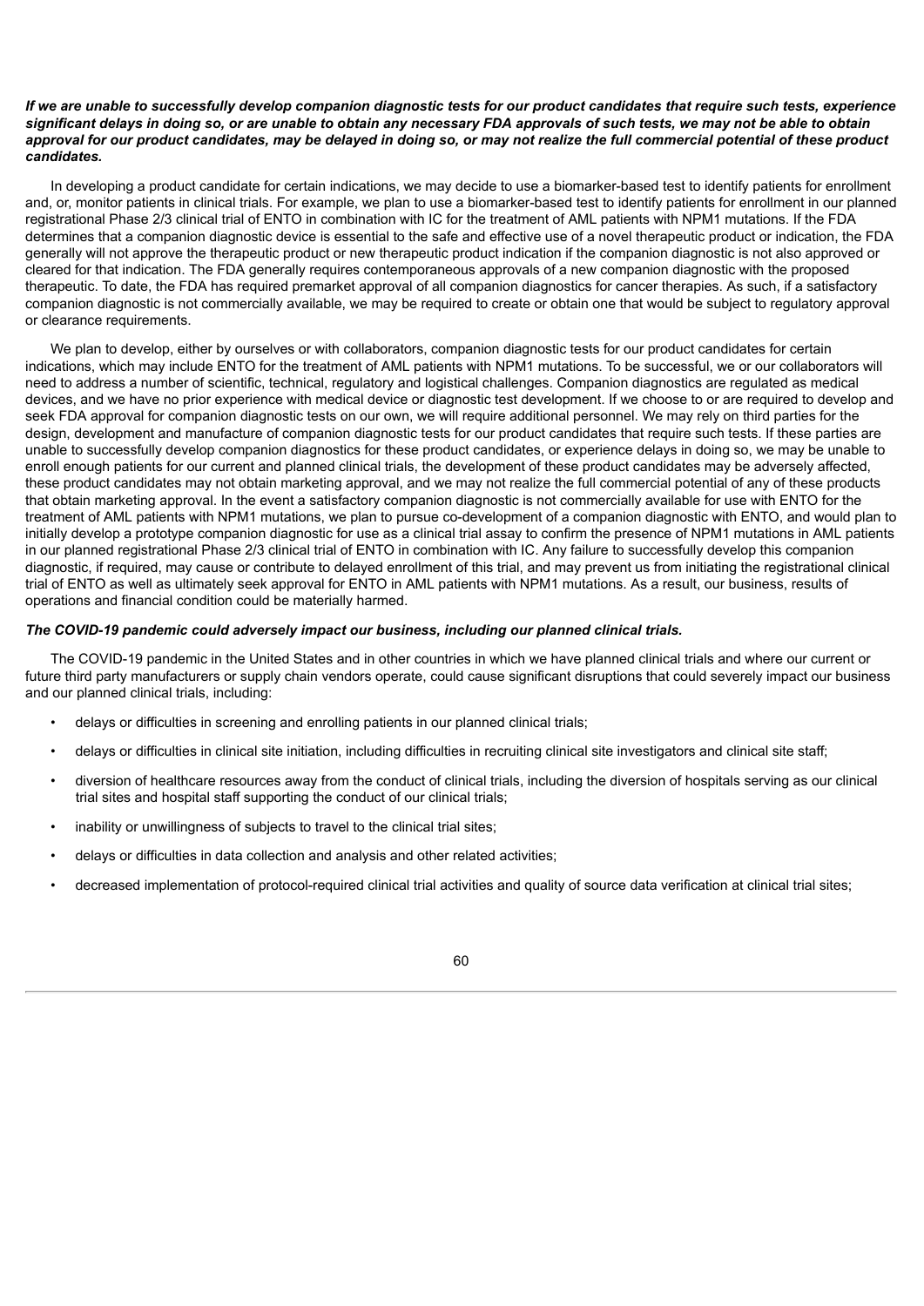***If we are unable to successfully develop companion diagnostic tests for our product candidates that require such tests, experience significant delays in doing so, or are unable to obtain any necessary FDA approvals of such tests, we may not be able to obtain approval for our product candidates, may be delayed in doing so, or may not realize the full commercial potential of these product candidates.***

In developing a product candidate for certain indications, we may decide to use a biomarker-based test to identify patients for enrollment and, or, monitor patients in clinical trials. For example, we plan to use a biomarker-based test to identify patients for enrollment in our planned registrational Phase 2/3 clinical trial of ENTO in combination with IC for the treatment of AML patients with NPM1 mutations. If the FDA determines that a companion diagnostic device is essential to the safe and effective use of a novel therapeutic product or indication, the FDA generally will not approve the therapeutic product or new therapeutic product indication if the companion diagnostic is not also approved or cleared for that indication. The FDA generally requires contemporaneous approvals of a new companion diagnostic with the proposed therapeutic. To date, the FDA has required premarket approval of all companion diagnostics for cancer therapies. As such, if a satisfactory companion diagnostic is not commercially available, we may be required to create or obtain one that would be subject to regulatory approval or clearance requirements.

We plan to develop, either by ourselves or with collaborators, companion diagnostic tests for our product candidates for certain indications, which may include ENTO for the treatment of AML patients with NPM1 mutations. To be successful, we or our collaborators will need to address a number of scientific, technical, regulatory and logistical challenges. Companion diagnostics are regulated as medical devices, and we have no prior experience with medical device or diagnostic test development. If we choose to or are required to develop and seek FDA approval for companion diagnostic tests on our own, we will require additional personnel. We may rely on third parties for the design, development and manufacture of companion diagnostic tests for our product candidates that require such tests. If these parties are unable to successfully develop companion diagnostics for these product candidates, or experience delays in doing so, we may be unable to enroll enough patients for our current and planned clinical trials, the development of these product candidates may be adversely affected, these product candidates may not obtain marketing approval, and we may not realize the full commercial potential of any of these products that obtain marketing approval. In the event a satisfactory companion diagnostic is not commercially available for use with ENTO for the treatment of AML patients with NPM1 mutations, we plan to pursue co-development of a companion diagnostic with ENTO, and would plan to initially develop a prototype companion diagnostic for use as a clinical trial assay to confirm the presence of NPM1 mutations in AML patients in our planned registrational Phase 2/3 clinical trial of ENTO in combination with IC. Any failure to successfully develop this companion diagnostic, if required, may cause or contribute to delayed enrollment of this trial, and may prevent us from initiating the registrational clinical trial of ENTO as well as ultimately seek approval for ENTO in AML patients with NPM1 mutations. As a result, our business, results of operations and financial condition could be materially harmed.

***The COVID-19 pandemic could adversely impact our business, including our planned clinical trials.***

The COVID-19 pandemic in the United States and in other countries in which we have planned clinical trials and where our current or future third party manufacturers or supply chain vendors operate, could cause significant disruptions that could severely impact our business and our planned clinical trials, including:

- delays or difficulties in screening and enrolling patients in our planned clinical trials;
- delays or difficulties in clinical site initiation, including difficulties in recruiting clinical site investigators and clinical site staff;
- diversion of healthcare resources away from the conduct of clinical trials, including the diversion of hospitals serving as our clinical trial sites and hospital staff supporting the conduct of our clinical trials;
- inability or unwillingness of subjects to travel to the clinical trial sites;
- delays or difficulties in data collection and analysis and other related activities;
- decreased implementation of protocol-required clinical trial activities and quality of source data verification at clinical trial sites;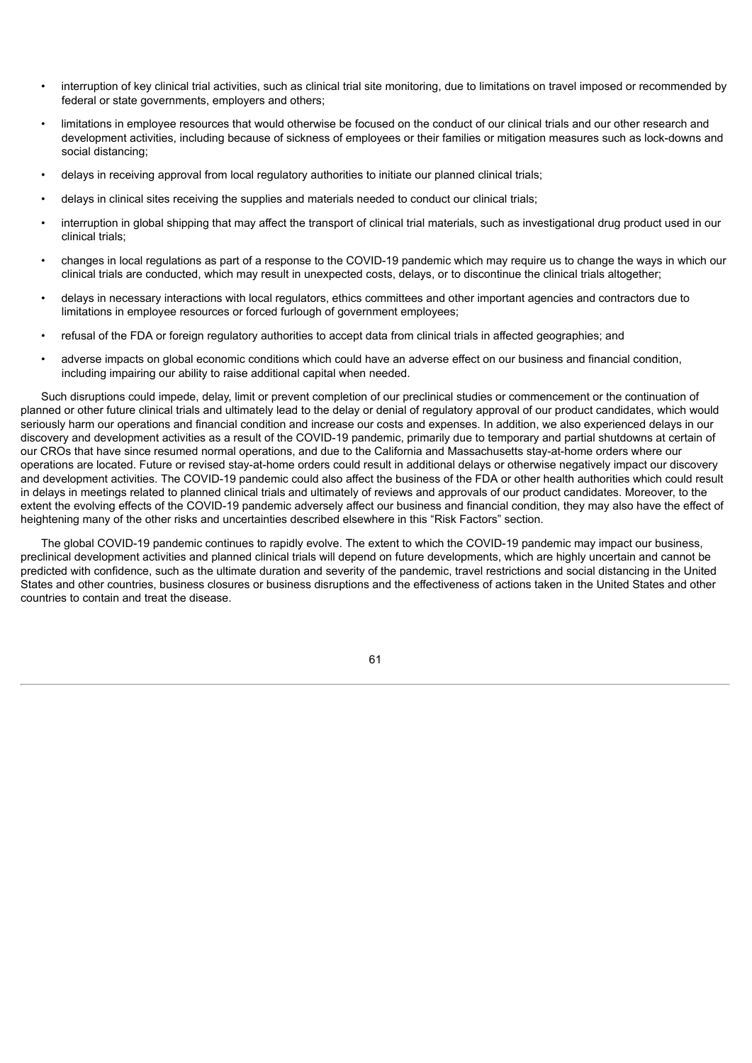- interruption of key clinical trial activities, such as clinical trial site monitoring, due to limitations on travel imposed or recommended by federal or state governments, employers and others;
- limitations in employee resources that would otherwise be focused on the conduct of our clinical trials and our other research and development activities, including because of sickness of employees or their families or mitigation measures such as lock-downs and social distancing;
- delays in receiving approval from local regulatory authorities to initiate our planned clinical trials;
- delays in clinical sites receiving the supplies and materials needed to conduct our clinical trials;
- interruption in global shipping that may affect the transport of clinical trial materials, such as investigational drug product used in our clinical trials;
- changes in local regulations as part of a response to the COVID-19 pandemic which may require us to change the ways in which our clinical trials are conducted, which may result in unexpected costs, delays, or to discontinue the clinical trials altogether;
- delays in necessary interactions with local regulators, ethics committees and other important agencies and contractors due to limitations in employee resources or forced furlough of government employees;
- refusal of the FDA or foreign regulatory authorities to accept data from clinical trials in affected geographies; and
- adverse impacts on global economic conditions which could have an adverse effect on our business and financial condition, including impairing our ability to raise additional capital when needed.

Such disruptions could impede, delay, limit or prevent completion of our preclinical studies or commencement or the continuation of planned or other future clinical trials and ultimately lead to the delay or denial of regulatory approval of our product candidates, which would seriously harm our operations and financial condition and increase our costs and expenses. In addition, we also experienced delays in our discovery and development activities as a result of the COVID-19 pandemic, primarily due to temporary and partial shutdowns at certain of our CROs that have since resumed normal operations, and due to the California and Massachusetts stay-at-home orders where our operations are located. Future or revised stay-at-home orders could result in additional delays or otherwise negatively impact our discovery and development activities. The COVID-19 pandemic could also affect the business of the FDA or other health authorities which could result in delays in meetings related to planned clinical trials and ultimately of reviews and approvals of our product candidates. Moreover, to the extent the evolving effects of the COVID-19 pandemic adversely affect our business and financial condition, they may also have the effect of heightening many of the other risks and uncertainties described elsewhere in this "Risk Factors" section.

The global COVID-19 pandemic continues to rapidly evolve. The extent to which the COVID-19 pandemic may impact our business, preclinical development activities and planned clinical trials will depend on future developments, which are highly uncertain and cannot be predicted with confidence, such as the ultimate duration and severity of the pandemic, travel restrictions and social distancing in the United States and other countries, business closures or business disruptions and the effectiveness of actions taken in the United States and other countries to contain and treat the disease.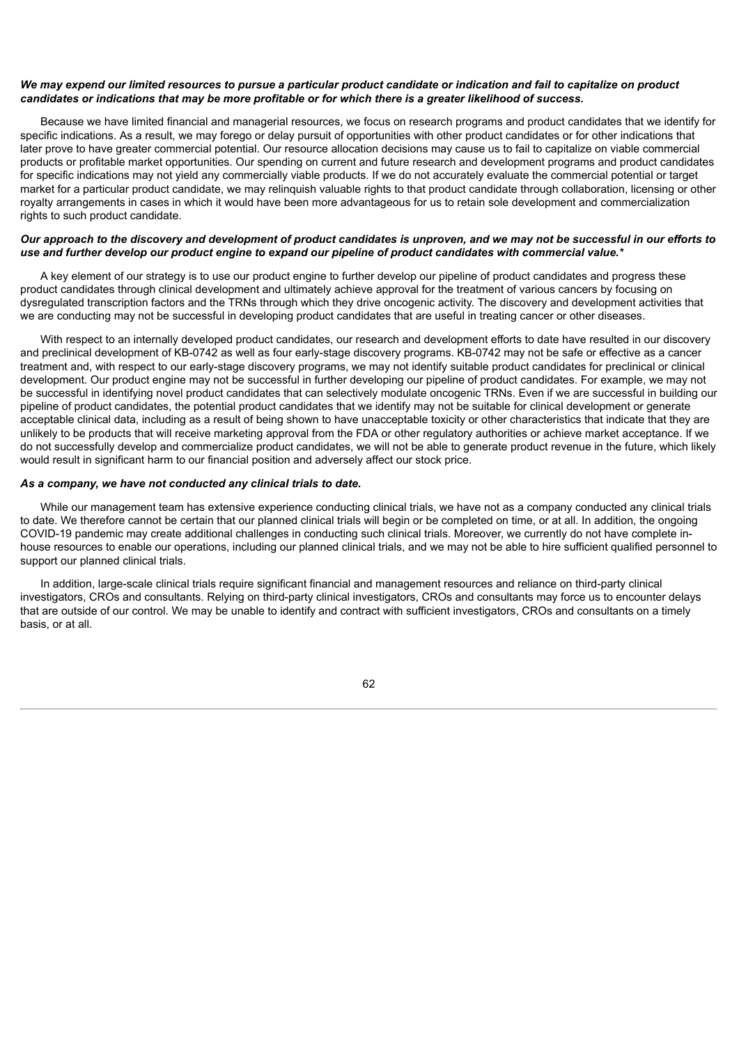***We may expend our limited resources to pursue a particular product candidate or indication and fail to capitalize on product candidates or indications that may be more profitable or for which there is a greater likelihood of success.***

Because we have limited financial and managerial resources, we focus on research programs and product candidates that we identify for specific indications. As a result, we may forego or delay pursuit of opportunities with other product candidates or for other indications that later prove to have greater commercial potential. Our resource allocation decisions may cause us to fail to capitalize on viable commercial products or profitable market opportunities. Our spending on current and future research and development programs and product candidates for specific indications may not yield any commercially viable products. If we do not accurately evaluate the commercial potential or target market for a particular product candidate, we may relinquish valuable rights to that product candidate through collaboration, licensing or other royalty arrangements in cases in which it would have been more advantageous for us to retain sole development and commercialization rights to such product candidate.

***Our approach to the discovery and development of product candidates is unproven, and we may not be successful in our efforts to use and further develop our product engine to expand our pipeline of product candidates with commercial value.****

A key element of our strategy is to use our product engine to further develop our pipeline of product candidates and progress these product candidates through clinical development and ultimately achieve approval for the treatment of various cancers by focusing on dysregulated transcription factors and the TRNs through which they drive oncogenic activity. The discovery and development activities that we are conducting may not be successful in developing product candidates that are useful in treating cancer or other diseases.

With respect to an internally developed product candidates, our research and development efforts to date have resulted in our discovery and preclinical development of KB-0742 as well as four early-stage discovery programs. KB-0742 may not be safe or effective as a cancer treatment and, with respect to our early-stage discovery programs, we may not identify suitable product candidates for preclinical or clinical development. Our product engine may not be successful in further developing our pipeline of product candidates. For example, we may not be successful in identifying novel product candidates that can selectively modulate oncogenic TRNs. Even if we are successful in building our pipeline of product candidates, the potential product candidates that we identify may not be suitable for clinical development or generate acceptable clinical data, including as a result of being shown to have unacceptable toxicity or other characteristics that indicate that they are unlikely to be products that will receive marketing approval from the FDA or other regulatory authorities or achieve market acceptance. If we do not successfully develop and commercialize product candidates, we will not be able to generate product revenue in the future, which likely would result in significant harm to our financial position and adversely affect our stock price.

***As a company, we have not conducted any clinical trials to date.***

While our management team has extensive experience conducting clinical trials, we have not as a company conducted any clinical trials to date. We therefore cannot be certain that our planned clinical trials will begin or be completed on time, or at all. In addition, the ongoing COVID-19 pandemic may create additional challenges in conducting such clinical trials. Moreover, we currently do not have complete in-house resources to enable our operations, including our planned clinical trials, and we may not be able to hire sufficient qualified personnel to support our planned clinical trials.

In addition, large-scale clinical trials require significant financial and management resources and reliance on third-party clinical investigators, CROs and consultants. Relying on third-party clinical investigators, CROs and consultants may force us to encounter delays that are outside of our control. We may be unable to identify and contract with sufficient investigators, CROs and consultants on a timely basis, or at all.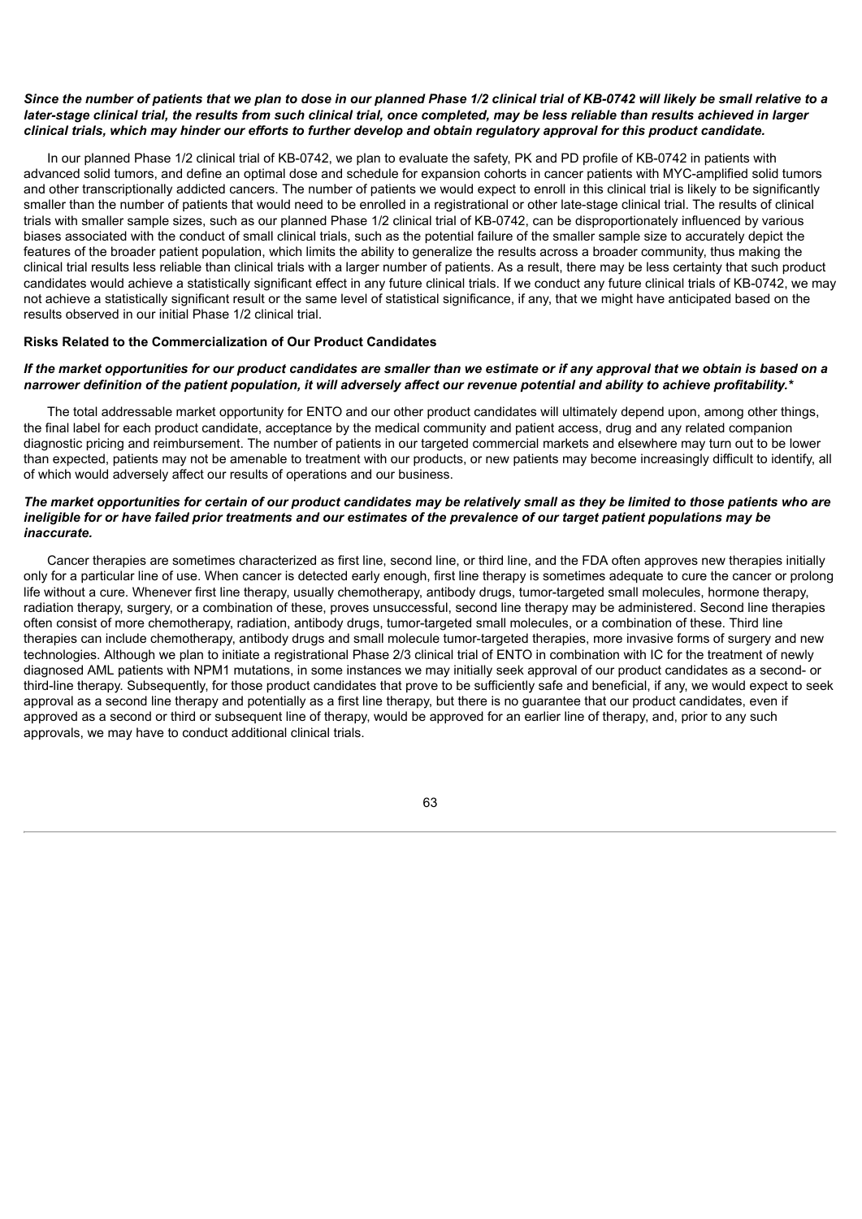***Since the number of patients that we plan to dose in our planned Phase 1/2 clinical trial of KB-0742 will likely be small relative to a later-stage clinical trial, the results from such clinical trial, once completed, may be less reliable than results achieved in larger clinical trials, which may hinder our efforts to further develop and obtain regulatory approval for this product candidate.***

In our planned Phase 1/2 clinical trial of KB-0742, we plan to evaluate the safety, PK and PD profile of KB-0742 in patients with advanced solid tumors, and define an optimal dose and schedule for expansion cohorts in cancer patients with MYC-amplified solid tumors and other transcriptionally addicted cancers. The number of patients we would expect to enroll in this clinical trial is likely to be significantly smaller than the number of patients that would need to be enrolled in a registrational or other late-stage clinical trial. The results of clinical trials with smaller sample sizes, such as our planned Phase 1/2 clinical trial of KB-0742, can be disproportionately influenced by various biases associated with the conduct of small clinical trials, such as the potential failure of the smaller sample size to accurately depict the features of the broader patient population, which limits the ability to generalize the results across a broader community, thus making the clinical trial results less reliable than clinical trials with a larger number of patients. As a result, there may be less certainty that such product candidates would achieve a statistically significant effect in any future clinical trials. If we conduct any future clinical trials of KB-0742, we may not achieve a statistically significant result or the same level of statistical significance, if any, that we might have anticipated based on the results observed in our initial Phase 1/2 clinical trial.

**Risks Related to the Commercialization of Our Product Candidates**

***If the market opportunities for our product candidates are smaller than we estimate or if any approval that we obtain is based on a narrower definition of the patient population, it will adversely affect our revenue potential and ability to achieve profitability.****

The total addressable market opportunity for ENTO and our other product candidates will ultimately depend upon, among other things, the final label for each product candidate, acceptance by the medical community and patient access, drug and any related companion diagnostic pricing and reimbursement. The number of patients in our targeted commercial markets and elsewhere may turn out to be lower than expected, patients may not be amenable to treatment with our products, or new patients may become increasingly difficult to identify, all of which would adversely affect our results of operations and our business.

***The market opportunities for certain of our product candidates may be relatively small as they be limited to those patients who are ineligible for or have failed prior treatments and our estimates of the prevalence of our target patient populations may be inaccurate.***

Cancer therapies are sometimes characterized as first line, second line, or third line, and the FDA often approves new therapies initially only for a particular line of use. When cancer is detected early enough, first line therapy is sometimes adequate to cure the cancer or prolong life without a cure. Whenever first line therapy, usually chemotherapy, antibody drugs, tumor-targeted small molecules, hormone therapy, radiation therapy, surgery, or a combination of these, proves unsuccessful, second line therapy may be administered. Second line therapies often consist of more chemotherapy, radiation, antibody drugs, tumor-targeted small molecules, or a combination of these. Third line therapies can include chemotherapy, antibody drugs and small molecule tumor-targeted therapies, more invasive forms of surgery and new technologies. Although we plan to initiate a registrational Phase 2/3 clinical trial of ENTO in combination with IC for the treatment of newly diagnosed AML patients with NPM1 mutations, in some instances we may initially seek approval of our product candidates as a second- or third-line therapy. Subsequently, for those product candidates that prove to be sufficiently safe and beneficial, if any, we would expect to seek approval as a second line therapy and potentially as a first line therapy, but there is no guarantee that our product candidates, even if approved as a second or third or subsequent line of therapy, would be approved for an earlier line of therapy, and, prior to any such approvals, we may have to conduct additional clinical trials.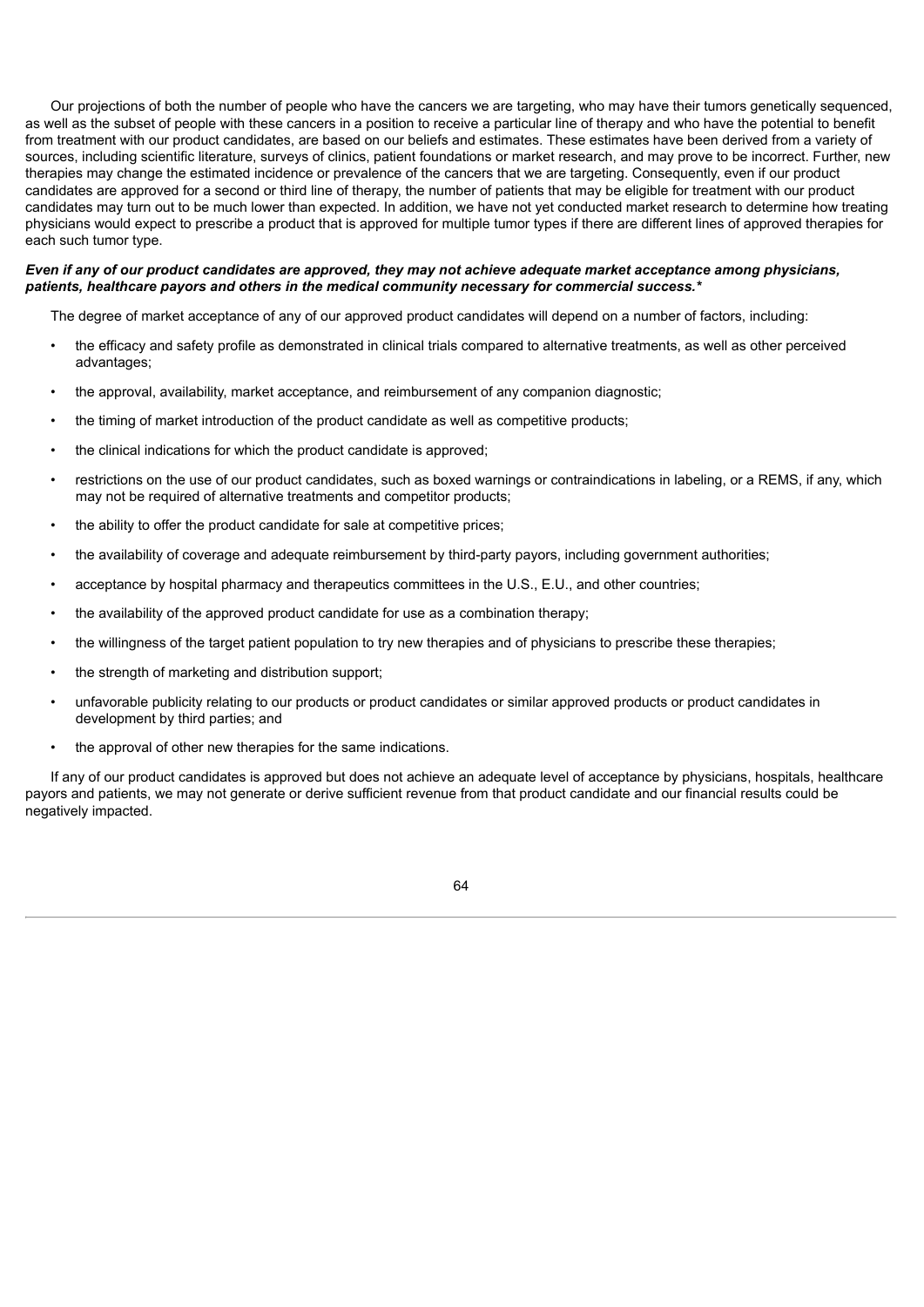Our projections of both the number of people who have the cancers we are targeting, who may have their tumors genetically sequenced, as well as the subset of people with these cancers in a position to receive a particular line of therapy and who have the potential to benefit from treatment with our product candidates, are based on our beliefs and estimates. These estimates have been derived from a variety of sources, including scientific literature, surveys of clinics, patient foundations or market research, and may prove to be incorrect. Further, new therapies may change the estimated incidence or prevalence of the cancers that we are targeting. Consequently, even if our product candidates are approved for a second or third line of therapy, the number of patients that may be eligible for treatment with our product candidates may turn out to be much lower than expected. In addition, we have not yet conducted market research to determine how treating physicians would expect to prescribe a product that is approved for multiple tumor types if there are different lines of approved therapies for each such tumor type.

***Even if any of our product candidates are approved, they may not achieve adequate market acceptance among physicians, patients, healthcare payors and others in the medical community necessary for commercial success.****

The degree of market acceptance of any of our approved product candidates will depend on a number of factors, including:

- the efficacy and safety profile as demonstrated in clinical trials compared to alternative treatments, as well as other perceived advantages;
- the approval, availability, market acceptance, and reimbursement of any companion diagnostic;
- the timing of market introduction of the product candidate as well as competitive products;
- the clinical indications for which the product candidate is approved;
- restrictions on the use of our product candidates, such as boxed warnings or contraindications in labeling, or a REMS, if any, which may not be required of alternative treatments and competitor products;
- the ability to offer the product candidate for sale at competitive prices;
- the availability of coverage and adequate reimbursement by third-party payors, including government authorities;
- acceptance by hospital pharmacy and therapeutics committees in the U.S., E.U., and other countries;
- the availability of the approved product candidate for use as a combination therapy;
- the willingness of the target patient population to try new therapies and of physicians to prescribe these therapies;
- the strength of marketing and distribution support;
- unfavorable publicity relating to our products or product candidates or similar approved products or product candidates in development by third parties; and
- the approval of other new therapies for the same indications.

If any of our product candidates is approved but does not achieve an adequate level of acceptance by physicians, hospitals, healthcare payors and patients, we may not generate or derive sufficient revenue from that product candidate and our financial results could be negatively impacted.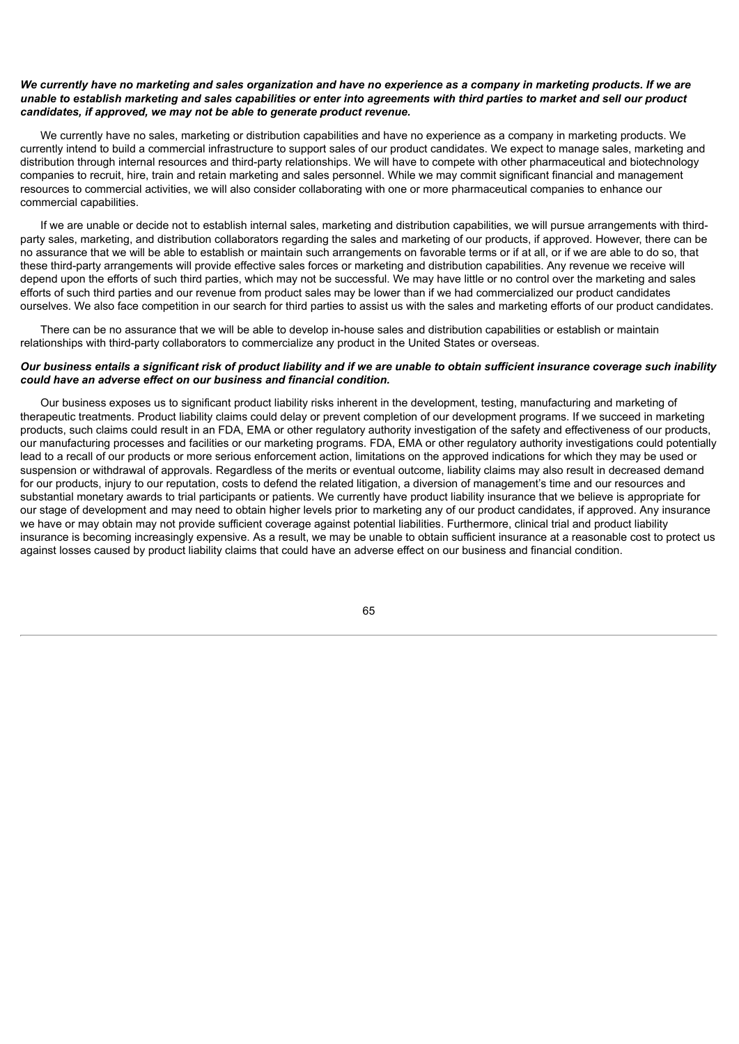***We currently have no marketing and sales organization and have no experience as a company in marketing products. If we are unable to establish marketing and sales capabilities or enter into agreements with third parties to market and sell our product candidates, if approved, we may not be able to generate product revenue.***

We currently have no sales, marketing or distribution capabilities and have no experience as a company in marketing products. We currently intend to build a commercial infrastructure to support sales of our product candidates. We expect to manage sales, marketing and distribution through internal resources and third-party relationships. We will have to compete with other pharmaceutical and biotechnology companies to recruit, hire, train and retain marketing and sales personnel. While we may commit significant financial and management resources to commercial activities, we will also consider collaborating with one or more pharmaceutical companies to enhance our commercial capabilities.

If we are unable or decide not to establish internal sales, marketing and distribution capabilities, we will pursue arrangements with third-party sales, marketing, and distribution collaborators regarding the sales and marketing of our products, if approved. However, there can be no assurance that we will be able to establish or maintain such arrangements on favorable terms or if at all, or if we are able to do so, that these third-party arrangements will provide effective sales forces or marketing and distribution capabilities. Any revenue we receive will depend upon the efforts of such third parties, which may not be successful. We may have little or no control over the marketing and sales efforts of such third parties and our revenue from product sales may be lower than if we had commercialized our product candidates ourselves. We also face competition in our search for third parties to assist us with the sales and marketing efforts of our product candidates.

There can be no assurance that we will be able to develop in-house sales and distribution capabilities or establish or maintain relationships with third-party collaborators to commercialize any product in the United States or overseas.

***Our business entails a significant risk of product liability and if we are unable to obtain sufficient insurance coverage such inability could have an adverse effect on our business and financial condition.***

Our business exposes us to significant product liability risks inherent in the development, testing, manufacturing and marketing of therapeutic treatments. Product liability claims could delay or prevent completion of our development programs. If we succeed in marketing products, such claims could result in an FDA, EMA or other regulatory authority investigation of the safety and effectiveness of our products, our manufacturing processes and facilities or our marketing programs. FDA, EMA or other regulatory authority investigations could potentially lead to a recall of our products or more serious enforcement action, limitations on the approved indications for which they may be used or suspension or withdrawal of approvals. Regardless of the merits or eventual outcome, liability claims may also result in decreased demand for our products, injury to our reputation, costs to defend the related litigation, a diversion of management's time and our resources and substantial monetary awards to trial participants or patients. We currently have product liability insurance that we believe is appropriate for our stage of development and may need to obtain higher levels prior to marketing any of our product candidates, if approved. Any insurance we have or may obtain may not provide sufficient coverage against potential liabilities. Furthermore, clinical trial and product liability insurance is becoming increasingly expensive. As a result, we may be unable to obtain sufficient insurance at a reasonable cost to protect us against losses caused by product liability claims that could have an adverse effect on our business and financial condition.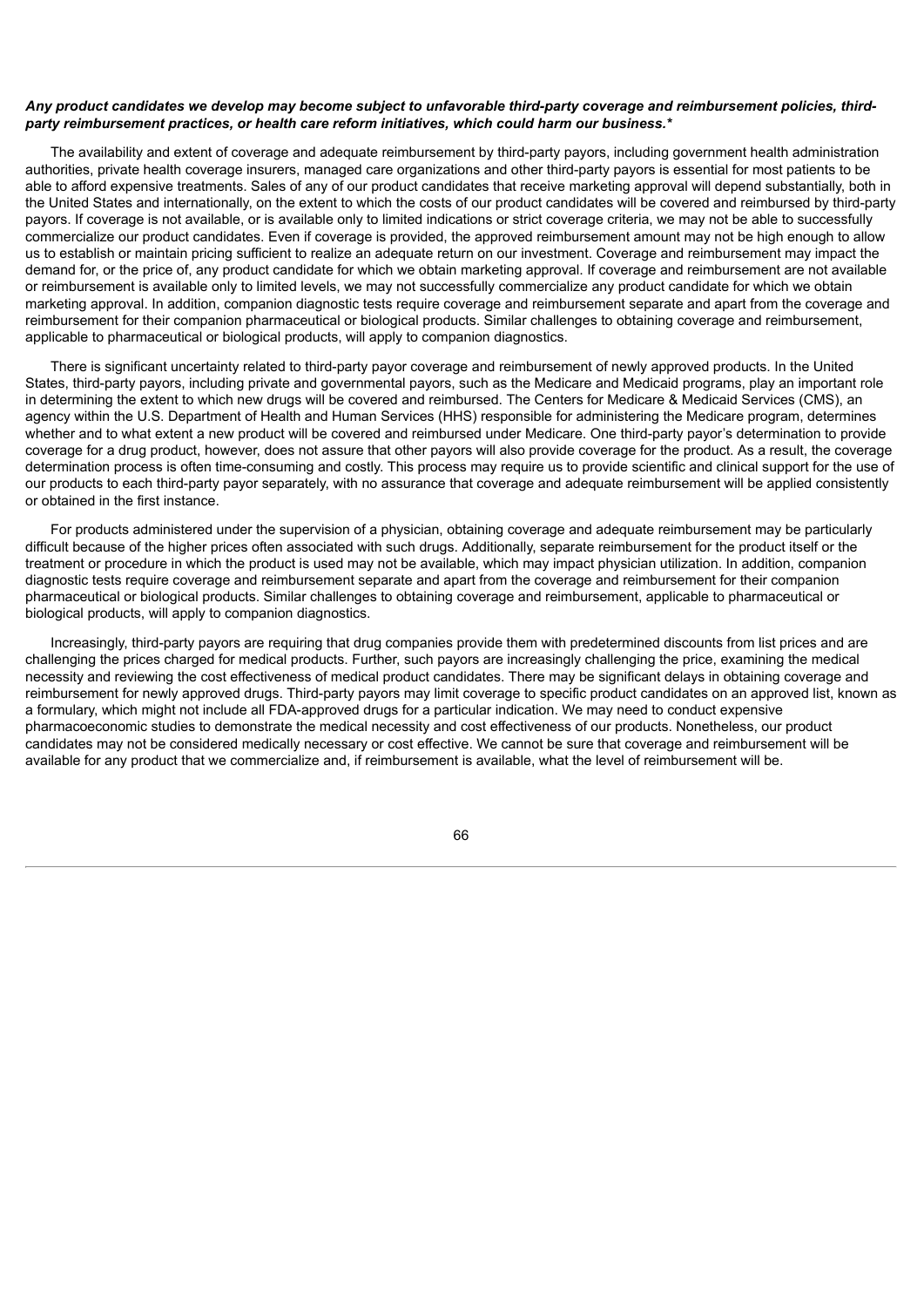***Any product candidates we develop may become subject to unfavorable third-party coverage and reimbursement policies, third-party reimbursement practices, or health care reform initiatives, which could harm our business.****

The availability and extent of coverage and adequate reimbursement by third-party payors, including government health administration authorities, private health coverage insurers, managed care organizations and other third-party payors is essential for most patients to be able to afford expensive treatments. Sales of any of our product candidates that receive marketing approval will depend substantially, both in the United States and internationally, on the extent to which the costs of our product candidates will be covered and reimbursed by third-party payors. If coverage is not available, or is available only to limited indications or strict coverage criteria, we may not be able to successfully commercialize our product candidates. Even if coverage is provided, the approved reimbursement amount may not be high enough to allow us to establish or maintain pricing sufficient to realize an adequate return on our investment. Coverage and reimbursement may impact the demand for, or the price of, any product candidate for which we obtain marketing approval. If coverage and reimbursement are not available or reimbursement is available only to limited levels, we may not successfully commercialize any product candidate for which we obtain marketing approval. In addition, companion diagnostic tests require coverage and reimbursement separate and apart from the coverage and reimbursement for their companion pharmaceutical or biological products. Similar challenges to obtaining coverage and reimbursement, applicable to pharmaceutical or biological products, will apply to companion diagnostics.

There is significant uncertainty related to third-party payor coverage and reimbursement of newly approved products. In the United States, third-party payors, including private and governmental payors, such as the Medicare and Medicaid programs, play an important role in determining the extent to which new drugs will be covered and reimbursed. The Centers for Medicare & Medicaid Services (CMS), an agency within the U.S. Department of Health and Human Services (HHS) responsible for administering the Medicare program, determines whether and to what extent a new product will be covered and reimbursed under Medicare. One third-party payor's determination to provide coverage for a drug product, however, does not assure that other payors will also provide coverage for the product. As a result, the coverage determination process is often time-consuming and costly. This process may require us to provide scientific and clinical support for the use of our products to each third-party payor separately, with no assurance that coverage and adequate reimbursement will be applied consistently or obtained in the first instance.

For products administered under the supervision of a physician, obtaining coverage and adequate reimbursement may be particularly difficult because of the higher prices often associated with such drugs. Additionally, separate reimbursement for the product itself or the treatment or procedure in which the product is used may not be available, which may impact physician utilization. In addition, companion diagnostic tests require coverage and reimbursement separate and apart from the coverage and reimbursement for their companion pharmaceutical or biological products. Similar challenges to obtaining coverage and reimbursement, applicable to pharmaceutical or biological products, will apply to companion diagnostics.

Increasingly, third-party payors are requiring that drug companies provide them with predetermined discounts from list prices and are challenging the prices charged for medical products. Further, such payors are increasingly challenging the price, examining the medical necessity and reviewing the cost effectiveness of medical product candidates. There may be significant delays in obtaining coverage and reimbursement for newly approved drugs. Third-party payors may limit coverage to specific product candidates on an approved list, known as a formulary, which might not include all FDA-approved drugs for a particular indication. We may need to conduct expensive pharmacoeconomic studies to demonstrate the medical necessity and cost effectiveness of our products. Nonetheless, our product candidates may not be considered medically necessary or cost effective. We cannot be sure that coverage and reimbursement will be available for any product that we commercialize and, if reimbursement is available, what the level of reimbursement will be.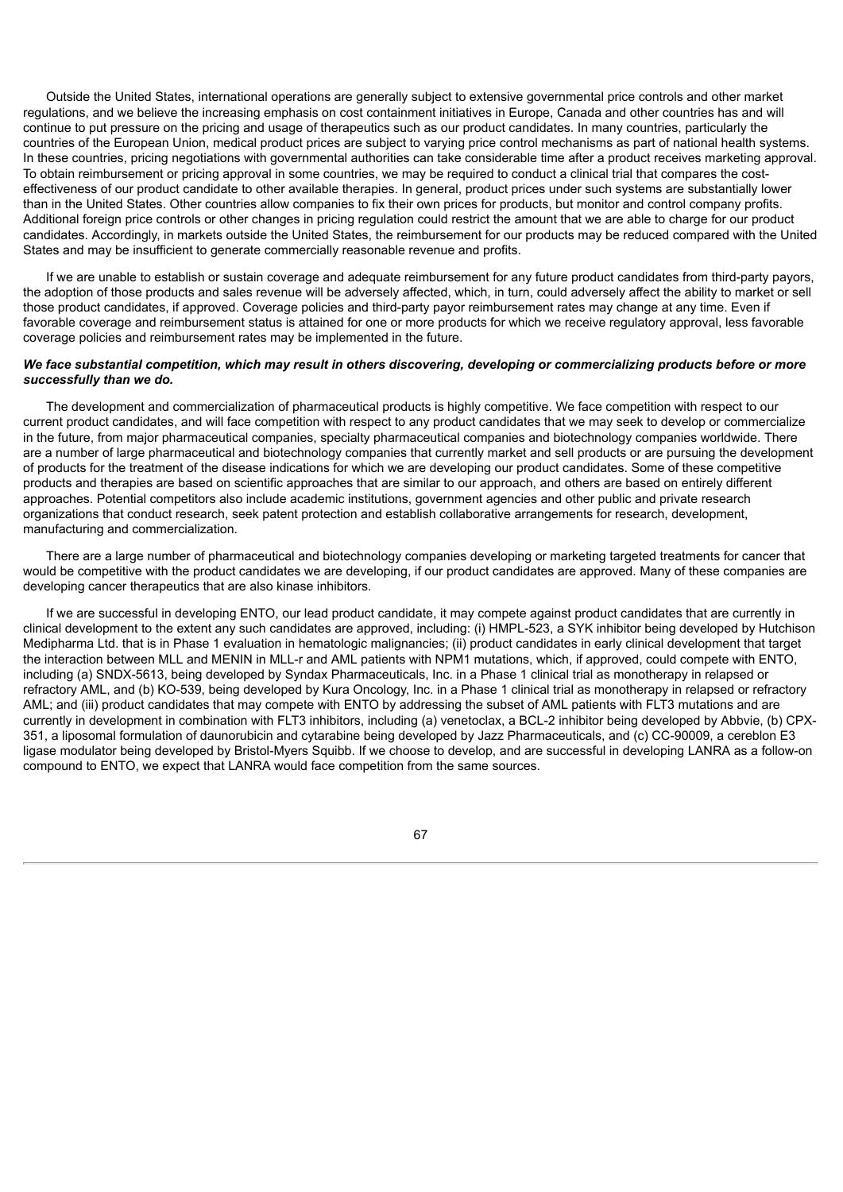Outside the United States, international operations are generally subject to extensive governmental price controls and other market regulations, and we believe the increasing emphasis on cost containment initiatives in Europe, Canada and other countries has and will continue to put pressure on the pricing and usage of therapeutics such as our product candidates. In many countries, particularly the countries of the European Union, medical product prices are subject to varying price control mechanisms as part of national health systems. In these countries, pricing negotiations with governmental authorities can take considerable time after a product receives marketing approval. To obtain reimbursement or pricing approval in some countries, we may be required to conduct a clinical trial that compares the cost-effectiveness of our product candidate to other available therapies. In general, product prices under such systems are substantially lower than in the United States. Other countries allow companies to fix their own prices for products, but monitor and control company profits. Additional foreign price controls or other changes in pricing regulation could restrict the amount that we are able to charge for our product candidates. Accordingly, in markets outside the United States, the reimbursement for our products may be reduced compared with the United States and may be insufficient to generate commercially reasonable revenue and profits.

If we are unable to establish or sustain coverage and adequate reimbursement for any future product candidates from third-party payors, the adoption of those products and sales revenue will be adversely affected, which, in turn, could adversely affect the ability to market or sell those product candidates, if approved. Coverage policies and third-party payor reimbursement rates may change at any time. Even if favorable coverage and reimbursement status is attained for one or more products for which we receive regulatory approval, less favorable coverage policies and reimbursement rates may be implemented in the future.

***We face substantial competition, which may result in others discovering, developing or commercializing products before or more successfully than we do.***

The development and commercialization of pharmaceutical products is highly competitive. We face competition with respect to our current product candidates, and will face competition with respect to any product candidates that we may seek to develop or commercialize in the future, from major pharmaceutical companies, specialty pharmaceutical companies and biotechnology companies worldwide. There are a number of large pharmaceutical and biotechnology companies that currently market and sell products or are pursuing the development of products for the treatment of the disease indications for which we are developing our product candidates. Some of these competitive products and therapies are based on scientific approaches that are similar to our approach, and others are based on entirely different approaches. Potential competitors also include academic institutions, government agencies and other public and private research organizations that conduct research, seek patent protection and establish collaborative arrangements for research, development, manufacturing and commercialization.

There are a large number of pharmaceutical and biotechnology companies developing or marketing targeted treatments for cancer that would be competitive with the product candidates we are developing, if our product candidates are approved. Many of these companies are developing cancer therapeutics that are also kinase inhibitors.

If we are successful in developing ENTO, our lead product candidate, it may compete against product candidates that are currently in clinical development to the extent any such candidates are approved, including: (i) HMPL-523, a SYK inhibitor being developed by Hutchison Medipharma Ltd. that is in Phase 1 evaluation in hematologic malignancies; (ii) product candidates in early clinical development that target the interaction between MLL and MENIN in MLL-r and AML patients with NPM1 mutations, which, if approved, could compete with ENTO, including (a) SNDX-5613, being developed by Syndax Pharmaceuticals, Inc. in a Phase 1 clinical trial as monotherapy in relapsed or refractory AML, and (b) KO-539, being developed by Kura Oncology, Inc. in a Phase 1 clinical trial as monotherapy in relapsed or refractory AML; and (iii) product candidates that may compete with ENTO by addressing the subset of AML patients with FLT3 mutations and are currently in development in combination with FLT3 inhibitors, including (a) venetoclax, a BCL-2 inhibitor being developed by Abbvie, (b) CPX-351, a liposomal formulation of daunorubicin and cytarabine being developed by Jazz Pharmaceuticals, and (c) CC-90009, a cereblon E3 ligase modulator being developed by Bristol-Myers Squibb. If we choose to develop, and are successful in developing LANRA as a follow-on compound to ENTO, we expect that LANRA would face competition from the same sources.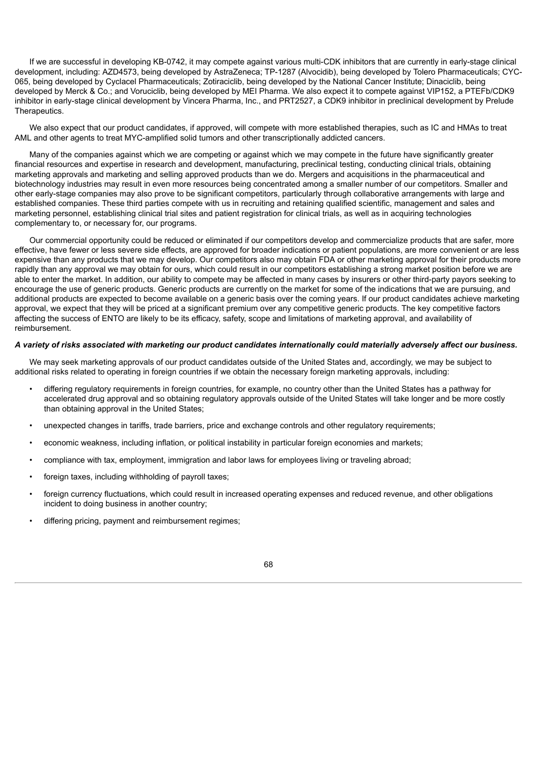If we are successful in developing KB-0742, it may compete against various multi-CDK inhibitors that are currently in early-stage clinical development, including: AZD4573, being developed by AstraZeneca; TP-1287 (Alvocidib), being developed by Tolero Pharmaceuticals; CYC-065, being developed by Cyclacel Pharmaceuticals; Zotiraciclib, being developed by the National Cancer Institute; Dinaciclib, being developed by Merck & Co.; and Voruciclib, being developed by MEI Pharma. We also expect it to compete against VIP152, a PTEFb/CDK9 inhibitor in early-stage clinical development by Vincera Pharma, Inc., and PRT2527, a CDK9 inhibitor in preclinical development by Prelude Therapeutics.

We also expect that our product candidates, if approved, will compete with more established therapies, such as IC and HMAs to treat AML and other agents to treat MYC-amplified solid tumors and other transcriptionally addicted cancers.

Many of the companies against which we are competing or against which we may compete in the future have significantly greater financial resources and expertise in research and development, manufacturing, preclinical testing, conducting clinical trials, obtaining marketing approvals and marketing and selling approved products than we do. Mergers and acquisitions in the pharmaceutical and biotechnology industries may result in even more resources being concentrated among a smaller number of our competitors. Smaller and other early-stage companies may also prove to be significant competitors, particularly through collaborative arrangements with large and established companies. These third parties compete with us in recruiting and retaining qualified scientific, management and sales and marketing personnel, establishing clinical trial sites and patient registration for clinical trials, as well as in acquiring technologies complementary to, or necessary for, our programs.

Our commercial opportunity could be reduced or eliminated if our competitors develop and commercialize products that are safer, more effective, have fewer or less severe side effects, are approved for broader indications or patient populations, are more convenient or are less expensive than any products that we may develop. Our competitors also may obtain FDA or other marketing approval for their products more rapidly than any approval we may obtain for ours, which could result in our competitors establishing a strong market position before we are able to enter the market. In addition, our ability to compete may be affected in many cases by insurers or other third-party payors seeking to encourage the use of generic products. Generic products are currently on the market for some of the indications that we are pursuing, and additional products are expected to become available on a generic basis over the coming years. If our product candidates achieve marketing approval, we expect that they will be priced at a significant premium over any competitive generic products. The key competitive factors affecting the success of ENTO are likely to be its efficacy, safety, scope and limitations of marketing approval, and availability of reimbursement.

***A variety of risks associated with marketing our product candidates internationally could materially adversely affect our business.***

We may seek marketing approvals of our product candidates outside of the United States and, accordingly, we may be subject to additional risks related to operating in foreign countries if we obtain the necessary foreign marketing approvals, including:

- differing regulatory requirements in foreign countries, for example, no country other than the United States has a pathway for accelerated drug approval and so obtaining regulatory approvals outside of the United States will take longer and be more costly than obtaining approval in the United States;
- unexpected changes in tariffs, trade barriers, price and exchange controls and other regulatory requirements;
- economic weakness, including inflation, or political instability in particular foreign economies and markets;
- compliance with tax, employment, immigration and labor laws for employees living or traveling abroad;
- foreign taxes, including withholding of payroll taxes;
- foreign currency fluctuations, which could result in increased operating expenses and reduced revenue, and other obligations incident to doing business in another country;
- differing pricing, payment and reimbursement regimes;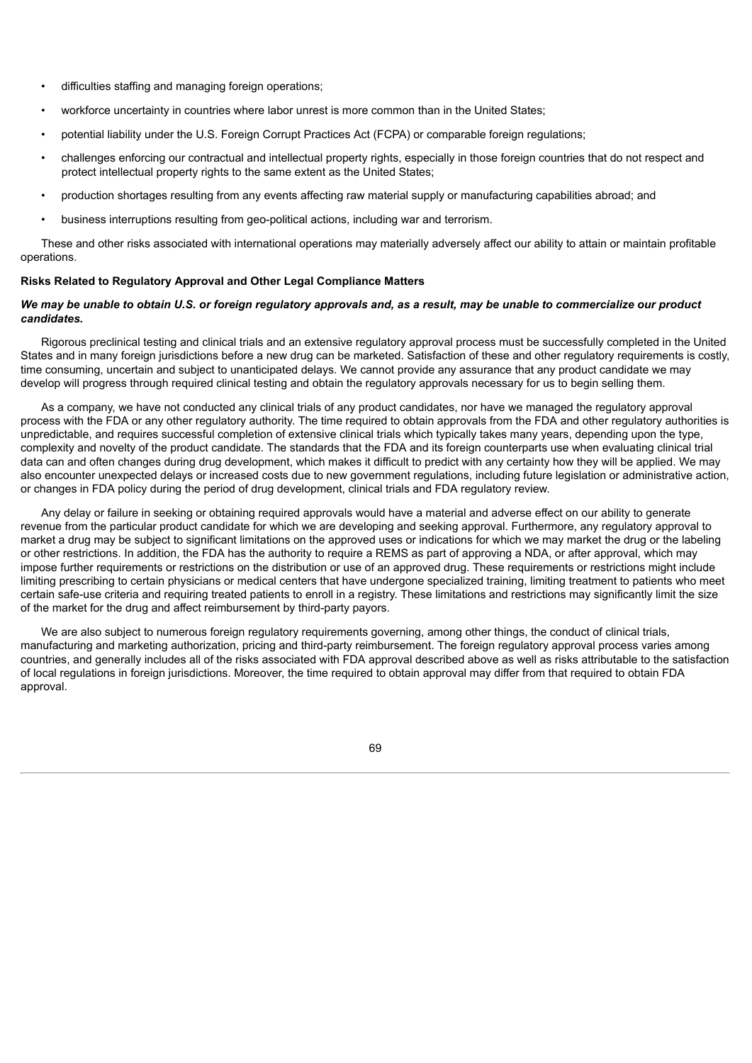- difficulties staffing and managing foreign operations;
- workforce uncertainty in countries where labor unrest is more common than in the United States;
- potential liability under the U.S. Foreign Corrupt Practices Act (FCPA) or comparable foreign regulations;
- challenges enforcing our contractual and intellectual property rights, especially in those foreign countries that do not respect and protect intellectual property rights to the same extent as the United States;
- production shortages resulting from any events affecting raw material supply or manufacturing capabilities abroad; and
- business interruptions resulting from geo-political actions, including war and terrorism.

These and other risks associated with international operations may materially adversely affect our ability to attain or maintain profitable operations.

**Risks Related to Regulatory Approval and Other Legal Compliance Matters**

***We may be unable to obtain U.S. or foreign regulatory approvals and, as a result, may be unable to commercialize our product candidates.***

Rigorous preclinical testing and clinical trials and an extensive regulatory approval process must be successfully completed in the United States and in many foreign jurisdictions before a new drug can be marketed. Satisfaction of these and other regulatory requirements is costly, time consuming, uncertain and subject to unanticipated delays. We cannot provide any assurance that any product candidate we may develop will progress through required clinical testing and obtain the regulatory approvals necessary for us to begin selling them.

As a company, we have not conducted any clinical trials of any product candidates, nor have we managed the regulatory approval process with the FDA or any other regulatory authority. The time required to obtain approvals from the FDA and other regulatory authorities is unpredictable, and requires successful completion of extensive clinical trials which typically takes many years, depending upon the type, complexity and novelty of the product candidate. The standards that the FDA and its foreign counterparts use when evaluating clinical trial data can and often changes during drug development, which makes it difficult to predict with any certainty how they will be applied. We may also encounter unexpected delays or increased costs due to new government regulations, including future legislation or administrative action, or changes in FDA policy during the period of drug development, clinical trials and FDA regulatory review.

Any delay or failure in seeking or obtaining required approvals would have a material and adverse effect on our ability to generate revenue from the particular product candidate for which we are developing and seeking approval. Furthermore, any regulatory approval to market a drug may be subject to significant limitations on the approved uses or indications for which we may market the drug or the labeling or other restrictions. In addition, the FDA has the authority to require a REMS as part of approving a NDA, or after approval, which may impose further requirements or restrictions on the distribution or use of an approved drug. These requirements or restrictions might include limiting prescribing to certain physicians or medical centers that have undergone specialized training, limiting treatment to patients who meet certain safe-use criteria and requiring treated patients to enroll in a registry. These limitations and restrictions may significantly limit the size of the market for the drug and affect reimbursement by third-party payors.

We are also subject to numerous foreign regulatory requirements governing, among other things, the conduct of clinical trials, manufacturing and marketing authorization, pricing and third-party reimbursement. The foreign regulatory approval process varies among countries, and generally includes all of the risks associated with FDA approval described above as well as risks attributable to the satisfaction of local regulations in foreign jurisdictions. Moreover, the time required to obtain approval may differ from that required to obtain FDA approval.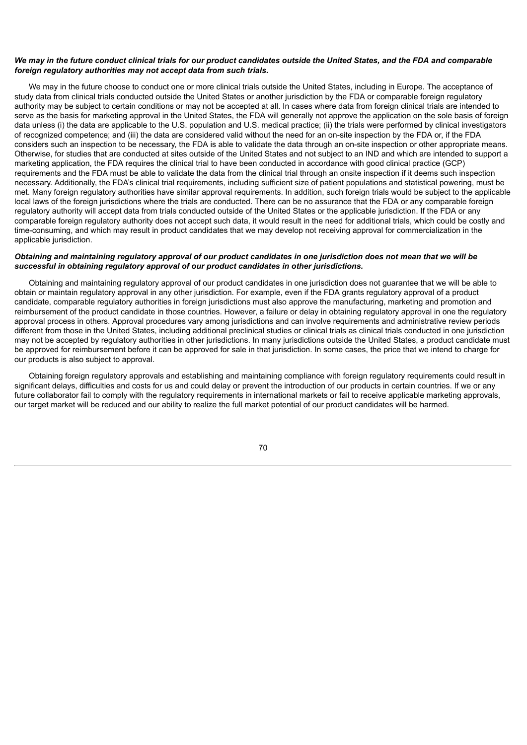***We may in the future conduct clinical trials for our product candidates outside the United States, and the FDA and comparable foreign regulatory authorities may not accept data from such trials.***

We may in the future choose to conduct one or more clinical trials outside the United States, including in Europe. The acceptance of study data from clinical trials conducted outside the United States or another jurisdiction by the FDA or comparable foreign regulatory authority may be subject to certain conditions or may not be accepted at all. In cases where data from foreign clinical trials are intended to serve as the basis for marketing approval in the United States, the FDA will generally not approve the application on the sole basis of foreign data unless (i) the data are applicable to the U.S. population and U.S. medical practice; (ii) the trials were performed by clinical investigators of recognized competence; and (iii) the data are considered valid without the need for an on-site inspection by the FDA or, if the FDA considers such an inspection to be necessary, the FDA is able to validate the data through an on-site inspection or other appropriate means. Otherwise, for studies that are conducted at sites outside of the United States and not subject to an IND and which are intended to support a marketing application, the FDA requires the clinical trial to have been conducted in accordance with good clinical practice (GCP) requirements and the FDA must be able to validate the data from the clinical trial through an onsite inspection if it deems such inspection necessary. Additionally, the FDA's clinical trial requirements, including sufficient size of patient populations and statistical powering, must be met. Many foreign regulatory authorities have similar approval requirements. In addition, such foreign trials would be subject to the applicable local laws of the foreign jurisdictions where the trials are conducted. There can be no assurance that the FDA or any comparable foreign regulatory authority will accept data from trials conducted outside of the United States or the applicable jurisdiction. If the FDA or any comparable foreign regulatory authority does not accept such data, it would result in the need for additional trials, which could be costly and time-consuming, and which may result in product candidates that we may develop not receiving approval for commercialization in the applicable jurisdiction.

***Obtaining and maintaining regulatory approval of our product candidates in one jurisdiction does not mean that we will be successful in obtaining regulatory approval of our product candidates in other jurisdictions.***

Obtaining and maintaining regulatory approval of our product candidates in one jurisdiction does not guarantee that we will be able to obtain or maintain regulatory approval in any other jurisdiction. For example, even if the FDA grants regulatory approval of a product candidate, comparable regulatory authorities in foreign jurisdictions must also approve the manufacturing, marketing and promotion and reimbursement of the product candidate in those countries. However, a failure or delay in obtaining regulatory approval in one the regulatory approval process in others. Approval procedures vary among jurisdictions and can involve requirements and administrative review periods different from those in the United States, including additional preclinical studies or clinical trials as clinical trials conducted in one jurisdiction may not be accepted by regulatory authorities in other jurisdictions. In many jurisdictions outside the United States, a product candidate must be approved for reimbursement before it can be approved for sale in that jurisdiction. In some cases, the price that we intend to charge for our products is also subject to approval.

Obtaining foreign regulatory approvals and establishing and maintaining compliance with foreign regulatory requirements could result in significant delays, difficulties and costs for us and could delay or prevent the introduction of our products in certain countries. If we or any future collaborator fail to comply with the regulatory requirements in international markets or fail to receive applicable marketing approvals, our target market will be reduced and our ability to realize the full market potential of our product candidates will be harmed.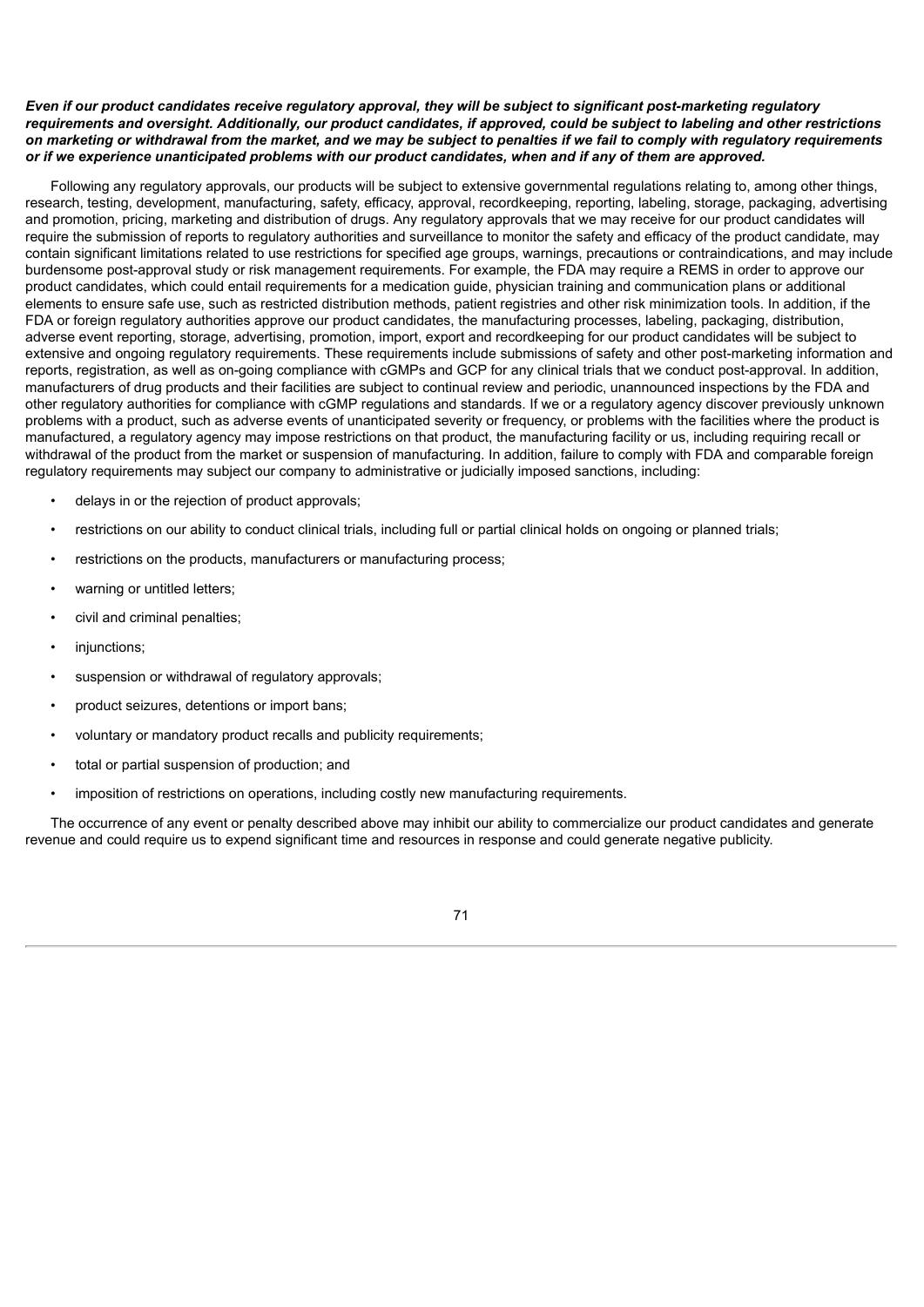***Even if our product candidates receive regulatory approval, they will be subject to significant post-marketing regulatory requirements and oversight. Additionally, our product candidates, if approved, could be subject to labeling and other restrictions on marketing or withdrawal from the market, and we may be subject to penalties if we fail to comply with regulatory requirements or if we experience unanticipated problems with our product candidates, when and if any of them are approved.***

Following any regulatory approvals, our products will be subject to extensive governmental regulations relating to, among other things, research, testing, development, manufacturing, safety, efficacy, approval, recordkeeping, reporting, labeling, storage, packaging, advertising and promotion, pricing, marketing and distribution of drugs. Any regulatory approvals that we may receive for our product candidates will require the submission of reports to regulatory authorities and surveillance to monitor the safety and efficacy of the product candidate, may contain significant limitations related to use restrictions for specified age groups, warnings, precautions or contraindications, and may include burdensome post-approval study or risk management requirements. For example, the FDA may require a REMS in order to approve our product candidates, which could entail requirements for a medication guide, physician training and communication plans or additional elements to ensure safe use, such as restricted distribution methods, patient registries and other risk minimization tools. In addition, if the FDA or foreign regulatory authorities approve our product candidates, the manufacturing processes, labeling, packaging, distribution, adverse event reporting, storage, advertising, promotion, import, export and recordkeeping for our product candidates will be subject to extensive and ongoing regulatory requirements. These requirements include submissions of safety and other post-marketing information and reports, registration, as well as on-going compliance with cGMPs and GCP for any clinical trials that we conduct post-approval. In addition, manufacturers of drug products and their facilities are subject to continual review and periodic, unannounced inspections by the FDA and other regulatory authorities for compliance with cGMP regulations and standards. If we or a regulatory agency discover previously unknown problems with a product, such as adverse events of unanticipated severity or frequency, or problems with the facilities where the product is manufactured, a regulatory agency may impose restrictions on that product, the manufacturing facility or us, including requiring recall or withdrawal of the product from the market or suspension of manufacturing. In addition, failure to comply with FDA and comparable foreign regulatory requirements may subject our company to administrative or judicially imposed sanctions, including:

- delays in or the rejection of product approvals;
- restrictions on our ability to conduct clinical trials, including full or partial clinical holds on ongoing or planned trials;
- restrictions on the products, manufacturers or manufacturing process;
- warning or untitled letters;
- civil and criminal penalties;
- injunctions;
- suspension or withdrawal of regulatory approvals;
- product seizures, detentions or import bans;
- voluntary or mandatory product recalls and publicity requirements;
- total or partial suspension of production; and
- imposition of restrictions on operations, including costly new manufacturing requirements.

The occurrence of any event or penalty described above may inhibit our ability to commercialize our product candidates and generate revenue and could require us to expend significant time and resources in response and could generate negative publicity.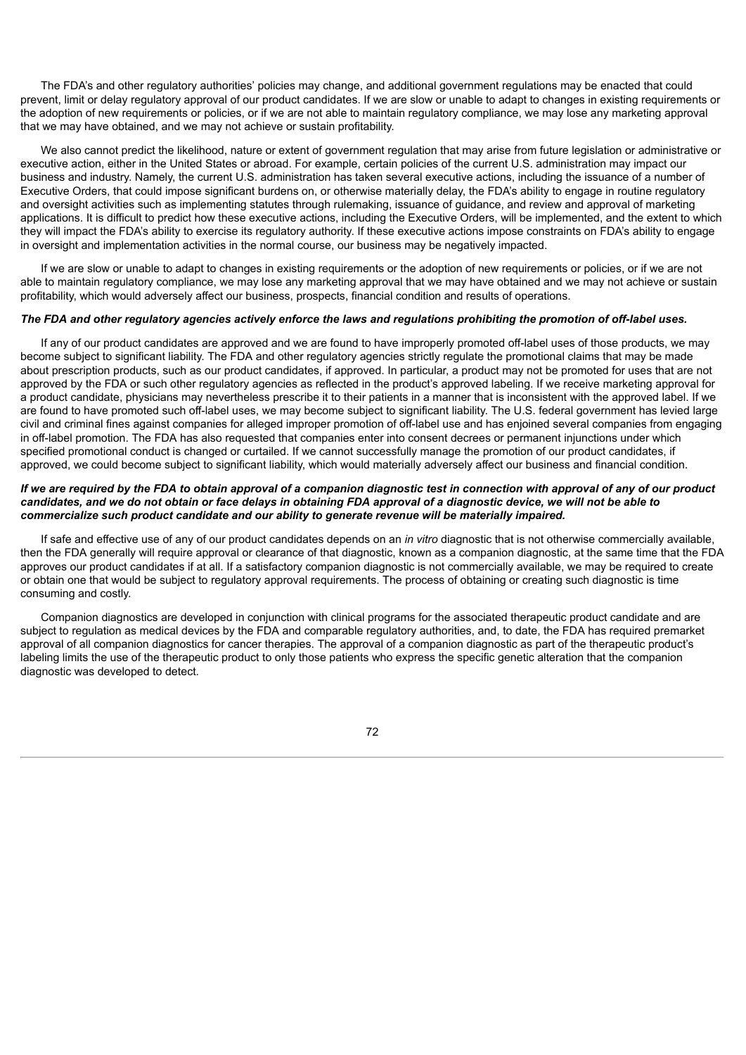The FDA's and other regulatory authorities' policies may change, and additional government regulations may be enacted that could prevent, limit or delay regulatory approval of our product candidates. If we are slow or unable to adapt to changes in existing requirements or the adoption of new requirements or policies, or if we are not able to maintain regulatory compliance, we may lose any marketing approval that we may have obtained, and we may not achieve or sustain profitability.

We also cannot predict the likelihood, nature or extent of government regulation that may arise from future legislation or administrative or executive action, either in the United States or abroad. For example, certain policies of the current U.S. administration may impact our business and industry. Namely, the current U.S. administration has taken several executive actions, including the issuance of a number of Executive Orders, that could impose significant burdens on, or otherwise materially delay, the FDA's ability to engage in routine regulatory and oversight activities such as implementing statutes through rulemaking, issuance of guidance, and review and approval of marketing applications. It is difficult to predict how these executive actions, including the Executive Orders, will be implemented, and the extent to which they will impact the FDA's ability to exercise its regulatory authority. If these executive actions impose constraints on FDA's ability to engage in oversight and implementation activities in the normal course, our business may be negatively impacted.

If we are slow or unable to adapt to changes in existing requirements or the adoption of new requirements or policies, or if we are not able to maintain regulatory compliance, we may lose any marketing approval that we may have obtained and we may not achieve or sustain profitability, which would adversely affect our business, prospects, financial condition and results of operations.

***The FDA and other regulatory agencies actively enforce the laws and regulations prohibiting the promotion of off-label uses.***

If any of our product candidates are approved and we are found to have improperly promoted off-label uses of those products, we may become subject to significant liability. The FDA and other regulatory agencies strictly regulate the promotional claims that may be made about prescription products, such as our product candidates, if approved. In particular, a product may not be promoted for uses that are not approved by the FDA or such other regulatory agencies as reflected in the product's approved labeling. If we receive marketing approval for a product candidate, physicians may nevertheless prescribe it to their patients in a manner that is inconsistent with the approved label. If we are found to have promoted such off-label uses, we may become subject to significant liability. The U.S. federal government has levied large civil and criminal fines against companies for alleged improper promotion of off-label use and has enjoined several companies from engaging in off-label promotion. The FDA has also requested that companies enter into consent decrees or permanent injunctions under which specified promotional conduct is changed or curtailed. If we cannot successfully manage the promotion of our product candidates, if approved, we could become subject to significant liability, which would materially adversely affect our business and financial condition.

***If we are required by the FDA to obtain approval of a companion diagnostic test in connection with approval of any of our product candidates, and we do not obtain or face delays in obtaining FDA approval of a diagnostic device, we will not be able to commercialize such product candidate and our ability to generate revenue will be materially impaired.***

If safe and effective use of any of our product candidates depends on an *in vitro* diagnostic that is not otherwise commercially available, then the FDA generally will require approval or clearance of that diagnostic, known as a companion diagnostic, at the same time that the FDA approves our product candidates if at all. If a satisfactory companion diagnostic is not commercially available, we may be required to create or obtain one that would be subject to regulatory approval requirements. The process of obtaining or creating such diagnostic is time consuming and costly.

Companion diagnostics are developed in conjunction with clinical programs for the associated therapeutic product candidate and are subject to regulation as medical devices by the FDA and comparable regulatory authorities, and, to date, the FDA has required premarket approval of all companion diagnostics for cancer therapies. The approval of a companion diagnostic as part of the therapeutic product's labeling limits the use of the therapeutic product to only those patients who express the specific genetic alteration that the companion diagnostic was developed to detect.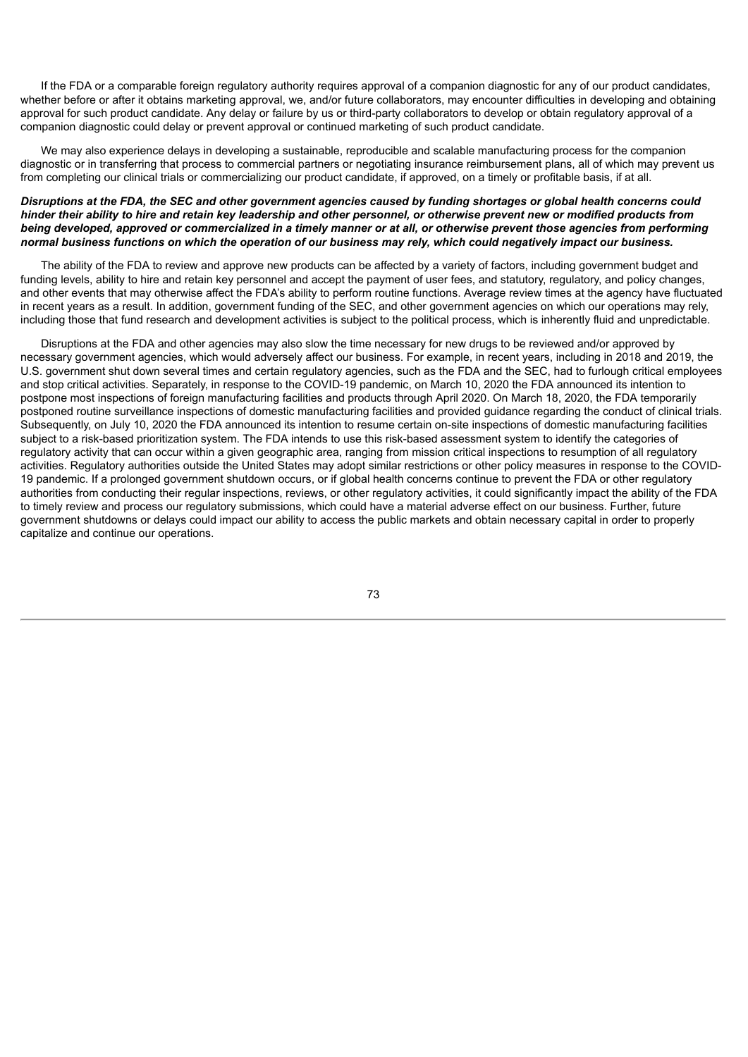If the FDA or a comparable foreign regulatory authority requires approval of a companion diagnostic for any of our product candidates, whether before or after it obtains marketing approval, we, and/or future collaborators, may encounter difficulties in developing and obtaining approval for such product candidate. Any delay or failure by us or third-party collaborators to develop or obtain regulatory approval of a companion diagnostic could delay or prevent approval or continued marketing of such product candidate.

We may also experience delays in developing a sustainable, reproducible and scalable manufacturing process for the companion diagnostic or in transferring that process to commercial partners or negotiating insurance reimbursement plans, all of which may prevent us from completing our clinical trials or commercializing our product candidate, if approved, on a timely or profitable basis, if at all.

***Disruptions at the FDA, the SEC and other government agencies caused by funding shortages or global health concerns could hinder their ability to hire and retain key leadership and other personnel, or otherwise prevent new or modified products from being developed, approved or commercialized in a timely manner or at all, or otherwise prevent those agencies from performing normal business functions on which the operation of our business may rely, which could negatively impact our business.***

The ability of the FDA to review and approve new products can be affected by a variety of factors, including government budget and funding levels, ability to hire and retain key personnel and accept the payment of user fees, and statutory, regulatory, and policy changes, and other events that may otherwise affect the FDA's ability to perform routine functions. Average review times at the agency have fluctuated in recent years as a result. In addition, government funding of the SEC, and other government agencies on which our operations may rely, including those that fund research and development activities is subject to the political process, which is inherently fluid and unpredictable.

Disruptions at the FDA and other agencies may also slow the time necessary for new drugs to be reviewed and/or approved by necessary government agencies, which would adversely affect our business. For example, in recent years, including in 2018 and 2019, the U.S. government shut down several times and certain regulatory agencies, such as the FDA and the SEC, had to furlough critical employees and stop critical activities. Separately, in response to the COVID-19 pandemic, on March 10, 2020 the FDA announced its intention to postpone most inspections of foreign manufacturing facilities and products through April 2020. On March 18, 2020, the FDA temporarily postponed routine surveillance inspections of domestic manufacturing facilities and provided guidance regarding the conduct of clinical trials. Subsequently, on July 10, 2020 the FDA announced its intention to resume certain on-site inspections of domestic manufacturing facilities subject to a risk-based prioritization system. The FDA intends to use this risk-based assessment system to identify the categories of regulatory activity that can occur within a given geographic area, ranging from mission critical inspections to resumption of all regulatory activities. Regulatory authorities outside the United States may adopt similar restrictions or other policy measures in response to the COVID-19 pandemic. If a prolonged government shutdown occurs, or if global health concerns continue to prevent the FDA or other regulatory authorities from conducting their regular inspections, reviews, or other regulatory activities, it could significantly impact the ability of the FDA to timely review and process our regulatory submissions, which could have a material adverse effect on our business. Further, future government shutdowns or delays could impact our ability to access the public markets and obtain necessary capital in order to properly capitalize and continue our operations.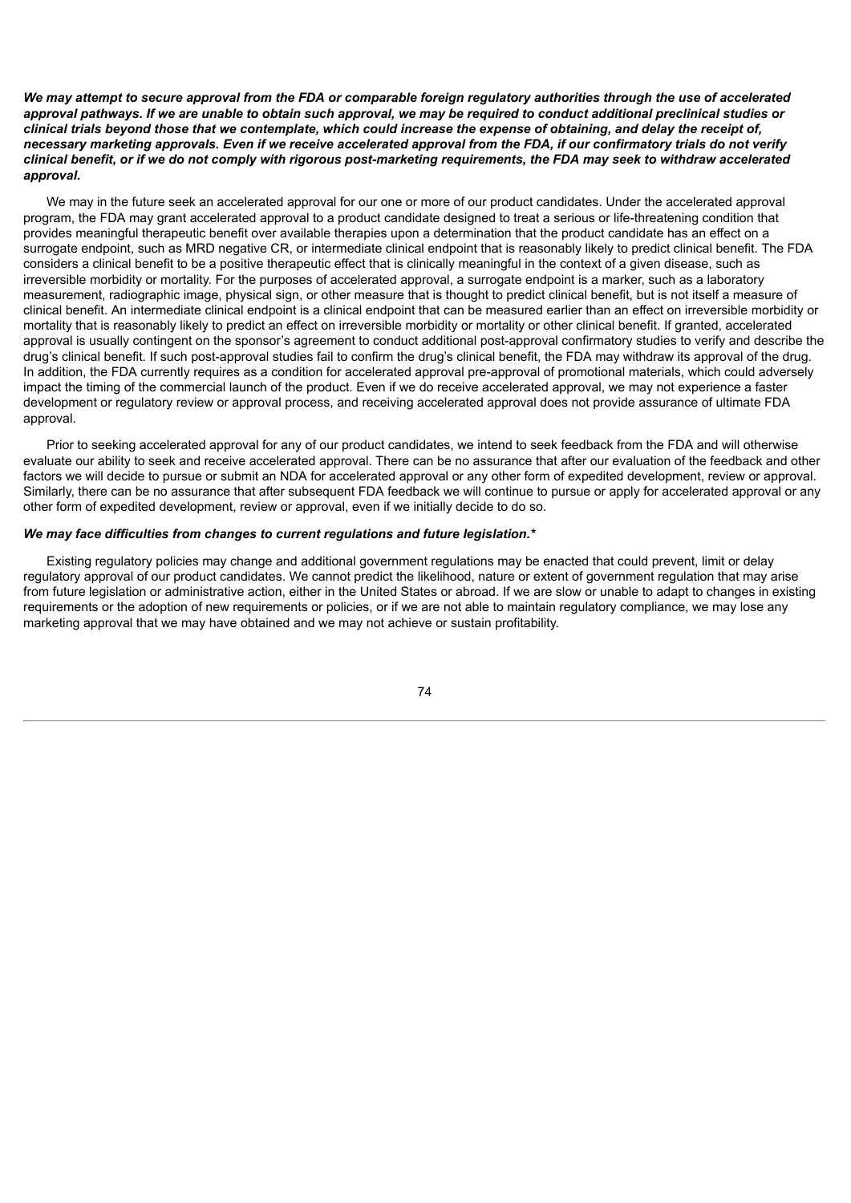***We may attempt to secure approval from the FDA or comparable foreign regulatory authorities through the use of accelerated approval pathways. If we are unable to obtain such approval, we may be required to conduct additional preclinical studies or clinical trials beyond those that we contemplate, which could increase the expense of obtaining, and delay the receipt of, necessary marketing approvals. Even if we receive accelerated approval from the FDA, if our confirmatory trials do not verify clinical benefit, or if we do not comply with rigorous post-marketing requirements, the FDA may seek to withdraw accelerated approval.***

We may in the future seek an accelerated approval for our one or more of our product candidates. Under the accelerated approval program, the FDA may grant accelerated approval to a product candidate designed to treat a serious or life-threatening condition that provides meaningful therapeutic benefit over available therapies upon a determination that the product candidate has an effect on a surrogate endpoint, such as MRD negative CR, or intermediate clinical endpoint that is reasonably likely to predict clinical benefit. The FDA considers a clinical benefit to be a positive therapeutic effect that is clinically meaningful in the context of a given disease, such as irreversible morbidity or mortality. For the purposes of accelerated approval, a surrogate endpoint is a marker, such as a laboratory measurement, radiographic image, physical sign, or other measure that is thought to predict clinical benefit, but is not itself a measure of clinical benefit. An intermediate clinical endpoint is a clinical endpoint that can be measured earlier than an effect on irreversible morbidity or mortality that is reasonably likely to predict an effect on irreversible morbidity or mortality or other clinical benefit. If granted, accelerated approval is usually contingent on the sponsor's agreement to conduct additional post-approval confirmatory studies to verify and describe the drug's clinical benefit. If such post-approval studies fail to confirm the drug's clinical benefit, the FDA may withdraw its approval of the drug. In addition, the FDA currently requires as a condition for accelerated approval pre-approval of promotional materials, which could adversely impact the timing of the commercial launch of the product. Even if we do receive accelerated approval, we may not experience a faster development or regulatory review or approval process, and receiving accelerated approval does not provide assurance of ultimate FDA approval.

Prior to seeking accelerated approval for any of our product candidates, we intend to seek feedback from the FDA and will otherwise evaluate our ability to seek and receive accelerated approval. There can be no assurance that after our evaluation of the feedback and other factors we will decide to pursue or submit an NDA for accelerated approval or any other form of expedited development, review or approval. Similarly, there can be no assurance that after subsequent FDA feedback we will continue to pursue or apply for accelerated approval or any other form of expedited development, review or approval, even if we initially decide to do so.

***We may face difficulties from changes to current regulations and future legislation.****

Existing regulatory policies may change and additional government regulations may be enacted that could prevent, limit or delay regulatory approval of our product candidates. We cannot predict the likelihood, nature or extent of government regulation that may arise from future legislation or administrative action, either in the United States or abroad. If we are slow or unable to adapt to changes in existing requirements or the adoption of new requirements or policies, or if we are not able to maintain regulatory compliance, we may lose any marketing approval that we may have obtained and we may not achieve or sustain profitability.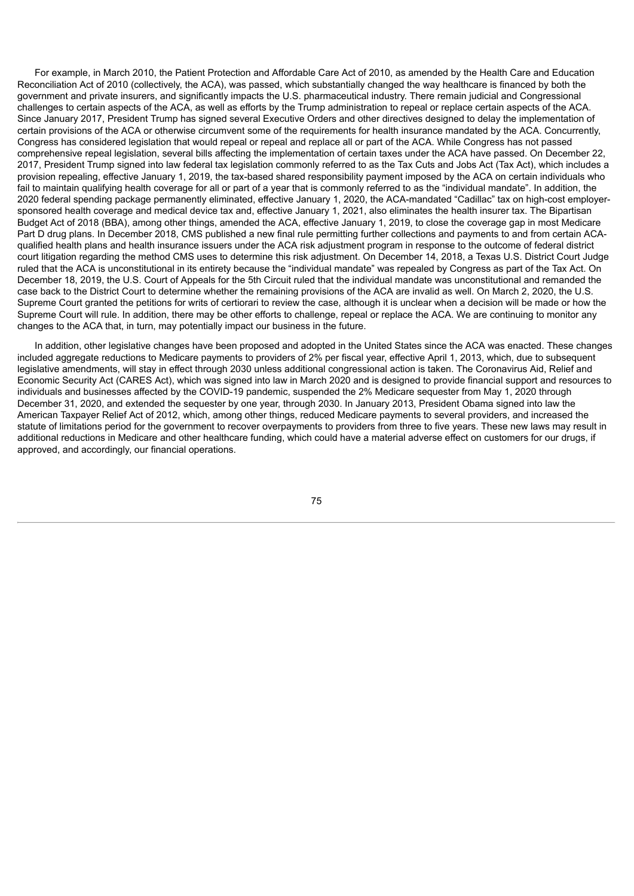For example, in March 2010, the Patient Protection and Affordable Care Act of 2010, as amended by the Health Care and Education Reconciliation Act of 2010 (collectively, the ACA), was passed, which substantially changed the way healthcare is financed by both the government and private insurers, and significantly impacts the U.S. pharmaceutical industry. There remain judicial and Congressional challenges to certain aspects of the ACA, as well as efforts by the Trump administration to repeal or replace certain aspects of the ACA. Since January 2017, President Trump has signed several Executive Orders and other directives designed to delay the implementation of certain provisions of the ACA or otherwise circumvent some of the requirements for health insurance mandated by the ACA. Concurrently, Congress has considered legislation that would repeal or repeal and replace all or part of the ACA. While Congress has not passed comprehensive repeal legislation, several bills affecting the implementation of certain taxes under the ACA have passed. On December 22, 2017, President Trump signed into law federal tax legislation commonly referred to as the Tax Cuts and Jobs Act (Tax Act), which includes a provision repealing, effective January 1, 2019, the tax-based shared responsibility payment imposed by the ACA on certain individuals who fail to maintain qualifying health coverage for all or part of a year that is commonly referred to as the "individual mandate". In addition, the 2020 federal spending package permanently eliminated, effective January 1, 2020, the ACA-mandated "Cadillac" tax on high-cost employer-sponsored health coverage and medical device tax and, effective January 1, 2021, also eliminates the health insurer tax. The Bipartisan Budget Act of 2018 (BBA), among other things, amended the ACA, effective January 1, 2019, to close the coverage gap in most Medicare Part D drug plans. In December 2018, CMS published a new final rule permitting further collections and payments to and from certain ACA-qualified health plans and health insurance issuers under the ACA risk adjustment program in response to the outcome of federal district court litigation regarding the method CMS uses to determine this risk adjustment. On December 14, 2018, a Texas U.S. District Court Judge ruled that the ACA is unconstitutional in its entirety because the "individual mandate" was repealed by Congress as part of the Tax Act. On December 18, 2019, the U.S. Court of Appeals for the 5th Circuit ruled that the individual mandate was unconstitutional and remanded the case back to the District Court to determine whether the remaining provisions of the ACA are invalid as well. On March 2, 2020, the U.S. Supreme Court granted the petitions for writs of certiorari to review the case, although it is unclear when a decision will be made or how the Supreme Court will rule. In addition, there may be other efforts to challenge, repeal or replace the ACA. We are continuing to monitor any changes to the ACA that, in turn, may potentially impact our business in the future.

In addition, other legislative changes have been proposed and adopted in the United States since the ACA was enacted. These changes included aggregate reductions to Medicare payments to providers of 2% per fiscal year, effective April 1, 2013, which, due to subsequent legislative amendments, will stay in effect through 2030 unless additional congressional action is taken. The Coronavirus Aid, Relief and Economic Security Act (CARES Act), which was signed into law in March 2020 and is designed to provide financial support and resources to individuals and businesses affected by the COVID-19 pandemic, suspended the 2% Medicare sequester from May 1, 2020 through December 31, 2020, and extended the sequester by one year, through 2030. In January 2013, President Obama signed into law the American Taxpayer Relief Act of 2012, which, among other things, reduced Medicare payments to several providers, and increased the statute of limitations period for the government to recover overpayments to providers from three to five years. These new laws may result in additional reductions in Medicare and other healthcare funding, which could have a material adverse effect on customers for our drugs, if approved, and accordingly, our financial operations.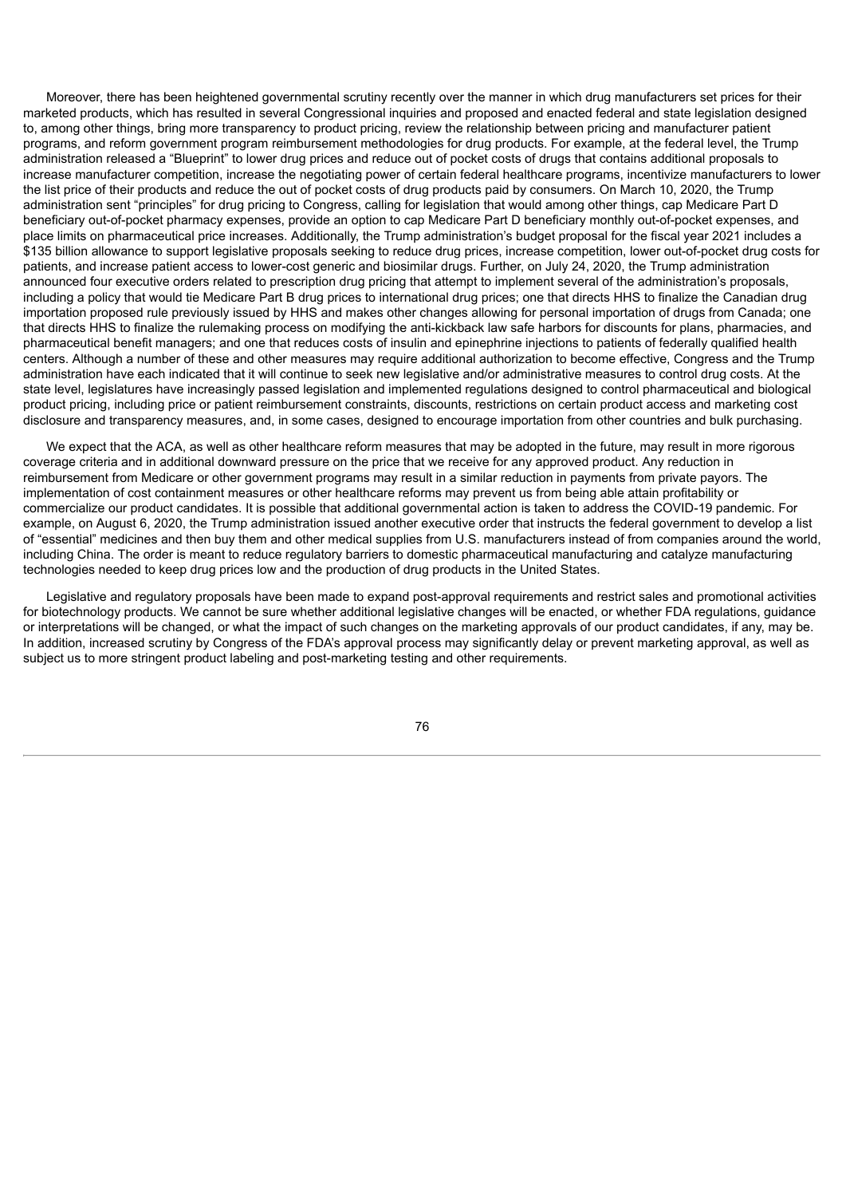Moreover, there has been heightened governmental scrutiny recently over the manner in which drug manufacturers set prices for their marketed products, which has resulted in several Congressional inquiries and proposed and enacted federal and state legislation designed to, among other things, bring more transparency to product pricing, review the relationship between pricing and manufacturer patient programs, and reform government program reimbursement methodologies for drug products. For example, at the federal level, the Trump administration released a "Blueprint" to lower drug prices and reduce out of pocket costs of drugs that contains additional proposals to increase manufacturer competition, increase the negotiating power of certain federal healthcare programs, incentivize manufacturers to lower the list price of their products and reduce the out of pocket costs of drug products paid by consumers. On March 10, 2020, the Trump administration sent "principles" for drug pricing to Congress, calling for legislation that would among other things, cap Medicare Part D beneficiary out-of-pocket pharmacy expenses, provide an option to cap Medicare Part D beneficiary monthly out-of-pocket expenses, and place limits on pharmaceutical price increases. Additionally, the Trump administration's budget proposal for the fiscal year 2021 includes a $135 billion allowance to support legislative proposals seeking to reduce drug prices, increase competition, lower out-of-pocket drug costs for patients, and increase patient access to lower-cost generic and biosimilar drugs. Further, on July 24, 2020, the Trump administration announced four executive orders related to prescription drug pricing that attempt to implement several of the administration's proposals, including a policy that would tie Medicare Part B drug prices to international drug prices; one that directs HHS to finalize the Canadian drug importation proposed rule previously issued by HHS and makes other changes allowing for personal importation of drugs from Canada; one that directs HHS to finalize the rulemaking process on modifying the anti-kickback law safe harbors for discounts for plans, pharmacies, and pharmaceutical benefit managers; and one that reduces costs of insulin and epinephrine injections to patients of federally qualified health centers. Although a number of these and other measures may require additional authorization to become effective, Congress and the Trump administration have each indicated that it will continue to seek new legislative and/or administrative measures to control drug costs. At the state level, legislatures have increasingly passed legislation and implemented regulations designed to control pharmaceutical and biological product pricing, including price or patient reimbursement constraints, discounts, restrictions on certain product access and marketing cost disclosure and transparency measures, and, in some cases, designed to encourage importation from other countries and bulk purchasing.

We expect that the ACA, as well as other healthcare reform measures that may be adopted in the future, may result in more rigorous coverage criteria and in additional downward pressure on the price that we receive for any approved product. Any reduction in reimbursement from Medicare or other government programs may result in a similar reduction in payments from private payors. The implementation of cost containment measures or other healthcare reforms may prevent us from being able attain profitability or commercialize our product candidates. It is possible that additional governmental action is taken to address the COVID-19 pandemic. For example, on August 6, 2020, the Trump administration issued another executive order that instructs the federal government to develop a list of "essential" medicines and then buy them and other medical supplies from U.S. manufacturers instead of from companies around the world, including China. The order is meant to reduce regulatory barriers to domestic pharmaceutical manufacturing and catalyze manufacturing technologies needed to keep drug prices low and the production of drug products in the United States.

Legislative and regulatory proposals have been made to expand post-approval requirements and restrict sales and promotional activities for biotechnology products. We cannot be sure whether additional legislative changes will be enacted, or whether FDA regulations, guidance or interpretations will be changed, or what the impact of such changes on the marketing approvals of our product candidates, if any, may be. In addition, increased scrutiny by Congress of the FDA's approval process may significantly delay or prevent marketing approval, as well as subject us to more stringent product labeling and post-marketing testing and other requirements.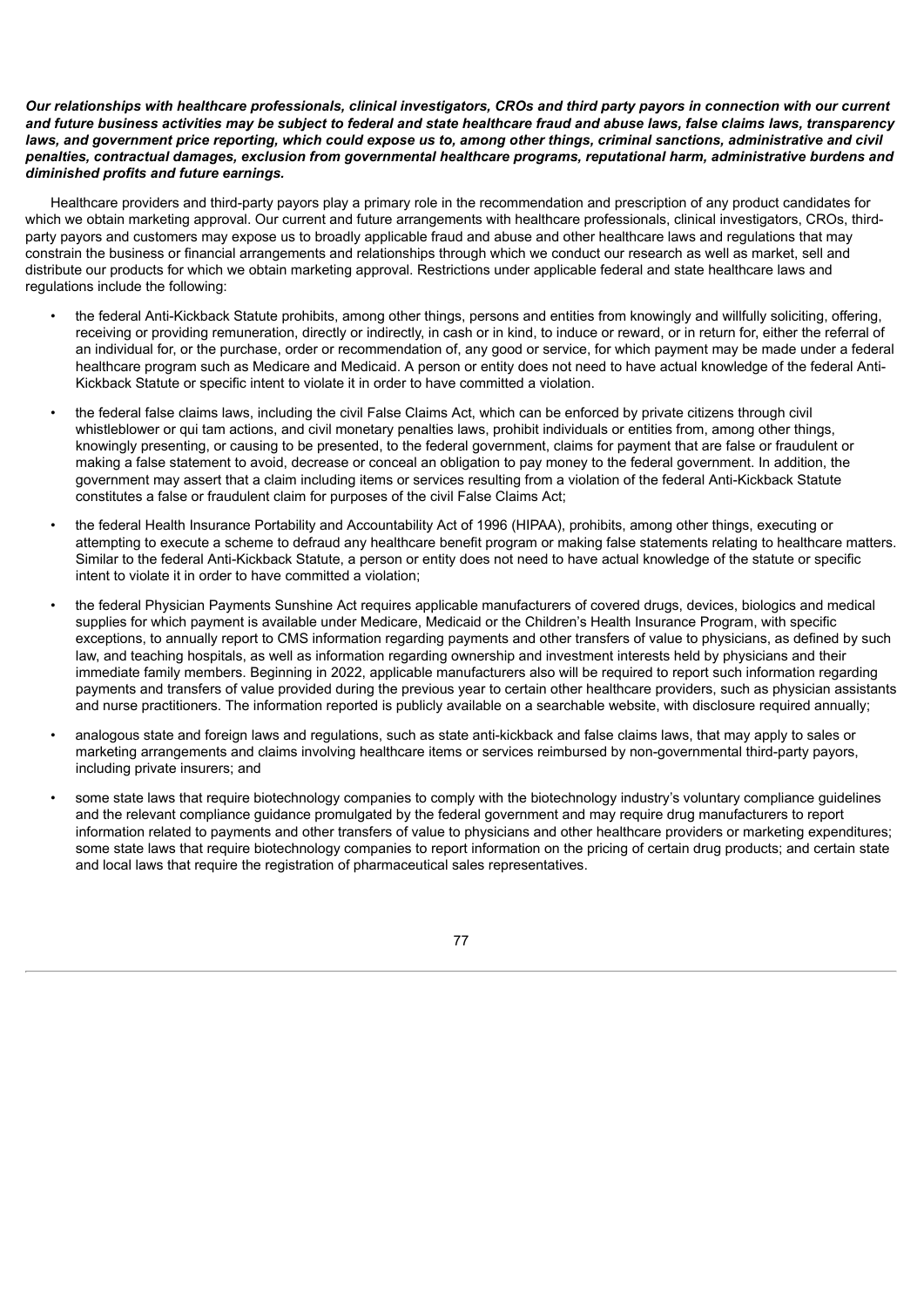***Our relationships with healthcare professionals, clinical investigators, CROs and third party payors in connection with our current and future business activities may be subject to federal and state healthcare fraud and abuse laws, false claims laws, transparency laws, and government price reporting, which could expose us to, among other things, criminal sanctions, administrative and civil penalties, contractual damages, exclusion from governmental healthcare programs, reputational harm, administrative burdens and diminished profits and future earnings.***

Healthcare providers and third-party payors play a primary role in the recommendation and prescription of any product candidates for which we obtain marketing approval. Our current and future arrangements with healthcare professionals, clinical investigators, CROs, third-party payors and customers may expose us to broadly applicable fraud and abuse and other healthcare laws and regulations that may constrain the business or financial arrangements and relationships through which we conduct our research as well as market, sell and distribute our products for which we obtain marketing approval. Restrictions under applicable federal and state healthcare laws and regulations include the following:

- the federal Anti-Kickback Statute prohibits, among other things, persons and entities from knowingly and willfully soliciting, offering, receiving or providing remuneration, directly or indirectly, in cash or in kind, to induce or reward, or in return for, either the referral of an individual for, or the purchase, order or recommendation of, any good or service, for which payment may be made under a federal healthcare program such as Medicare and Medicaid. A person or entity does not need to have actual knowledge of the federal Anti-Kickback Statute or specific intent to violate it in order to have committed a violation.
- the federal false claims laws, including the civil False Claims Act, which can be enforced by private citizens through civil whistleblower or qui tam actions, and civil monetary penalties laws, prohibit individuals or entities from, among other things, knowingly presenting, or causing to be presented, to the federal government, claims for payment that are false or fraudulent or making a false statement to avoid, decrease or conceal an obligation to pay money to the federal government. In addition, the government may assert that a claim including items or services resulting from a violation of the federal Anti-Kickback Statute constitutes a false or fraudulent claim for purposes of the civil False Claims Act;
- the federal Health Insurance Portability and Accountability Act of 1996 (HIPAA), prohibits, among other things, executing or attempting to execute a scheme to defraud any healthcare benefit program or making false statements relating to healthcare matters. Similar to the federal Anti-Kickback Statute, a person or entity does not need to have actual knowledge of the statute or specific intent to violate it in order to have committed a violation;
- the federal Physician Payments Sunshine Act requires applicable manufacturers of covered drugs, devices, biologics and medical supplies for which payment is available under Medicare, Medicaid or the Children's Health Insurance Program, with specific exceptions, to annually report to CMS information regarding payments and other transfers of value to physicians, as defined by such law, and teaching hospitals, as well as information regarding ownership and investment interests held by physicians and their immediate family members. Beginning in 2022, applicable manufacturers also will be required to report such information regarding payments and transfers of value provided during the previous year to certain other healthcare providers, such as physician assistants and nurse practitioners. The information reported is publicly available on a searchable website, with disclosure required annually;
- analogous state and foreign laws and regulations, such as state anti-kickback and false claims laws, that may apply to sales or marketing arrangements and claims involving healthcare items or services reimbursed by non-governmental third-party payors, including private insurers; and
- some state laws that require biotechnology companies to comply with the biotechnology industry's voluntary compliance guidelines and the relevant compliance guidance promulgated by the federal government and may require drug manufacturers to report information related to payments and other transfers of value to physicians and other healthcare providers or marketing expenditures; some state laws that require biotechnology companies to report information on the pricing of certain drug products; and certain state and local laws that require the registration of pharmaceutical sales representatives.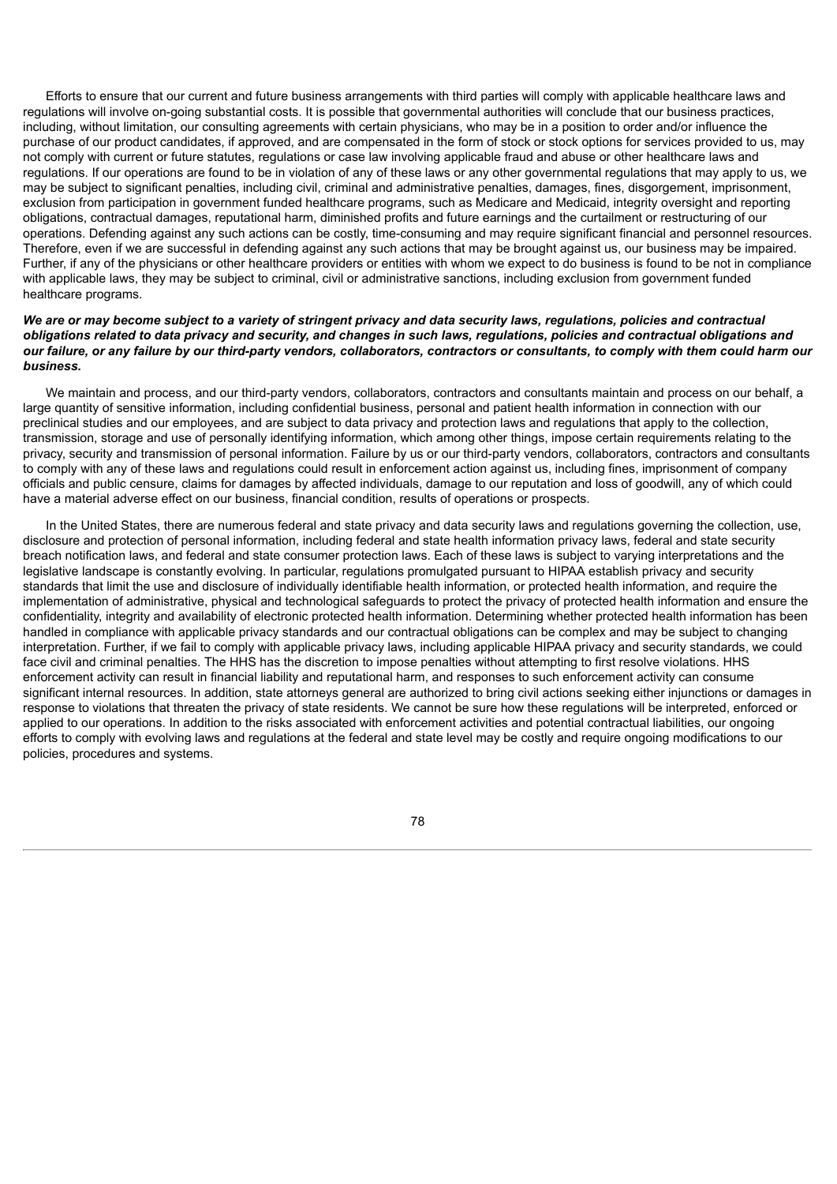Efforts to ensure that our current and future business arrangements with third parties will comply with applicable healthcare laws and regulations will involve on-going substantial costs. It is possible that governmental authorities will conclude that our business practices, including, without limitation, our consulting agreements with certain physicians, who may be in a position to order and/or influence the purchase of our product candidates, if approved, and are compensated in the form of stock or stock options for services provided to us, may not comply with current or future statutes, regulations or case law involving applicable fraud and abuse or other healthcare laws and regulations. If our operations are found to be in violation of any of these laws or any other governmental regulations that may apply to us, we may be subject to significant penalties, including civil, criminal and administrative penalties, damages, fines, disgorgement, imprisonment, exclusion from participation in government funded healthcare programs, such as Medicare and Medicaid, integrity oversight and reporting obligations, contractual damages, reputational harm, diminished profits and future earnings and the curtailment or restructuring of our operations. Defending against any such actions can be costly, time-consuming and may require significant financial and personnel resources. Therefore, even if we are successful in defending against any such actions that may be brought against us, our business may be impaired. Further, if any of the physicians or other healthcare providers or entities with whom we expect to do business is found to be not in compliance with applicable laws, they may be subject to criminal, civil or administrative sanctions, including exclusion from government funded healthcare programs.

***We are or may become subject to a variety of stringent privacy and data security laws, regulations, policies and contractual obligations related to data privacy and security, and changes in such laws, regulations, policies and contractual obligations and our failure, or any failure by our third-party vendors, collaborators, contractors or consultants, to comply with them could harm our business.***

We maintain and process, and our third-party vendors, collaborators, contractors and consultants maintain and process on our behalf, a large quantity of sensitive information, including confidential business, personal and patient health information in connection with our preclinical studies and our employees, and are subject to data privacy and protection laws and regulations that apply to the collection, transmission, storage and use of personally identifying information, which among other things, impose certain requirements relating to the privacy, security and transmission of personal information. Failure by us or our third-party vendors, collaborators, contractors and consultants to comply with any of these laws and regulations could result in enforcement action against us, including fines, imprisonment of company officials and public censure, claims for damages by affected individuals, damage to our reputation and loss of goodwill, any of which could have a material adverse effect on our business, financial condition, results of operations or prospects.

In the United States, there are numerous federal and state privacy and data security laws and regulations governing the collection, use, disclosure and protection of personal information, including federal and state health information privacy laws, federal and state security breach notification laws, and federal and state consumer protection laws. Each of these laws is subject to varying interpretations and the legislative landscape is constantly evolving. In particular, regulations promulgated pursuant to HIPAA establish privacy and security standards that limit the use and disclosure of individually identifiable health information, or protected health information, and require the implementation of administrative, physical and technological safeguards to protect the privacy of protected health information and ensure the confidentiality, integrity and availability of electronic protected health information. Determining whether protected health information has been handled in compliance with applicable privacy standards and our contractual obligations can be complex and may be subject to changing interpretation. Further, if we fail to comply with applicable privacy laws, including applicable HIPAA privacy and security standards, we could face civil and criminal penalties. The HHS has the discretion to impose penalties without attempting to first resolve violations. HHS enforcement activity can result in financial liability and reputational harm, and responses to such enforcement activity can consume significant internal resources. In addition, state attorneys general are authorized to bring civil actions seeking either injunctions or damages in response to violations that threaten the privacy of state residents. We cannot be sure how these regulations will be interpreted, enforced or applied to our operations. In addition to the risks associated with enforcement activities and potential contractual liabilities, our ongoing efforts to comply with evolving laws and regulations at the federal and state level may be costly and require ongoing modifications to our policies, procedures and systems.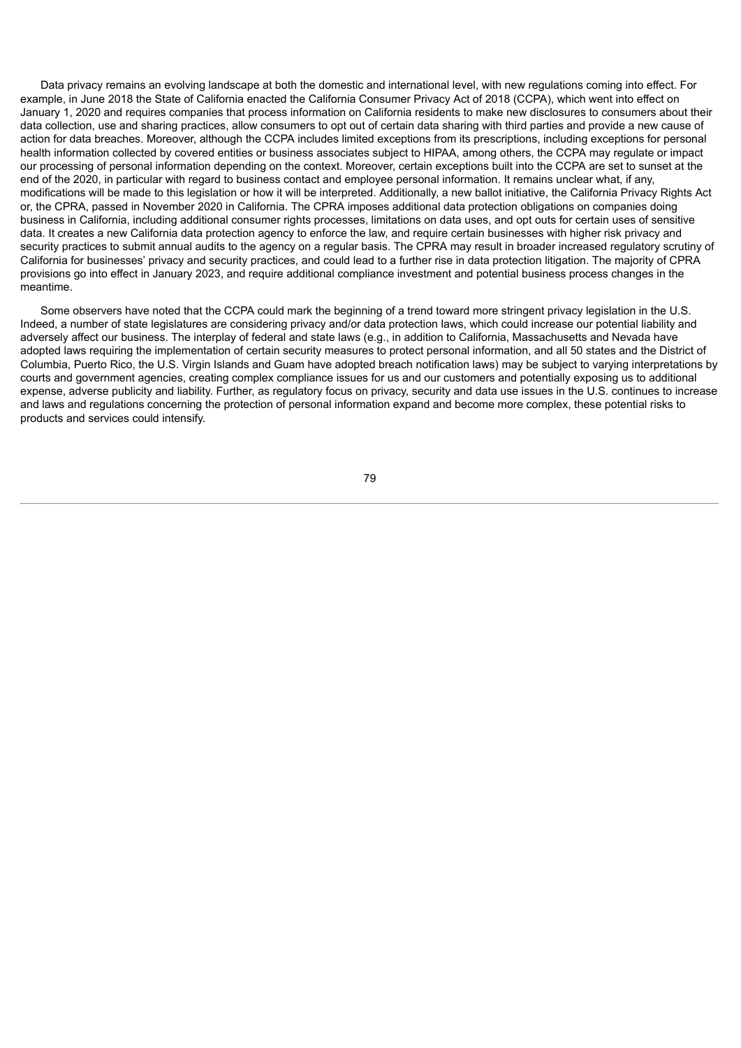Data privacy remains an evolving landscape at both the domestic and international level, with new regulations coming into effect. For example, in June 2018 the State of California enacted the California Consumer Privacy Act of 2018 (CCPA), which went into effect on January 1, 2020 and requires companies that process information on California residents to make new disclosures to consumers about their data collection, use and sharing practices, allow consumers to opt out of certain data sharing with third parties and provide a new cause of action for data breaches. Moreover, although the CCPA includes limited exceptions from its prescriptions, including exceptions for personal health information collected by covered entities or business associates subject to HIPAA, among others, the CCPA may regulate or impact our processing of personal information depending on the context. Moreover, certain exceptions built into the CCPA are set to sunset at the end of the 2020, in particular with regard to business contact and employee personal information. It remains unclear what, if any, modifications will be made to this legislation or how it will be interpreted. Additionally, a new ballot initiative, the California Privacy Rights Act or, the CPRA, passed in November 2020 in California. The CPRA imposes additional data protection obligations on companies doing business in California, including additional consumer rights processes, limitations on data uses, and opt outs for certain uses of sensitive data. It creates a new California data protection agency to enforce the law, and require certain businesses with higher risk privacy and security practices to submit annual audits to the agency on a regular basis. The CPRA may result in broader increased regulatory scrutiny of California for businesses' privacy and security practices, and could lead to a further rise in data protection litigation. The majority of CPRA provisions go into effect in January 2023, and require additional compliance investment and potential business process changes in the meantime.

Some observers have noted that the CCPA could mark the beginning of a trend toward more stringent privacy legislation in the U.S. Indeed, a number of state legislatures are considering privacy and/or data protection laws, which could increase our potential liability and adversely affect our business. The interplay of federal and state laws (e.g., in addition to California, Massachusetts and Nevada have adopted laws requiring the implementation of certain security measures to protect personal information, and all 50 states and the District of Columbia, Puerto Rico, the U.S. Virgin Islands and Guam have adopted breach notification laws) may be subject to varying interpretations by courts and government agencies, creating complex compliance issues for us and our customers and potentially exposing us to additional expense, adverse publicity and liability. Further, as regulatory focus on privacy, security and data use issues in the U.S. continues to increase and laws and regulations concerning the protection of personal information expand and become more complex, these potential risks to products and services could intensify.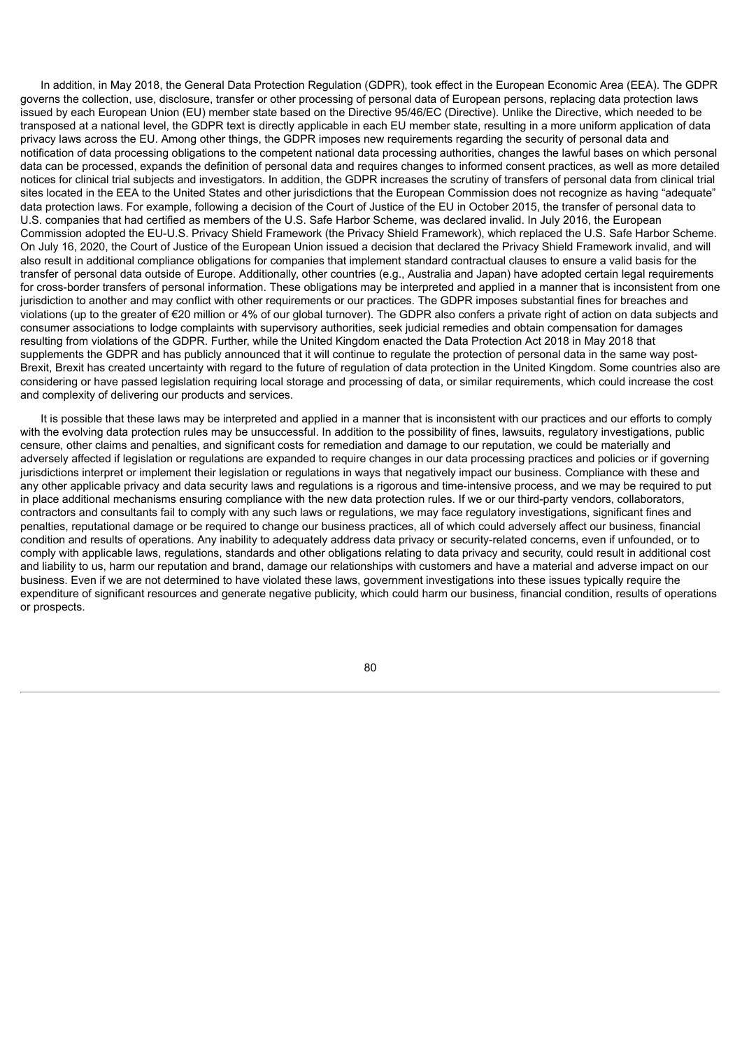In addition, in May 2018, the General Data Protection Regulation (GDPR), took effect in the European Economic Area (EEA). The GDPR governs the collection, use, disclosure, transfer or other processing of personal data of European persons, replacing data protection laws issued by each European Union (EU) member state based on the Directive 95/46/EC (Directive). Unlike the Directive, which needed to be transposed at a national level, the GDPR text is directly applicable in each EU member state, resulting in a more uniform application of data privacy laws across the EU. Among other things, the GDPR imposes new requirements regarding the security of personal data and notification of data processing obligations to the competent national data processing authorities, changes the lawful bases on which personal data can be processed, expands the definition of personal data and requires changes to informed consent practices, as well as more detailed notices for clinical trial subjects and investigators. In addition, the GDPR increases the scrutiny of transfers of personal data from clinical trial sites located in the EEA to the United States and other jurisdictions that the European Commission does not recognize as having "adequate" data protection laws. For example, following a decision of the Court of Justice of the EU in October 2015, the transfer of personal data to U.S. companies that had certified as members of the U.S. Safe Harbor Scheme, was declared invalid. In July 2016, the European Commission adopted the EU-U.S. Privacy Shield Framework (the Privacy Shield Framework), which replaced the U.S. Safe Harbor Scheme. On July 16, 2020, the Court of Justice of the European Union issued a decision that declared the Privacy Shield Framework invalid, and will also result in additional compliance obligations for companies that implement standard contractual clauses to ensure a valid basis for the transfer of personal data outside of Europe. Additionally, other countries (e.g., Australia and Japan) have adopted certain legal requirements for cross-border transfers of personal information. These obligations may be interpreted and applied in a manner that is inconsistent from one jurisdiction to another and may conflict with other requirements or our practices. The GDPR imposes substantial fines for breaches and violations (up to the greater of €20 million or 4% of our global turnover). The GDPR also confers a private right of action on data subjects and consumer associations to lodge complaints with supervisory authorities, seek judicial remedies and obtain compensation for damages resulting from violations of the GDPR. Further, while the United Kingdom enacted the Data Protection Act 2018 in May 2018 that supplements the GDPR and has publicly announced that it will continue to regulate the protection of personal data in the same way post-Brexit, Brexit has created uncertainty with regard to the future of regulation of data protection in the United Kingdom. Some countries also are considering or have passed legislation requiring local storage and processing of data, or similar requirements, which could increase the cost and complexity of delivering our products and services.

It is possible that these laws may be interpreted and applied in a manner that is inconsistent with our practices and our efforts to comply with the evolving data protection rules may be unsuccessful. In addition to the possibility of fines, lawsuits, regulatory investigations, public censure, other claims and penalties, and significant costs for remediation and damage to our reputation, we could be materially and adversely affected if legislation or regulations are expanded to require changes in our data processing practices and policies or if governing jurisdictions interpret or implement their legislation or regulations in ways that negatively impact our business. Compliance with these and any other applicable privacy and data security laws and regulations is a rigorous and time-intensive process, and we may be required to put in place additional mechanisms ensuring compliance with the new data protection rules. If we or our third-party vendors, collaborators, contractors and consultants fail to comply with any such laws or regulations, we may face regulatory investigations, significant fines and penalties, reputational damage or be required to change our business practices, all of which could adversely affect our business, financial condition and results of operations. Any inability to adequately address data privacy or security-related concerns, even if unfounded, or to comply with applicable laws, regulations, standards and other obligations relating to data privacy and security, could result in additional cost and liability to us, harm our reputation and brand, damage our relationships with customers and have a material and adverse impact on our business. Even if we are not determined to have violated these laws, government investigations into these issues typically require the expenditure of significant resources and generate negative publicity, which could harm our business, financial condition, results of operations or prospects.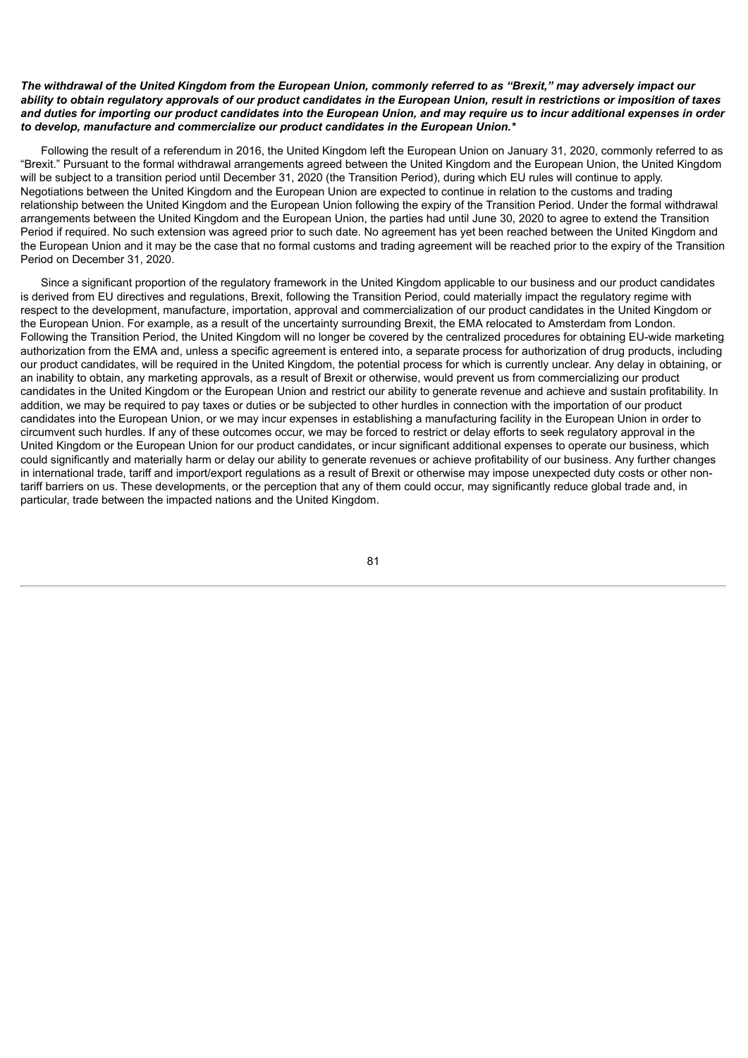***The withdrawal of the United Kingdom from the European Union, commonly referred to as "Brexit," may adversely impact our ability to obtain regulatory approvals of our product candidates in the European Union, result in restrictions or imposition of taxes and duties for importing our product candidates into the European Union, and may require us to incur additional expenses in order to develop, manufacture and commercialize our product candidates in the European Union.****

Following the result of a referendum in 2016, the United Kingdom left the European Union on January 31, 2020, commonly referred to as "Brexit." Pursuant to the formal withdrawal arrangements agreed between the United Kingdom and the European Union, the United Kingdom will be subject to a transition period until December 31, 2020 (the Transition Period), during which EU rules will continue to apply. Negotiations between the United Kingdom and the European Union are expected to continue in relation to the customs and trading relationship between the United Kingdom and the European Union following the expiry of the Transition Period. Under the formal withdrawal arrangements between the United Kingdom and the European Union, the parties had until June 30, 2020 to agree to extend the Transition Period if required. No such extension was agreed prior to such date. No agreement has yet been reached between the United Kingdom and the European Union and it may be the case that no formal customs and trading agreement will be reached prior to the expiry of the Transition Period on December 31, 2020.

Since a significant proportion of the regulatory framework in the United Kingdom applicable to our business and our product candidates is derived from EU directives and regulations, Brexit, following the Transition Period, could materially impact the regulatory regime with respect to the development, manufacture, importation, approval and commercialization of our product candidates in the United Kingdom or the European Union. For example, as a result of the uncertainty surrounding Brexit, the EMA relocated to Amsterdam from London. Following the Transition Period, the United Kingdom will no longer be covered by the centralized procedures for obtaining EU-wide marketing authorization from the EMA and, unless a specific agreement is entered into, a separate process for authorization of drug products, including our product candidates, will be required in the United Kingdom, the potential process for which is currently unclear. Any delay in obtaining, or an inability to obtain, any marketing approvals, as a result of Brexit or otherwise, would prevent us from commercializing our product candidates in the United Kingdom or the European Union and restrict our ability to generate revenue and achieve and sustain profitability. In addition, we may be required to pay taxes or duties or be subjected to other hurdles in connection with the importation of our product candidates into the European Union, or we may incur expenses in establishing a manufacturing facility in the European Union in order to circumvent such hurdles. If any of these outcomes occur, we may be forced to restrict or delay efforts to seek regulatory approval in the United Kingdom or the European Union for our product candidates, or incur significant additional expenses to operate our business, which could significantly and materially harm or delay our ability to generate revenues or achieve profitability of our business. Any further changes in international trade, tariff and import/export regulations as a result of Brexit or otherwise may impose unexpected duty costs or other non-tariff barriers on us. These developments, or the perception that any of them could occur, may significantly reduce global trade and, in particular, trade between the impacted nations and the United Kingdom.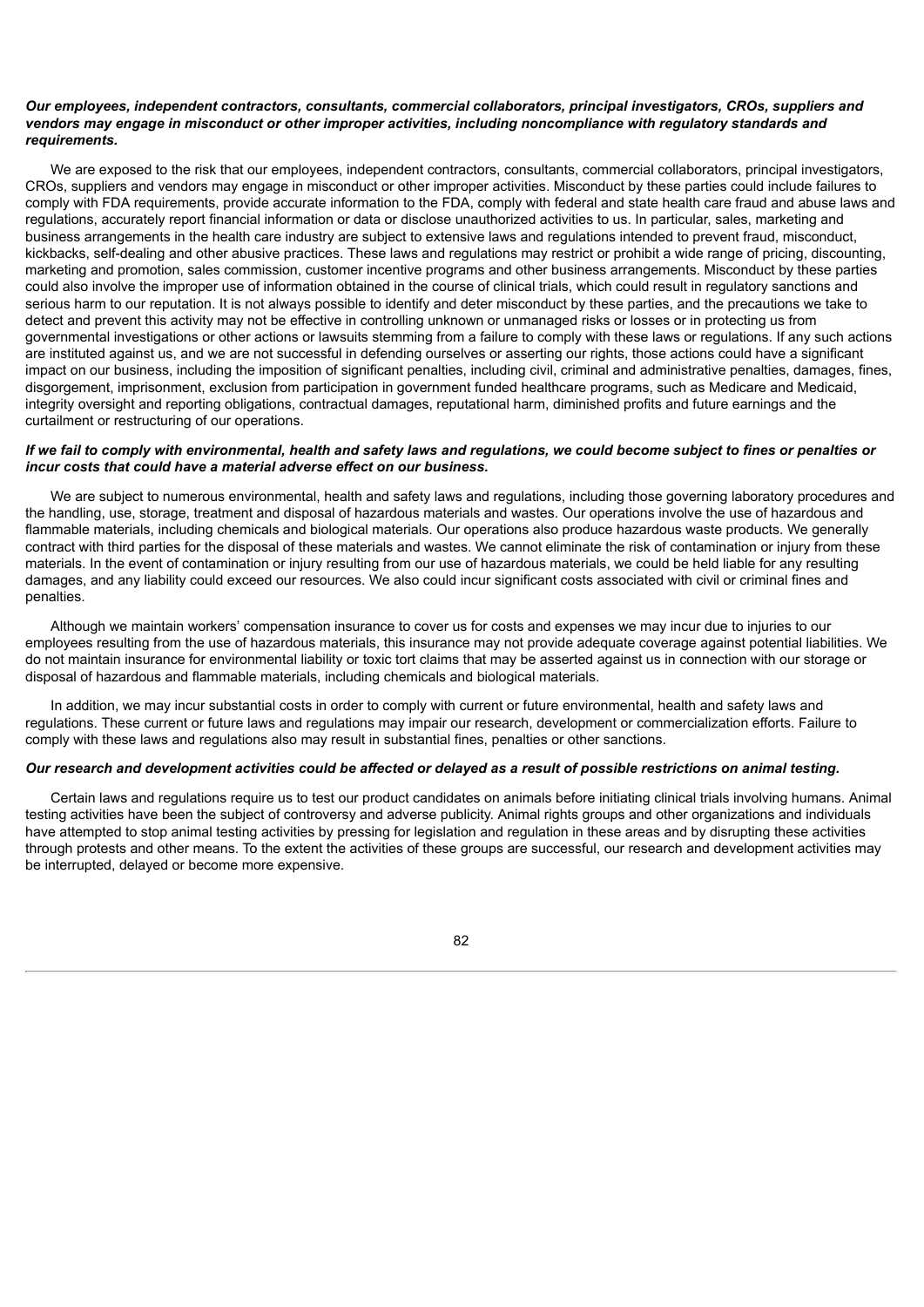***Our employees, independent contractors, consultants, commercial collaborators, principal investigators, CROs, suppliers and vendors may engage in misconduct or other improper activities, including noncompliance with regulatory standards and requirements.***

We are exposed to the risk that our employees, independent contractors, consultants, commercial collaborators, principal investigators, CROs, suppliers and vendors may engage in misconduct or other improper activities. Misconduct by these parties could include failures to comply with FDA requirements, provide accurate information to the FDA, comply with federal and state health care fraud and abuse laws and regulations, accurately report financial information or data or disclose unauthorized activities to us. In particular, sales, marketing and business arrangements in the health care industry are subject to extensive laws and regulations intended to prevent fraud, misconduct, kickbacks, self-dealing and other abusive practices. These laws and regulations may restrict or prohibit a wide range of pricing, discounting, marketing and promotion, sales commission, customer incentive programs and other business arrangements. Misconduct by these parties could also involve the improper use of information obtained in the course of clinical trials, which could result in regulatory sanctions and serious harm to our reputation. It is not always possible to identify and deter misconduct by these parties, and the precautions we take to detect and prevent this activity may not be effective in controlling unknown or unmanaged risks or losses or in protecting us from governmental investigations or other actions or lawsuits stemming from a failure to comply with these laws or regulations. If any such actions are instituted against us, and we are not successful in defending ourselves or asserting our rights, those actions could have a significant impact on our business, including the imposition of significant penalties, including civil, criminal and administrative penalties, damages, fines, disgorgement, imprisonment, exclusion from participation in government funded healthcare programs, such as Medicare and Medicaid, integrity oversight and reporting obligations, contractual damages, reputational harm, diminished profits and future earnings and the curtailment or restructuring of our operations.

***If we fail to comply with environmental, health and safety laws and regulations, we could become subject to fines or penalties or incur costs that could have a material adverse effect on our business.***

We are subject to numerous environmental, health and safety laws and regulations, including those governing laboratory procedures and the handling, use, storage, treatment and disposal of hazardous materials and wastes. Our operations involve the use of hazardous and flammable materials, including chemicals and biological materials. Our operations also produce hazardous waste products. We generally contract with third parties for the disposal of these materials and wastes. We cannot eliminate the risk of contamination or injury from these materials. In the event of contamination or injury resulting from our use of hazardous materials, we could be held liable for any resulting damages, and any liability could exceed our resources. We also could incur significant costs associated with civil or criminal fines and penalties.

Although we maintain workers' compensation insurance to cover us for costs and expenses we may incur due to injuries to our employees resulting from the use of hazardous materials, this insurance may not provide adequate coverage against potential liabilities. We do not maintain insurance for environmental liability or toxic tort claims that may be asserted against us in connection with our storage or disposal of hazardous and flammable materials, including chemicals and biological materials.

In addition, we may incur substantial costs in order to comply with current or future environmental, health and safety laws and regulations. These current or future laws and regulations may impair our research, development or commercialization efforts. Failure to comply with these laws and regulations also may result in substantial fines, penalties or other sanctions.

***Our research and development activities could be affected or delayed as a result of possible restrictions on animal testing.***

Certain laws and regulations require us to test our product candidates on animals before initiating clinical trials involving humans. Animal testing activities have been the subject of controversy and adverse publicity. Animal rights groups and other organizations and individuals have attempted to stop animal testing activities by pressing for legislation and regulation in these areas and by disrupting these activities through protests and other means. To the extent the activities of these groups are successful, our research and development activities may be interrupted, delayed or become more expensive.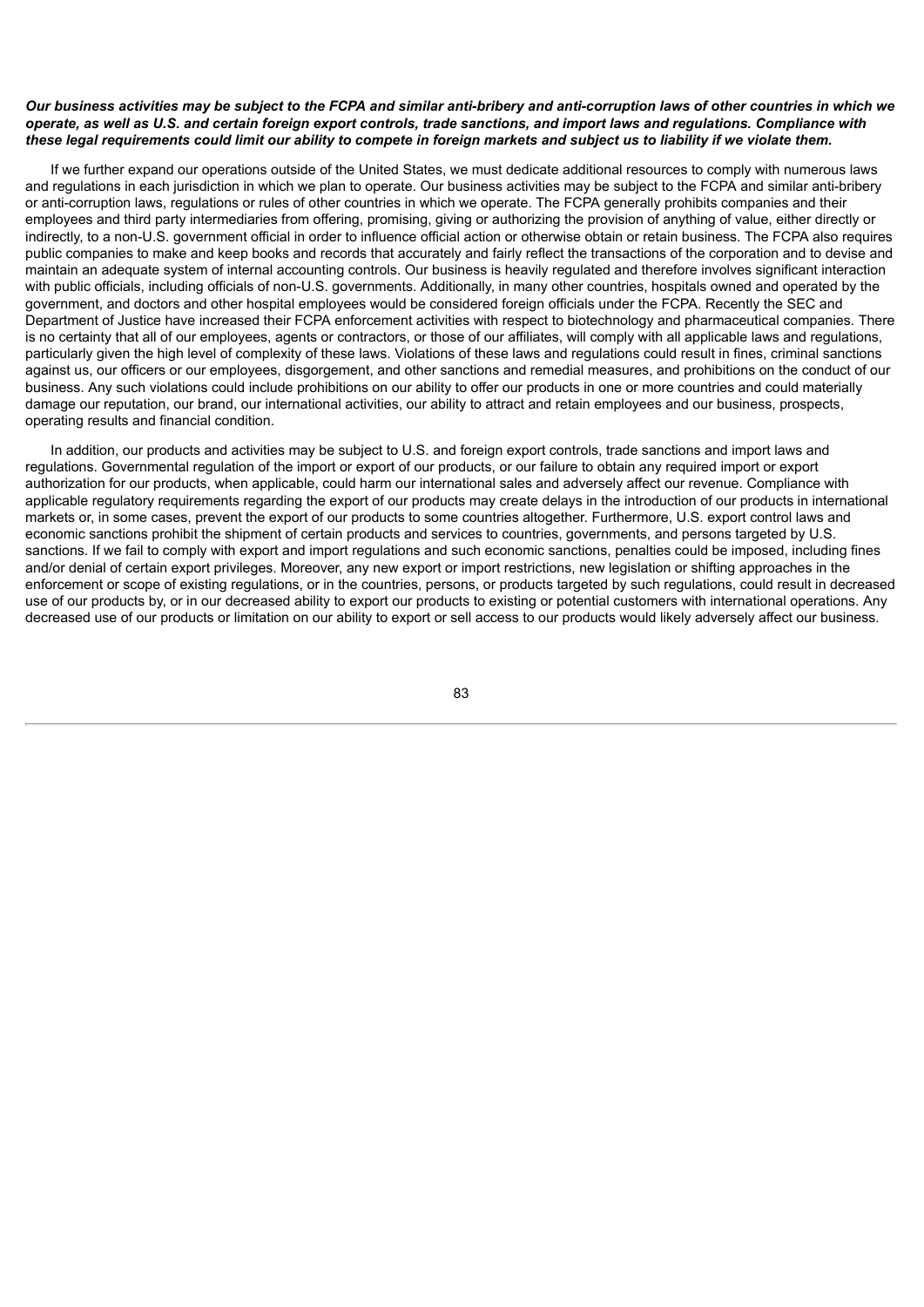***Our business activities may be subject to the FCPA and similar anti-bribery and anti-corruption laws of other countries in which we operate, as well as U.S. and certain foreign export controls, trade sanctions, and import laws and regulations. Compliance with these legal requirements could limit our ability to compete in foreign markets and subject us to liability if we violate them.***

If we further expand our operations outside of the United States, we must dedicate additional resources to comply with numerous laws and regulations in each jurisdiction in which we plan to operate. Our business activities may be subject to the FCPA and similar anti-bribery or anti-corruption laws, regulations or rules of other countries in which we operate. The FCPA generally prohibits companies and their employees and third party intermediaries from offering, promising, giving or authorizing the provision of anything of value, either directly or indirectly, to a non-U.S. government official in order to influence official action or otherwise obtain or retain business. The FCPA also requires public companies to make and keep books and records that accurately and fairly reflect the transactions of the corporation and to devise and maintain an adequate system of internal accounting controls. Our business is heavily regulated and therefore involves significant interaction with public officials, including officials of non-U.S. governments. Additionally, in many other countries, hospitals owned and operated by the government, and doctors and other hospital employees would be considered foreign officials under the FCPA. Recently the SEC and Department of Justice have increased their FCPA enforcement activities with respect to biotechnology and pharmaceutical companies. There is no certainty that all of our employees, agents or contractors, or those of our affiliates, will comply with all applicable laws and regulations, particularly given the high level of complexity of these laws. Violations of these laws and regulations could result in fines, criminal sanctions against us, our officers or our employees, disgorgement, and other sanctions and remedial measures, and prohibitions on the conduct of our business. Any such violations could include prohibitions on our ability to offer our products in one or more countries and could materially damage our reputation, our brand, our international activities, our ability to attract and retain employees and our business, prospects, operating results and financial condition.

In addition, our products and activities may be subject to U.S. and foreign export controls, trade sanctions and import laws and regulations. Governmental regulation of the import or export of our products, or our failure to obtain any required import or export authorization for our products, when applicable, could harm our international sales and adversely affect our revenue. Compliance with applicable regulatory requirements regarding the export of our products may create delays in the introduction of our products in international markets or, in some cases, prevent the export of our products to some countries altogether. Furthermore, U.S. export control laws and economic sanctions prohibit the shipment of certain products and services to countries, governments, and persons targeted by U.S. sanctions. If we fail to comply with export and import regulations and such economic sanctions, penalties could be imposed, including fines and/or denial of certain export privileges. Moreover, any new export or import restrictions, new legislation or shifting approaches in the enforcement or scope of existing regulations, or in the countries, persons, or products targeted by such regulations, could result in decreased use of our products by, or in our decreased ability to export our products to existing or potential customers with international operations. Any decreased use of our products or limitation on our ability to export or sell access to our products would likely adversely affect our business.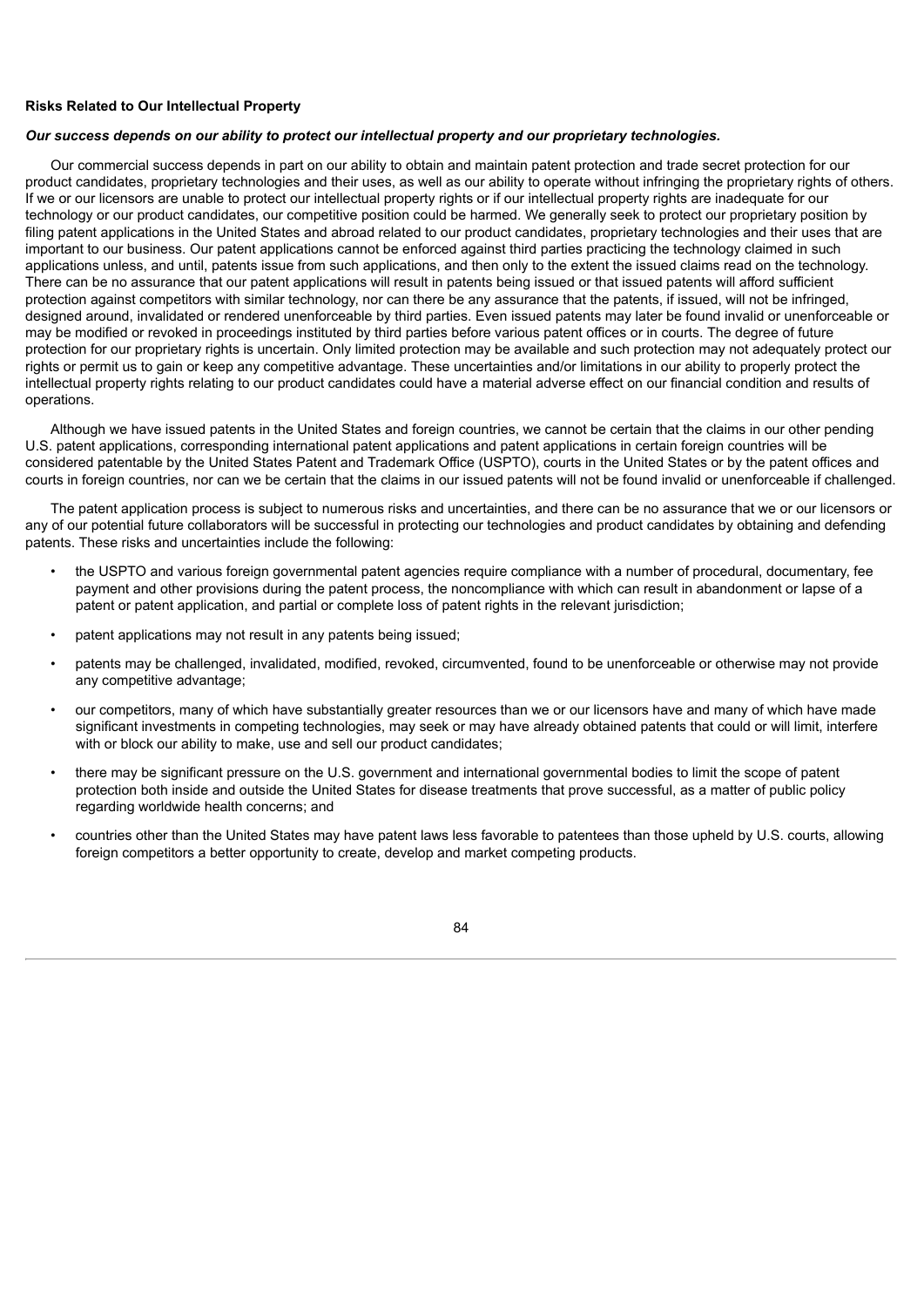**Risks Related to Our Intellectual Property**

***Our success depends on our ability to protect our intellectual property and our proprietary technologies.***

Our commercial success depends in part on our ability to obtain and maintain patent protection and trade secret protection for our product candidates, proprietary technologies and their uses, as well as our ability to operate without infringing the proprietary rights of others. If we or our licensors are unable to protect our intellectual property rights or if our intellectual property rights are inadequate for our technology or our product candidates, our competitive position could be harmed. We generally seek to protect our proprietary position by filing patent applications in the United States and abroad related to our product candidates, proprietary technologies and their uses that are important to our business. Our patent applications cannot be enforced against third parties practicing the technology claimed in such applications unless, and until, patents issue from such applications, and then only to the extent the issued claims read on the technology. There can be no assurance that our patent applications will result in patents being issued or that issued patents will afford sufficient protection against competitors with similar technology, nor can there be any assurance that the patents, if issued, will not be infringed, designed around, invalidated or rendered unenforceable by third parties. Even issued patents may later be found invalid or unenforceable or may be modified or revoked in proceedings instituted by third parties before various patent offices or in courts. The degree of future protection for our proprietary rights is uncertain. Only limited protection may be available and such protection may not adequately protect our rights or permit us to gain or keep any competitive advantage. These uncertainties and/or limitations in our ability to properly protect the intellectual property rights relating to our product candidates could have a material adverse effect on our financial condition and results of operations.

Although we have issued patents in the United States and foreign countries, we cannot be certain that the claims in our other pending U.S. patent applications, corresponding international patent applications and patent applications in certain foreign countries will be considered patentable by the United States Patent and Trademark Office (USPTO), courts in the United States or by the patent offices and courts in foreign countries, nor can we be certain that the claims in our issued patents will not be found invalid or unenforceable if challenged.

The patent application process is subject to numerous risks and uncertainties, and there can be no assurance that we or our licensors or any of our potential future collaborators will be successful in protecting our technologies and product candidates by obtaining and defending patents. These risks and uncertainties include the following:

- the USPTO and various foreign governmental patent agencies require compliance with a number of procedural, documentary, fee payment and other provisions during the patent process, the noncompliance with which can result in abandonment or lapse of a patent or patent application, and partial or complete loss of patent rights in the relevant jurisdiction;
- patent applications may not result in any patents being issued;
- patents may be challenged, invalidated, modified, revoked, circumvented, found to be unenforceable or otherwise may not provide any competitive advantage;
- our competitors, many of which have substantially greater resources than we or our licensors have and many of which have made significant investments in competing technologies, may seek or may have already obtained patents that could or will limit, interfere with or block our ability to make, use and sell our product candidates;
- there may be significant pressure on the U.S. government and international governmental bodies to limit the scope of patent protection both inside and outside the United States for disease treatments that prove successful, as a matter of public policy regarding worldwide health concerns; and
- countries other than the United States may have patent laws less favorable to patentees than those upheld by U.S. courts, allowing foreign competitors a better opportunity to create, develop and market competing products.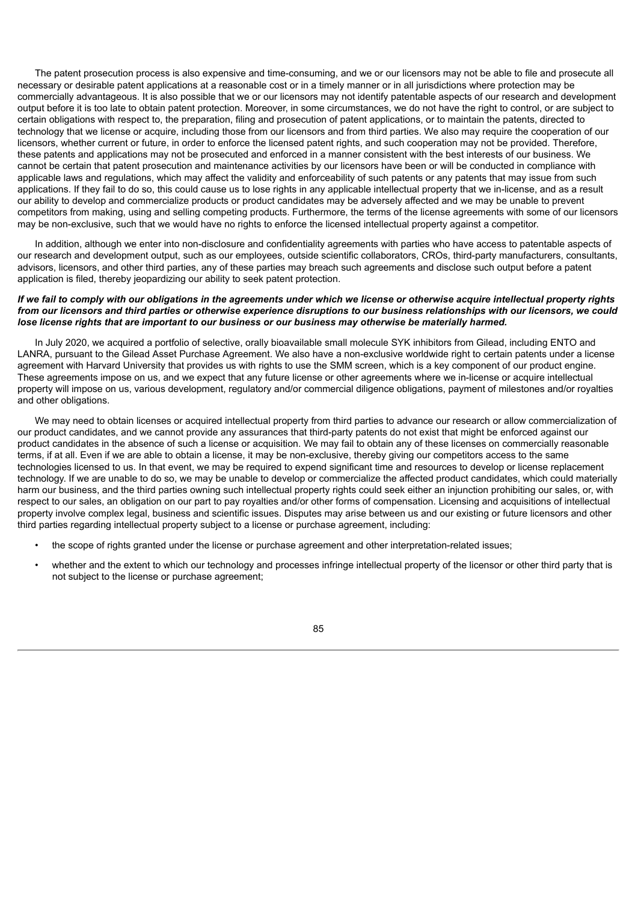The patent prosecution process is also expensive and time-consuming, and we or our licensors may not be able to file and prosecute all necessary or desirable patent applications at a reasonable cost or in a timely manner or in all jurisdictions where protection may be commercially advantageous. It is also possible that we or our licensors may not identify patentable aspects of our research and development output before it is too late to obtain patent protection. Moreover, in some circumstances, we do not have the right to control, or are subject to certain obligations with respect to, the preparation, filing and prosecution of patent applications, or to maintain the patents, directed to technology that we license or acquire, including those from our licensors and from third parties. We also may require the cooperation of our licensors, whether current or future, in order to enforce the licensed patent rights, and such cooperation may not be provided. Therefore, these patents and applications may not be prosecuted and enforced in a manner consistent with the best interests of our business. We cannot be certain that patent prosecution and maintenance activities by our licensors have been or will be conducted in compliance with applicable laws and regulations, which may affect the validity and enforceability of such patents or any patents that may issue from such applications. If they fail to do so, this could cause us to lose rights in any applicable intellectual property that we in-license, and as a result our ability to develop and commercialize products or product candidates may be adversely affected and we may be unable to prevent competitors from making, using and selling competing products. Furthermore, the terms of the license agreements with some of our licensors may be non-exclusive, such that we would have no rights to enforce the licensed intellectual property against a competitor.

In addition, although we enter into non-disclosure and confidentiality agreements with parties who have access to patentable aspects of our research and development output, such as our employees, outside scientific collaborators, CROs, third-party manufacturers, consultants, advisors, licensors, and other third parties, any of these parties may breach such agreements and disclose such output before a patent application is filed, thereby jeopardizing our ability to seek patent protection.

***If we fail to comply with our obligations in the agreements under which we license or otherwise acquire intellectual property rights from our licensors and third parties or otherwise experience disruptions to our business relationships with our licensors, we could lose license rights that are important to our business or our business may otherwise be materially harmed.***

In July 2020, we acquired a portfolio of selective, orally bioavailable small molecule SYK inhibitors from Gilead, including ENTO and LANRA, pursuant to the Gilead Asset Purchase Agreement. We also have a non-exclusive worldwide right to certain patents under a license agreement with Harvard University that provides us with rights to use the SMM screen, which is a key component of our product engine. These agreements impose on us, and we expect that any future license or other agreements where we in-license or acquire intellectual property will impose on us, various development, regulatory and/or commercial diligence obligations, payment of milestones and/or royalties and other obligations.

We may need to obtain licenses or acquired intellectual property from third parties to advance our research or allow commercialization of our product candidates, and we cannot provide any assurances that third-party patents do not exist that might be enforced against our product candidates in the absence of such a license or acquisition. We may fail to obtain any of these licenses on commercially reasonable terms, if at all. Even if we are able to obtain a license, it may be non-exclusive, thereby giving our competitors access to the same technologies licensed to us. In that event, we may be required to expend significant time and resources to develop or license replacement technology. If we are unable to do so, we may be unable to develop or commercialize the affected product candidates, which could materially harm our business, and the third parties owning such intellectual property rights could seek either an injunction prohibiting our sales, or, with respect to our sales, an obligation on our part to pay royalties and/or other forms of compensation. Licensing and acquisitions of intellectual property involve complex legal, business and scientific issues. Disputes may arise between us and our existing or future licensors and other third parties regarding intellectual property subject to a license or purchase agreement, including:

- the scope of rights granted under the license or purchase agreement and other interpretation-related issues;
- whether and the extent to which our technology and processes infringe intellectual property of the licensor or other third party that is not subject to the license or purchase agreement;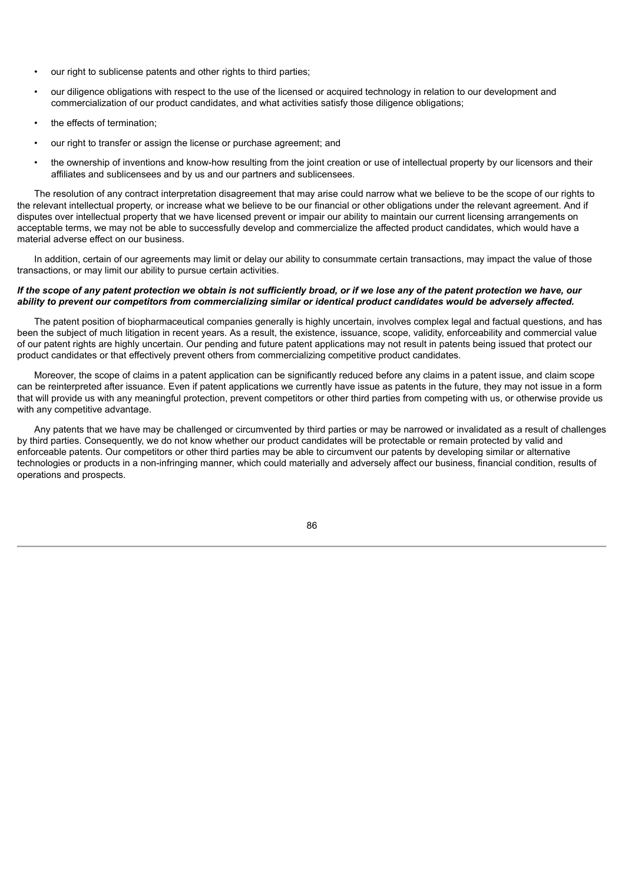- our right to sublicense patents and other rights to third parties;
- our diligence obligations with respect to the use of the licensed or acquired technology in relation to our development and commercialization of our product candidates, and what activities satisfy those diligence obligations;
- the effects of termination;
- our right to transfer or assign the license or purchase agreement; and
- the ownership of inventions and know-how resulting from the joint creation or use of intellectual property by our licensors and their affiliates and sublicensees and by us and our partners and sublicensees.

The resolution of any contract interpretation disagreement that may arise could narrow what we believe to be the scope of our rights to the relevant intellectual property, or increase what we believe to be our financial or other obligations under the relevant agreement. And if disputes over intellectual property that we have licensed prevent or impair our ability to maintain our current licensing arrangements on acceptable terms, we may not be able to successfully develop and commercialize the affected product candidates, which would have a material adverse effect on our business.

In addition, certain of our agreements may limit or delay our ability to consummate certain transactions, may impact the value of those transactions, or may limit our ability to pursue certain activities.

***If the scope of any patent protection we obtain is not sufficiently broad, or if we lose any of the patent protection we have, our ability to prevent our competitors from commercializing similar or identical product candidates would be adversely affected.***

The patent position of biopharmaceutical companies generally is highly uncertain, involves complex legal and factual questions, and has been the subject of much litigation in recent years. As a result, the existence, issuance, scope, validity, enforceability and commercial value of our patent rights are highly uncertain. Our pending and future patent applications may not result in patents being issued that protect our product candidates or that effectively prevent others from commercializing competitive product candidates.

Moreover, the scope of claims in a patent application can be significantly reduced before any claims in a patent issue, and claim scope can be reinterpreted after issuance. Even if patent applications we currently have issue as patents in the future, they may not issue in a form that will provide us with any meaningful protection, prevent competitors or other third parties from competing with us, or otherwise provide us with any competitive advantage.

Any patents that we have may be challenged or circumvented by third parties or may be narrowed or invalidated as a result of challenges by third parties. Consequently, we do not know whether our product candidates will be protectable or remain protected by valid and enforceable patents. Our competitors or other third parties may be able to circumvent our patents by developing similar or alternative technologies or products in a non-infringing manner, which could materially and adversely affect our business, financial condition, results of operations and prospects.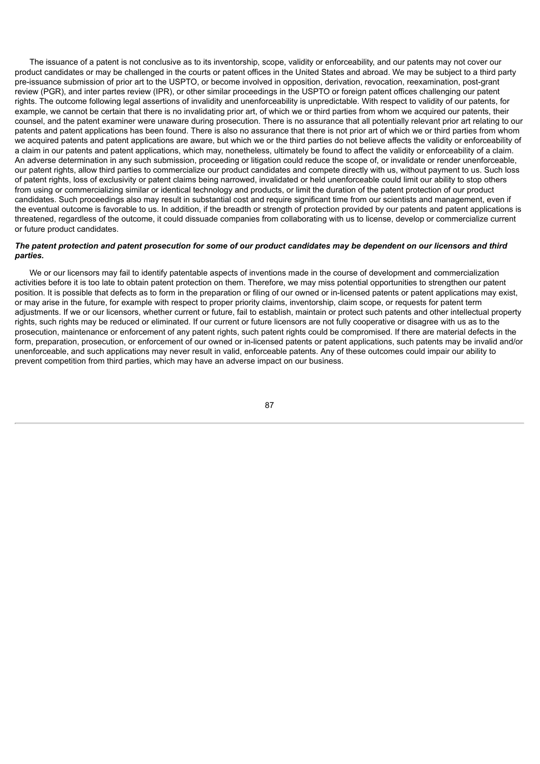The issuance of a patent is not conclusive as to its inventorship, scope, validity or enforceability, and our patents may not cover our product candidates or may be challenged in the courts or patent offices in the United States and abroad. We may be subject to a third party pre-issuance submission of prior art to the USPTO, or become involved in opposition, derivation, revocation, reexamination, post-grant review (PGR), and inter partes review (IPR), or other similar proceedings in the USPTO or foreign patent offices challenging our patent rights. The outcome following legal assertions of invalidity and unenforceability is unpredictable. With respect to validity of our patents, for example, we cannot be certain that there is no invalidating prior art, of which we or third parties from whom we acquired our patents, their counsel, and the patent examiner were unaware during prosecution. There is no assurance that all potentially relevant prior art relating to our patents and patent applications has been found. There is also no assurance that there is not prior art of which we or third parties from whom we acquired patents and patent applications are aware, but which we or the third parties do not believe affects the validity or enforceability of a claim in our patents and patent applications, which may, nonetheless, ultimately be found to affect the validity or enforceability of a claim. An adverse determination in any such submission, proceeding or litigation could reduce the scope of, or invalidate or render unenforceable, our patent rights, allow third parties to commercialize our product candidates and compete directly with us, without payment to us. Such loss of patent rights, loss of exclusivity or patent claims being narrowed, invalidated or held unenforceable could limit our ability to stop others from using or commercializing similar or identical technology and products, or limit the duration of the patent protection of our product candidates. Such proceedings also may result in substantial cost and require significant time from our scientists and management, even if the eventual outcome is favorable to us. In addition, if the breadth or strength of protection provided by our patents and patent applications is threatened, regardless of the outcome, it could dissuade companies from collaborating with us to license, develop or commercialize current or future product candidates.

***The patent protection and patent prosecution for some of our product candidates may be dependent on our licensors and third parties.***

We or our licensors may fail to identify patentable aspects of inventions made in the course of development and commercialization activities before it is too late to obtain patent protection on them. Therefore, we may miss potential opportunities to strengthen our patent position. It is possible that defects as to form in the preparation or filing of our owned or in-licensed patents or patent applications may exist, or may arise in the future, for example with respect to proper priority claims, inventorship, claim scope, or requests for patent term adjustments. If we or our licensors, whether current or future, fail to establish, maintain or protect such patents and other intellectual property rights, such rights may be reduced or eliminated. If our current or future licensors are not fully cooperative or disagree with us as to the prosecution, maintenance or enforcement of any patent rights, such patent rights could be compromised. If there are material defects in the form, preparation, prosecution, or enforcement of our owned or in-licensed patents or patent applications, such patents may be invalid and/or unenforceable, and such applications may never result in valid, enforceable patents. Any of these outcomes could impair our ability to prevent competition from third parties, which may have an adverse impact on our business.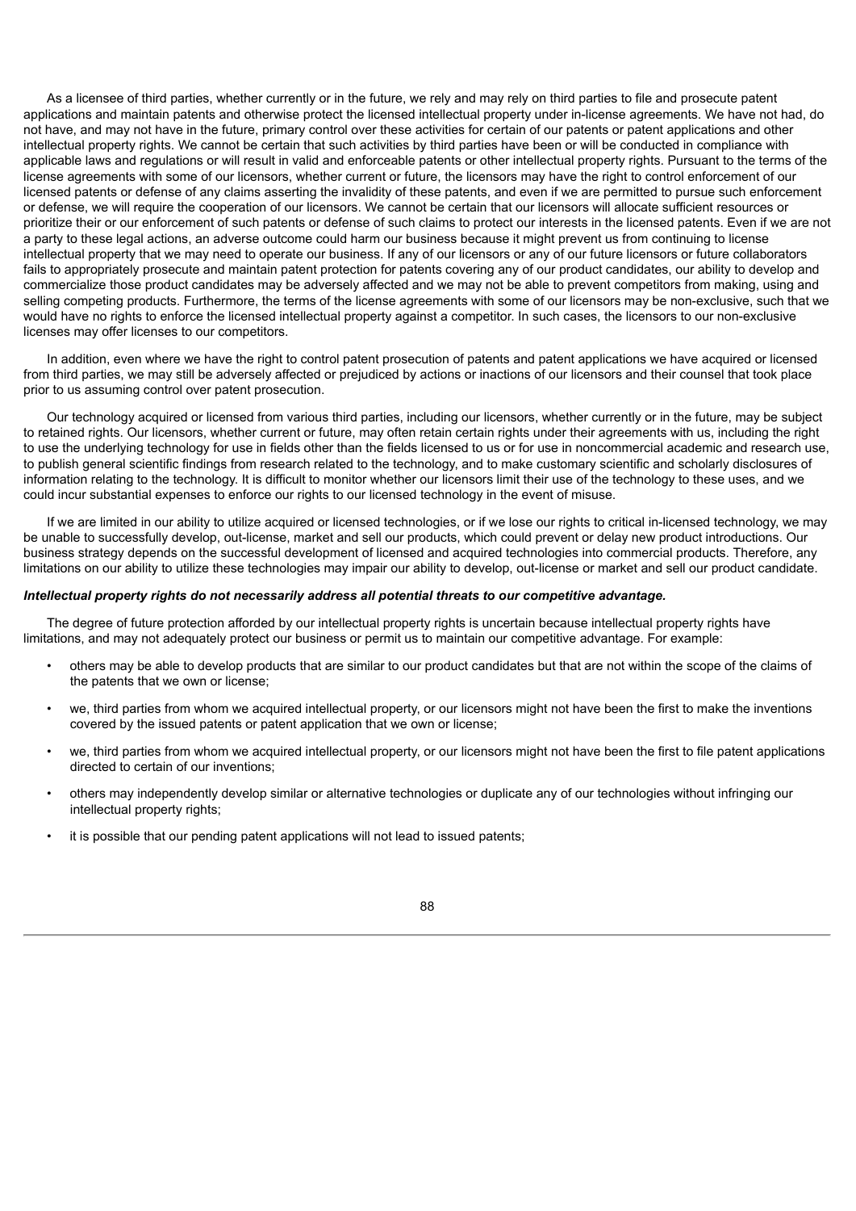As a licensee of third parties, whether currently or in the future, we rely and may rely on third parties to file and prosecute patent applications and maintain patents and otherwise protect the licensed intellectual property under in-license agreements. We have not had, do not have, and may not have in the future, primary control over these activities for certain of our patents or patent applications and other intellectual property rights. We cannot be certain that such activities by third parties have been or will be conducted in compliance with applicable laws and regulations or will result in valid and enforceable patents or other intellectual property rights. Pursuant to the terms of the license agreements with some of our licensors, whether current or future, the licensors may have the right to control enforcement of our licensed patents or defense of any claims asserting the invalidity of these patents, and even if we are permitted to pursue such enforcement or defense, we will require the cooperation of our licensors. We cannot be certain that our licensors will allocate sufficient resources or prioritize their or our enforcement of such patents or defense of such claims to protect our interests in the licensed patents. Even if we are not a party to these legal actions, an adverse outcome could harm our business because it might prevent us from continuing to license intellectual property that we may need to operate our business. If any of our licensors or any of our future licensors or future collaborators fails to appropriately prosecute and maintain patent protection for patents covering any of our product candidates, our ability to develop and commercialize those product candidates may be adversely affected and we may not be able to prevent competitors from making, using and selling competing products. Furthermore, the terms of the license agreements with some of our licensors may be non-exclusive, such that we would have no rights to enforce the licensed intellectual property against a competitor. In such cases, the licensors to our non-exclusive licenses may offer licenses to our competitors.

In addition, even where we have the right to control patent prosecution of patents and patent applications we have acquired or licensed from third parties, we may still be adversely affected or prejudiced by actions or inactions of our licensors and their counsel that took place prior to us assuming control over patent prosecution.

Our technology acquired or licensed from various third parties, including our licensors, whether currently or in the future, may be subject to retained rights. Our licensors, whether current or future, may often retain certain rights under their agreements with us, including the right to use the underlying technology for use in fields other than the fields licensed to us or for use in noncommercial academic and research use, to publish general scientific findings from research related to the technology, and to make customary scientific and scholarly disclosures of information relating to the technology. It is difficult to monitor whether our licensors limit their use of the technology to these uses, and we could incur substantial expenses to enforce our rights to our licensed technology in the event of misuse.

If we are limited in our ability to utilize acquired or licensed technologies, or if we lose our rights to critical in-licensed technology, we may be unable to successfully develop, out-license, market and sell our products, which could prevent or delay new product introductions. Our business strategy depends on the successful development of licensed and acquired technologies into commercial products. Therefore, any limitations on our ability to utilize these technologies may impair our ability to develop, out-license or market and sell our product candidate.

***Intellectual property rights do not necessarily address all potential threats to our competitive advantage.***

The degree of future protection afforded by our intellectual property rights is uncertain because intellectual property rights have limitations, and may not adequately protect our business or permit us to maintain our competitive advantage. For example:

- others may be able to develop products that are similar to our product candidates but that are not within the scope of the claims of the patents that we own or license;
- we, third parties from whom we acquired intellectual property, or our licensors might not have been the first to make the inventions covered by the issued patents or patent application that we own or license;
- we, third parties from whom we acquired intellectual property, or our licensors might not have been the first to file patent applications directed to certain of our inventions;
- others may independently develop similar or alternative technologies or duplicate any of our technologies without infringing our intellectual property rights;
- it is possible that our pending patent applications will not lead to issued patents;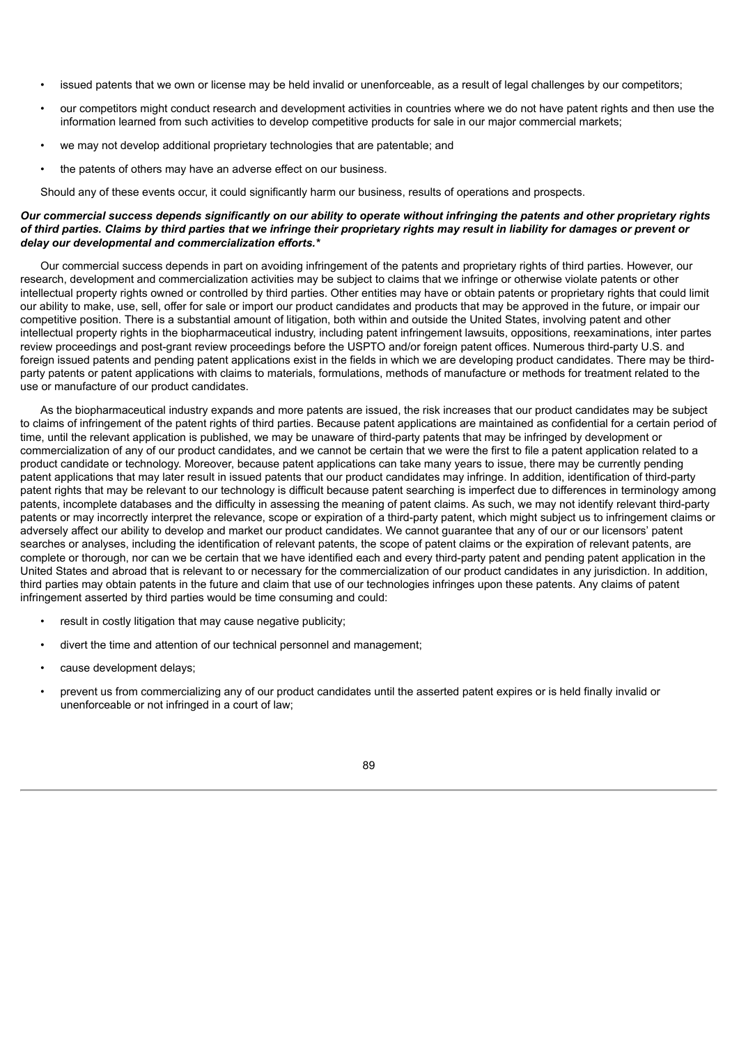- issued patents that we own or license may be held invalid or unenforceable, as a result of legal challenges by our competitors;
- our competitors might conduct research and development activities in countries where we do not have patent rights and then use the information learned from such activities to develop competitive products for sale in our major commercial markets;
- we may not develop additional proprietary technologies that are patentable; and
- the patents of others may have an adverse effect on our business.

Should any of these events occur, it could significantly harm our business, results of operations and prospects.

***Our commercial success depends significantly on our ability to operate without infringing the patents and other proprietary rights of third parties. Claims by third parties that we infringe their proprietary rights may result in liability for damages or prevent or delay our developmental and commercialization efforts.****

Our commercial success depends in part on avoiding infringement of the patents and proprietary rights of third parties. However, our research, development and commercialization activities may be subject to claims that we infringe or otherwise violate patents or other intellectual property rights owned or controlled by third parties. Other entities may have or obtain patents or proprietary rights that could limit our ability to make, use, sell, offer for sale or import our product candidates and products that may be approved in the future, or impair our competitive position. There is a substantial amount of litigation, both within and outside the United States, involving patent and other intellectual property rights in the biopharmaceutical industry, including patent infringement lawsuits, oppositions, reexaminations, inter partes review proceedings and post-grant review proceedings before the USPTO and/or foreign patent offices. Numerous third-party U.S. and foreign issued patents and pending patent applications exist in the fields in which we are developing product candidates. There may be third-party patents or patent applications with claims to materials, formulations, methods of manufacture or methods for treatment related to the use or manufacture of our product candidates.

As the biopharmaceutical industry expands and more patents are issued, the risk increases that our product candidates may be subject to claims of infringement of the patent rights of third parties. Because patent applications are maintained as confidential for a certain period of time, until the relevant application is published, we may be unaware of third-party patents that may be infringed by development or commercialization of any of our product candidates, and we cannot be certain that we were the first to file a patent application related to a product candidate or technology. Moreover, because patent applications can take many years to issue, there may be currently pending patent applications that may later result in issued patents that our product candidates may infringe. In addition, identification of third-party patent rights that may be relevant to our technology is difficult because patent searching is imperfect due to differences in terminology among patents, incomplete databases and the difficulty in assessing the meaning of patent claims. As such, we may not identify relevant third-party patents or may incorrectly interpret the relevance, scope or expiration of a third-party patent, which might subject us to infringement claims or adversely affect our ability to develop and market our product candidates. We cannot guarantee that any of our or our licensors' patent searches or analyses, including the identification of relevant patents, the scope of patent claims or the expiration of relevant patents, are complete or thorough, nor can we be certain that we have identified each and every third-party patent and pending patent application in the United States and abroad that is relevant to or necessary for the commercialization of our product candidates in any jurisdiction. In addition, third parties may obtain patents in the future and claim that use of our technologies infringes upon these patents. Any claims of patent infringement asserted by third parties would be time consuming and could:

- result in costly litigation that may cause negative publicity;
- divert the time and attention of our technical personnel and management;
- cause development delays;
- prevent us from commercializing any of our product candidates until the asserted patent expires or is held finally invalid or unenforceable or not infringed in a court of law;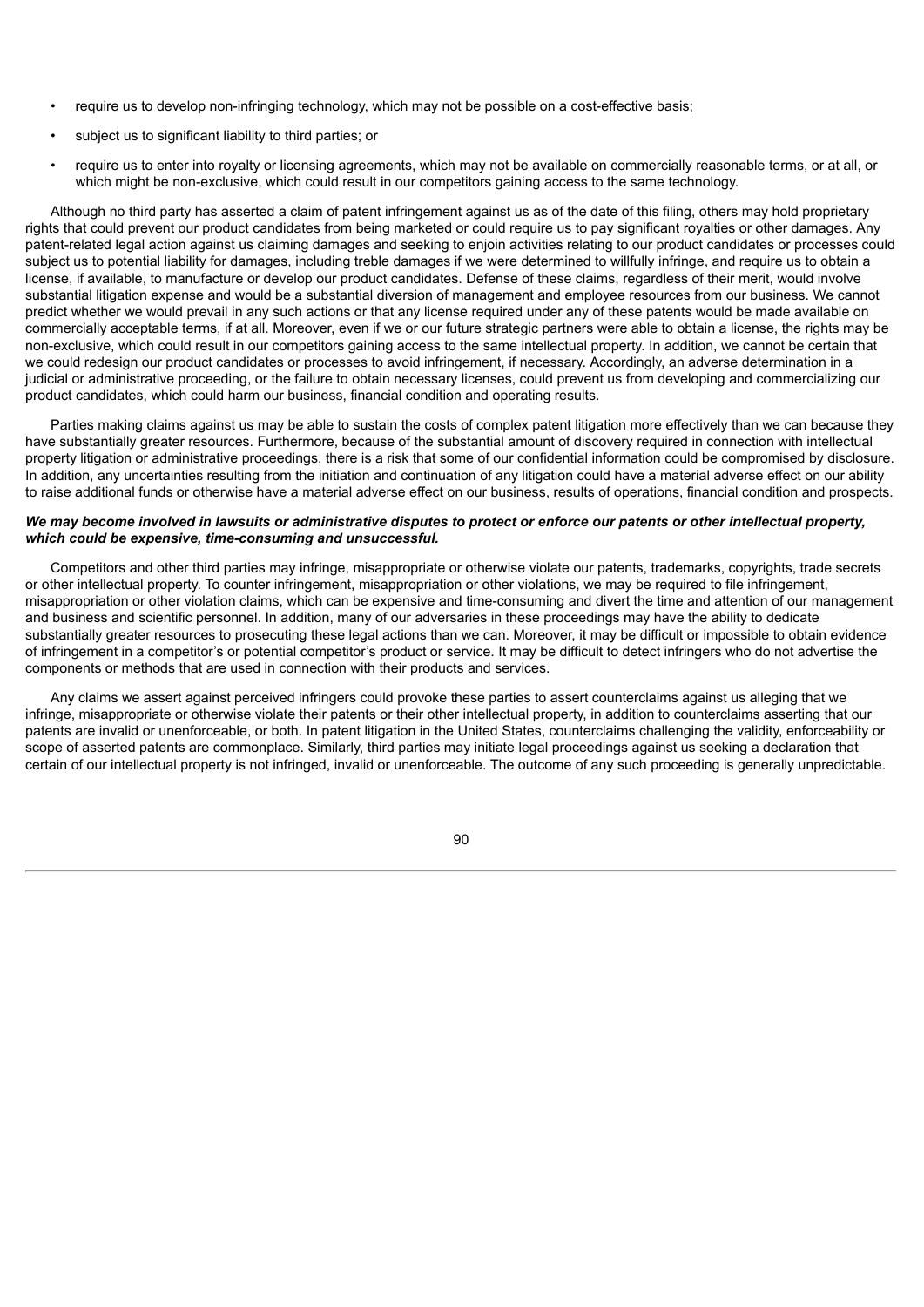- require us to develop non-infringing technology, which may not be possible on a cost-effective basis;
- subject us to significant liability to third parties; or
- require us to enter into royalty or licensing agreements, which may not be available on commercially reasonable terms, or at all, or which might be non-exclusive, which could result in our competitors gaining access to the same technology.

Although no third party has asserted a claim of patent infringement against us as of the date of this filing, others may hold proprietary rights that could prevent our product candidates from being marketed or could require us to pay significant royalties or other damages. Any patent-related legal action against us claiming damages and seeking to enjoin activities relating to our product candidates or processes could subject us to potential liability for damages, including treble damages if we were determined to willfully infringe, and require us to obtain a license, if available, to manufacture or develop our product candidates. Defense of these claims, regardless of their merit, would involve substantial litigation expense and would be a substantial diversion of management and employee resources from our business. We cannot predict whether we would prevail in any such actions or that any license required under any of these patents would be made available on commercially acceptable terms, if at all. Moreover, even if we or our future strategic partners were able to obtain a license, the rights may be non-exclusive, which could result in our competitors gaining access to the same intellectual property. In addition, we cannot be certain that we could redesign our product candidates or processes to avoid infringement, if necessary. Accordingly, an adverse determination in a judicial or administrative proceeding, or the failure to obtain necessary licenses, could prevent us from developing and commercializing our product candidates, which could harm our business, financial condition and operating results.

Parties making claims against us may be able to sustain the costs of complex patent litigation more effectively than we can because they have substantially greater resources. Furthermore, because of the substantial amount of discovery required in connection with intellectual property litigation or administrative proceedings, there is a risk that some of our confidential information could be compromised by disclosure. In addition, any uncertainties resulting from the initiation and continuation of any litigation could have a material adverse effect on our ability to raise additional funds or otherwise have a material adverse effect on our business, results of operations, financial condition and prospects.

***We may become involved in lawsuits or administrative disputes to protect or enforce our patents or other intellectual property, which could be expensive, time-consuming and unsuccessful.***

Competitors and other third parties may infringe, misappropriate or otherwise violate our patents, trademarks, copyrights, trade secrets or other intellectual property. To counter infringement, misappropriation or other violations, we may be required to file infringement, misappropriation or other violation claims, which can be expensive and time-consuming and divert the time and attention of our management and business and scientific personnel. In addition, many of our adversaries in these proceedings may have the ability to dedicate substantially greater resources to prosecuting these legal actions than we can. Moreover, it may be difficult or impossible to obtain evidence of infringement in a competitor's or potential competitor's product or service. It may be difficult to detect infringers who do not advertise the components or methods that are used in connection with their products and services.

Any claims we assert against perceived infringers could provoke these parties to assert counterclaims against us alleging that we infringe, misappropriate or otherwise violate their patents or their other intellectual property, in addition to counterclaims asserting that our patents are invalid or unenforceable, or both. In patent litigation in the United States, counterclaims challenging the validity, enforceability or scope of asserted patents are commonplace. Similarly, third parties may initiate legal proceedings against us seeking a declaration that certain of our intellectual property is not infringed, invalid or unenforceable. The outcome of any such proceeding is generally unpredictable.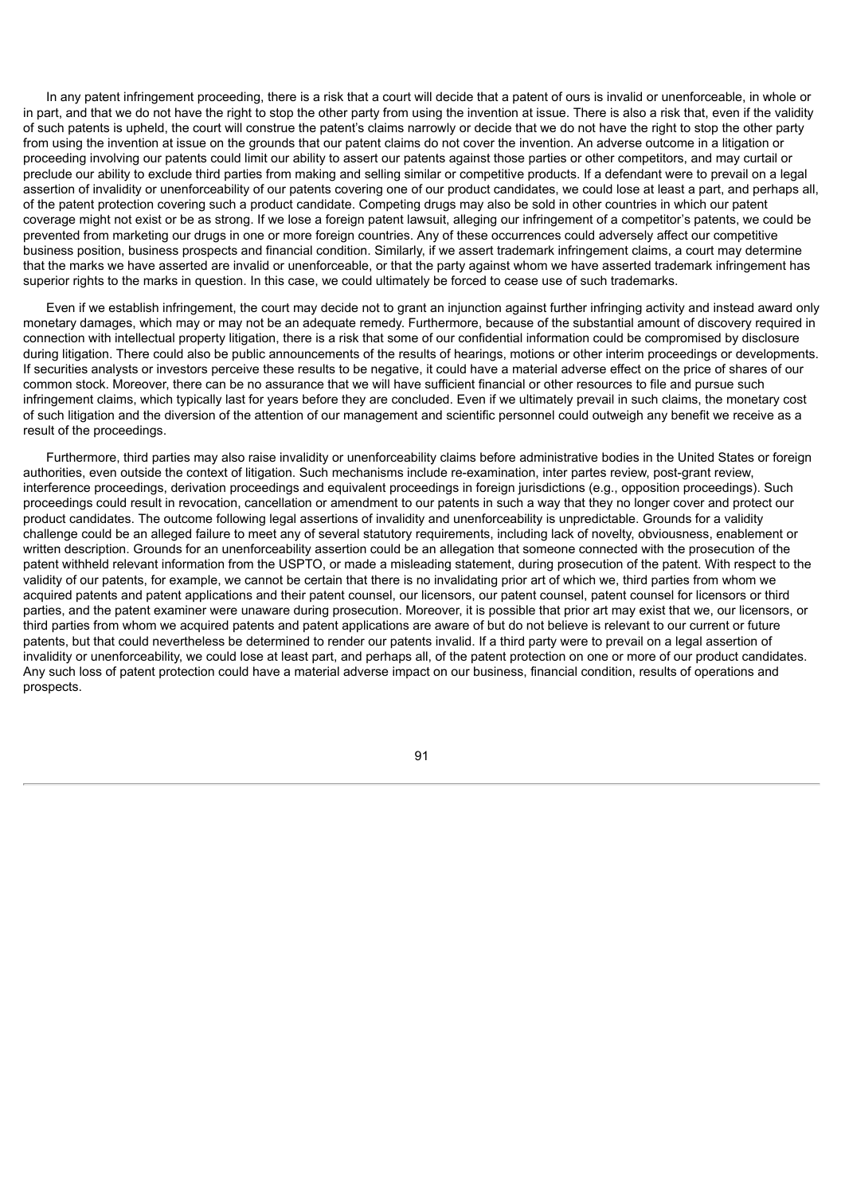In any patent infringement proceeding, there is a risk that a court will decide that a patent of ours is invalid or unenforceable, in whole or in part, and that we do not have the right to stop the other party from using the invention at issue. There is also a risk that, even if the validity of such patents is upheld, the court will construe the patent's claims narrowly or decide that we do not have the right to stop the other party from using the invention at issue on the grounds that our patent claims do not cover the invention. An adverse outcome in a litigation or proceeding involving our patents could limit our ability to assert our patents against those parties or other competitors, and may curtail or preclude our ability to exclude third parties from making and selling similar or competitive products. If a defendant were to prevail on a legal assertion of invalidity or unenforceability of our patents covering one of our product candidates, we could lose at least a part, and perhaps all, of the patent protection covering such a product candidate. Competing drugs may also be sold in other countries in which our patent coverage might not exist or be as strong. If we lose a foreign patent lawsuit, alleging our infringement of a competitor's patents, we could be prevented from marketing our drugs in one or more foreign countries. Any of these occurrences could adversely affect our competitive business position, business prospects and financial condition. Similarly, if we assert trademark infringement claims, a court may determine that the marks we have asserted are invalid or unenforceable, or that the party against whom we have asserted trademark infringement has superior rights to the marks in question. In this case, we could ultimately be forced to cease use of such trademarks.

Even if we establish infringement, the court may decide not to grant an injunction against further infringing activity and instead award only monetary damages, which may or may not be an adequate remedy. Furthermore, because of the substantial amount of discovery required in connection with intellectual property litigation, there is a risk that some of our confidential information could be compromised by disclosure during litigation. There could also be public announcements of the results of hearings, motions or other interim proceedings or developments. If securities analysts or investors perceive these results to be negative, it could have a material adverse effect on the price of shares of our common stock. Moreover, there can be no assurance that we will have sufficient financial or other resources to file and pursue such infringement claims, which typically last for years before they are concluded. Even if we ultimately prevail in such claims, the monetary cost of such litigation and the diversion of the attention of our management and scientific personnel could outweigh any benefit we receive as a result of the proceedings.

Furthermore, third parties may also raise invalidity or unenforceability claims before administrative bodies in the United States or foreign authorities, even outside the context of litigation. Such mechanisms include re-examination, inter partes review, post-grant review, interference proceedings, derivation proceedings and equivalent proceedings in foreign jurisdictions (e.g., opposition proceedings). Such proceedings could result in revocation, cancellation or amendment to our patents in such a way that they no longer cover and protect our product candidates. The outcome following legal assertions of invalidity and unenforceability is unpredictable. Grounds for a validity challenge could be an alleged failure to meet any of several statutory requirements, including lack of novelty, obviousness, enablement or written description. Grounds for an unenforceability assertion could be an allegation that someone connected with the prosecution of the patent withheld relevant information from the USPTO, or made a misleading statement, during prosecution of the patent. With respect to the validity of our patents, for example, we cannot be certain that there is no invalidating prior art of which we, third parties from whom we acquired patents and patent applications and their patent counsel, our licensors, our patent counsel, patent counsel for licensors or third parties, and the patent examiner were unaware during prosecution. Moreover, it is possible that prior art may exist that we, our licensors, or third parties from whom we acquired patents and patent applications are aware of but do not believe is relevant to our current or future patents, but that could nevertheless be determined to render our patents invalid. If a third party were to prevail on a legal assertion of invalidity or unenforceability, we could lose at least part, and perhaps all, of the patent protection on one or more of our product candidates. Any such loss of patent protection could have a material adverse impact on our business, financial condition, results of operations and prospects.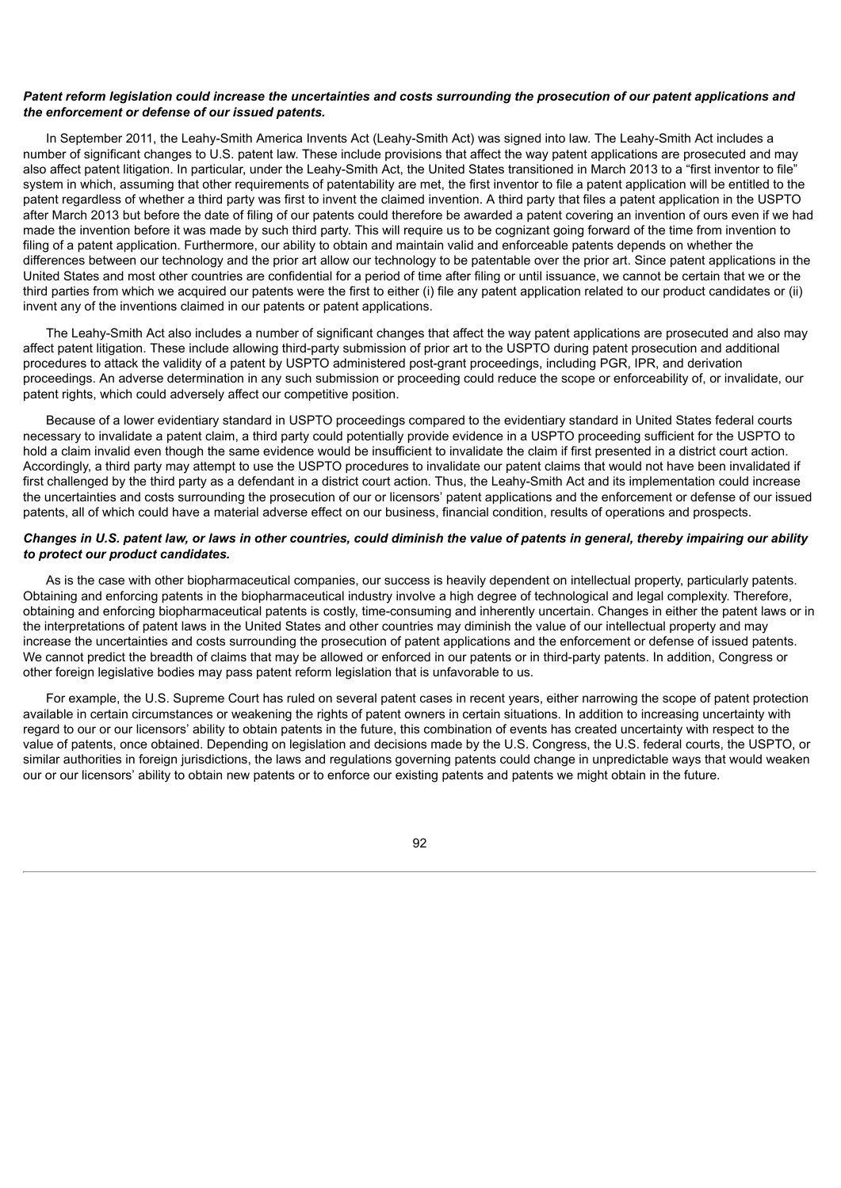***Patent reform legislation could increase the uncertainties and costs surrounding the prosecution of our patent applications and the enforcement or defense of our issued patents.***

In September 2011, the Leahy-Smith America Invents Act (Leahy-Smith Act) was signed into law. The Leahy-Smith Act includes a number of significant changes to U.S. patent law. These include provisions that affect the way patent applications are prosecuted and may also affect patent litigation. In particular, under the Leahy-Smith Act, the United States transitioned in March 2013 to a "first inventor to file" system in which, assuming that other requirements of patentability are met, the first inventor to file a patent application will be entitled to the patent regardless of whether a third party was first to invent the claimed invention. A third party that files a patent application in the USPTO after March 2013 but before the date of filing of our patents could therefore be awarded a patent covering an invention of ours even if we had made the invention before it was made by such third party. This will require us to be cognizant going forward of the time from invention to filing of a patent application. Furthermore, our ability to obtain and maintain valid and enforceable patents depends on whether the differences between our technology and the prior art allow our technology to be patentable over the prior art. Since patent applications in the United States and most other countries are confidential for a period of time after filing or until issuance, we cannot be certain that we or the third parties from which we acquired our patents were the first to either (i) file any patent application related to our product candidates or (ii) invent any of the inventions claimed in our patents or patent applications.

The Leahy-Smith Act also includes a number of significant changes that affect the way patent applications are prosecuted and also may affect patent litigation. These include allowing third-party submission of prior art to the USPTO during patent prosecution and additional procedures to attack the validity of a patent by USPTO administered post-grant proceedings, including PGR, IPR, and derivation proceedings. An adverse determination in any such submission or proceeding could reduce the scope or enforceability of, or invalidate, our patent rights, which could adversely affect our competitive position.

Because of a lower evidentiary standard in USPTO proceedings compared to the evidentiary standard in United States federal courts necessary to invalidate a patent claim, a third party could potentially provide evidence in a USPTO proceeding sufficient for the USPTO to hold a claim invalid even though the same evidence would be insufficient to invalidate the claim if first presented in a district court action. Accordingly, a third party may attempt to use the USPTO procedures to invalidate our patent claims that would not have been invalidated if first challenged by the third party as a defendant in a district court action. Thus, the Leahy-Smith Act and its implementation could increase the uncertainties and costs surrounding the prosecution of our or licensors' patent applications and the enforcement or defense of our issued patents, all of which could have a material adverse effect on our business, financial condition, results of operations and prospects.

***Changes in U.S. patent law, or laws in other countries, could diminish the value of patents in general, thereby impairing our ability to protect our product candidates.***

As is the case with other biopharmaceutical companies, our success is heavily dependent on intellectual property, particularly patents. Obtaining and enforcing patents in the biopharmaceutical industry involve a high degree of technological and legal complexity. Therefore, obtaining and enforcing biopharmaceutical patents is costly, time-consuming and inherently uncertain. Changes in either the patent laws or in the interpretations of patent laws in the United States and other countries may diminish the value of our intellectual property and may increase the uncertainties and costs surrounding the prosecution of patent applications and the enforcement or defense of issued patents. We cannot predict the breadth of claims that may be allowed or enforced in our patents or in third-party patents. In addition, Congress or other foreign legislative bodies may pass patent reform legislation that is unfavorable to us.

For example, the U.S. Supreme Court has ruled on several patent cases in recent years, either narrowing the scope of patent protection available in certain circumstances or weakening the rights of patent owners in certain situations. In addition to increasing uncertainty with regard to our or our licensors' ability to obtain patents in the future, this combination of events has created uncertainty with respect to the value of patents, once obtained. Depending on legislation and decisions made by the U.S. Congress, the U.S. federal courts, the USPTO, or similar authorities in foreign jurisdictions, the laws and regulations governing patents could change in unpredictable ways that would weaken our or our licensors' ability to obtain new patents or to enforce our existing patents and patents we might obtain in the future.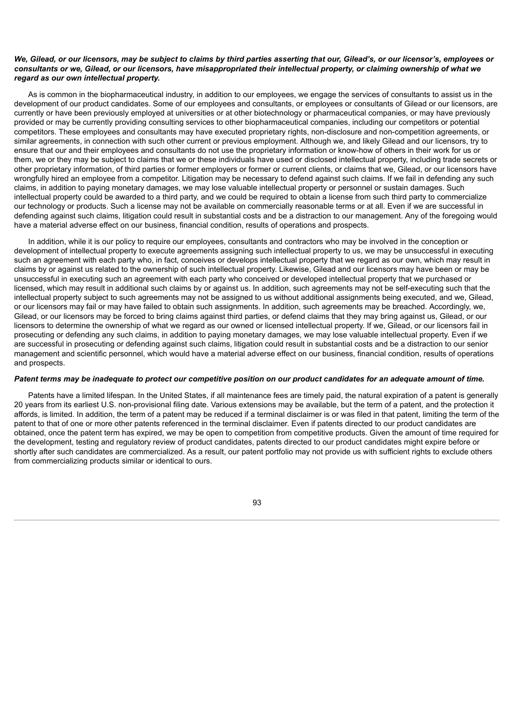***We, Gilead, or our licensors, may be subject to claims by third parties asserting that our, Gilead's, or our licensor's, employees or consultants or we, Gilead, or our licensors, have misappropriated their intellectual property, or claiming ownership of what we regard as our own intellectual property.***

As is common in the biopharmaceutical industry, in addition to our employees, we engage the services of consultants to assist us in the development of our product candidates. Some of our employees and consultants, or employees or consultants of Gilead or our licensors, are currently or have been previously employed at universities or at other biotechnology or pharmaceutical companies, or may have previously provided or may be currently providing consulting services to other biopharmaceutical companies, including our competitors or potential competitors. These employees and consultants may have executed proprietary rights, non-disclosure and non-competition agreements, or similar agreements, in connection with such other current or previous employment. Although we, and likely Gilead and our licensors, try to ensure that our and their employees and consultants do not use the proprietary information or know-how of others in their work for us or them, we or they may be subject to claims that we or these individuals have used or disclosed intellectual property, including trade secrets or other proprietary information, of third parties or former employers or former or current clients, or claims that we, Gilead, or our licensors have wrongfully hired an employee from a competitor. Litigation may be necessary to defend against such claims. If we fail in defending any such claims, in addition to paying monetary damages, we may lose valuable intellectual property or personnel or sustain damages. Such intellectual property could be awarded to a third party, and we could be required to obtain a license from such third party to commercialize our technology or products. Such a license may not be available on commercially reasonable terms or at all. Even if we are successful in defending against such claims, litigation could result in substantial costs and be a distraction to our management. Any of the foregoing would have a material adverse effect on our business, financial condition, results of operations and prospects.

In addition, while it is our policy to require our employees, consultants and contractors who may be involved in the conception or development of intellectual property to execute agreements assigning such intellectual property to us, we may be unsuccessful in executing such an agreement with each party who, in fact, conceives or develops intellectual property that we regard as our own, which may result in claims by or against us related to the ownership of such intellectual property. Likewise, Gilead and our licensors may have been or may be unsuccessful in executing such an agreement with each party who conceived or developed intellectual property that we purchased or licensed, which may result in additional such claims by or against us. In addition, such agreements may not be self-executing such that the intellectual property subject to such agreements may not be assigned to us without additional assignments being executed, and we, Gilead, or our licensors may fail or may have failed to obtain such assignments. In addition, such agreements may be breached. Accordingly, we, Gilead, or our licensors may be forced to bring claims against third parties, or defend claims that they may bring against us, Gilead, or our licensors to determine the ownership of what we regard as our owned or licensed intellectual property. If we, Gilead, or our licensors fail in prosecuting or defending any such claims, in addition to paying monetary damages, we may lose valuable intellectual property. Even if we are successful in prosecuting or defending against such claims, litigation could result in substantial costs and be a distraction to our senior management and scientific personnel, which would have a material adverse effect on our business, financial condition, results of operations and prospects.

***Patent terms may be inadequate to protect our competitive position on our product candidates for an adequate amount of time.***

Patents have a limited lifespan. In the United States, if all maintenance fees are timely paid, the natural expiration of a patent is generally 20 years from its earliest U.S. non-provisional filing date. Various extensions may be available, but the term of a patent, and the protection it affords, is limited. In addition, the term of a patent may be reduced if a terminal disclaimer is or was filed in that patent, limiting the term of the patent to that of one or more other patents referenced in the terminal disclaimer. Even if patents directed to our product candidates are obtained, once the patent term has expired, we may be open to competition from competitive products. Given the amount of time required for the development, testing and regulatory review of product candidates, patents directed to our product candidates might expire before or shortly after such candidates are commercialized. As a result, our patent portfolio may not provide us with sufficient rights to exclude others from commercializing products similar or identical to ours.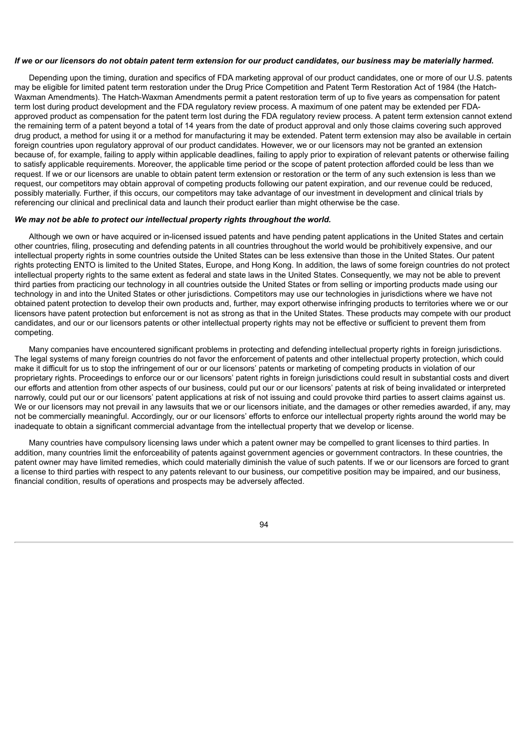***If we or our licensors do not obtain patent term extension for our product candidates, our business may be materially harmed.***

Depending upon the timing, duration and specifics of FDA marketing approval of our product candidates, one or more of our U.S. patents may be eligible for limited patent term restoration under the Drug Price Competition and Patent Term Restoration Act of 1984 (the Hatch-Waxman Amendments). The Hatch-Waxman Amendments permit a patent restoration term of up to five years as compensation for patent term lost during product development and the FDA regulatory review process. A maximum of one patent may be extended per FDA-approved product as compensation for the patent term lost during the FDA regulatory review process. A patent term extension cannot extend the remaining term of a patent beyond a total of 14 years from the date of product approval and only those claims covering such approved drug product, a method for using it or a method for manufacturing it may be extended. Patent term extension may also be available in certain foreign countries upon regulatory approval of our product candidates. However, we or our licensors may not be granted an extension because of, for example, failing to apply within applicable deadlines, failing to apply prior to expiration of relevant patents or otherwise failing to satisfy applicable requirements. Moreover, the applicable time period or the scope of patent protection afforded could be less than we request. If we or our licensors are unable to obtain patent term extension or restoration or the term of any such extension is less than we request, our competitors may obtain approval of competing products following our patent expiration, and our revenue could be reduced, possibly materially. Further, if this occurs, our competitors may take advantage of our investment in development and clinical trials by referencing our clinical and preclinical data and launch their product earlier than might otherwise be the case.

***We may not be able to protect our intellectual property rights throughout the world.***

Although we own or have acquired or in-licensed issued patents and have pending patent applications in the United States and certain other countries, filing, prosecuting and defending patents in all countries throughout the world would be prohibitively expensive, and our intellectual property rights in some countries outside the United States can be less extensive than those in the United States. Our patent rights protecting ENTO is limited to the United States, Europe, and Hong Kong. In addition, the laws of some foreign countries do not protect intellectual property rights to the same extent as federal and state laws in the United States. Consequently, we may not be able to prevent third parties from practicing our technology in all countries outside the United States or from selling or importing products made using our technology in and into the United States or other jurisdictions. Competitors may use our technologies in jurisdictions where we have not obtained patent protection to develop their own products and, further, may export otherwise infringing products to territories where we or our licensors have patent protection but enforcement is not as strong as that in the United States. These products may compete with our product candidates, and our or our licensors patents or other intellectual property rights may not be effective or sufficient to prevent them from competing.

Many companies have encountered significant problems in protecting and defending intellectual property rights in foreign jurisdictions. The legal systems of many foreign countries do not favor the enforcement of patents and other intellectual property protection, which could make it difficult for us to stop the infringement of our or our licensors' patents or marketing of competing products in violation of our proprietary rights. Proceedings to enforce our or our licensors' patent rights in foreign jurisdictions could result in substantial costs and divert our efforts and attention from other aspects of our business, could put our or our licensors' patents at risk of being invalidated or interpreted narrowly, could put our or our licensors' patent applications at risk of not issuing and could provoke third parties to assert claims against us. We or our licensors may not prevail in any lawsuits that we or our licensors initiate, and the damages or other remedies awarded, if any, may not be commercially meaningful. Accordingly, our or our licensors' efforts to enforce our intellectual property rights around the world may be inadequate to obtain a significant commercial advantage from the intellectual property that we develop or license.

Many countries have compulsory licensing laws under which a patent owner may be compelled to grant licenses to third parties. In addition, many countries limit the enforceability of patents against government agencies or government contractors. In these countries, the patent owner may have limited remedies, which could materially diminish the value of such patents. If we or our licensors are forced to grant a license to third parties with respect to any patents relevant to our business, our competitive position may be impaired, and our business, financial condition, results of operations and prospects may be adversely affected.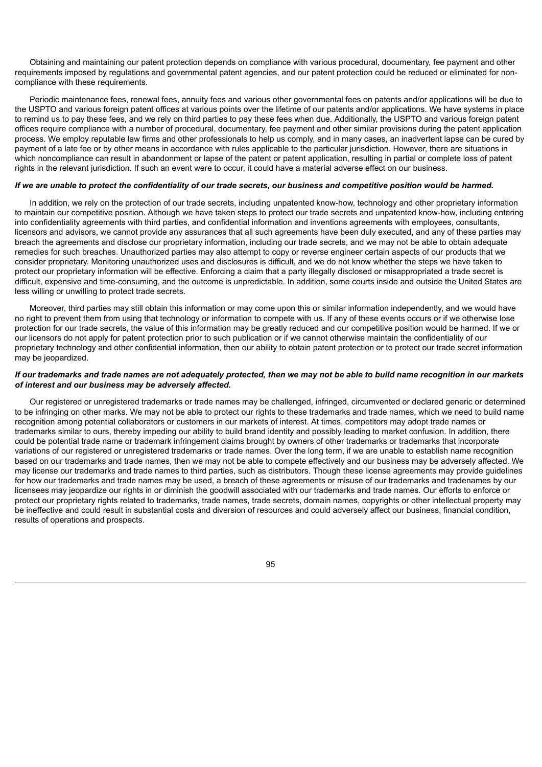Obtaining and maintaining our patent protection depends on compliance with various procedural, documentary, fee payment and other requirements imposed by regulations and governmental patent agencies, and our patent protection could be reduced or eliminated for non-compliance with these requirements.

Periodic maintenance fees, renewal fees, annuity fees and various other governmental fees on patents and/or applications will be due to the USPTO and various foreign patent offices at various points over the lifetime of our patents and/or applications. We have systems in place to remind us to pay these fees, and we rely on third parties to pay these fees when due. Additionally, the USPTO and various foreign patent offices require compliance with a number of procedural, documentary, fee payment and other similar provisions during the patent application process. We employ reputable law firms and other professionals to help us comply, and in many cases, an inadvertent lapse can be cured by payment of a late fee or by other means in accordance with rules applicable to the particular jurisdiction. However, there are situations in which noncompliance can result in abandonment or lapse of the patent or patent application, resulting in partial or complete loss of patent rights in the relevant jurisdiction. If such an event were to occur, it could have a material adverse effect on our business.

***If we are unable to protect the confidentiality of our trade secrets, our business and competitive position would be harmed.***

In addition, we rely on the protection of our trade secrets, including unpatented know-how, technology and other proprietary information to maintain our competitive position. Although we have taken steps to protect our trade secrets and unpatented know-how, including entering into confidentiality agreements with third parties, and confidential information and inventions agreements with employees, consultants, licensors and advisors, we cannot provide any assurances that all such agreements have been duly executed, and any of these parties may breach the agreements and disclose our proprietary information, including our trade secrets, and we may not be able to obtain adequate remedies for such breaches. Unauthorized parties may also attempt to copy or reverse engineer certain aspects of our products that we consider proprietary. Monitoring unauthorized uses and disclosures is difficult, and we do not know whether the steps we have taken to protect our proprietary information will be effective. Enforcing a claim that a party illegally disclosed or misappropriated a trade secret is difficult, expensive and time-consuming, and the outcome is unpredictable. In addition, some courts inside and outside the United States are less willing or unwilling to protect trade secrets.

Moreover, third parties may still obtain this information or may come upon this or similar information independently, and we would have no right to prevent them from using that technology or information to compete with us. If any of these events occurs or if we otherwise lose protection for our trade secrets, the value of this information may be greatly reduced and our competitive position would be harmed. If we or our licensors do not apply for patent protection prior to such publication or if we cannot otherwise maintain the confidentiality of our proprietary technology and other confidential information, then our ability to obtain patent protection or to protect our trade secret information may be jeopardized.

***If our trademarks and trade names are not adequately protected, then we may not be able to build name recognition in our markets of interest and our business may be adversely affected.***

Our registered or unregistered trademarks or trade names may be challenged, infringed, circumvented or declared generic or determined to be infringing on other marks. We may not be able to protect our rights to these trademarks and trade names, which we need to build name recognition among potential collaborators or customers in our markets of interest. At times, competitors may adopt trade names or trademarks similar to ours, thereby impeding our ability to build brand identity and possibly leading to market confusion. In addition, there could be potential trade name or trademark infringement claims brought by owners of other trademarks or trademarks that incorporate variations of our registered or unregistered trademarks or trade names. Over the long term, if we are unable to establish name recognition based on our trademarks and trade names, then we may not be able to compete effectively and our business may be adversely affected. We may license our trademarks and trade names to third parties, such as distributors. Though these license agreements may provide guidelines for how our trademarks and trade names may be used, a breach of these agreements or misuse of our trademarks and tradenames by our licensees may jeopardize our rights in or diminish the goodwill associated with our trademarks and trade names. Our efforts to enforce or protect our proprietary rights related to trademarks, trade names, trade secrets, domain names, copyrights or other intellectual property may be ineffective and could result in substantial costs and diversion of resources and could adversely affect our business, financial condition, results of operations and prospects.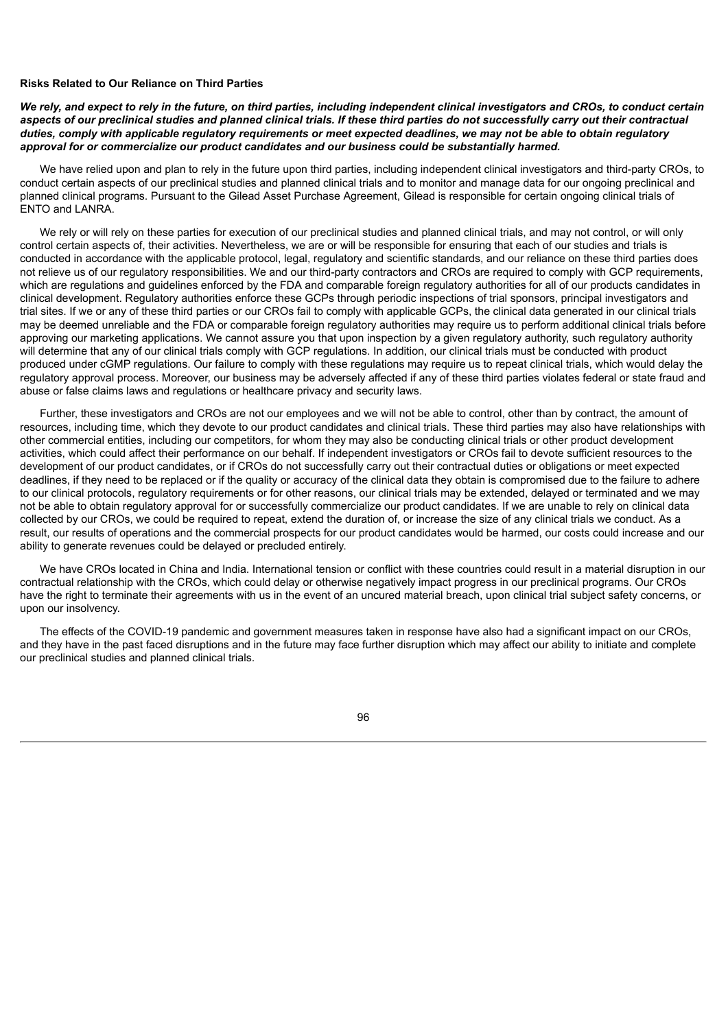**Risks Related to Our Reliance on Third Parties**

***We rely, and expect to rely in the future, on third parties, including independent clinical investigators and CROs, to conduct certain aspects of our preclinical studies and planned clinical trials. If these third parties do not successfully carry out their contractual duties, comply with applicable regulatory requirements or meet expected deadlines, we may not be able to obtain regulatory approval for or commercialize our product candidates and our business could be substantially harmed.***

We have relied upon and plan to rely in the future upon third parties, including independent clinical investigators and third-party CROs, to conduct certain aspects of our preclinical studies and planned clinical trials and to monitor and manage data for our ongoing preclinical and planned clinical programs. Pursuant to the Gilead Asset Purchase Agreement, Gilead is responsible for certain ongoing clinical trials of ENTO and LANRA.

We rely or will rely on these parties for execution of our preclinical studies and planned clinical trials, and may not control, or will only control certain aspects of, their activities. Nevertheless, we are or will be responsible for ensuring that each of our studies and trials is conducted in accordance with the applicable protocol, legal, regulatory and scientific standards, and our reliance on these third parties does not relieve us of our regulatory responsibilities. We and our third-party contractors and CROs are required to comply with GCP requirements, which are regulations and guidelines enforced by the FDA and comparable foreign regulatory authorities for all of our products candidates in clinical development. Regulatory authorities enforce these GCPs through periodic inspections of trial sponsors, principal investigators and trial sites. If we or any of these third parties or our CROs fail to comply with applicable GCPs, the clinical data generated in our clinical trials may be deemed unreliable and the FDA or comparable foreign regulatory authorities may require us to perform additional clinical trials before approving our marketing applications. We cannot assure you that upon inspection by a given regulatory authority, such regulatory authority will determine that any of our clinical trials comply with GCP regulations. In addition, our clinical trials must be conducted with product produced under cGMP regulations. Our failure to comply with these regulations may require us to repeat clinical trials, which would delay the regulatory approval process. Moreover, our business may be adversely affected if any of these third parties violates federal or state fraud and abuse or false claims laws and regulations or healthcare privacy and security laws.

Further, these investigators and CROs are not our employees and we will not be able to control, other than by contract, the amount of resources, including time, which they devote to our product candidates and clinical trials. These third parties may also have relationships with other commercial entities, including our competitors, for whom they may also be conducting clinical trials or other product development activities, which could affect their performance on our behalf. If independent investigators or CROs fail to devote sufficient resources to the development of our product candidates, or if CROs do not successfully carry out their contractual duties or obligations or meet expected deadlines, if they need to be replaced or if the quality or accuracy of the clinical data they obtain is compromised due to the failure to adhere to our clinical protocols, regulatory requirements or for other reasons, our clinical trials may be extended, delayed or terminated and we may not be able to obtain regulatory approval for or successfully commercialize our product candidates. If we are unable to rely on clinical data collected by our CROs, we could be required to repeat, extend the duration of, or increase the size of any clinical trials we conduct. As a result, our results of operations and the commercial prospects for our product candidates would be harmed, our costs could increase and our ability to generate revenues could be delayed or precluded entirely.

We have CROs located in China and India. International tension or conflict with these countries could result in a material disruption in our contractual relationship with the CROs, which could delay or otherwise negatively impact progress in our preclinical programs. Our CROs have the right to terminate their agreements with us in the event of an uncured material breach, upon clinical trial subject safety concerns, or upon our insolvency.

The effects of the COVID-19 pandemic and government measures taken in response have also had a significant impact on our CROs, and they have in the past faced disruptions and in the future may face further disruption which may affect our ability to initiate and complete our preclinical studies and planned clinical trials.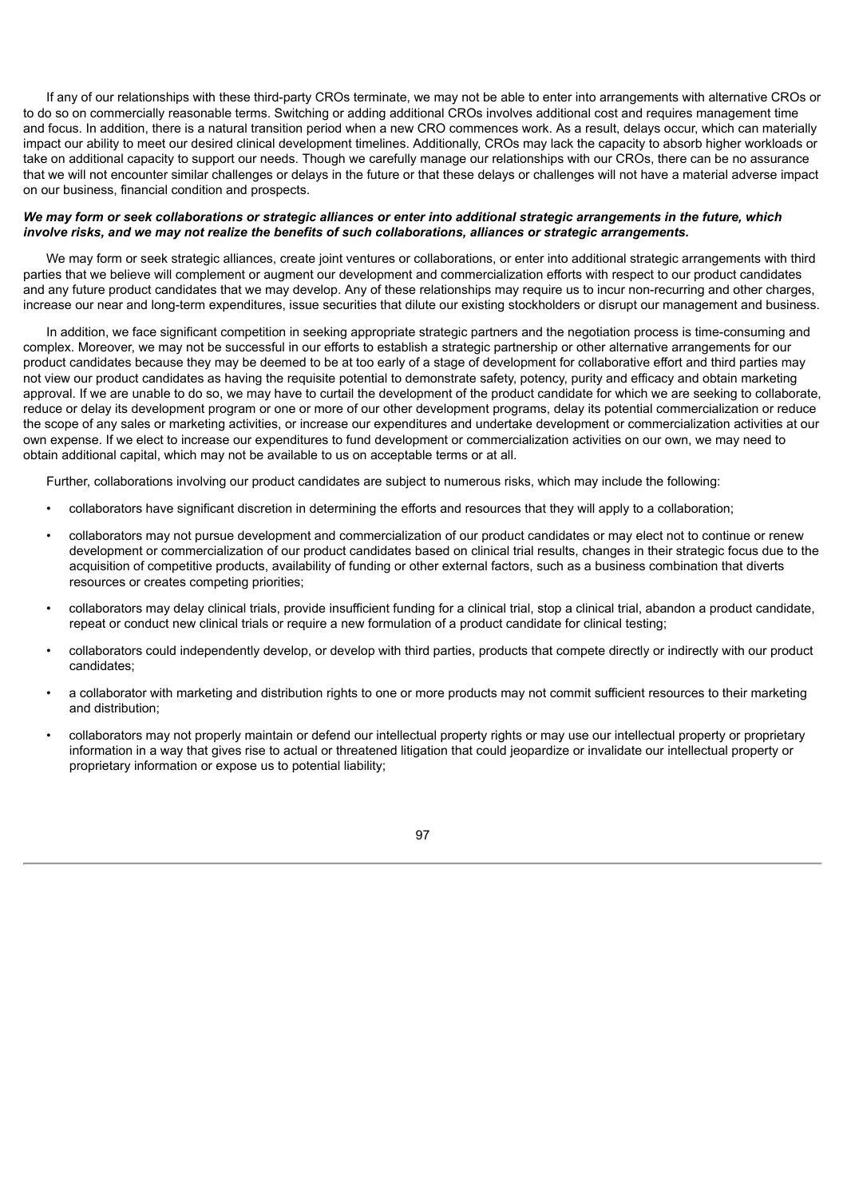If any of our relationships with these third-party CROs terminate, we may not be able to enter into arrangements with alternative CROs or to do so on commercially reasonable terms. Switching or adding additional CROs involves additional cost and requires management time and focus. In addition, there is a natural transition period when a new CRO commences work. As a result, delays occur, which can materially impact our ability to meet our desired clinical development timelines. Additionally, CROs may lack the capacity to absorb higher workloads or take on additional capacity to support our needs. Though we carefully manage our relationships with our CROs, there can be no assurance that we will not encounter similar challenges or delays in the future or that these delays or challenges will not have a material adverse impact on our business, financial condition and prospects.

***We may form or seek collaborations or strategic alliances or enter into additional strategic arrangements in the future, which involve risks, and we may not realize the benefits of such collaborations, alliances or strategic arrangements.***

We may form or seek strategic alliances, create joint ventures or collaborations, or enter into additional strategic arrangements with third parties that we believe will complement or augment our development and commercialization efforts with respect to our product candidates and any future product candidates that we may develop. Any of these relationships may require us to incur non-recurring and other charges, increase our near and long-term expenditures, issue securities that dilute our existing stockholders or disrupt our management and business.

In addition, we face significant competition in seeking appropriate strategic partners and the negotiation process is time-consuming and complex. Moreover, we may not be successful in our efforts to establish a strategic partnership or other alternative arrangements for our product candidates because they may be deemed to be at too early of a stage of development for collaborative effort and third parties may not view our product candidates as having the requisite potential to demonstrate safety, potency, purity and efficacy and obtain marketing approval. If we are unable to do so, we may have to curtail the development of the product candidate for which we are seeking to collaborate, reduce or delay its development program or one or more of our other development programs, delay its potential commercialization or reduce the scope of any sales or marketing activities, or increase our expenditures and undertake development or commercialization activities at our own expense. If we elect to increase our expenditures to fund development or commercialization activities on our own, we may need to obtain additional capital, which may not be available to us on acceptable terms or at all.

Further, collaborations involving our product candidates are subject to numerous risks, which may include the following:

- collaborators have significant discretion in determining the efforts and resources that they will apply to a collaboration;
- collaborators may not pursue development and commercialization of our product candidates or may elect not to continue or renew development or commercialization of our product candidates based on clinical trial results, changes in their strategic focus due to the acquisition of competitive products, availability of funding or other external factors, such as a business combination that diverts resources or creates competing priorities;
- collaborators may delay clinical trials, provide insufficient funding for a clinical trial, stop a clinical trial, abandon a product candidate, repeat or conduct new clinical trials or require a new formulation of a product candidate for clinical testing;
- collaborators could independently develop, or develop with third parties, products that compete directly or indirectly with our product candidates;
- a collaborator with marketing and distribution rights to one or more products may not commit sufficient resources to their marketing and distribution;
- collaborators may not properly maintain or defend our intellectual property rights or may use our intellectual property or proprietary information in a way that gives rise to actual or threatened litigation that could jeopardize or invalidate our intellectual property or proprietary information or expose us to potential liability;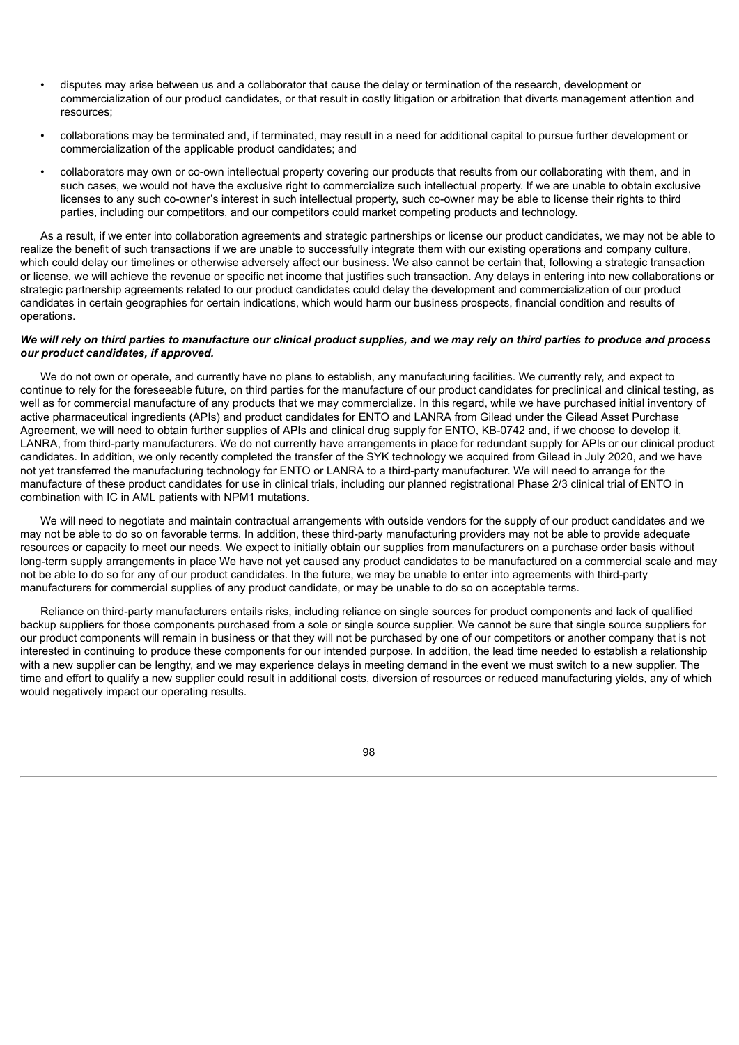- disputes may arise between us and a collaborator that cause the delay or termination of the research, development or commercialization of our product candidates, or that result in costly litigation or arbitration that diverts management attention and resources;
- collaborations may be terminated and, if terminated, may result in a need for additional capital to pursue further development or commercialization of the applicable product candidates; and
- collaborators may own or co-own intellectual property covering our products that results from our collaborating with them, and in such cases, we would not have the exclusive right to commercialize such intellectual property. If we are unable to obtain exclusive licenses to any such co-owner's interest in such intellectual property, such co-owner may be able to license their rights to third parties, including our competitors, and our competitors could market competing products and technology.

As a result, if we enter into collaboration agreements and strategic partnerships or license our product candidates, we may not be able to realize the benefit of such transactions if we are unable to successfully integrate them with our existing operations and company culture, which could delay our timelines or otherwise adversely affect our business. We also cannot be certain that, following a strategic transaction or license, we will achieve the revenue or specific net income that justifies such transaction. Any delays in entering into new collaborations or strategic partnership agreements related to our product candidates could delay the development and commercialization of our product candidates in certain geographies for certain indications, which would harm our business prospects, financial condition and results of operations.

***We will rely on third parties to manufacture our clinical product supplies, and we may rely on third parties to produce and process our product candidates, if approved.***

We do not own or operate, and currently have no plans to establish, any manufacturing facilities. We currently rely, and expect to continue to rely for the foreseeable future, on third parties for the manufacture of our product candidates for preclinical and clinical testing, as well as for commercial manufacture of any products that we may commercialize. In this regard, while we have purchased initial inventory of active pharmaceutical ingredients (APIs) and product candidates for ENTO and LANRA from Gilead under the Gilead Asset Purchase Agreement, we will need to obtain further supplies of APIs and clinical drug supply for ENTO, KB-0742 and, if we choose to develop it, LANRA, from third-party manufacturers. We do not currently have arrangements in place for redundant supply for APIs or our clinical product candidates. In addition, we only recently completed the transfer of the SYK technology we acquired from Gilead in July 2020, and we have not yet transferred the manufacturing technology for ENTO or LANRA to a third-party manufacturer. We will need to arrange for the manufacture of these product candidates for use in clinical trials, including our planned registrational Phase 2/3 clinical trial of ENTO in combination with IC in AML patients with NPM1 mutations.

We will need to negotiate and maintain contractual arrangements with outside vendors for the supply of our product candidates and we may not be able to do so on favorable terms. In addition, these third-party manufacturing providers may not be able to provide adequate resources or capacity to meet our needs. We expect to initially obtain our supplies from manufacturers on a purchase order basis without long-term supply arrangements in place We have not yet caused any product candidates to be manufactured on a commercial scale and may not be able to do so for any of our product candidates. In the future, we may be unable to enter into agreements with third-party manufacturers for commercial supplies of any product candidate, or may be unable to do so on acceptable terms.

Reliance on third-party manufacturers entails risks, including reliance on single sources for product components and lack of qualified backup suppliers for those components purchased from a sole or single source supplier. We cannot be sure that single source suppliers for our product components will remain in business or that they will not be purchased by one of our competitors or another company that is not interested in continuing to produce these components for our intended purpose. In addition, the lead time needed to establish a relationship with a new supplier can be lengthy, and we may experience delays in meeting demand in the event we must switch to a new supplier. The time and effort to qualify a new supplier could result in additional costs, diversion of resources or reduced manufacturing yields, any of which would negatively impact our operating results.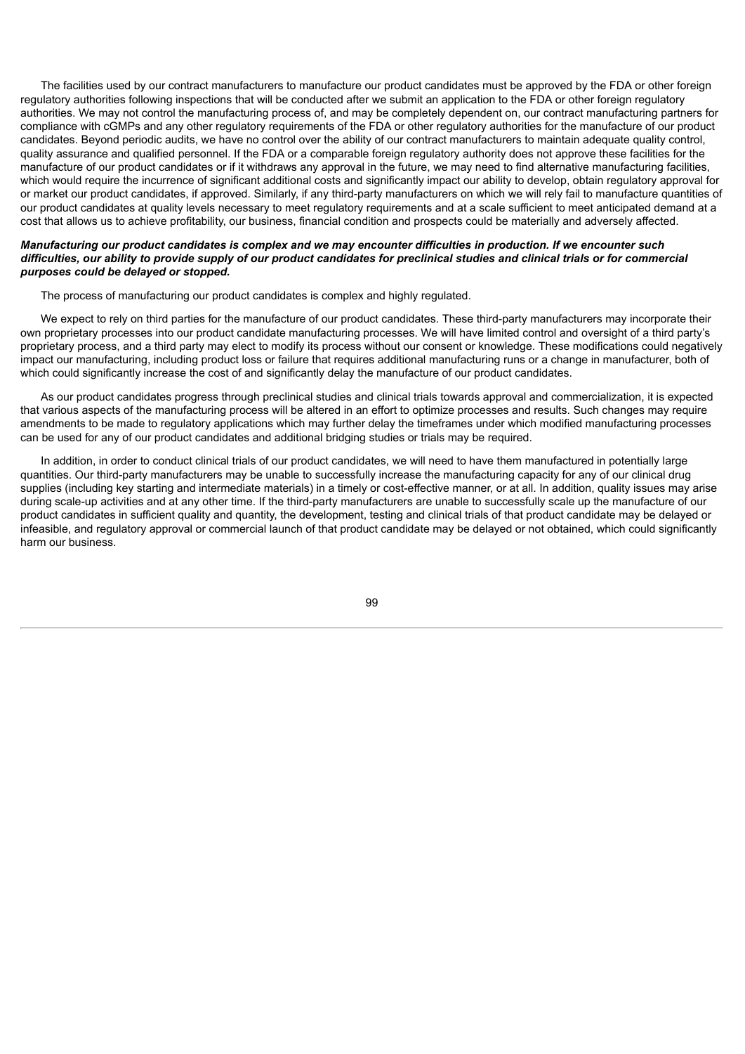The facilities used by our contract manufacturers to manufacture our product candidates must be approved by the FDA or other foreign regulatory authorities following inspections that will be conducted after we submit an application to the FDA or other foreign regulatory authorities. We may not control the manufacturing process of, and may be completely dependent on, our contract manufacturing partners for compliance with cGMPs and any other regulatory requirements of the FDA or other regulatory authorities for the manufacture of our product candidates. Beyond periodic audits, we have no control over the ability of our contract manufacturers to maintain adequate quality control, quality assurance and qualified personnel. If the FDA or a comparable foreign regulatory authority does not approve these facilities for the manufacture of our product candidates or if it withdraws any approval in the future, we may need to find alternative manufacturing facilities, which would require the incurrence of significant additional costs and significantly impact our ability to develop, obtain regulatory approval for or market our product candidates, if approved. Similarly, if any third-party manufacturers on which we will rely fail to manufacture quantities of our product candidates at quality levels necessary to meet regulatory requirements and at a scale sufficient to meet anticipated demand at a cost that allows us to achieve profitability, our business, financial condition and prospects could be materially and adversely affected.

***Manufacturing our product candidates is complex and we may encounter difficulties in production. If we encounter such difficulties, our ability to provide supply of our product candidates for preclinical studies and clinical trials or for commercial purposes could be delayed or stopped.***

The process of manufacturing our product candidates is complex and highly regulated.

We expect to rely on third parties for the manufacture of our product candidates. These third-party manufacturers may incorporate their own proprietary processes into our product candidate manufacturing processes. We will have limited control and oversight of a third party's proprietary process, and a third party may elect to modify its process without our consent or knowledge. These modifications could negatively impact our manufacturing, including product loss or failure that requires additional manufacturing runs or a change in manufacturer, both of which could significantly increase the cost of and significantly delay the manufacture of our product candidates.

As our product candidates progress through preclinical studies and clinical trials towards approval and commercialization, it is expected that various aspects of the manufacturing process will be altered in an effort to optimize processes and results. Such changes may require amendments to be made to regulatory applications which may further delay the timeframes under which modified manufacturing processes can be used for any of our product candidates and additional bridging studies or trials may be required.

In addition, in order to conduct clinical trials of our product candidates, we will need to have them manufactured in potentially large quantities. Our third-party manufacturers may be unable to successfully increase the manufacturing capacity for any of our clinical drug supplies (including key starting and intermediate materials) in a timely or cost-effective manner, or at all. In addition, quality issues may arise during scale-up activities and at any other time. If the third-party manufacturers are unable to successfully scale up the manufacture of our product candidates in sufficient quality and quantity, the development, testing and clinical trials of that product candidate may be delayed or infeasible, and regulatory approval or commercial launch of that product candidate may be delayed or not obtained, which could significantly harm our business.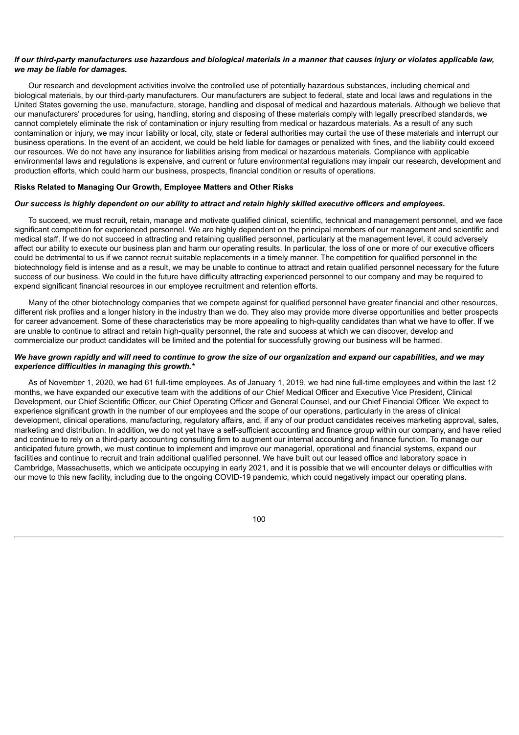***If our third-party manufacturers use hazardous and biological materials in a manner that causes injury or violates applicable law, we may be liable for damages.***

Our research and development activities involve the controlled use of potentially hazardous substances, including chemical and biological materials, by our third-party manufacturers. Our manufacturers are subject to federal, state and local laws and regulations in the United States governing the use, manufacture, storage, handling and disposal of medical and hazardous materials. Although we believe that our manufacturers' procedures for using, handling, storing and disposing of these materials comply with legally prescribed standards, we cannot completely eliminate the risk of contamination or injury resulting from medical or hazardous materials. As a result of any such contamination or injury, we may incur liability or local, city, state or federal authorities may curtail the use of these materials and interrupt our business operations. In the event of an accident, we could be held liable for damages or penalized with fines, and the liability could exceed our resources. We do not have any insurance for liabilities arising from medical or hazardous materials. Compliance with applicable environmental laws and regulations is expensive, and current or future environmental regulations may impair our research, development and production efforts, which could harm our business, prospects, financial condition or results of operations.

**Risks Related to Managing Our Growth, Employee Matters and Other Risks**

***Our success is highly dependent on our ability to attract and retain highly skilled executive officers and employees.***

To succeed, we must recruit, retain, manage and motivate qualified clinical, scientific, technical and management personnel, and we face significant competition for experienced personnel. We are highly dependent on the principal members of our management and scientific and medical staff. If we do not succeed in attracting and retaining qualified personnel, particularly at the management level, it could adversely affect our ability to execute our business plan and harm our operating results. In particular, the loss of one or more of our executive officers could be detrimental to us if we cannot recruit suitable replacements in a timely manner. The competition for qualified personnel in the biotechnology field is intense and as a result, we may be unable to continue to attract and retain qualified personnel necessary for the future success of our business. We could in the future have difficulty attracting experienced personnel to our company and may be required to expend significant financial resources in our employee recruitment and retention efforts.

Many of the other biotechnology companies that we compete against for qualified personnel have greater financial and other resources, different risk profiles and a longer history in the industry than we do. They also may provide more diverse opportunities and better prospects for career advancement. Some of these characteristics may be more appealing to high-quality candidates than what we have to offer. If we are unable to continue to attract and retain high-quality personnel, the rate and success at which we can discover, develop and commercialize our product candidates will be limited and the potential for successfully growing our business will be harmed.

***We have grown rapidly and will need to continue to grow the size of our organization and expand our capabilities, and we may experience difficulties in managing this growth.****

As of November 1, 2020, we had 61 full-time employees. As of January 1, 2019, we had nine full-time employees and within the last 12 months, we have expanded our executive team with the additions of our Chief Medical Officer and Executive Vice President, Clinical Development, our Chief Scientific Officer, our Chief Operating Officer and General Counsel, and our Chief Financial Officer. We expect to experience significant growth in the number of our employees and the scope of our operations, particularly in the areas of clinical development, clinical operations, manufacturing, regulatory affairs, and, if any of our product candidates receives marketing approval, sales, marketing and distribution. In addition, we do not yet have a self-sufficient accounting and finance group within our company, and have relied and continue to rely on a third-party accounting consulting firm to augment our internal accounting and finance function. To manage our anticipated future growth, we must continue to implement and improve our managerial, operational and financial systems, expand our facilities and continue to recruit and train additional qualified personnel. We have built out our leased office and laboratory space in Cambridge, Massachusetts, which we anticipate occupying in early 2021, and it is possible that we will encounter delays or difficulties with our move to this new facility, including due to the ongoing COVID-19 pandemic, which could negatively impact our operating plans.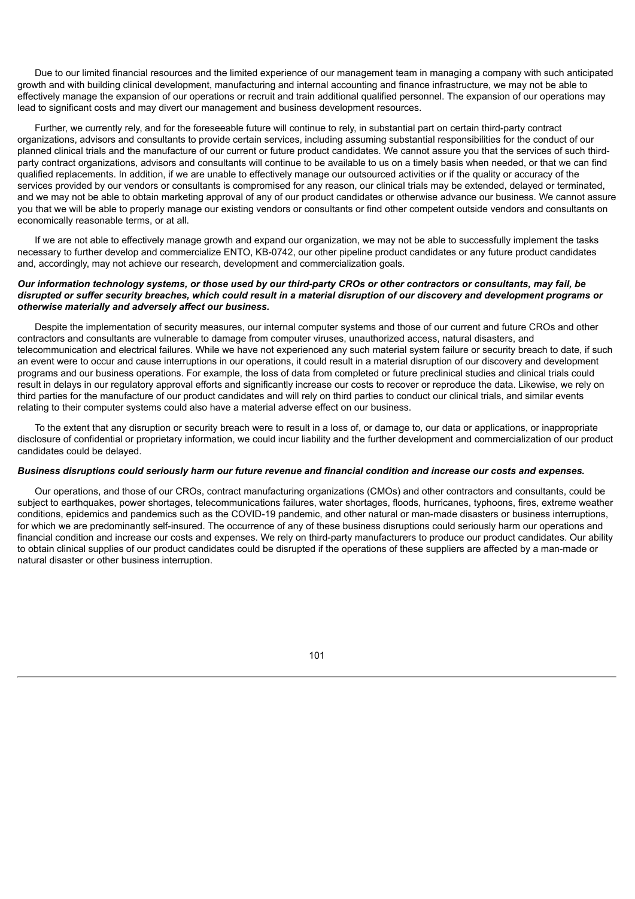Due to our limited financial resources and the limited experience of our management team in managing a company with such anticipated growth and with building clinical development, manufacturing and internal accounting and finance infrastructure, we may not be able to effectively manage the expansion of our operations or recruit and train additional qualified personnel. The expansion of our operations may lead to significant costs and may divert our management and business development resources.

Further, we currently rely, and for the foreseeable future will continue to rely, in substantial part on certain third-party contract organizations, advisors and consultants to provide certain services, including assuming substantial responsibilities for the conduct of our planned clinical trials and the manufacture of our current or future product candidates. We cannot assure you that the services of such third-party contract organizations, advisors and consultants will continue to be available to us on a timely basis when needed, or that we can find qualified replacements. In addition, if we are unable to effectively manage our outsourced activities or if the quality or accuracy of the services provided by our vendors or consultants is compromised for any reason, our clinical trials may be extended, delayed or terminated, and we may not be able to obtain marketing approval of any of our product candidates or otherwise advance our business. We cannot assure you that we will be able to properly manage our existing vendors or consultants or find other competent outside vendors and consultants on economically reasonable terms, or at all.

If we are not able to effectively manage growth and expand our organization, we may not be able to successfully implement the tasks necessary to further develop and commercialize ENTO, KB-0742, our other pipeline product candidates or any future product candidates and, accordingly, may not achieve our research, development and commercialization goals.

***Our information technology systems, or those used by our third-party CROs or other contractors or consultants, may fail, be disrupted or suffer security breaches, which could result in a material disruption of our discovery and development programs or otherwise materially and adversely affect our business.***

Despite the implementation of security measures, our internal computer systems and those of our current and future CROs and other contractors and consultants are vulnerable to damage from computer viruses, unauthorized access, natural disasters, and telecommunication and electrical failures. While we have not experienced any such material system failure or security breach to date, if such an event were to occur and cause interruptions in our operations, it could result in a material disruption of our discovery and development programs and our business operations. For example, the loss of data from completed or future preclinical studies and clinical trials could result in delays in our regulatory approval efforts and significantly increase our costs to recover or reproduce the data. Likewise, we rely on third parties for the manufacture of our product candidates and will rely on third parties to conduct our clinical trials, and similar events relating to their computer systems could also have a material adverse effect on our business.

To the extent that any disruption or security breach were to result in a loss of, or damage to, our data or applications, or inappropriate disclosure of confidential or proprietary information, we could incur liability and the further development and commercialization of our product candidates could be delayed.

***Business disruptions could seriously harm our future revenue and financial condition and increase our costs and expenses.***

Our operations, and those of our CROs, contract manufacturing organizations (CMOs) and other contractors and consultants, could be subject to earthquakes, power shortages, telecommunications failures, water shortages, floods, hurricanes, typhoons, fires, extreme weather conditions, epidemics and pandemics such as the COVID-19 pandemic, and other natural or man-made disasters or business interruptions, for which we are predominantly self-insured. The occurrence of any of these business disruptions could seriously harm our operations and financial condition and increase our costs and expenses. We rely on third-party manufacturers to produce our product candidates. Our ability to obtain clinical supplies of our product candidates could be disrupted if the operations of these suppliers are affected by a man-made or natural disaster or other business interruption.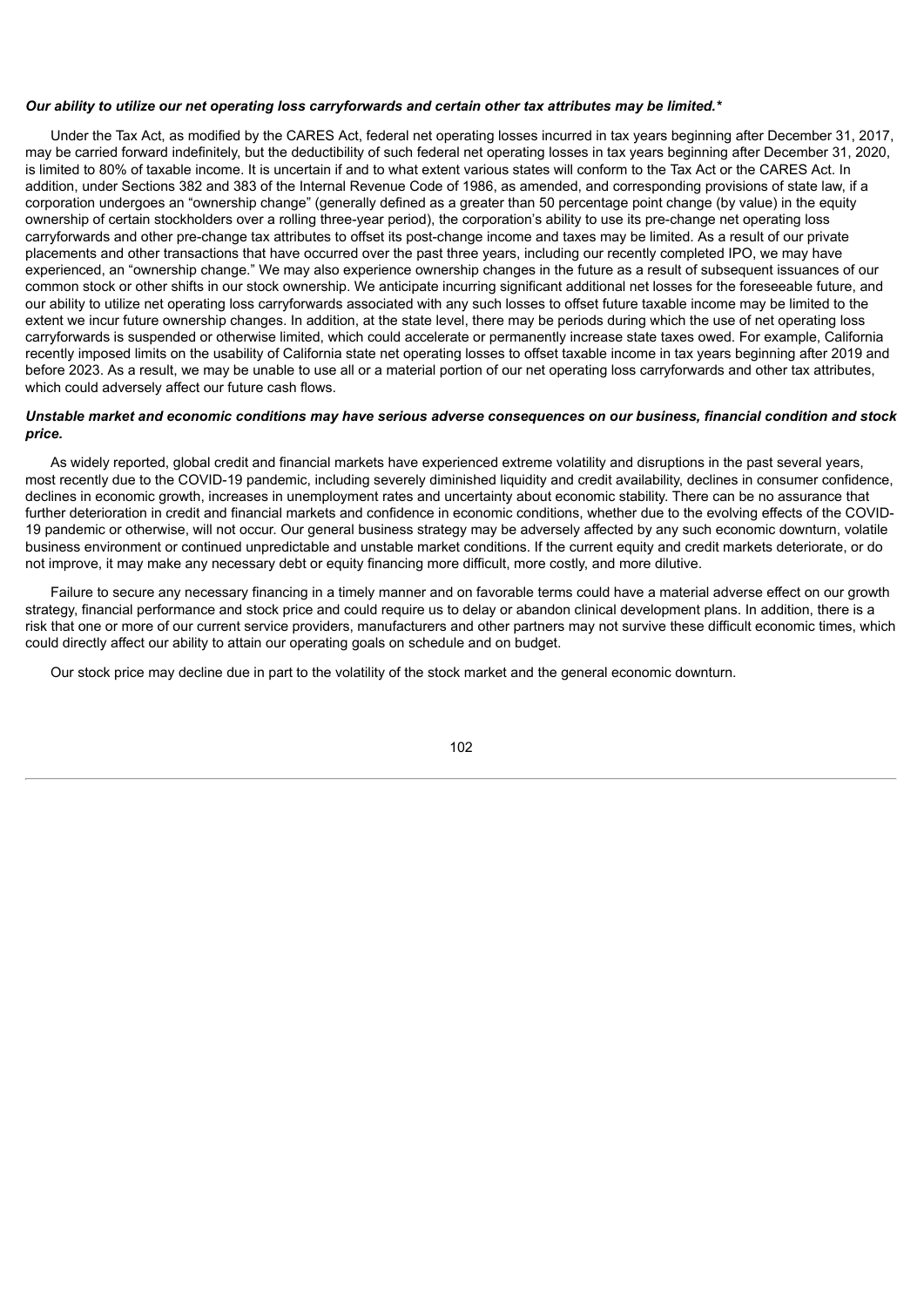***Our ability to utilize our net operating loss carryforwards and certain other tax attributes may be limited.****

Under the Tax Act, as modified by the CARES Act, federal net operating losses incurred in tax years beginning after December 31, 2017, may be carried forward indefinitely, but the deductibility of such federal net operating losses in tax years beginning after December 31, 2020, is limited to 80% of taxable income. It is uncertain if and to what extent various states will conform to the Tax Act or the CARES Act. In addition, under Sections 382 and 383 of the Internal Revenue Code of 1986, as amended, and corresponding provisions of state law, if a corporation undergoes an "ownership change" (generally defined as a greater than 50 percentage point change (by value) in the equity ownership of certain stockholders over a rolling three-year period), the corporation's ability to use its pre-change net operating loss carryforwards and other pre-change tax attributes to offset its post-change income and taxes may be limited. As a result of our private placements and other transactions that have occurred over the past three years, including our recently completed IPO, we may have experienced, an "ownership change." We may also experience ownership changes in the future as a result of subsequent issuances of our common stock or other shifts in our stock ownership. We anticipate incurring significant additional net losses for the foreseeable future, and our ability to utilize net operating loss carryforwards associated with any such losses to offset future taxable income may be limited to the extent we incur future ownership changes. In addition, at the state level, there may be periods during which the use of net operating loss carryforwards is suspended or otherwise limited, which could accelerate or permanently increase state taxes owed. For example, California recently imposed limits on the usability of California state net operating losses to offset taxable income in tax years beginning after 2019 and before 2023. As a result, we may be unable to use all or a material portion of our net operating loss carryforwards and other tax attributes, which could adversely affect our future cash flows.

***Unstable market and economic conditions may have serious adverse consequences on our business, financial condition and stock price.***

As widely reported, global credit and financial markets have experienced extreme volatility and disruptions in the past several years, most recently due to the COVID-19 pandemic, including severely diminished liquidity and credit availability, declines in consumer confidence, declines in economic growth, increases in unemployment rates and uncertainty about economic stability. There can be no assurance that further deterioration in credit and financial markets and confidence in economic conditions, whether due to the evolving effects of the COVID-19 pandemic or otherwise, will not occur. Our general business strategy may be adversely affected by any such economic downturn, volatile business environment or continued unpredictable and unstable market conditions. If the current equity and credit markets deteriorate, or do not improve, it may make any necessary debt or equity financing more difficult, more costly, and more dilutive.

Failure to secure any necessary financing in a timely manner and on favorable terms could have a material adverse effect on our growth strategy, financial performance and stock price and could require us to delay or abandon clinical development plans. In addition, there is a risk that one or more of our current service providers, manufacturers and other partners may not survive these difficult economic times, which could directly affect our ability to attain our operating goals on schedule and on budget.

Our stock price may decline due in part to the volatility of the stock market and the general economic downturn.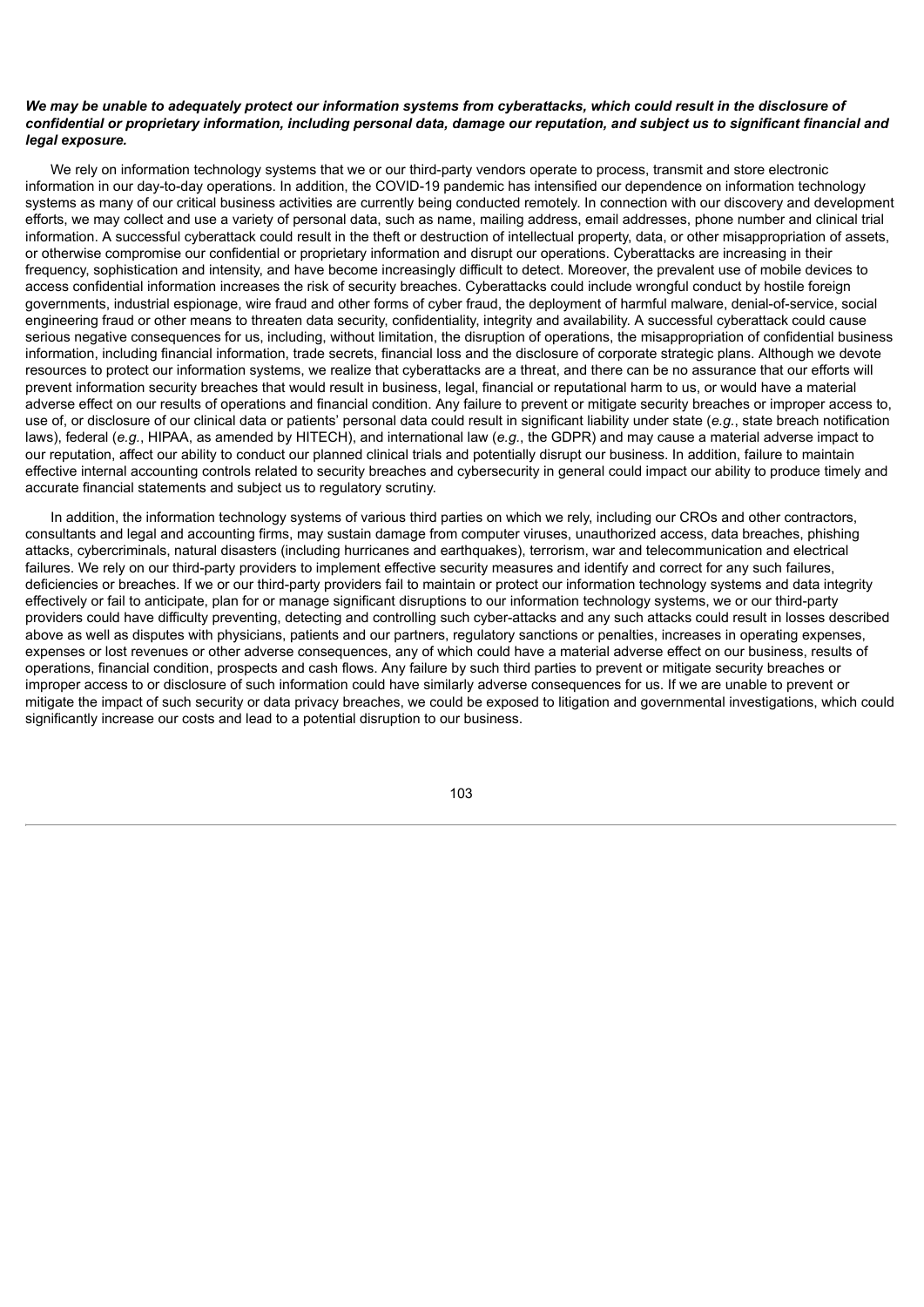***We may be unable to adequately protect our information systems from cyberattacks, which could result in the disclosure of confidential or proprietary information, including personal data, damage our reputation, and subject us to significant financial and legal exposure.***

We rely on information technology systems that we or our third-party vendors operate to process, transmit and store electronic information in our day-to-day operations. In addition, the COVID-19 pandemic has intensified our dependence on information technology systems as many of our critical business activities are currently being conducted remotely. In connection with our discovery and development efforts, we may collect and use a variety of personal data, such as name, mailing address, email addresses, phone number and clinical trial information. A successful cyberattack could result in the theft or destruction of intellectual property, data, or other misappropriation of assets, or otherwise compromise our confidential or proprietary information and disrupt our operations. Cyberattacks are increasing in their frequency, sophistication and intensity, and have become increasingly difficult to detect. Moreover, the prevalent use of mobile devices to access confidential information increases the risk of security breaches. Cyberattacks could include wrongful conduct by hostile foreign governments, industrial espionage, wire fraud and other forms of cyber fraud, the deployment of harmful malware, denial-of-service, social engineering fraud or other means to threaten data security, confidentiality, integrity and availability. A successful cyberattack could cause serious negative consequences for us, including, without limitation, the disruption of operations, the misappropriation of confidential business information, including financial information, trade secrets, financial loss and the disclosure of corporate strategic plans. Although we devote resources to protect our information systems, we realize that cyberattacks are a threat, and there can be no assurance that our efforts will prevent information security breaches that would result in business, legal, financial or reputational harm to us, or would have a material adverse effect on our results of operations and financial condition. Any failure to prevent or mitigate security breaches or improper access to, use of, or disclosure of our clinical data or patients' personal data could result in significant liability under state (*e.g.*, state breach notification laws), federal (*e.g.*, HIPAA, as amended by HITECH), and international law (*e.g.*, the GDPR) and may cause a material adverse impact to our reputation, affect our ability to conduct our planned clinical trials and potentially disrupt our business. In addition, failure to maintain effective internal accounting controls related to security breaches and cybersecurity in general could impact our ability to produce timely and accurate financial statements and subject us to regulatory scrutiny.

In addition, the information technology systems of various third parties on which we rely, including our CROs and other contractors, consultants and legal and accounting firms, may sustain damage from computer viruses, unauthorized access, data breaches, phishing attacks, cybercriminals, natural disasters (including hurricanes and earthquakes), terrorism, war and telecommunication and electrical failures. We rely on our third-party providers to implement effective security measures and identify and correct for any such failures, deficiencies or breaches. If we or our third-party providers fail to maintain or protect our information technology systems and data integrity effectively or fail to anticipate, plan for or manage significant disruptions to our information technology systems, we or our third-party providers could have difficulty preventing, detecting and controlling such cyber-attacks and any such attacks could result in losses described above as well as disputes with physicians, patients and our partners, regulatory sanctions or penalties, increases in operating expenses, expenses or lost revenues or other adverse consequences, any of which could have a material adverse effect on our business, results of operations, financial condition, prospects and cash flows. Any failure by such third parties to prevent or mitigate security breaches or improper access to or disclosure of such information could have similarly adverse consequences for us. If we are unable to prevent or mitigate the impact of such security or data privacy breaches, we could be exposed to litigation and governmental investigations, which could significantly increase our costs and lead to a potential disruption to our business.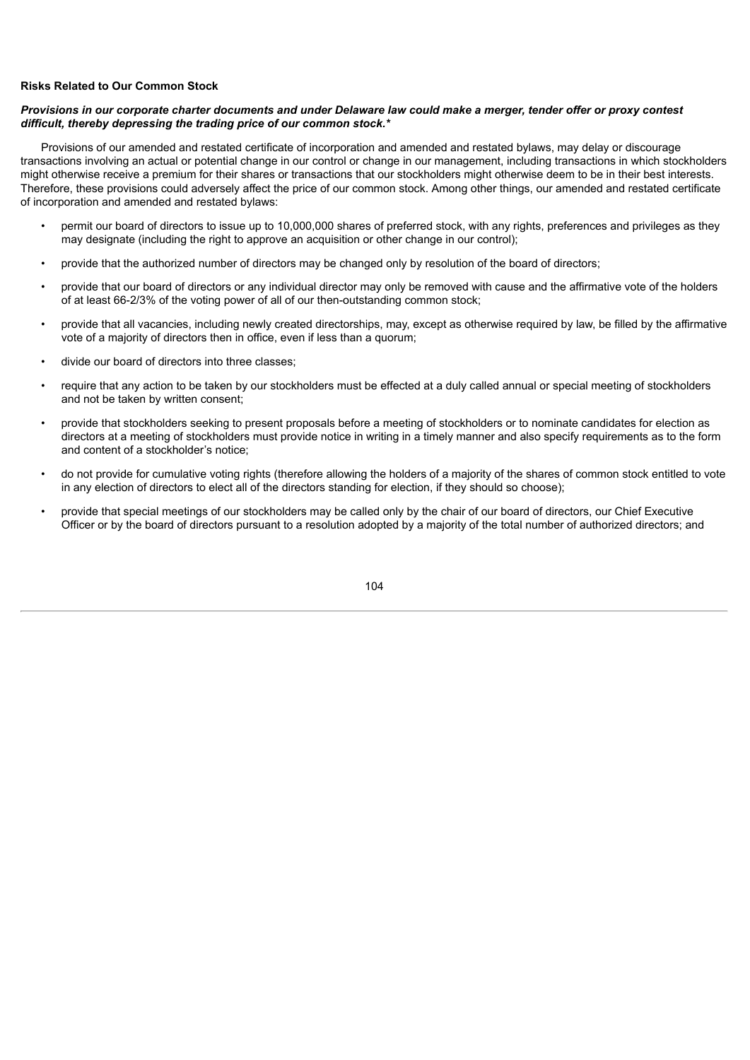**Risks Related to Our Common Stock**

***Provisions in our corporate charter documents and under Delaware law could make a merger, tender offer or proxy contest difficult, thereby depressing the trading price of our common stock.****

Provisions of our amended and restated certificate of incorporation and amended and restated bylaws, may delay or discourage transactions involving an actual or potential change in our control or change in our management, including transactions in which stockholders might otherwise receive a premium for their shares or transactions that our stockholders might otherwise deem to be in their best interests. Therefore, these provisions could adversely affect the price of our common stock. Among other things, our amended and restated certificate of incorporation and amended and restated bylaws:

- permit our board of directors to issue up to 10,000,000 shares of preferred stock, with any rights, preferences and privileges as they may designate (including the right to approve an acquisition or other change in our control);
- provide that the authorized number of directors may be changed only by resolution of the board of directors;
- provide that our board of directors or any individual director may only be removed with cause and the affirmative vote of the holders of at least 66-2/3% of the voting power of all of our then-outstanding common stock;
- provide that all vacancies, including newly created directorships, may, except as otherwise required by law, be filled by the affirmative vote of a majority of directors then in office, even if less than a quorum;
- divide our board of directors into three classes;
- require that any action to be taken by our stockholders must be effected at a duly called annual or special meeting of stockholders and not be taken by written consent;
- provide that stockholders seeking to present proposals before a meeting of stockholders or to nominate candidates for election as directors at a meeting of stockholders must provide notice in writing in a timely manner and also specify requirements as to the form and content of a stockholder's notice;
- do not provide for cumulative voting rights (therefore allowing the holders of a majority of the shares of common stock entitled to vote in any election of directors to elect all of the directors standing for election, if they should so choose);
- provide that special meetings of our stockholders may be called only by the chair of our board of directors, our Chief Executive Officer or by the board of directors pursuant to a resolution adopted by a majority of the total number of authorized directors; and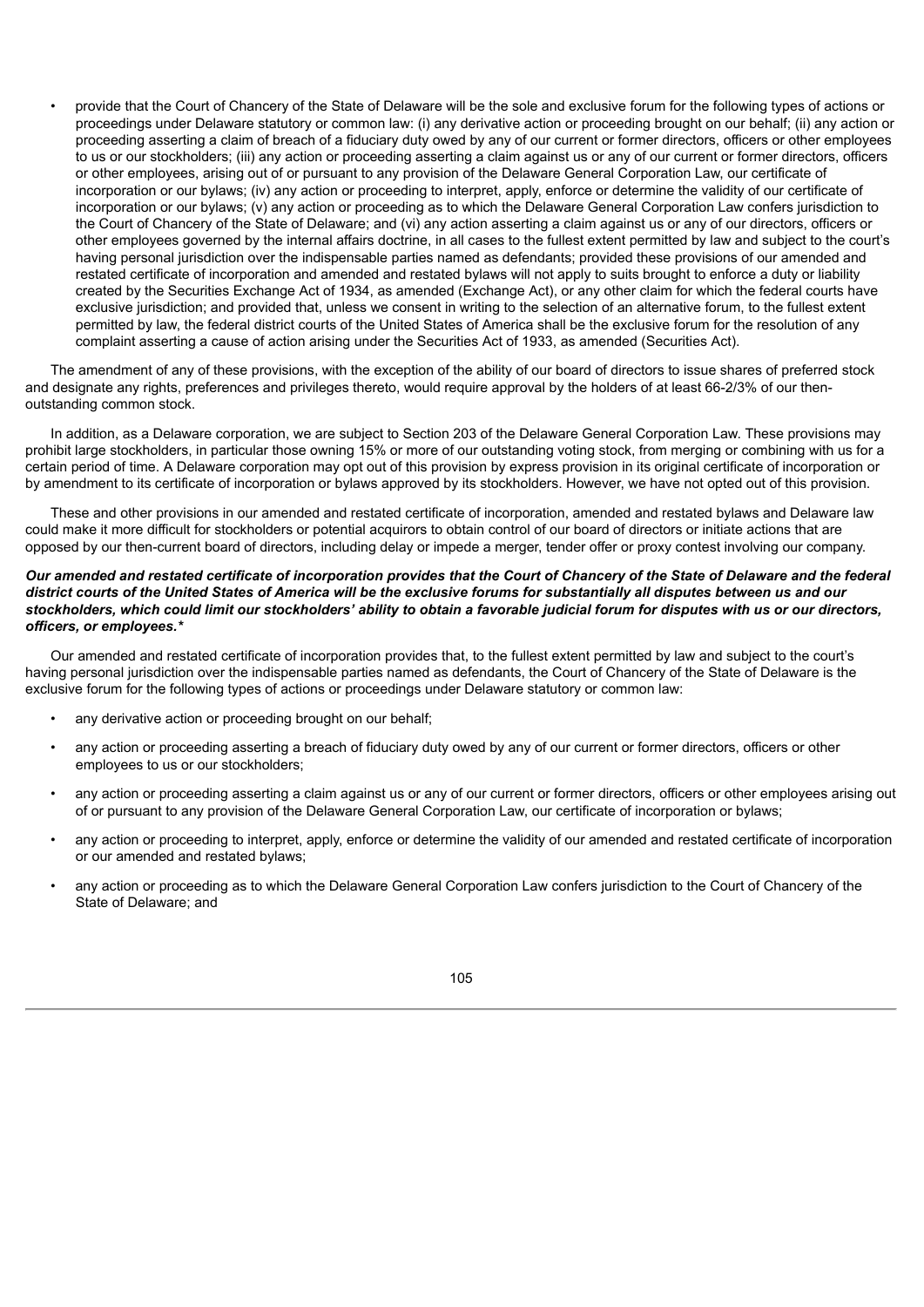- provide that the Court of Chancery of the State of Delaware will be the sole and exclusive forum for the following types of actions or proceedings under Delaware statutory or common law: (i) any derivative action or proceeding brought on our behalf; (ii) any action or proceeding asserting a claim of breach of a fiduciary duty owed by any of our current or former directors, officers or other employees to us or our stockholders; (iii) any action or proceeding asserting a claim against us or any of our current or former directors, officers or other employees, arising out of or pursuant to any provision of the Delaware General Corporation Law, our certificate of incorporation or our bylaws; (iv) any action or proceeding to interpret, apply, enforce or determine the validity of our certificate of incorporation or our bylaws; (v) any action or proceeding as to which the Delaware General Corporation Law confers jurisdiction to the Court of Chancery of the State of Delaware; and (vi) any action asserting a claim against us or any of our directors, officers or other employees governed by the internal affairs doctrine, in all cases to the fullest extent permitted by law and subject to the court's having personal jurisdiction over the indispensable parties named as defendants; provided these provisions of our amended and restated certificate of incorporation and amended and restated bylaws will not apply to suits brought to enforce a duty or liability created by the Securities Exchange Act of 1934, as amended (Exchange Act), or any other claim for which the federal courts have exclusive jurisdiction; and provided that, unless we consent in writing to the selection of an alternative forum, to the fullest extent permitted by law, the federal district courts of the United States of America shall be the exclusive forum for the resolution of any complaint asserting a cause of action arising under the Securities Act of 1933, as amended (Securities Act).

The amendment of any of these provisions, with the exception of the ability of our board of directors to issue shares of preferred stock and designate any rights, preferences and privileges thereto, would require approval by the holders of at least 66-2/3% of our then-outstanding common stock.

In addition, as a Delaware corporation, we are subject to Section 203 of the Delaware General Corporation Law. These provisions may prohibit large stockholders, in particular those owning 15% or more of our outstanding voting stock, from merging or combining with us for a certain period of time. A Delaware corporation may opt out of this provision by express provision in its original certificate of incorporation or by amendment to its certificate of incorporation or bylaws approved by its stockholders. However, we have not opted out of this provision.

These and other provisions in our amended and restated certificate of incorporation, amended and restated bylaws and Delaware law could make it more difficult for stockholders or potential acquirors to obtain control of our board of directors or initiate actions that are opposed by our then-current board of directors, including delay or impede a merger, tender offer or proxy contest involving our company.

***Our amended and restated certificate of incorporation provides that the Court of Chancery of the State of Delaware and the federal district courts of the United States of America will be the exclusive forums for substantially all disputes between us and our stockholders, which could limit our stockholders' ability to obtain a favorable judicial forum for disputes with us or our directors, officers, or employees.****

Our amended and restated certificate of incorporation provides that, to the fullest extent permitted by law and subject to the court's having personal jurisdiction over the indispensable parties named as defendants, the Court of Chancery of the State of Delaware is the exclusive forum for the following types of actions or proceedings under Delaware statutory or common law:

- any derivative action or proceeding brought on our behalf;
- any action or proceeding asserting a breach of fiduciary duty owed by any of our current or former directors, officers or other employees to us or our stockholders;
- any action or proceeding asserting a claim against us or any of our current or former directors, officers or other employees arising out of or pursuant to any provision of the Delaware General Corporation Law, our certificate of incorporation or bylaws;
- any action or proceeding to interpret, apply, enforce or determine the validity of our amended and restated certificate of incorporation or our amended and restated bylaws;
- any action or proceeding as to which the Delaware General Corporation Law confers jurisdiction to the Court of Chancery of the State of Delaware; and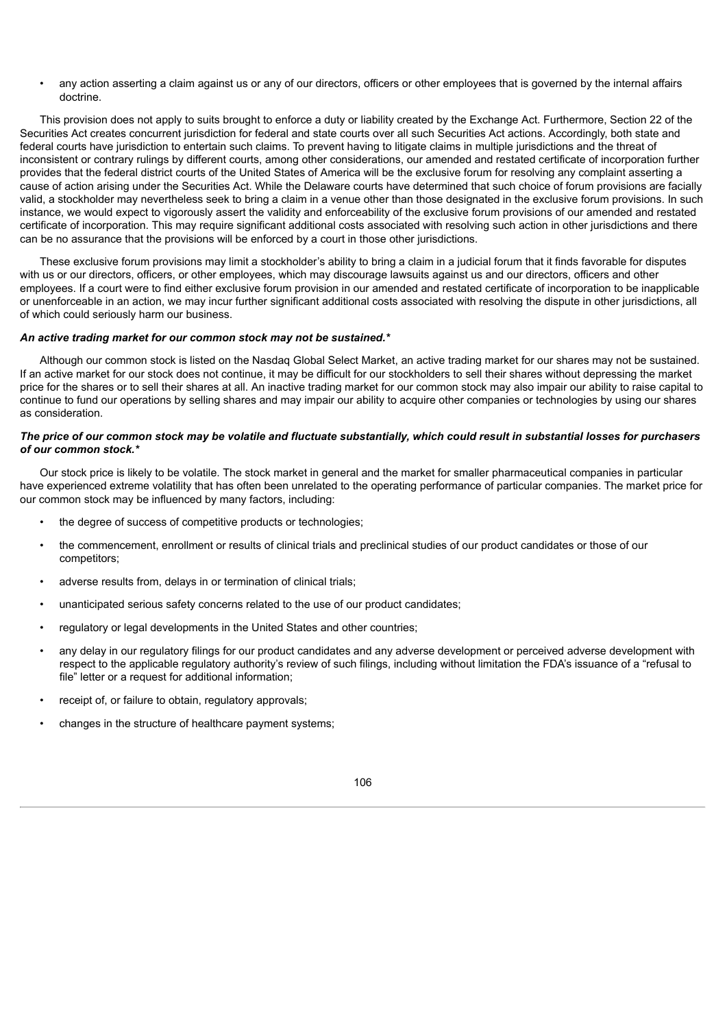- any action asserting a claim against us or any of our directors, officers or other employees that is governed by the internal affairs doctrine.

This provision does not apply to suits brought to enforce a duty or liability created by the Exchange Act. Furthermore, Section 22 of the Securities Act creates concurrent jurisdiction for federal and state courts over all such Securities Act actions. Accordingly, both state and federal courts have jurisdiction to entertain such claims. To prevent having to litigate claims in multiple jurisdictions and the threat of inconsistent or contrary rulings by different courts, among other considerations, our amended and restated certificate of incorporation further provides that the federal district courts of the United States of America will be the exclusive forum for resolving any complaint asserting a cause of action arising under the Securities Act. While the Delaware courts have determined that such choice of forum provisions are facially valid, a stockholder may nevertheless seek to bring a claim in a venue other than those designated in the exclusive forum provisions. In such instance, we would expect to vigorously assert the validity and enforceability of the exclusive forum provisions of our amended and restated certificate of incorporation. This may require significant additional costs associated with resolving such action in other jurisdictions and there can be no assurance that the provisions will be enforced by a court in those other jurisdictions.

These exclusive forum provisions may limit a stockholder's ability to bring a claim in a judicial forum that it finds favorable for disputes with us or our directors, officers, or other employees, which may discourage lawsuits against us and our directors, officers and other employees. If a court were to find either exclusive forum provision in our amended and restated certificate of incorporation to be inapplicable or unenforceable in an action, we may incur further significant additional costs associated with resolving the dispute in other jurisdictions, all of which could seriously harm our business.

***An active trading market for our common stock may not be sustained.****

Although our common stock is listed on the Nasdaq Global Select Market, an active trading market for our shares may not be sustained. If an active market for our stock does not continue, it may be difficult for our stockholders to sell their shares without depressing the market price for the shares or to sell their shares at all. An inactive trading market for our common stock may also impair our ability to raise capital to continue to fund our operations by selling shares and may impair our ability to acquire other companies or technologies by using our shares as consideration.

***The price of our common stock may be volatile and fluctuate substantially, which could result in substantial losses for purchasers of our common stock.****

Our stock price is likely to be volatile. The stock market in general and the market for smaller pharmaceutical companies in particular have experienced extreme volatility that has often been unrelated to the operating performance of particular companies. The market price for our common stock may be influenced by many factors, including:

- the degree of success of competitive products or technologies;
- the commencement, enrollment or results of clinical trials and preclinical studies of our product candidates or those of our competitors;
- adverse results from, delays in or termination of clinical trials;
- unanticipated serious safety concerns related to the use of our product candidates;
- regulatory or legal developments in the United States and other countries;
- any delay in our regulatory filings for our product candidates and any adverse development or perceived adverse development with respect to the applicable regulatory authority's review of such filings, including without limitation the FDA's issuance of a "refusal to file" letter or a request for additional information;
- receipt of, or failure to obtain, regulatory approvals;
- changes in the structure of healthcare payment systems;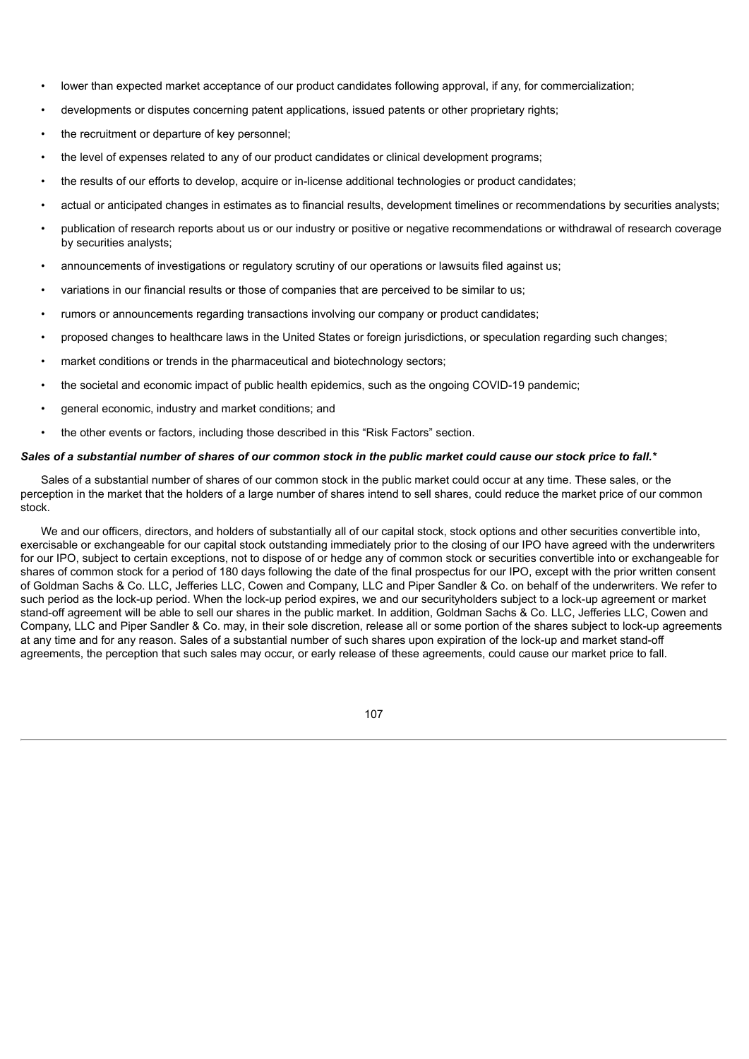- lower than expected market acceptance of our product candidates following approval, if any, for commercialization;
- developments or disputes concerning patent applications, issued patents or other proprietary rights;
- the recruitment or departure of key personnel;
- the level of expenses related to any of our product candidates or clinical development programs;
- the results of our efforts to develop, acquire or in-license additional technologies or product candidates;
- actual or anticipated changes in estimates as to financial results, development timelines or recommendations by securities analysts;
- publication of research reports about us or our industry or positive or negative recommendations or withdrawal of research coverage by securities analysts;
- announcements of investigations or regulatory scrutiny of our operations or lawsuits filed against us;
- variations in our financial results or those of companies that are perceived to be similar to us;
- rumors or announcements regarding transactions involving our company or product candidates;
- proposed changes to healthcare laws in the United States or foreign jurisdictions, or speculation regarding such changes;
- market conditions or trends in the pharmaceutical and biotechnology sectors;
- the societal and economic impact of public health epidemics, such as the ongoing COVID-19 pandemic;
- general economic, industry and market conditions; and
- the other events or factors, including those described in this "Risk Factors" section.

***Sales of a substantial number of shares of our common stock in the public market could cause our stock price to fall.****

Sales of a substantial number of shares of our common stock in the public market could occur at any time. These sales, or the perception in the market that the holders of a large number of shares intend to sell shares, could reduce the market price of our common stock.

We and our officers, directors, and holders of substantially all of our capital stock, stock options and other securities convertible into, exercisable or exchangeable for our capital stock outstanding immediately prior to the closing of our IPO have agreed with the underwriters for our IPO, subject to certain exceptions, not to dispose of or hedge any of common stock or securities convertible into or exchangeable for shares of common stock for a period of 180 days following the date of the final prospectus for our IPO, except with the prior written consent of Goldman Sachs & Co. LLC, Jefferies LLC, Cowen and Company, LLC and Piper Sandler & Co. on behalf of the underwriters. We refer to such period as the lock-up period. When the lock-up period expires, we and our securityholders subject to a lock-up agreement or market stand-off agreement will be able to sell our shares in the public market. In addition, Goldman Sachs & Co. LLC, Jefferies LLC, Cowen and Company, LLC and Piper Sandler & Co. may, in their sole discretion, release all or some portion of the shares subject to lock-up agreements at any time and for any reason. Sales of a substantial number of such shares upon expiration of the lock-up and market stand-off agreements, the perception that such sales may occur, or early release of these agreements, could cause our market price to fall.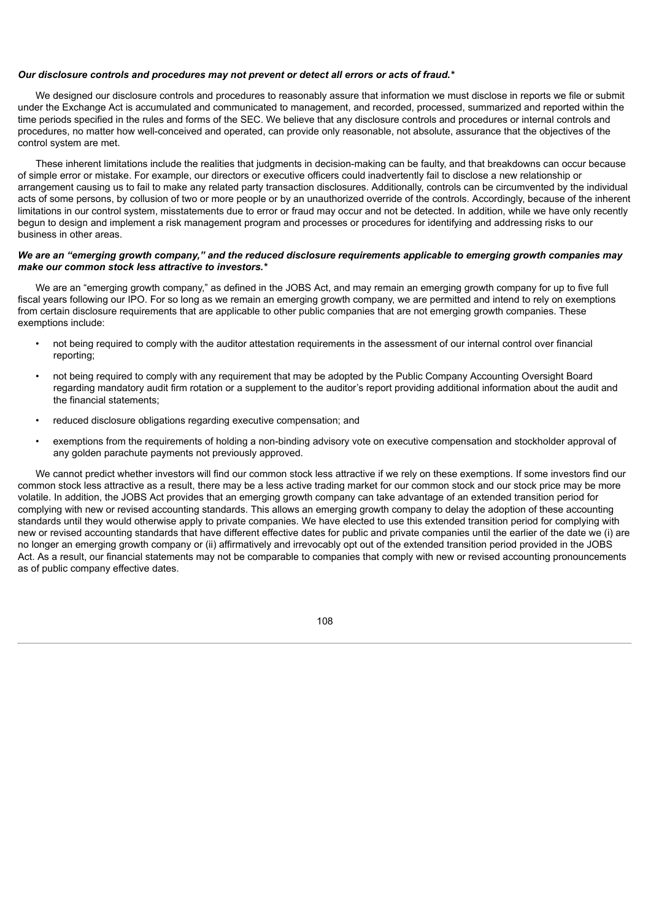***Our disclosure controls and procedures may not prevent or detect all errors or acts of fraud.****

We designed our disclosure controls and procedures to reasonably assure that information we must disclose in reports we file or submit under the Exchange Act is accumulated and communicated to management, and recorded, processed, summarized and reported within the time periods specified in the rules and forms of the SEC. We believe that any disclosure controls and procedures or internal controls and procedures, no matter how well-conceived and operated, can provide only reasonable, not absolute, assurance that the objectives of the control system are met.

These inherent limitations include the realities that judgments in decision-making can be faulty, and that breakdowns can occur because of simple error or mistake. For example, our directors or executive officers could inadvertently fail to disclose a new relationship or arrangement causing us to fail to make any related party transaction disclosures. Additionally, controls can be circumvented by the individual acts of some persons, by collusion of two or more people or by an unauthorized override of the controls. Accordingly, because of the inherent limitations in our control system, misstatements due to error or fraud may occur and not be detected. In addition, while we have only recently begun to design and implement a risk management program and processes or procedures for identifying and addressing risks to our business in other areas.

***We are an "emerging growth company," and the reduced disclosure requirements applicable to emerging growth companies may make our common stock less attractive to investors.****

We are an "emerging growth company," as defined in the JOBS Act, and may remain an emerging growth company for up to five full fiscal years following our IPO. For so long as we remain an emerging growth company, we are permitted and intend to rely on exemptions from certain disclosure requirements that are applicable to other public companies that are not emerging growth companies. These exemptions include:

- not being required to comply with the auditor attestation requirements in the assessment of our internal control over financial reporting;
- not being required to comply with any requirement that may be adopted by the Public Company Accounting Oversight Board regarding mandatory audit firm rotation or a supplement to the auditor's report providing additional information about the audit and the financial statements;
- reduced disclosure obligations regarding executive compensation; and
- exemptions from the requirements of holding a non-binding advisory vote on executive compensation and stockholder approval of any golden parachute payments not previously approved.

We cannot predict whether investors will find our common stock less attractive if we rely on these exemptions. If some investors find our common stock less attractive as a result, there may be a less active trading market for our common stock and our stock price may be more volatile. In addition, the JOBS Act provides that an emerging growth company can take advantage of an extended transition period for complying with new or revised accounting standards. This allows an emerging growth company to delay the adoption of these accounting standards until they would otherwise apply to private companies. We have elected to use this extended transition period for complying with new or revised accounting standards that have different effective dates for public and private companies until the earlier of the date we (i) are no longer an emerging growth company or (ii) affirmatively and irrevocably opt out of the extended transition period provided in the JOBS Act. As a result, our financial statements may not be comparable to companies that comply with new or revised accounting pronouncements as of public company effective dates.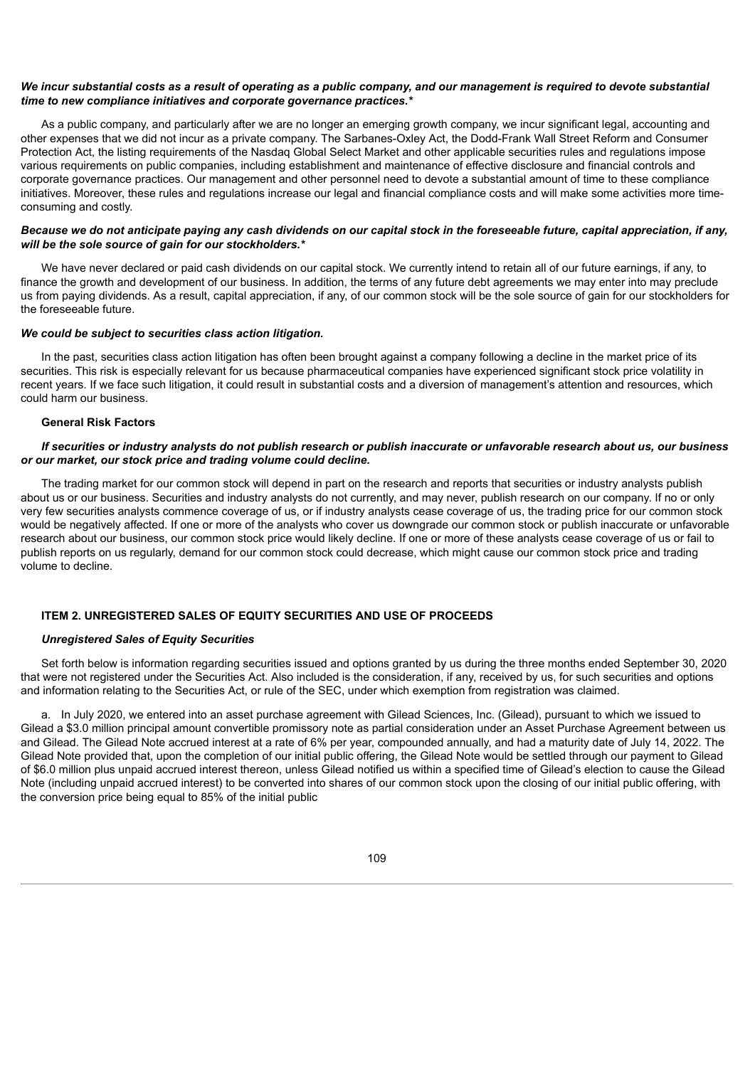***We incur substantial costs as a result of operating as a public company, and our management is required to devote substantial time to new compliance initiatives and corporate governance practices.****

As a public company, and particularly after we are no longer an emerging growth company, we incur significant legal, accounting and other expenses that we did not incur as a private company. The Sarbanes-Oxley Act, the Dodd-Frank Wall Street Reform and Consumer Protection Act, the listing requirements of the Nasdaq Global Select Market and other applicable securities rules and regulations impose various requirements on public companies, including establishment and maintenance of effective disclosure and financial controls and corporate governance practices. Our management and other personnel need to devote a substantial amount of time to these compliance initiatives. Moreover, these rules and regulations increase our legal and financial compliance costs and will make some activities more time-consuming and costly.

***Because we do not anticipate paying any cash dividends on our capital stock in the foreseeable future, capital appreciation, if any, will be the sole source of gain for our stockholders.****

We have never declared or paid cash dividends on our capital stock. We currently intend to retain all of our future earnings, if any, to finance the growth and development of our business. In addition, the terms of any future debt agreements we may enter into may preclude us from paying dividends. As a result, capital appreciation, if any, of our common stock will be the sole source of gain for our stockholders for the foreseeable future.

***We could be subject to securities class action litigation.***

In the past, securities class action litigation has often been brought against a company following a decline in the market price of its securities. This risk is especially relevant for us because pharmaceutical companies have experienced significant stock price volatility in recent years. If we face such litigation, it could result in substantial costs and a diversion of management's attention and resources, which could harm our business.

**General Risk Factors**

***If securities or industry analysts do not publish research or publish inaccurate or unfavorable research about us, our business or our market, our stock price and trading volume could decline.***

The trading market for our common stock will depend in part on the research and reports that securities or industry analysts publish about us or our business. Securities and industry analysts do not currently, and may never, publish research on our company. If no or only very few securities analysts commence coverage of us, or if industry analysts cease coverage of us, the trading price for our common stock would be negatively affected. If one or more of the analysts who cover us downgrade our common stock or publish inaccurate or unfavorable research about our business, our common stock price would likely decline. If one or more of these analysts cease coverage of us or fail to publish reports on us regularly, demand for our common stock could decrease, which might cause our common stock price and trading volume to decline.

## ITEM 2. UNREGISTERED SALES OF EQUITY SECURITIES AND USE OF PROCEEDS

***Unregistered Sales of Equity Securities***

Set forth below is information regarding securities issued and options granted by us during the three months ended September 30, 2020 that were not registered under the Securities Act. Also included is the consideration, if any, received by us, for such securities and options and information relating to the Securities Act, or rule of the SEC, under which exemption from registration was claimed.

a. In July 2020, we entered into an asset purchase agreement with Gilead Sciences, Inc. (Gilead), pursuant to which we issued to Gilead a $3.0 million principal amount convertible promissory note as partial consideration under an Asset Purchase Agreement between us and Gilead. The Gilead Note accrued interest at a rate of 6% per year, compounded annually, and had a maturity date of July 14, 2022. The Gilead Note provided that, upon the completion of our initial public offering, the Gilead Note would be settled through our payment to Gilead of $6.0 million plus unpaid accrued interest thereon, unless Gilead notified us within a specified time of Gilead's election to cause the Gilead Note (including unpaid accrued interest) to be converted into shares of our common stock upon the closing of our initial public offering, with the conversion price being equal to 85% of the initial public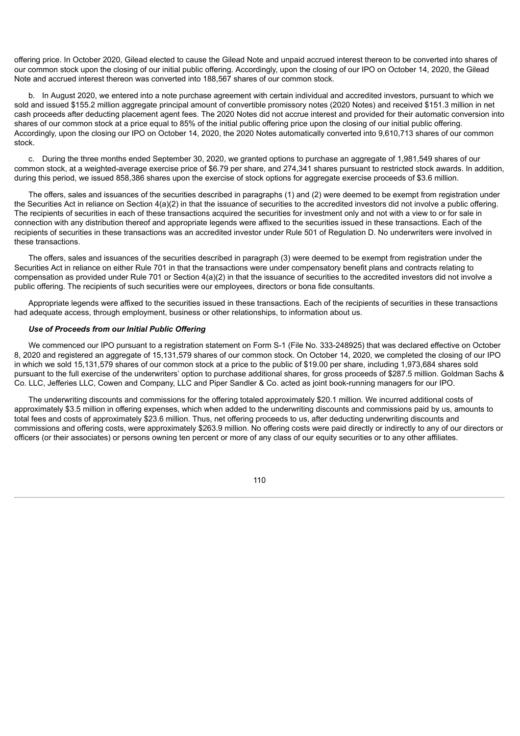offering price. In October 2020, Gilead elected to cause the Gilead Note and unpaid accrued interest thereon to be converted into shares of our common stock upon the closing of our initial public offering. Accordingly, upon the closing of our IPO on October 14, 2020, the Gilead Note and accrued interest thereon was converted into 188,567 shares of our common stock.

b. In August 2020, we entered into a note purchase agreement with certain individual and accredited investors, pursuant to which we sold and issued $155.2 million aggregate principal amount of convertible promissory notes (2020 Notes) and received $151.3 million in net cash proceeds after deducting placement agent fees. The 2020 Notes did not accrue interest and provided for their automatic conversion into shares of our common stock at a price equal to 85% of the initial public offering price upon the closing of our initial public offering. Accordingly, upon the closing our IPO on October 14, 2020, the 2020 Notes automatically converted into 9,610,713 shares of our common stock.

c. During the three months ended September 30, 2020, we granted options to purchase an aggregate of 1,981,549 shares of our common stock, at a weighted-average exercise price of $6.79 per share, and 274,341 shares pursuant to restricted stock awards. In addition, during this period, we issued 858,386 shares upon the exercise of stock options for aggregate exercise proceeds of $3.6 million.

The offers, sales and issuances of the securities described in paragraphs (1) and (2) were deemed to be exempt from registration under the Securities Act in reliance on Section 4(a)(2) in that the issuance of securities to the accredited investors did not involve a public offering. The recipients of securities in each of these transactions acquired the securities for investment only and not with a view to or for sale in connection with any distribution thereof and appropriate legends were affixed to the securities issued in these transactions. Each of the recipients of securities in these transactions was an accredited investor under Rule 501 of Regulation D. No underwriters were involved in these transactions.

The offers, sales and issuances of the securities described in paragraph (3) were deemed to be exempt from registration under the Securities Act in reliance on either Rule 701 in that the transactions were under compensatory benefit plans and contracts relating to compensation as provided under Rule 701 or Section 4(a)(2) in that the issuance of securities to the accredited investors did not involve a public offering. The recipients of such securities were our employees, directors or bona fide consultants.

Appropriate legends were affixed to the securities issued in these transactions. Each of the recipients of securities in these transactions had adequate access, through employment, business or other relationships, to information about us.

***Use of Proceeds from our Initial Public Offering***

We commenced our IPO pursuant to a registration statement on Form S-1 (File No. 333-248925) that was declared effective on October 8, 2020 and registered an aggregate of 15,131,579 shares of our common stock. On October 14, 2020, we completed the closing of our IPO in which we sold 15,131,579 shares of our common stock at a price to the public of $19.00 per share, including 1,973,684 shares sold pursuant to the full exercise of the underwriters' option to purchase additional shares, for gross proceeds of $287.5 million. Goldman Sachs & Co. LLC, Jefferies LLC, Cowen and Company, LLC and Piper Sandler & Co. acted as joint book-running managers for our IPO.

The underwriting discounts and commissions for the offering totaled approximately $20.1 million. We incurred additional costs of approximately $3.5 million in offering expenses, which when added to the underwriting discounts and commissions paid by us, amounts to total fees and costs of approximately $23.6 million. Thus, net offering proceeds to us, after deducting underwriting discounts and commissions and offering costs, were approximately $263.9 million. No offering costs were paid directly or indirectly to any of our directors or officers (or their associates) or persons owning ten percent or more of any class of our equity securities or to any other affiliates.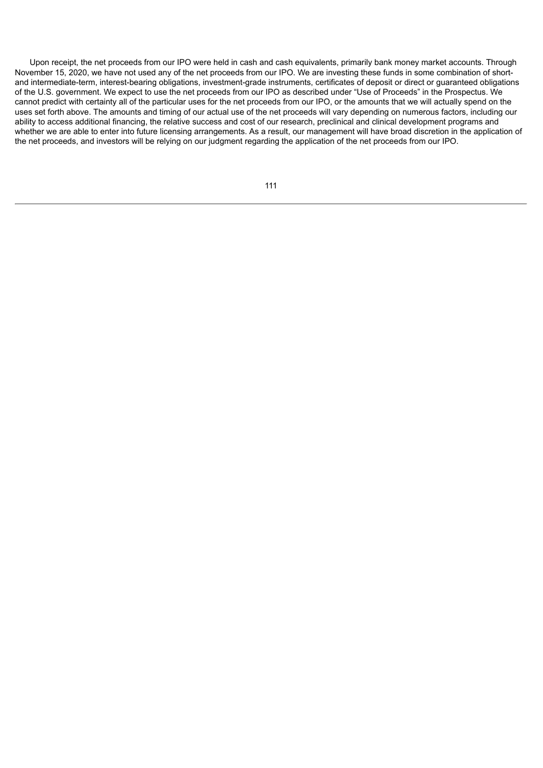Upon receipt, the net proceeds from our IPO were held in cash and cash equivalents, primarily bank money market accounts. Through November 15, 2020, we have not used any of the net proceeds from our IPO. We are investing these funds in some combination of short- and intermediate-term, interest-bearing obligations, investment-grade instruments, certificates of deposit or direct or guaranteed obligations of the U.S. government. We expect to use the net proceeds from our IPO as described under "Use of Proceeds" in the Prospectus. We cannot predict with certainty all of the particular uses for the net proceeds from our IPO, or the amounts that we will actually spend on the uses set forth above. The amounts and timing of our actual use of the net proceeds will vary depending on numerous factors, including our ability to access additional financing, the relative success and cost of our research, preclinical and clinical development programs and whether we are able to enter into future licensing arrangements. As a result, our management will have broad discretion in the application of the net proceeds, and investors will be relying on our judgment regarding the application of the net proceeds from our IPO.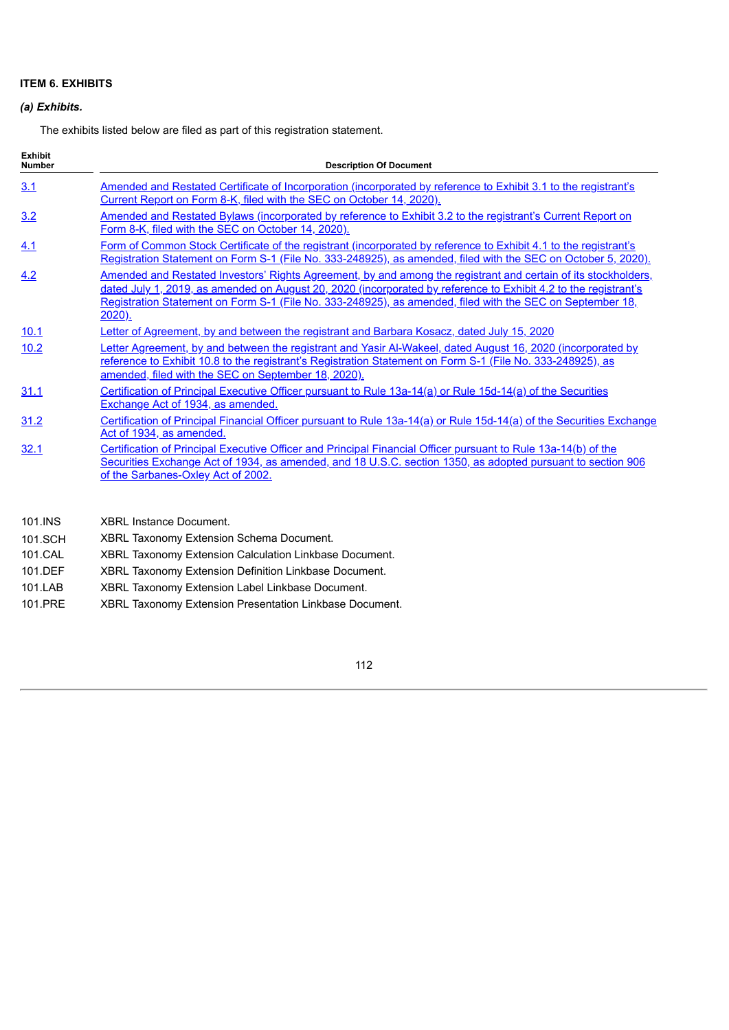**ITEM 6. EXHIBITS**

***(a) Exhibits.***

The exhibits listed below are filed as part of this registration statement.

| Exhibit Number | Description Of Document |
|---|---|
| 3.1 | Amended and Restated Certificate of Incorporation (incorporated by reference to Exhibit 3.1 to the registrant's Current Report on Form 8-K, filed with the SEC on October 14, 2020). |
| 3.2 | Amended and Restated Bylaws (incorporated by reference to Exhibit 3.2 to the registrant's Current Report on Form 8-K, filed with the SEC on October 14, 2020). |
| 4.1 | Form of Common Stock Certificate of the registrant (incorporated by reference to Exhibit 4.1 to the registrant's Registration Statement on Form S-1 (File No. 333-248925), as amended, filed with the SEC on October 5, 2020). |
| 4.2 | Amended and Restated Investors' Rights Agreement, by and among the registrant and certain of its stockholders, dated July 1, 2019, as amended on August 20, 2020 (incorporated by reference to Exhibit 4.2 to the registrant's Registration Statement on Form S-1 (File No. 333-248925), as amended, filed with the SEC on September 18, 2020). |
| 10.1 | Letter of Agreement, by and between the registrant and Barbara Kosacz, dated July 15, 2020 |
| 10.2 | Letter Agreement, by and between the registrant and Yasir Al-Wakeel, dated August 16, 2020 (incorporated by reference to Exhibit 10.8 to the registrant's Registration Statement on Form S-1 (File No. 333-248925), as amended, filed with the SEC on September 18, 2020). |
| 31.1 | Certification of Principal Executive Officer pursuant to Rule 13a-14(a) or Rule 15d-14(a) of the Securities Exchange Act of 1934, as amended. |
| 31.2 | Certification of Principal Financial Officer pursuant to Rule 13a-14(a) or Rule 15d-14(a) of the Securities Exchange Act of 1934, as amended. |
| 32.1 | Certification of Principal Executive Officer and Principal Financial Officer pursuant to Rule 13a-14(b) of the Securities Exchange Act of 1934, as amended, and 18 U.S.C. section 1350, as adopted pursuant to section 906 of the Sarbanes-Oxley Act of 2002. |
| | |
| 101.INS | XBRL Instance Document. |
| 101.SCH | XBRL Taxonomy Extension Schema Document. |
| 101.CAL | XBRL Taxonomy Extension Calculation Linkbase Document. |
| 101.DEF | XBRL Taxonomy Extension Definition Linkbase Document. |
| 101.LAB | XBRL Taxonomy Extension Label Linkbase Document. |
| 101.PRE | XBRL Taxonomy Extension Presentation Linkbase Document. |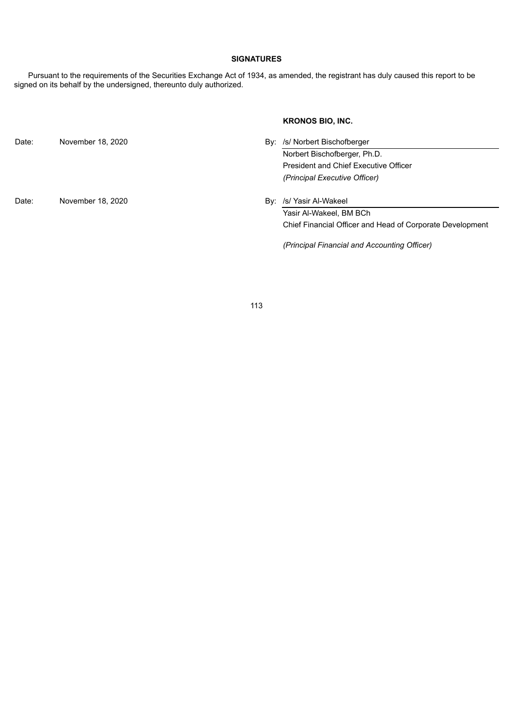**SIGNATURES**

Pursuant to the requirements of the Securities Exchange Act of 1934, as amended, the registrant has duly caused this report to be signed on its behalf by the undersigned, thereunto duly authorized.

**KRONOS BIO, INC.**

Date: November 18, 2020

By: /s/ Norbert Bischofberger

Norbert Bischofberger, Ph.D.
President and Chief Executive Officer
*(Principal Executive Officer)*

Date: November 18, 2020

By: /s/ Yasir Al-Wakeel

Yasir Al-Wakeel, BM BCh
Chief Financial Officer and Head of Corporate Development

*(Principal Financial and Accounting Officer)*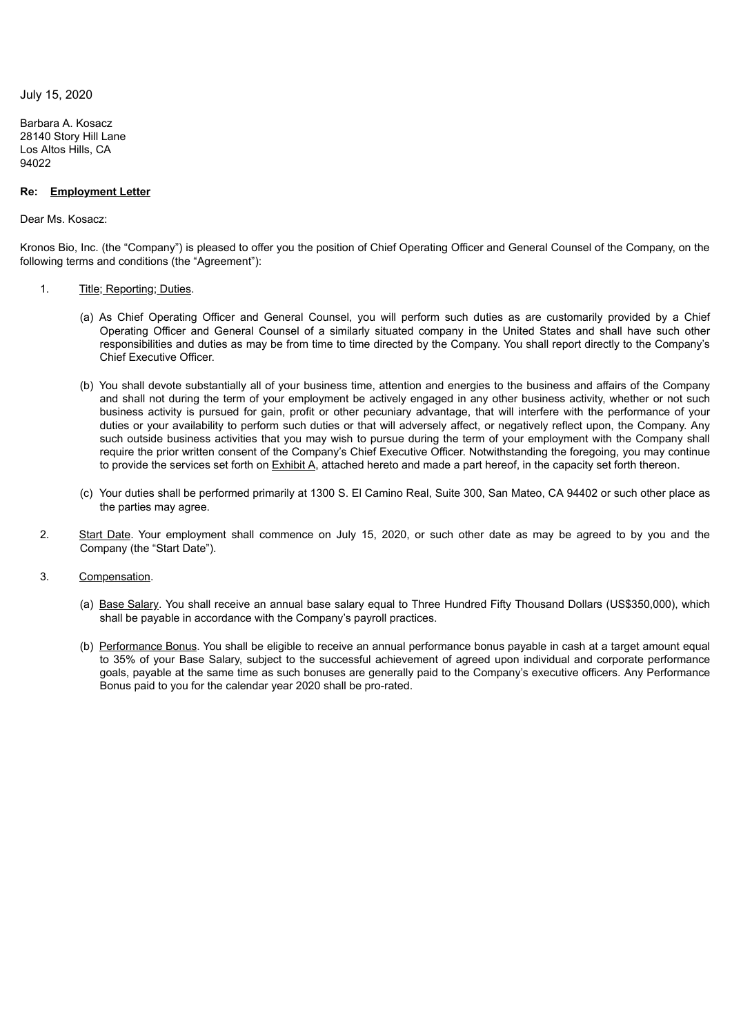July 15, 2020

Barbara A. Kosacz
28140 Story Hill Lane
Los Altos Hills, CA
94022

**Re: <u>Employment Letter</u>**

Dear Ms. Kosacz:

Kronos Bio, Inc. (the "Company") is pleased to offer you the position of Chief Operating Officer and General Counsel of the Company, on the following terms and conditions (the "Agreement"):

1. <u>Title; Reporting; Duties</u>.

   (a) As Chief Operating Officer and General Counsel, you will perform such duties as are customarily provided by a Chief Operating Officer and General Counsel of a similarly situated company in the United States and shall have such other responsibilities and duties as may be from time to time directed by the Company. You shall report directly to the Company's Chief Executive Officer.

   (b) You shall devote substantially all of your business time, attention and energies to the business and affairs of the Company and shall not during the term of your employment be actively engaged in any other business activity, whether or not such business activity is pursued for gain, profit or other pecuniary advantage, that will interfere with the performance of your duties or your availability to perform such duties or that will adversely affect, or negatively reflect upon, the Company. Any such outside business activities that you may wish to pursue during the term of your employment with the Company shall require the prior written consent of the Company's Chief Executive Officer. Notwithstanding the foregoing, you may continue to provide the services set forth on <u>Exhibit A</u>, attached hereto and made a part hereof, in the capacity set forth thereon.

   (c) Your duties shall be performed primarily at 1300 S. El Camino Real, Suite 300, San Mateo, CA 94402 or such other place as the parties may agree.

2. <u>Start Date</u>. Your employment shall commence on July 15, 2020, or such other date as may be agreed to by you and the Company (the "Start Date").

3. <u>Compensation</u>.

   (a) <u>Base Salary</u>. You shall receive an annual base salary equal to Three Hundred Fifty Thousand Dollars (US$350,000), which shall be payable in accordance with the Company's payroll practices.

   (b) <u>Performance Bonus</u>. You shall be eligible to receive an annual performance bonus payable in cash at a target amount equal to 35% of your Base Salary, subject to the successful achievement of agreed upon individual and corporate performance goals, payable at the same time as such bonuses are generally paid to the Company's executive officers. Any Performance Bonus paid to you for the calendar year 2020 shall be pro-rated.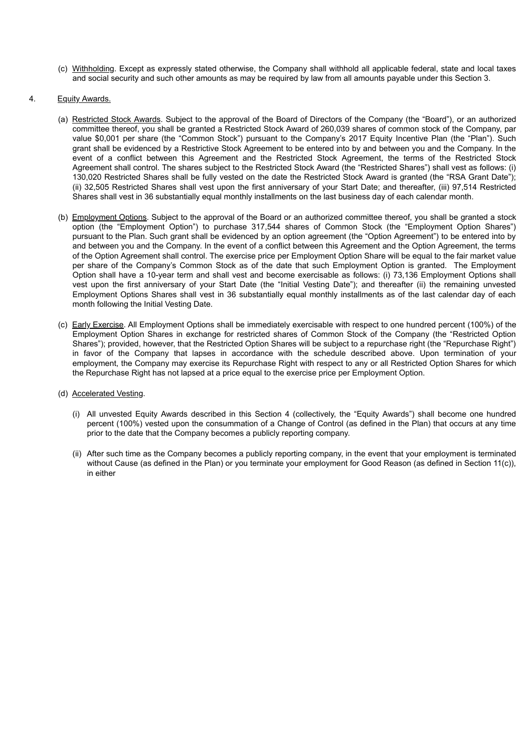(c) Withholding. Except as expressly stated otherwise, the Company shall withhold all applicable federal, state and local taxes and social security and such other amounts as may be required by law from all amounts payable under this Section 3.

4. Equity Awards.

(a) Restricted Stock Awards. Subject to the approval of the Board of Directors of the Company (the "Board"), or an authorized committee thereof, you shall be granted a Restricted Stock Award of 260,039 shares of common stock of the Company, par value $0,001 per share (the "Common Stock") pursuant to the Company's 2017 Equity Incentive Plan (the "Plan"). Such grant shall be evidenced by a Restrictive Stock Agreement to be entered into by and between you and the Company. In the event of a conflict between this Agreement and the Restricted Stock Agreement, the terms of the Restricted Stock Agreement shall control. The shares subject to the Restricted Stock Award (the "Restricted Shares") shall vest as follows: (i) 130,020 Restricted Shares shall be fully vested on the date the Restricted Stock Award is granted (the "RSA Grant Date"); (ii) 32,505 Restricted Shares shall vest upon the first anniversary of your Start Date; and thereafter, (iii) 97,514 Restricted Shares shall vest in 36 substantially equal monthly installments on the last business day of each calendar month.

(b) Employment Options. Subject to the approval of the Board or an authorized committee thereof, you shall be granted a stock option (the "Employment Option") to purchase 317,544 shares of Common Stock (the "Employment Option Shares") pursuant to the Plan. Such grant shall be evidenced by an option agreement (the "Option Agreement") to be entered into by and between you and the Company. In the event of a conflict between this Agreement and the Option Agreement, the terms of the Option Agreement shall control. The exercise price per Employment Option Share will be equal to the fair market value per share of the Company's Common Stock as of the date that such Employment Option is granted. The Employment Option shall have a 10-year term and shall vest and become exercisable as follows: (i) 73,136 Employment Options shall vest upon the first anniversary of your Start Date (the "Initial Vesting Date"); and thereafter (ii) the remaining unvested Employment Options Shares shall vest in 36 substantially equal monthly installments as of the last calendar day of each month following the Initial Vesting Date.

(c) Early Exercise. All Employment Options shall be immediately exercisable with respect to one hundred percent (100%) of the Employment Option Shares in exchange for restricted shares of Common Stock of the Company (the "Restricted Option Shares"); provided, however, that the Restricted Option Shares will be subject to a repurchase right (the "Repurchase Right") in favor of the Company that lapses in accordance with the schedule described above. Upon termination of your employment, the Company may exercise its Repurchase Right with respect to any or all Restricted Option Shares for which the Repurchase Right has not lapsed at a price equal to the exercise price per Employment Option.

(d) Accelerated Vesting.

(i) All unvested Equity Awards described in this Section 4 (collectively, the "Equity Awards") shall become one hundred percent (100%) vested upon the consummation of a Change of Control (as defined in the Plan) that occurs at any time prior to the date that the Company becomes a publicly reporting company.

(ii) After such time as the Company becomes a publicly reporting company, in the event that your employment is terminated without Cause (as defined in the Plan) or you terminate your employment for Good Reason (as defined in Section 11(c)), in either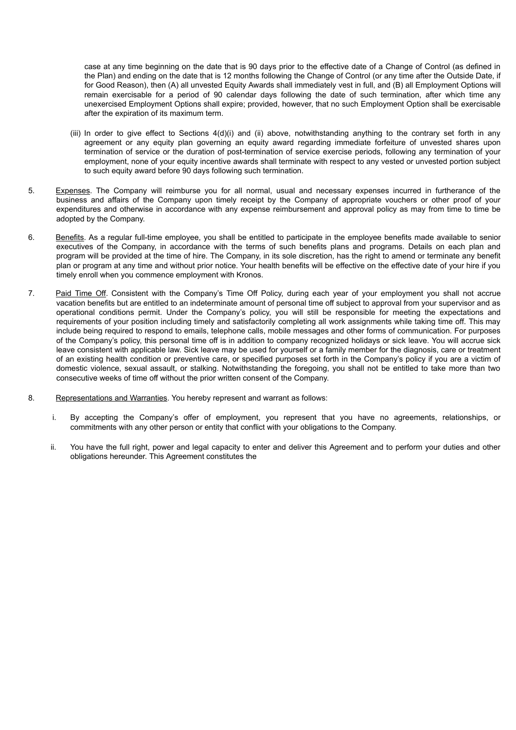case at any time beginning on the date that is 90 days prior to the effective date of a Change of Control (as defined in the Plan) and ending on the date that is 12 months following the Change of Control (or any time after the Outside Date, if for Good Reason), then (A) all unvested Equity Awards shall immediately vest in full, and (B) all Employment Options will remain exercisable for a period of 90 calendar days following the date of such termination, after which time any unexercised Employment Options shall expire; provided, however, that no such Employment Option shall be exercisable after the expiration of its maximum term.

(iii) In order to give effect to Sections 4(d)(i) and (ii) above, notwithstanding anything to the contrary set forth in any agreement or any equity plan governing an equity award regarding immediate forfeiture of unvested shares upon termination of service or the duration of post-termination of service exercise periods, following any termination of your employment, none of your equity incentive awards shall terminate with respect to any vested or unvested portion subject to such equity award before 90 days following such termination.

5. Expenses. The Company will reimburse you for all normal, usual and necessary expenses incurred in furtherance of the business and affairs of the Company upon timely receipt by the Company of appropriate vouchers or other proof of your expenditures and otherwise in accordance with any expense reimbursement and approval policy as may from time to time be adopted by the Company.

6. Benefits. As a regular full-time employee, you shall be entitled to participate in the employee benefits made available to senior executives of the Company, in accordance with the terms of such benefits plans and programs. Details on each plan and program will be provided at the time of hire. The Company, in its sole discretion, has the right to amend or terminate any benefit plan or program at any time and without prior notice. Your health benefits will be effective on the effective date of your hire if you timely enroll when you commence employment with Kronos.

7. Paid Time Off. Consistent with the Company's Time Off Policy, during each year of your employment you shall not accrue vacation benefits but are entitled to an indeterminate amount of personal time off subject to approval from your supervisor and as operational conditions permit. Under the Company's policy, you will still be responsible for meeting the expectations and requirements of your position including timely and satisfactorily completing all work assignments while taking time off. This may include being required to respond to emails, telephone calls, mobile messages and other forms of communication. For purposes of the Company's policy, this personal time off is in addition to company recognized holidays or sick leave. You will accrue sick leave consistent with applicable law. Sick leave may be used for yourself or a family member for the diagnosis, care or treatment of an existing health condition or preventive care, or specified purposes set forth in the Company's policy if you are a victim of domestic violence, sexual assault, or stalking. Notwithstanding the foregoing, you shall not be entitled to take more than two consecutive weeks of time off without the prior written consent of the Company.

8. Representations and Warranties. You hereby represent and warrant as follows:

i. By accepting the Company's offer of employment, you represent that you have no agreements, relationships, or commitments with any other person or entity that conflict with your obligations to the Company.

ii. You have the full right, power and legal capacity to enter and deliver this Agreement and to perform your duties and other obligations hereunder. This Agreement constitutes the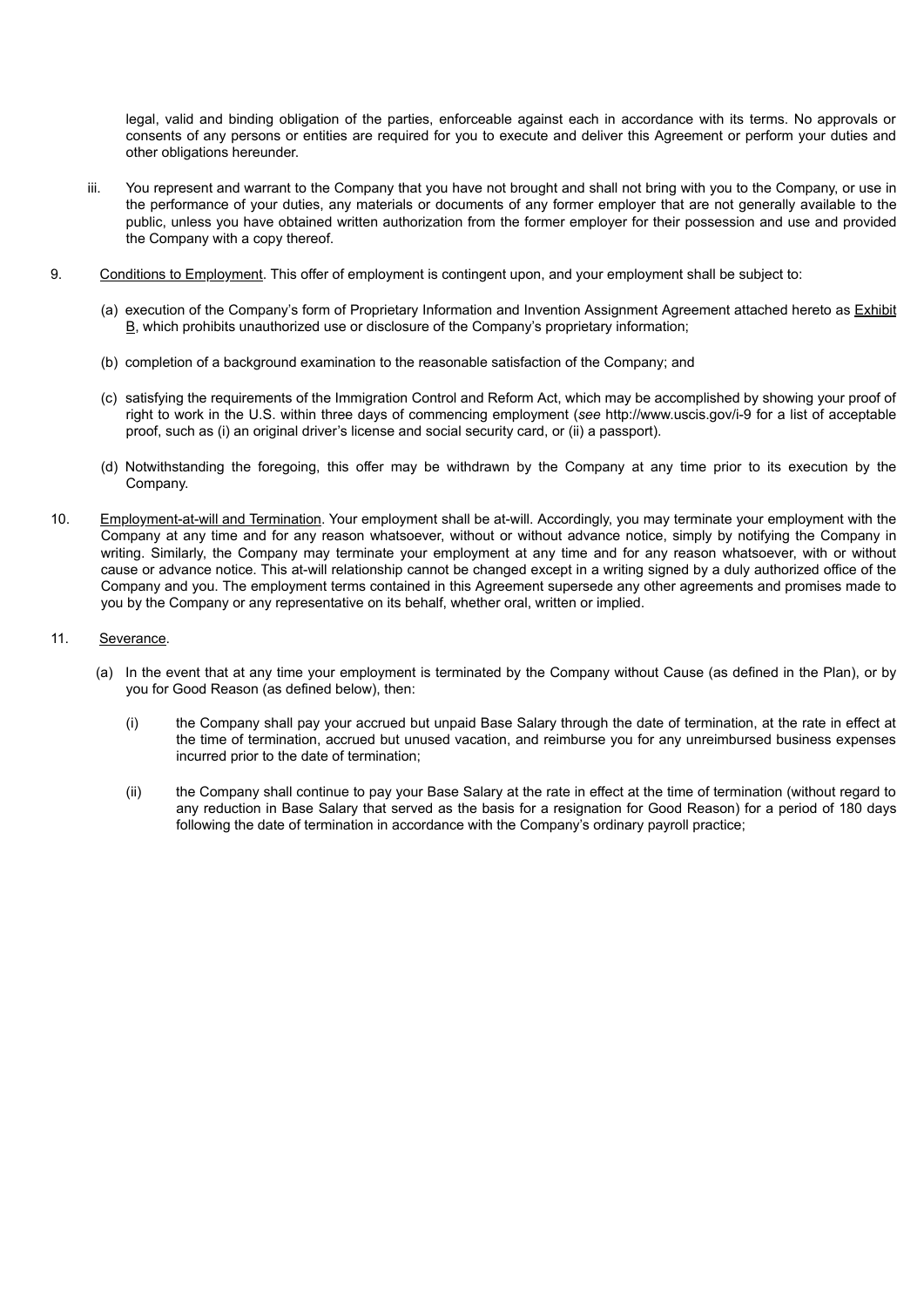legal, valid and binding obligation of the parties, enforceable against each in accordance with its terms. No approvals or consents of any persons or entities are required for you to execute and deliver this Agreement or perform your duties and other obligations hereunder.

iii. You represent and warrant to the Company that you have not brought and shall not bring with you to the Company, or use in the performance of your duties, any materials or documents of any former employer that are not generally available to the public, unless you have obtained written authorization from the former employer for their possession and use and provided the Company with a copy thereof.

9. Conditions to Employment. This offer of employment is contingent upon, and your employment shall be subject to:

(a) execution of the Company's form of Proprietary Information and Invention Assignment Agreement attached hereto as Exhibit B, which prohibits unauthorized use or disclosure of the Company's proprietary information;

(b) completion of a background examination to the reasonable satisfaction of the Company; and

(c) satisfying the requirements of the Immigration Control and Reform Act, which may be accomplished by showing your proof of right to work in the U.S. within three days of commencing employment (*see* http://www.uscis.gov/i-9 for a list of acceptable proof, such as (i) an original driver's license and social security card, or (ii) a passport).

(d) Notwithstanding the foregoing, this offer may be withdrawn by the Company at any time prior to its execution by the Company.

10. Employment-at-will and Termination. Your employment shall be at-will. Accordingly, you may terminate your employment with the Company at any time and for any reason whatsoever, without or without advance notice, simply by notifying the Company in writing. Similarly, the Company may terminate your employment at any time and for any reason whatsoever, with or without cause or advance notice. This at-will relationship cannot be changed except in a writing signed by a duly authorized office of the Company and you. The employment terms contained in this Agreement supersede any other agreements and promises made to you by the Company or any representative on its behalf, whether oral, written or implied.

11. Severance.

(a) In the event that at any time your employment is terminated by the Company without Cause (as defined in the Plan), or by you for Good Reason (as defined below), then:

(i) the Company shall pay your accrued but unpaid Base Salary through the date of termination, at the rate in effect at the time of termination, accrued but unused vacation, and reimburse you for any unreimbursed business expenses incurred prior to the date of termination;

(ii) the Company shall continue to pay your Base Salary at the rate in effect at the time of termination (without regard to any reduction in Base Salary that served as the basis for a resignation for Good Reason) for a period of 180 days following the date of termination in accordance with the Company's ordinary payroll practice;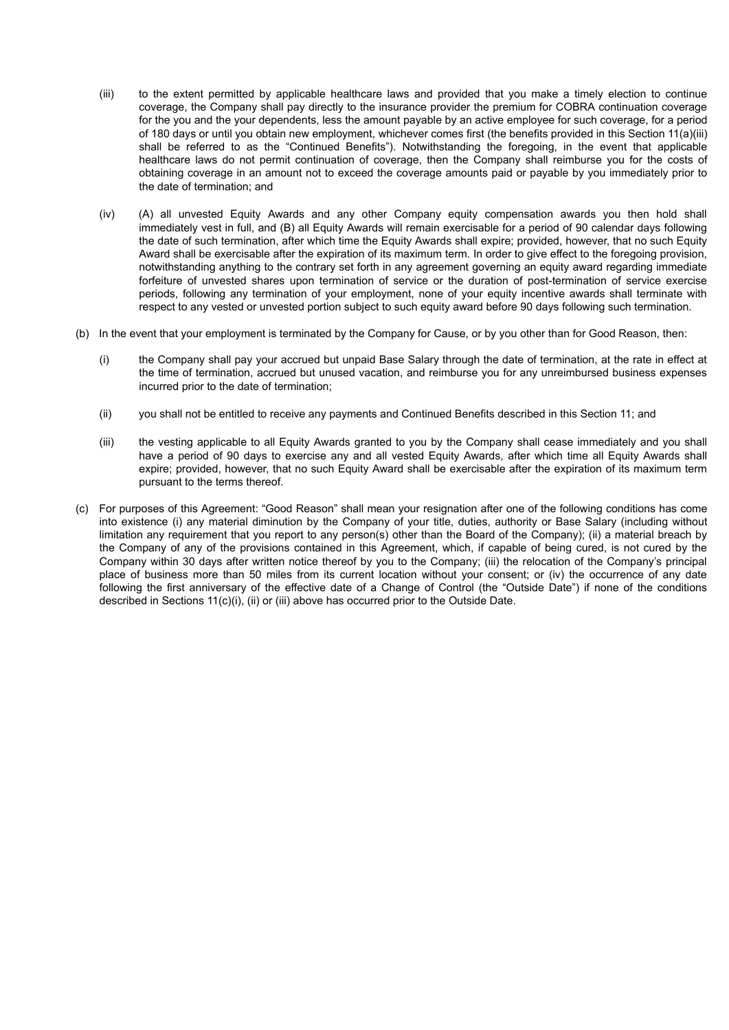(iii) to the extent permitted by applicable healthcare laws and provided that you make a timely election to continue coverage, the Company shall pay directly to the insurance provider the premium for COBRA continuation coverage for the you and the your dependents, less the amount payable by an active employee for such coverage, for a period of 180 days or until you obtain new employment, whichever comes first (the benefits provided in this Section 11(a)(iii) shall be referred to as the "Continued Benefits"). Notwithstanding the foregoing, in the event that applicable healthcare laws do not permit continuation of coverage, then the Company shall reimburse you for the costs of obtaining coverage in an amount not to exceed the coverage amounts paid or payable by you immediately prior to the date of termination; and

(iv) (A) all unvested Equity Awards and any other Company equity compensation awards you then hold shall immediately vest in full, and (B) all Equity Awards will remain exercisable for a period of 90 calendar days following the date of such termination, after which time the Equity Awards shall expire; provided, however, that no such Equity Award shall be exercisable after the expiration of its maximum term. In order to give effect to the foregoing provision, notwithstanding anything to the contrary set forth in any agreement governing an equity award regarding immediate forfeiture of unvested shares upon termination of service or the duration of post-termination of service exercise periods, following any termination of your employment, none of your equity incentive awards shall terminate with respect to any vested or unvested portion subject to such equity award before 90 days following such termination.

(b) In the event that your employment is terminated by the Company for Cause, or by you other than for Good Reason, then:

(i) the Company shall pay your accrued but unpaid Base Salary through the date of termination, at the rate in effect at the time of termination, accrued but unused vacation, and reimburse you for any unreimbursed business expenses incurred prior to the date of termination;

(ii) you shall not be entitled to receive any payments and Continued Benefits described in this Section 11; and

(iii) the vesting applicable to all Equity Awards granted to you by the Company shall cease immediately and you shall have a period of 90 days to exercise any and all vested Equity Awards, after which time all Equity Awards shall expire; provided, however, that no such Equity Award shall be exercisable after the expiration of its maximum term pursuant to the terms thereof.

(c) For purposes of this Agreement: "Good Reason" shall mean your resignation after one of the following conditions has come into existence (i) any material diminution by the Company of your title, duties, authority or Base Salary (including without limitation any requirement that you report to any person(s) other than the Board of the Company); (ii) a material breach by the Company of any of the provisions contained in this Agreement, which, if capable of being cured, is not cured by the Company within 30 days after written notice thereof by you to the Company; (iii) the relocation of the Company's principal place of business more than 50 miles from its current location without your consent; or (iv) the occurrence of any date following the first anniversary of the effective date of a Change of Control (the "Outside Date") if none of the conditions described in Sections 11(c)(i), (ii) or (iii) above has occurred prior to the Outside Date.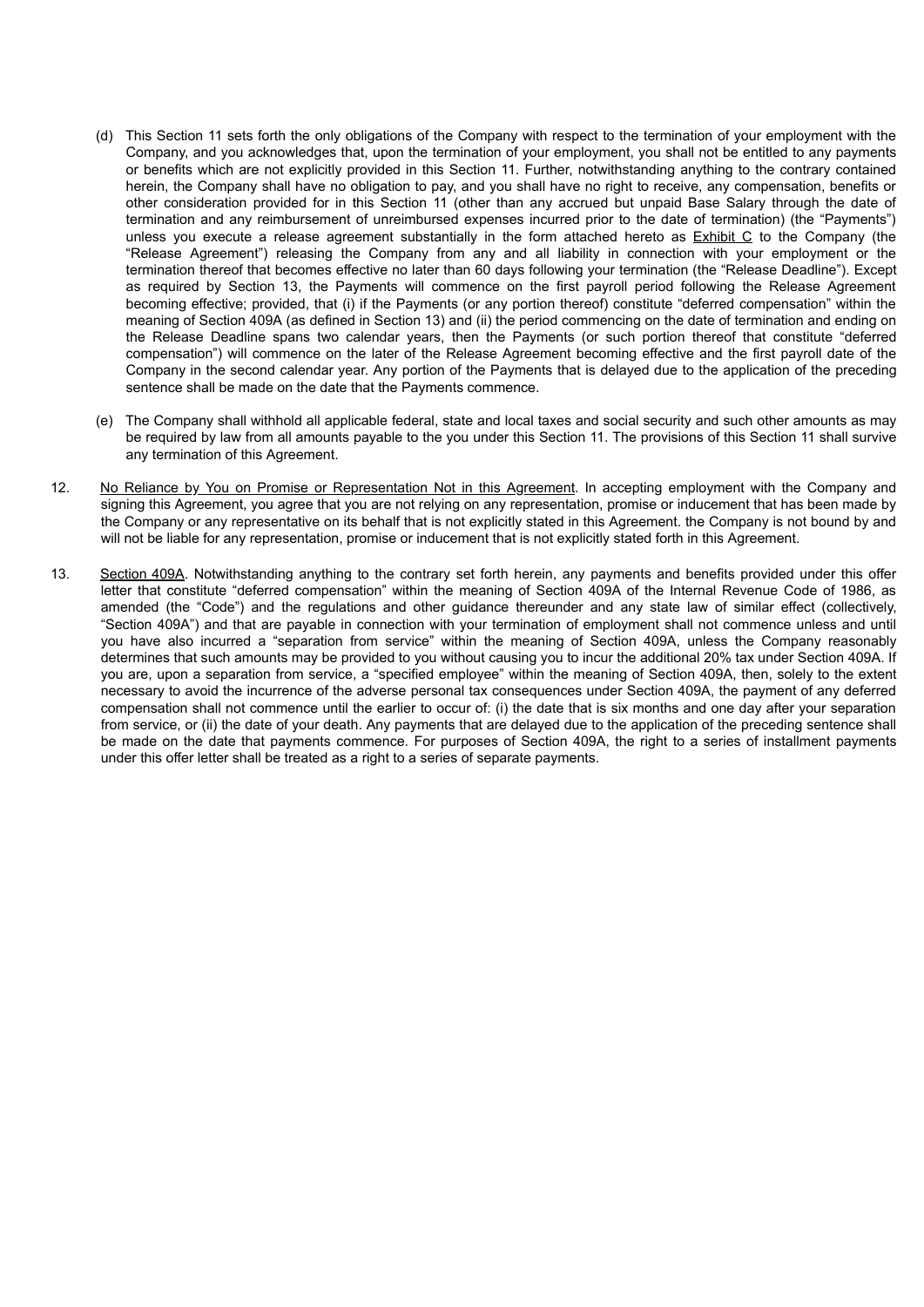(d) This Section 11 sets forth the only obligations of the Company with respect to the termination of your employment with the Company, and you acknowledges that, upon the termination of your employment, you shall not be entitled to any payments or benefits which are not explicitly provided in this Section 11. Further, notwithstanding anything to the contrary contained herein, the Company shall have no obligation to pay, and you shall have no right to receive, any compensation, benefits or other consideration provided for in this Section 11 (other than any accrued but unpaid Base Salary through the date of termination and any reimbursement of unreimbursed expenses incurred prior to the date of termination) (the "Payments") unless you execute a release agreement substantially in the form attached hereto as Exhibit C to the Company (the "Release Agreement") releasing the Company from any and all liability in connection with your employment or the termination thereof that becomes effective no later than 60 days following your termination (the "Release Deadline"). Except as required by Section 13, the Payments will commence on the first payroll period following the Release Agreement becoming effective; provided, that (i) if the Payments (or any portion thereof) constitute "deferred compensation" within the meaning of Section 409A (as defined in Section 13) and (ii) the period commencing on the date of termination and ending on the Release Deadline spans two calendar years, then the Payments (or such portion thereof that constitute "deferred compensation") will commence on the later of the Release Agreement becoming effective and the first payroll date of the Company in the second calendar year. Any portion of the Payments that is delayed due to the application of the preceding sentence shall be made on the date that the Payments commence.

(e) The Company shall withhold all applicable federal, state and local taxes and social security and such other amounts as may be required by law from all amounts payable to the you under this Section 11. The provisions of this Section 11 shall survive any termination of this Agreement.

12. No Reliance by You on Promise or Representation Not in this Agreement. In accepting employment with the Company and signing this Agreement, you agree that you are not relying on any representation, promise or inducement that has been made by the Company or any representative on its behalf that is not explicitly stated in this Agreement. the Company is not bound by and will not be liable for any representation, promise or inducement that is not explicitly stated forth in this Agreement.

13. Section 409A. Notwithstanding anything to the contrary set forth herein, any payments and benefits provided under this offer letter that constitute "deferred compensation" within the meaning of Section 409A of the Internal Revenue Code of 1986, as amended (the "Code") and the regulations and other guidance thereunder and any state law of similar effect (collectively, "Section 409A") and that are payable in connection with your termination of employment shall not commence unless and until you have also incurred a "separation from service" within the meaning of Section 409A, unless the Company reasonably determines that such amounts may be provided to you without causing you to incur the additional 20% tax under Section 409A. If you are, upon a separation from service, a "specified employee" within the meaning of Section 409A, then, solely to the extent necessary to avoid the incurrence of the adverse personal tax consequences under Section 409A, the payment of any deferred compensation shall not commence until the earlier to occur of: (i) the date that is six months and one day after your separation from service, or (ii) the date of your death. Any payments that are delayed due to the application of the preceding sentence shall be made on the date that payments commence. For purposes of Section 409A, the right to a series of installment payments under this offer letter shall be treated as a right to a series of separate payments.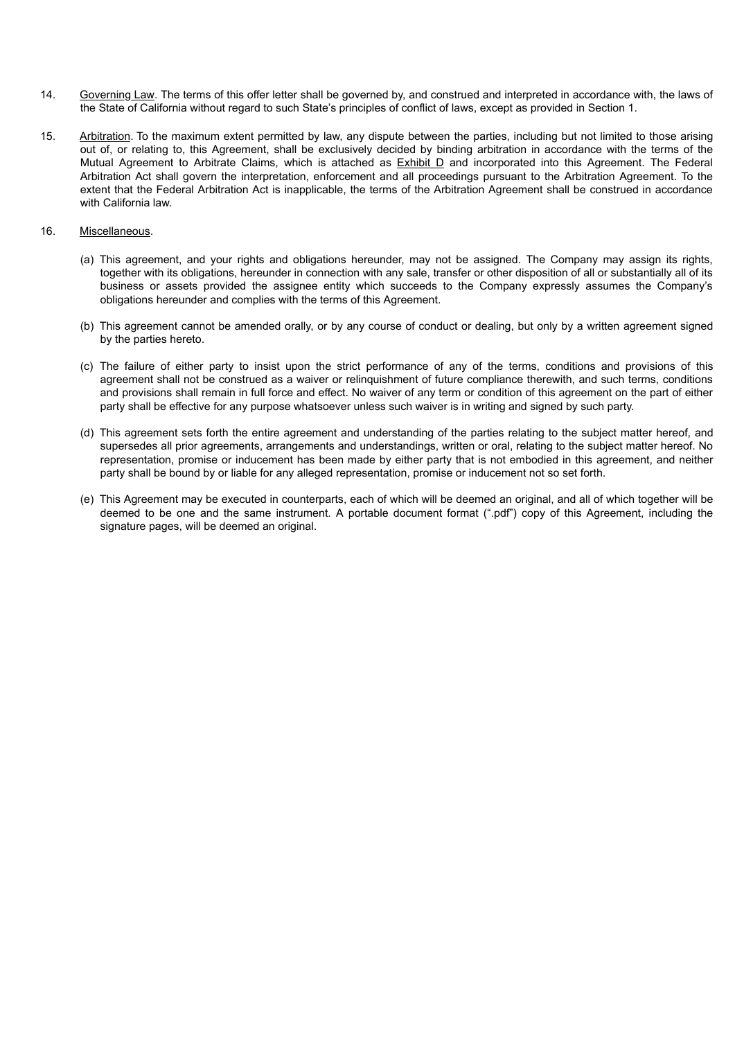14. Governing Law. The terms of this offer letter shall be governed by, and construed and interpreted in accordance with, the laws of the State of California without regard to such State's principles of conflict of laws, except as provided in Section 1.

15. Arbitration. To the maximum extent permitted by law, any dispute between the parties, including but not limited to those arising out of, or relating to, this Agreement, shall be exclusively decided by binding arbitration in accordance with the terms of the Mutual Agreement to Arbitrate Claims, which is attached as Exhibit D and incorporated into this Agreement. The Federal Arbitration Act shall govern the interpretation, enforcement and all proceedings pursuant to the Arbitration Agreement. To the extent that the Federal Arbitration Act is inapplicable, the terms of the Arbitration Agreement shall be construed in accordance with California law.

16. Miscellaneous.

(a) This agreement, and your rights and obligations hereunder, may not be assigned. The Company may assign its rights, together with its obligations, hereunder in connection with any sale, transfer or other disposition of all or substantially all of its business or assets provided the assignee entity which succeeds to the Company expressly assumes the Company's obligations hereunder and complies with the terms of this Agreement.

(b) This agreement cannot be amended orally, or by any course of conduct or dealing, but only by a written agreement signed by the parties hereto.

(c) The failure of either party to insist upon the strict performance of any of the terms, conditions and provisions of this agreement shall not be construed as a waiver or relinquishment of future compliance therewith, and such terms, conditions and provisions shall remain in full force and effect. No waiver of any term or condition of this agreement on the part of either party shall be effective for any purpose whatsoever unless such waiver is in writing and signed by such party.

(d) This agreement sets forth the entire agreement and understanding of the parties relating to the subject matter hereof, and supersedes all prior agreements, arrangements and understandings, written or oral, relating to the subject matter hereof. No representation, promise or inducement has been made by either party that is not embodied in this agreement, and neither party shall be bound by or liable for any alleged representation, promise or inducement not so set forth.

(e) This Agreement may be executed in counterparts, each of which will be deemed an original, and all of which together will be deemed to be one and the same instrument. A portable document format (".pdf") copy of this Agreement, including the signature pages, will be deemed an original.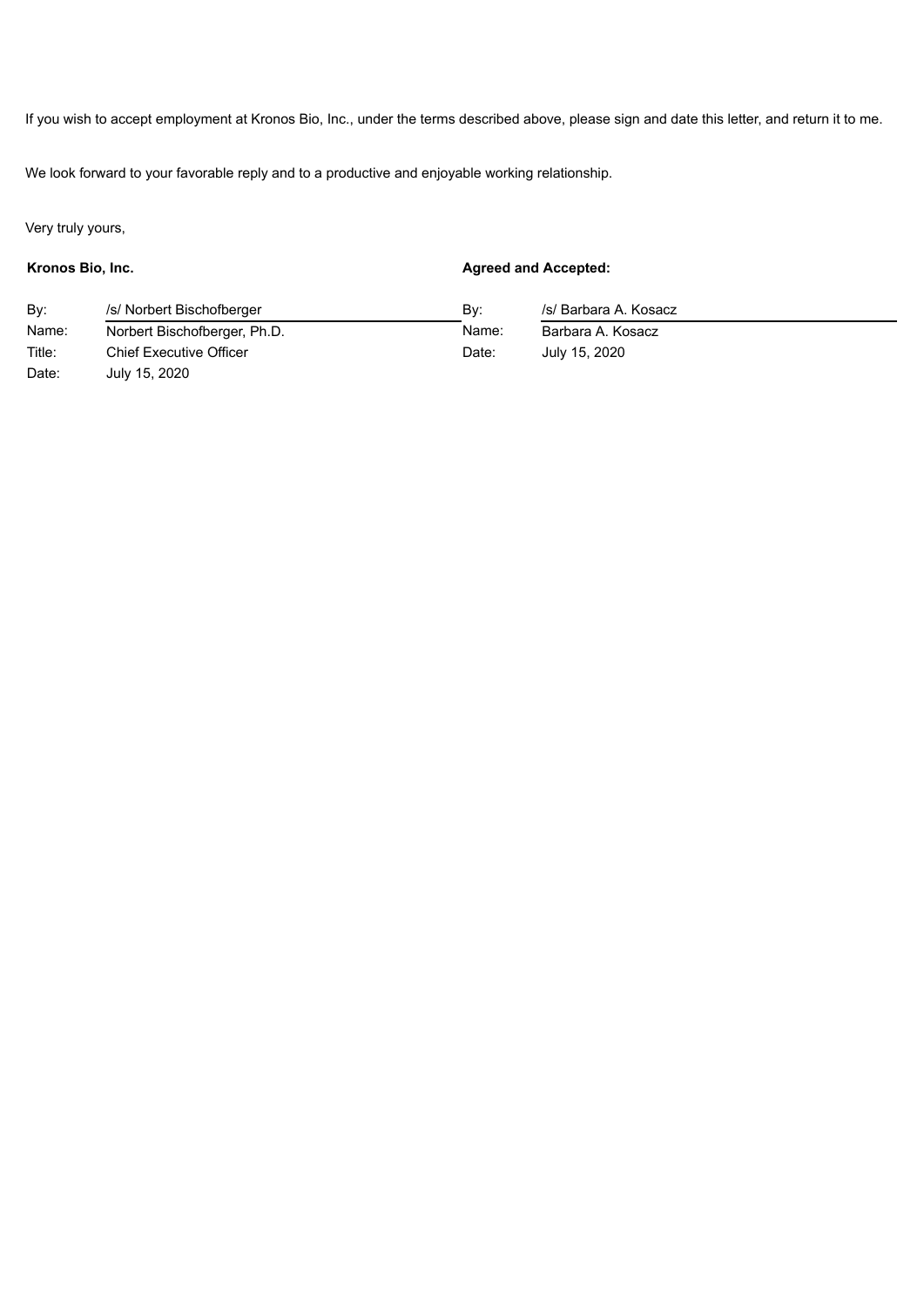If you wish to accept employment at Kronos Bio, Inc., under the terms described above, please sign and date this letter, and return it to me.

We look forward to your favorable reply and to a productive and enjoyable working relationship.

Very truly yours,

| **Kronos Bio, Inc.** | | **Agreed and Accepted:** | |
|---|---|---|---|
| By: | /s/ Norbert Bischofberger | By: | /s/ Barbara A. Kosacz |
| Name: | Norbert Bischofberger, Ph.D. | Name: | Barbara A. Kosacz |
| Title: | Chief Executive Officer | Date: | July 15, 2020 |
| Date: | July 15, 2020 | | |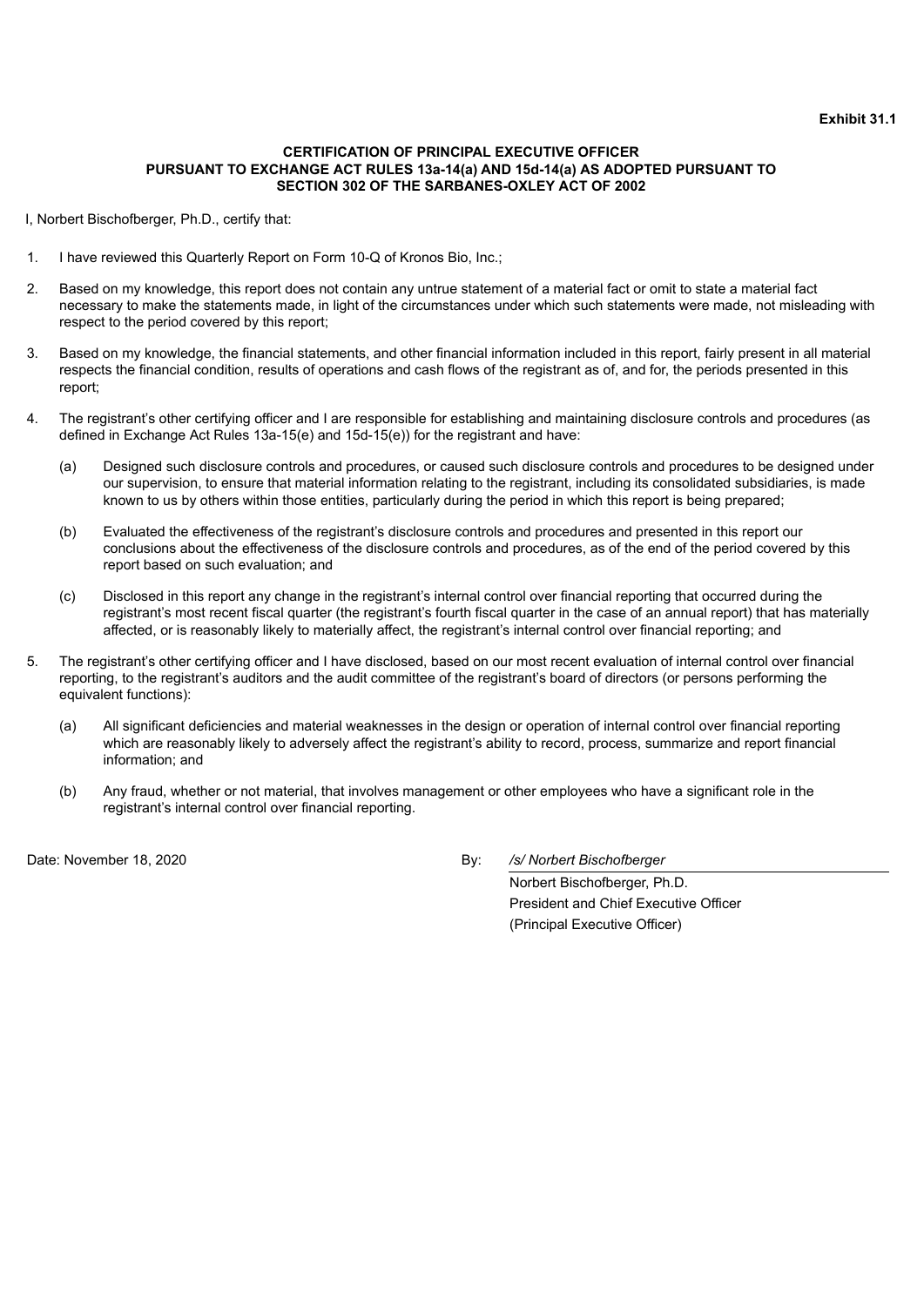**Exhibit 31.1**

**CERTIFICATION OF PRINCIPAL EXECUTIVE OFFICER**
**PURSUANT TO EXCHANGE ACT RULES 13a-14(a) AND 15d-14(a) AS ADOPTED PURSUANT TO**
**SECTION 302 OF THE SARBANES-OXLEY ACT OF 2002**

I, Norbert Bischofberger, Ph.D., certify that:

1. I have reviewed this Quarterly Report on Form 10-Q of Kronos Bio, Inc.;

2. Based on my knowledge, this report does not contain any untrue statement of a material fact or omit to state a material fact necessary to make the statements made, in light of the circumstances under which such statements were made, not misleading with respect to the period covered by this report;

3. Based on my knowledge, the financial statements, and other financial information included in this report, fairly present in all material respects the financial condition, results of operations and cash flows of the registrant as of, and for, the periods presented in this report;

4. The registrant's other certifying officer and I are responsible for establishing and maintaining disclosure controls and procedures (as defined in Exchange Act Rules 13a-15(e) and 15d-15(e)) for the registrant and have:

   (a) Designed such disclosure controls and procedures, or caused such disclosure controls and procedures to be designed under our supervision, to ensure that material information relating to the registrant, including its consolidated subsidiaries, is made known to us by others within those entities, particularly during the period in which this report is being prepared;

   (b) Evaluated the effectiveness of the registrant's disclosure controls and procedures and presented in this report our conclusions about the effectiveness of the disclosure controls and procedures, as of the end of the period covered by this report based on such evaluation; and

   (c) Disclosed in this report any change in the registrant's internal control over financial reporting that occurred during the registrant's most recent fiscal quarter (the registrant's fourth fiscal quarter in the case of an annual report) that has materially affected, or is reasonably likely to materially affect, the registrant's internal control over financial reporting; and

5. The registrant's other certifying officer and I have disclosed, based on our most recent evaluation of internal control over financial reporting, to the registrant's auditors and the audit committee of the registrant's board of directors (or persons performing the equivalent functions):

   (a) All significant deficiencies and material weaknesses in the design or operation of internal control over financial reporting which are reasonably likely to adversely affect the registrant's ability to record, process, summarize and report financial information; and

   (b) Any fraud, whether or not material, that involves management or other employees who have a significant role in the registrant's internal control over financial reporting.

Date: November 18, 2020

By: */s/ Norbert Bischofberger*

Norbert Bischofberger, Ph.D.
President and Chief Executive Officer
(Principal Executive Officer)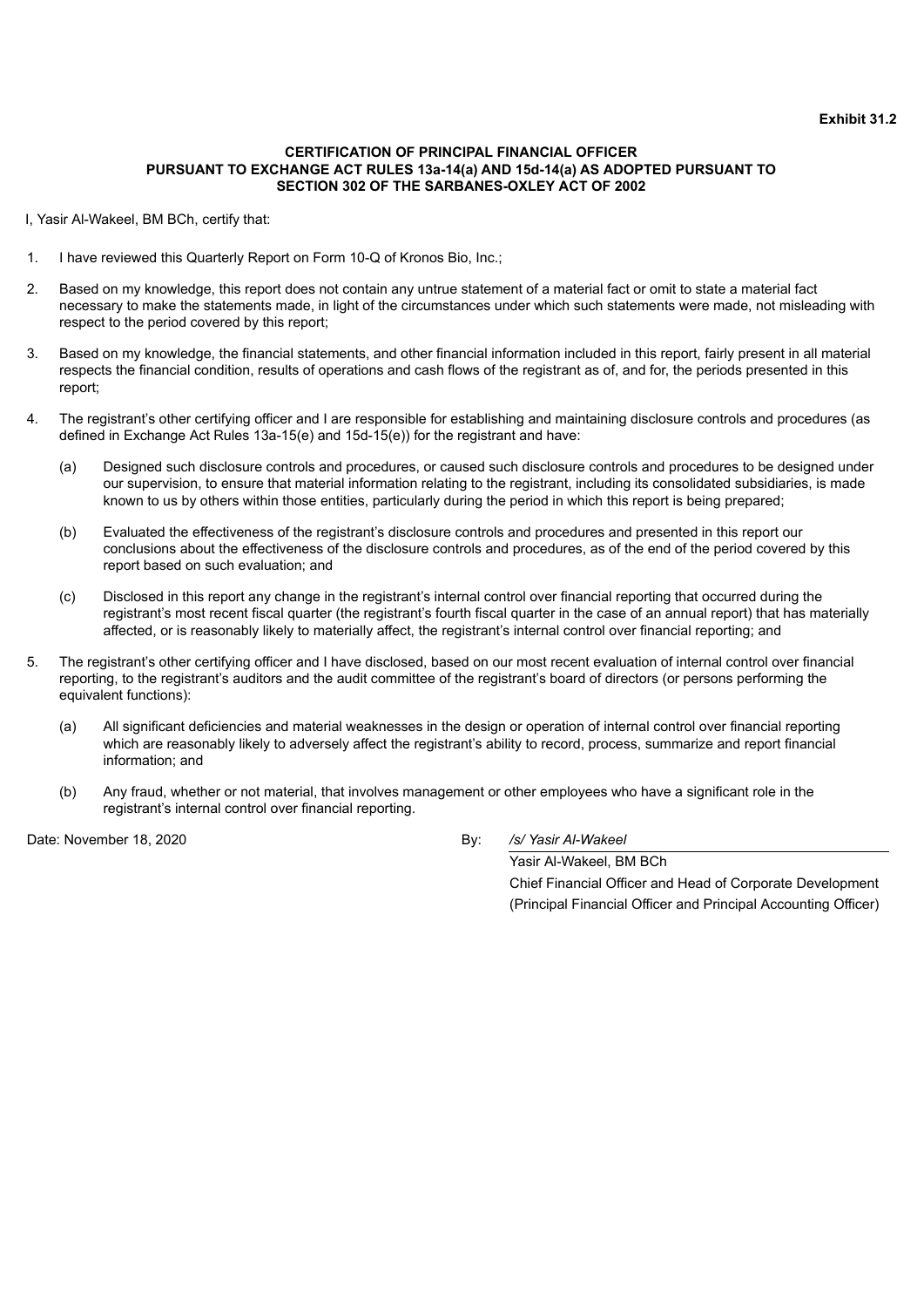**Exhibit 31.2**

**CERTIFICATION OF PRINCIPAL FINANCIAL OFFICER**
**PURSUANT TO EXCHANGE ACT RULES 13a-14(a) AND 15d-14(a) AS ADOPTED PURSUANT TO**
**SECTION 302 OF THE SARBANES-OXLEY ACT OF 2002**

I, Yasir Al-Wakeel, BM BCh, certify that:

1. I have reviewed this Quarterly Report on Form 10-Q of Kronos Bio, Inc.;

2. Based on my knowledge, this report does not contain any untrue statement of a material fact or omit to state a material fact necessary to make the statements made, in light of the circumstances under which such statements were made, not misleading with respect to the period covered by this report;

3. Based on my knowledge, the financial statements, and other financial information included in this report, fairly present in all material respects the financial condition, results of operations and cash flows of the registrant as of, and for, the periods presented in this report;

4. The registrant's other certifying officer and I are responsible for establishing and maintaining disclosure controls and procedures (as defined in Exchange Act Rules 13a-15(e) and 15d-15(e)) for the registrant and have:

   (a) Designed such disclosure controls and procedures, or caused such disclosure controls and procedures to be designed under our supervision, to ensure that material information relating to the registrant, including its consolidated subsidiaries, is made known to us by others within those entities, particularly during the period in which this report is being prepared;

   (b) Evaluated the effectiveness of the registrant's disclosure controls and procedures and presented in this report our conclusions about the effectiveness of the disclosure controls and procedures, as of the end of the period covered by this report based on such evaluation; and

   (c) Disclosed in this report any change in the registrant's internal control over financial reporting that occurred during the registrant's most recent fiscal quarter (the registrant's fourth fiscal quarter in the case of an annual report) that has materially affected, or is reasonably likely to materially affect, the registrant's internal control over financial reporting; and

5. The registrant's other certifying officer and I have disclosed, based on our most recent evaluation of internal control over financial reporting, to the registrant's auditors and the audit committee of the registrant's board of directors (or persons performing the equivalent functions):

   (a) All significant deficiencies and material weaknesses in the design or operation of internal control over financial reporting which are reasonably likely to adversely affect the registrant's ability to record, process, summarize and report financial information; and

   (b) Any fraud, whether or not material, that involves management or other employees who have a significant role in the registrant's internal control over financial reporting.

Date: November 18, 2020

By: */s/ Yasir Al-Wakeel*
Yasir Al-Wakeel, BM BCh
Chief Financial Officer and Head of Corporate Development
(Principal Financial Officer and Principal Accounting Officer)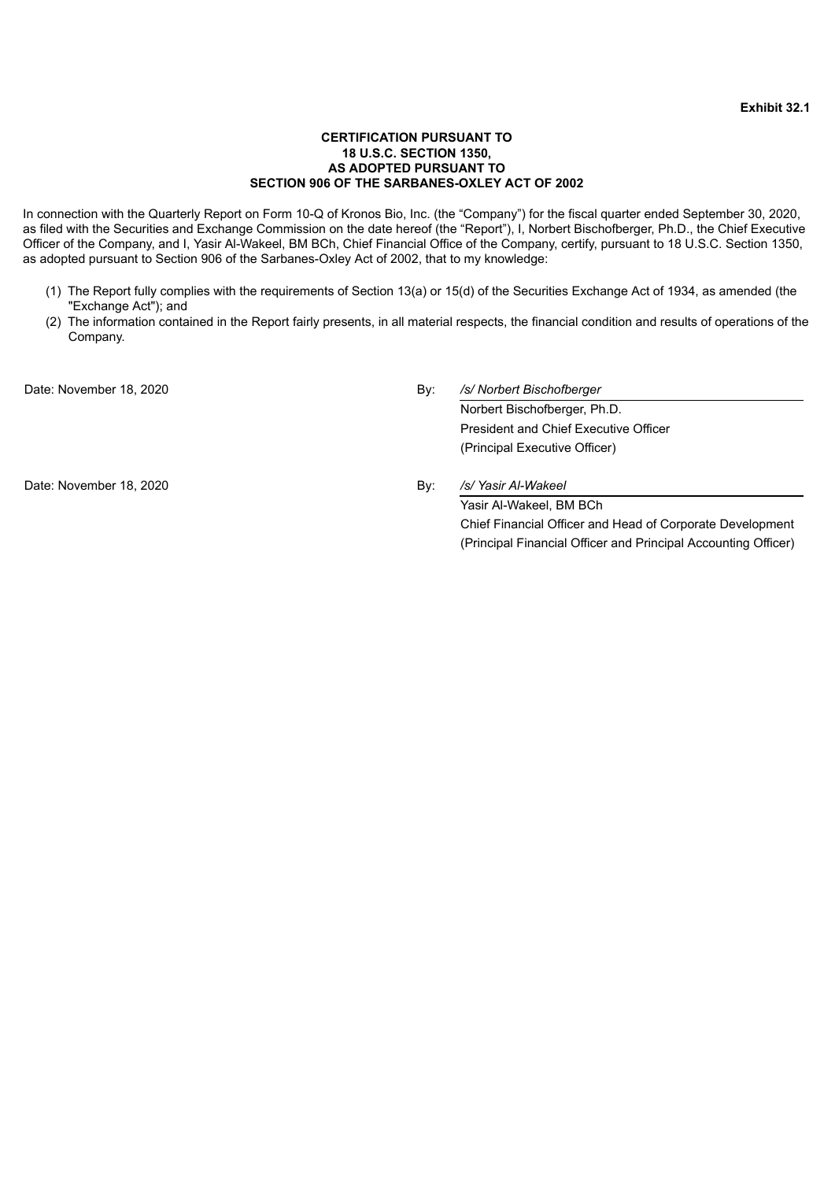**Exhibit 32.1**

**CERTIFICATION PURSUANT TO**
**18 U.S.C. SECTION 1350,**
**AS ADOPTED PURSUANT TO**
**SECTION 906 OF THE SARBANES-OXLEY ACT OF 2002**

In connection with the Quarterly Report on Form 10-Q of Kronos Bio, Inc. (the "Company") for the fiscal quarter ended September 30, 2020, as filed with the Securities and Exchange Commission on the date hereof (the "Report"), I, Norbert Bischofberger, Ph.D., the Chief Executive Officer of the Company, and I, Yasir Al-Wakeel, BM BCh, Chief Financial Office of the Company, certify, pursuant to 18 U.S.C. Section 1350, as adopted pursuant to Section 906 of the Sarbanes-Oxley Act of 2002, that to my knowledge:

(1) The Report fully complies with the requirements of Section 13(a) or 15(d) of the Securities Exchange Act of 1934, as amended (the "Exchange Act"); and
(2) The information contained in the Report fairly presents, in all material respects, the financial condition and results of operations of the Company.

Date: November 18, 2020

By: */s/ Norbert Bischofberger*
Norbert Bischofberger, Ph.D.
President and Chief Executive Officer
(Principal Executive Officer)

Date: November 18, 2020

By: */s/ Yasir Al-Wakeel*
Yasir Al-Wakeel, BM BCh
Chief Financial Officer and Head of Corporate Development
(Principal Financial Officer and Principal Accounting Officer)